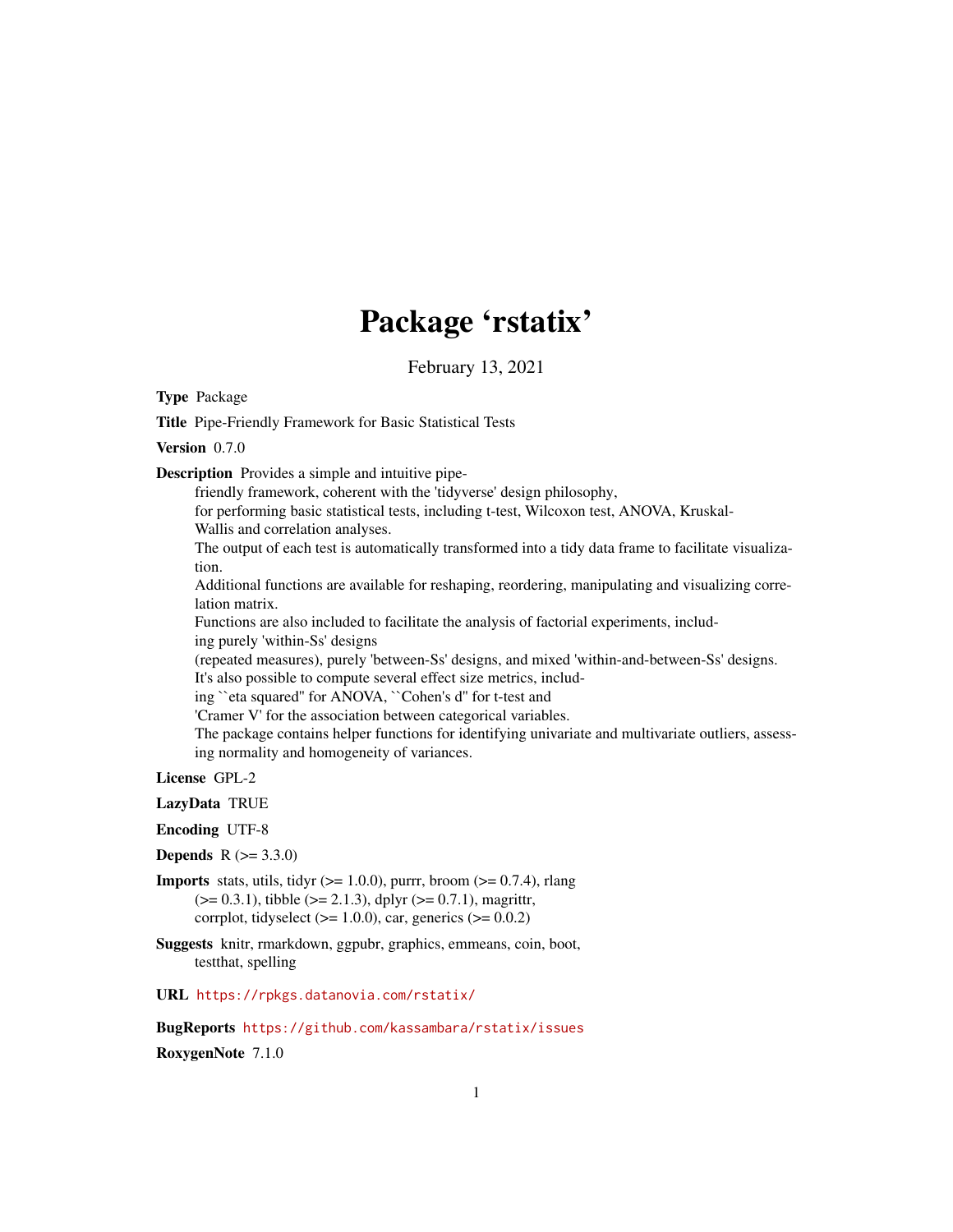# Package 'rstatix'

February 13, 2021

**Type** Package

**Title** Pipe-Friendly Framework for Basic Statistical Tests

**Version** 0.7.0

**Description** Provides a simple and intuitive pipe-friendly framework, coherent with the 'tidyverse' design philosophy, for performing basic statistical tests, including t-test, Wilcoxon test, ANOVA, Kruskal-Wallis and correlation analyses.
The output of each test is automatically transformed into a tidy data frame to facilitate visualization.
Additional functions are available for reshaping, reordering, manipulating and visualizing correlation matrix.
Functions are also included to facilitate the analysis of factorial experiments, including purely 'within-Ss' designs (repeated measures), purely 'between-Ss' designs, and mixed 'within-and-between-Ss' designs.
It's also possible to compute several effect size metrics, including ``eta squared'' for ANOVA, ``Cohen's d'' for t-test and 'Cramer V' for the association between categorical variables.
The package contains helper functions for identifying univariate and multivariate outliers, assessing normality and homogeneity of variances.

**License** GPL-2

**LazyData** TRUE

**Encoding** UTF-8

**Depends** R (>= 3.3.0)

**Imports** stats, utils, tidyr (>= 1.0.0), purrr, broom (>= 0.7.4), rlang (>= 0.3.1), tibble (>= 2.1.3), dplyr (>= 0.7.1), magrittr, corrplot, tidyselect (>= 1.0.0), car, generics (>= 0.0.2)

**Suggests** knitr, rmarkdown, ggpubr, graphics, emmeans, coin, boot, testthat, spelling

**URL** https://rpkgs.datanovia.com/rstatix/

**BugReports** https://github.com/kassambara/rstatix/issues

**RoxygenNote** 7.1.0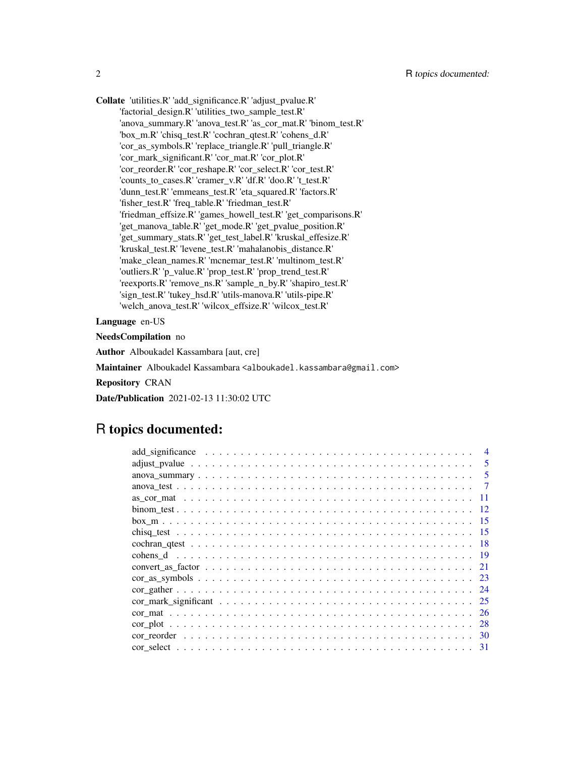**Collate** 'utilities.R' 'add_significance.R' 'adjust_pvalue.R' 'factorial_design.R' 'utilities_two_sample_test.R' 'anova_summary.R' 'anova_test.R' 'as_cor_mat.R' 'binom_test.R' 'box_m.R' 'chisq_test.R' 'cochran_qtest.R' 'cohens_d.R' 'cor_as_symbols.R' 'replace_triangle.R' 'pull_triangle.R' 'cor_mark_significant.R' 'cor_mat.R' 'cor_plot.R' 'cor_reorder.R' 'cor_reshape.R' 'cor_select.R' 'cor_test.R' 'counts_to_cases.R' 'cramer_v.R' 'df.R' 'doo.R' 't_test.R' 'dunn_test.R' 'emmeans_test.R' 'eta_squared.R' 'factors.R' 'fisher_test.R' 'freq_table.R' 'friedman_test.R' 'friedman_effsize.R' 'games_howell_test.R' 'get_comparisons.R' 'get_manova_table.R' 'get_mode.R' 'get_pvalue_position.R' 'get_summary_stats.R' 'get_test_label.R' 'kruskal_effesize.R' 'kruskal_test.R' 'levene_test.R' 'mahalanobis_distance.R' 'make_clean_names.R' 'mcnemar_test.R' 'multinom_test.R' 'outliers.R' 'p_value.R' 'prop_test.R' 'prop_trend_test.R' 'reexports.R' 'remove_ns.R' 'sample_n_by.R' 'shapiro_test.R' 'sign_test.R' 'tukey_hsd.R' 'utils-manova.R' 'utils-pipe.R' 'welch_anova_test.R' 'wilcox_effsize.R' 'wilcox_test.R'

**Language** en-US

**NeedsCompilation** no

**Author** Alboukadel Kassambara [aut, cre]

**Maintainer** Alboukadel Kassambara <alboukadel.kassambara@gmail.com>

**Repository** CRAN

**Date/Publication** 2021-02-13 11:30:02 UTC

# R topics documented:

- add_significance . . . . . 4
- adjust_pvalue . . . . . 5
- anova_summary . . . . . 5
- anova_test . . . . . 7
- as_cor_mat . . . . . 11
- binom_test . . . . . 12
- box_m . . . . . 15
- chisq_test . . . . . 15
- cochran_qtest . . . . . 18
- cohens_d . . . . . 19
- convert_as_factor . . . . . 21
- cor_as_symbols . . . . . 23
- cor_gather . . . . . 24
- cor_mark_significant . . . . . 25
- cor_mat . . . . . 26
- cor_plot . . . . . 28
- cor_reorder . . . . . 30
- cor_select . . . . . 31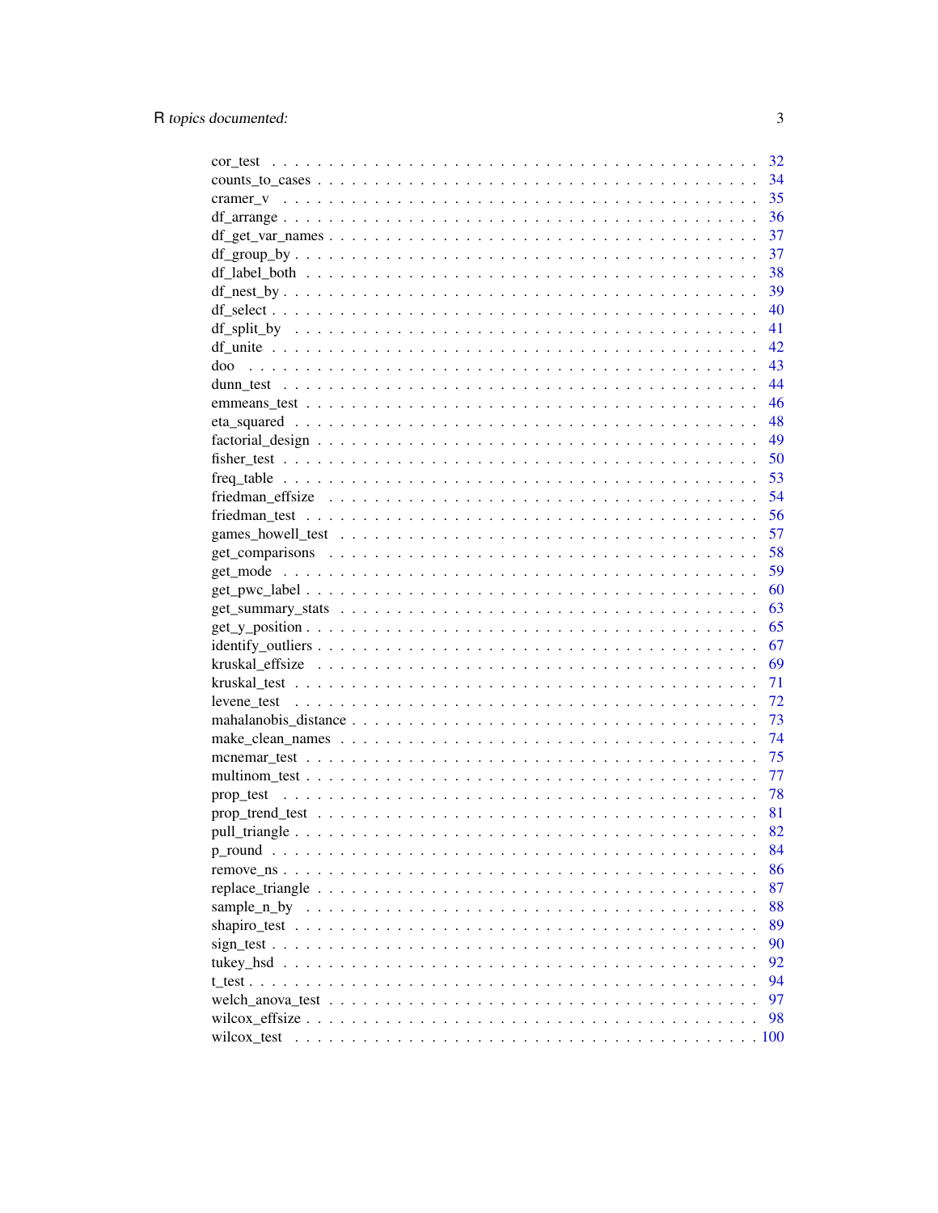cor_test . . . . . . . . . . . . . . . . . . . . . . . . . . . . . . . . . . . . . . . . 32
counts_to_cases . . . . . . . . . . . . . . . . . . . . . . . . . . . . . . . . . . . . 34
cramer_v . . . . . . . . . . . . . . . . . . . . . . . . . . . . . . . . . . . . . . . . 35
df_arrange . . . . . . . . . . . . . . . . . . . . . . . . . . . . . . . . . . . . . . . 36
df_get_var_names . . . . . . . . . . . . . . . . . . . . . . . . . . . . . . . . . . . 37
df_group_by . . . . . . . . . . . . . . . . . . . . . . . . . . . . . . . . . . . . . . 37
df_label_both . . . . . . . . . . . . . . . . . . . . . . . . . . . . . . . . . . . . . 38
df_nest_by . . . . . . . . . . . . . . . . . . . . . . . . . . . . . . . . . . . . . . . 39
df_select . . . . . . . . . . . . . . . . . . . . . . . . . . . . . . . . . . . . . . . . 40
df_split_by . . . . . . . . . . . . . . . . . . . . . . . . . . . . . . . . . . . . . . . 41
df_unite . . . . . . . . . . . . . . . . . . . . . . . . . . . . . . . . . . . . . . . . . 42
doo . . . . . . . . . . . . . . . . . . . . . . . . . . . . . . . . . . . . . . . . . . . 43
dunn_test . . . . . . . . . . . . . . . . . . . . . . . . . . . . . . . . . . . . . . . . 44
emmeans_test . . . . . . . . . . . . . . . . . . . . . . . . . . . . . . . . . . . . . . 46
eta_squared . . . . . . . . . . . . . . . . . . . . . . . . . . . . . . . . . . . . . . . 48
factorial_design . . . . . . . . . . . . . . . . . . . . . . . . . . . . . . . . . . . . 49
fisher_test . . . . . . . . . . . . . . . . . . . . . . . . . . . . . . . . . . . . . . . 50
freq_table . . . . . . . . . . . . . . . . . . . . . . . . . . . . . . . . . . . . . . . . 53
friedman_effsize . . . . . . . . . . . . . . . . . . . . . . . . . . . . . . . . . . . . 54
friedman_test . . . . . . . . . . . . . . . . . . . . . . . . . . . . . . . . . . . . . . 56
games_howell_test . . . . . . . . . . . . . . . . . . . . . . . . . . . . . . . . . . . 57
get_comparisons . . . . . . . . . . . . . . . . . . . . . . . . . . . . . . . . . . . . 58
get_mode . . . . . . . . . . . . . . . . . . . . . . . . . . . . . . . . . . . . . . . . 59
get_pwc_label . . . . . . . . . . . . . . . . . . . . . . . . . . . . . . . . . . . . . 60
get_summary_stats . . . . . . . . . . . . . . . . . . . . . . . . . . . . . . . . . . . 63
get_y_position . . . . . . . . . . . . . . . . . . . . . . . . . . . . . . . . . . . . . 65
identify_outliers . . . . . . . . . . . . . . . . . . . . . . . . . . . . . . . . . . . . 67
kruskal_effsize . . . . . . . . . . . . . . . . . . . . . . . . . . . . . . . . . . . . . 69
kruskal_test . . . . . . . . . . . . . . . . . . . . . . . . . . . . . . . . . . . . . . . 71
levene_test . . . . . . . . . . . . . . . . . . . . . . . . . . . . . . . . . . . . . . . 72
mahalanobis_distance . . . . . . . . . . . . . . . . . . . . . . . . . . . . . . . . . . 73
make_clean_names . . . . . . . . . . . . . . . . . . . . . . . . . . . . . . . . . . . 74
mcnemar_test . . . . . . . . . . . . . . . . . . . . . . . . . . . . . . . . . . . . . . 75
multinom_test . . . . . . . . . . . . . . . . . . . . . . . . . . . . . . . . . . . . . . 77
prop_test . . . . . . . . . . . . . . . . . . . . . . . . . . . . . . . . . . . . . . . . 78
prop_trend_test . . . . . . . . . . . . . . . . . . . . . . . . . . . . . . . . . . . . . 81
pull_triangle . . . . . . . . . . . . . . . . . . . . . . . . . . . . . . . . . . . . . . 82
p_round . . . . . . . . . . . . . . . . . . . . . . . . . . . . . . . . . . . . . . . . . 84
remove_ns . . . . . . . . . . . . . . . . . . . . . . . . . . . . . . . . . . . . . . . . 86
replace_triangle . . . . . . . . . . . . . . . . . . . . . . . . . . . . . . . . . . . . 87
sample_n_by . . . . . . . . . . . . . . . . . . . . . . . . . . . . . . . . . . . . . . . 88
shapiro_test . . . . . . . . . . . . . . . . . . . . . . . . . . . . . . . . . . . . . . . 89
sign_test . . . . . . . . . . . . . . . . . . . . . . . . . . . . . . . . . . . . . . . . 90
tukey_hsd . . . . . . . . . . . . . . . . . . . . . . . . . . . . . . . . . . . . . . . . 92
t_test . . . . . . . . . . . . . . . . . . . . . . . . . . . . . . . . . . . . . . . . . . 94
welch_anova_test . . . . . . . . . . . . . . . . . . . . . . . . . . . . . . . . . . . . 97
wilcox_effsize . . . . . . . . . . . . . . . . . . . . . . . . . . . . . . . . . . . . . . 98
wilcox_test . . . . . . . . . . . . . . . . . . . . . . . . . . . . . . . . . . . . . . . 100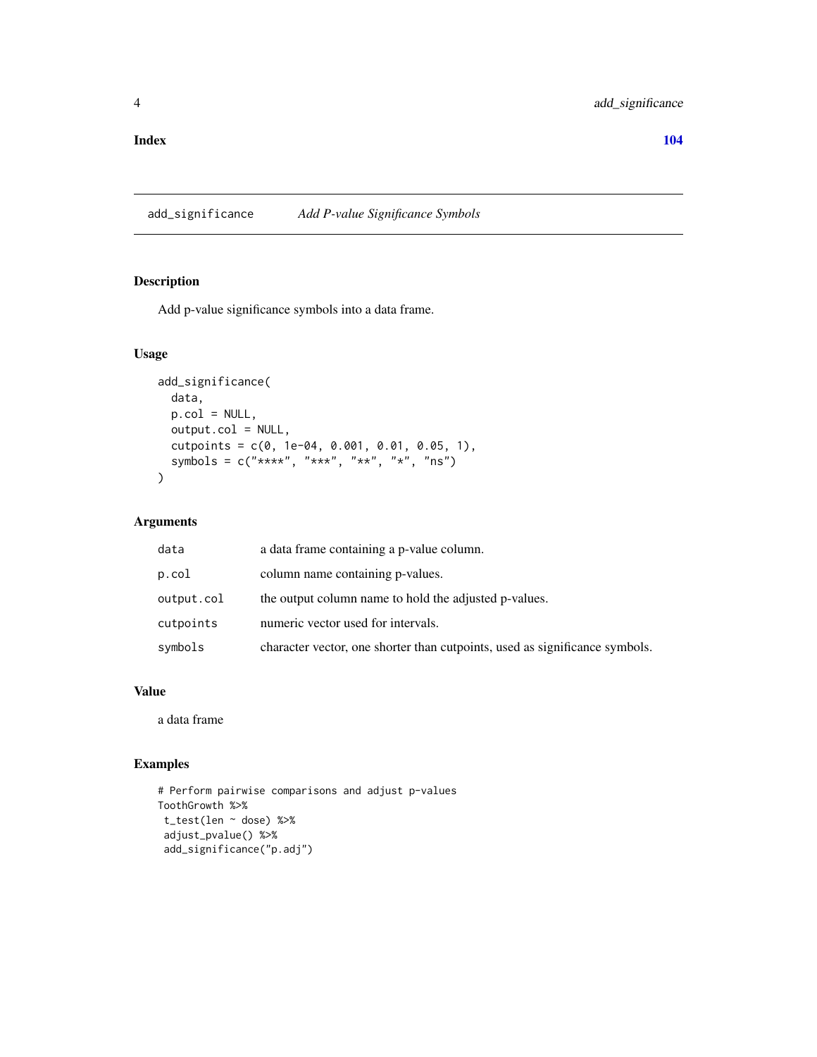**Index** **104**

## add_significance — *Add P-value Significance Symbols*

### Description

Add p-value significance symbols into a data frame.

### Usage

```
add_significance(
  data,
  p.col = NULL,
  output.col = NULL,
  cutpoints = c(0, 1e-04, 0.001, 0.01, 0.05, 1),
  symbols = c("****", "***", "**", "*", "ns")
)
```

### Arguments

| | |
|---|---|
| `data` | a data frame containing a p-value column. |
| `p.col` | column name containing p-values. |
| `output.col` | the output column name to hold the adjusted p-values. |
| `cutpoints` | numeric vector used for intervals. |
| `symbols` | character vector, one shorter than cutpoints, used as significance symbols. |

### Value

a data frame

### Examples

```
# Perform pairwise comparisons and adjust p-values
ToothGrowth %>%
 t_test(len ~ dose) %>%
 adjust_pvalue() %>%
 add_significance("p.adj")
```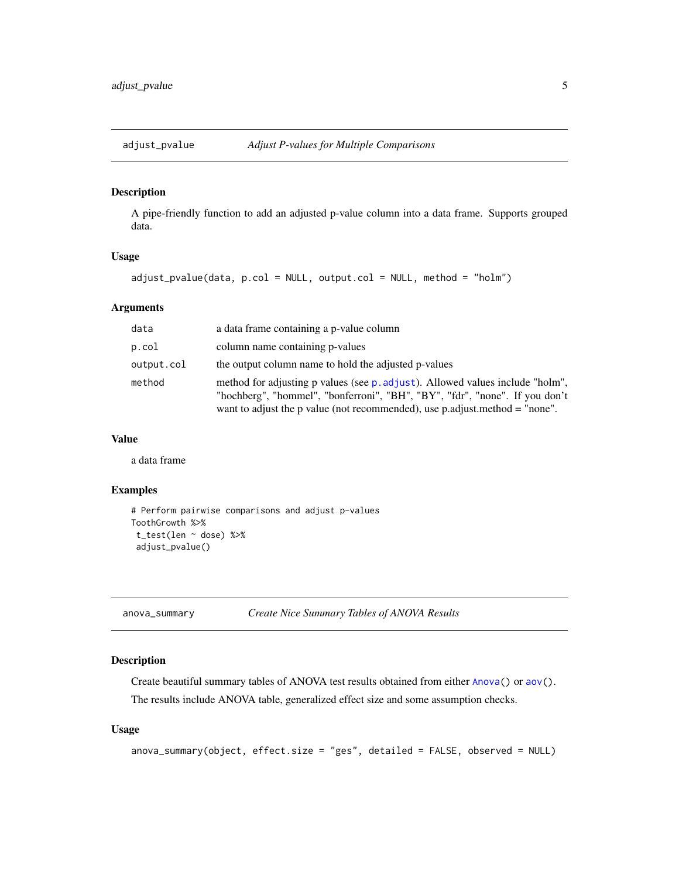## adjust_pvalue — *Adjust P-values for Multiple Comparisons*

### Description

A pipe-friendly function to add an adjusted p-value column into a data frame. Supports grouped data.

### Usage

```
adjust_pvalue(data, p.col = NULL, output.col = NULL, method = "holm")
```

### Arguments

| | |
|---|---|
| `data` | a data frame containing a p-value column |
| `p.col` | column name containing p-values |
| `output.col` | the output column name to hold the adjusted p-values |
| `method` | method for adjusting p values (see `p.adjust`). Allowed values include "holm", "hochberg", "hommel", "bonferroni", "BH", "BY", "fdr", "none". If you don't want to adjust the p value (not recommended), use p.adjust.method = "none". |

### Value

a data frame

### Examples

```
# Perform pairwise comparisons and adjust p-values
ToothGrowth %>%
 t_test(len ~ dose) %>%
 adjust_pvalue()
```

## anova_summary — *Create Nice Summary Tables of ANOVA Results*

### Description

Create beautiful summary tables of ANOVA test results obtained from either `Anova()` or `aov()`.

The results include ANOVA table, generalized effect size and some assumption checks.

### Usage

```
anova_summary(object, effect.size = "ges", detailed = FALSE, observed = NULL)
```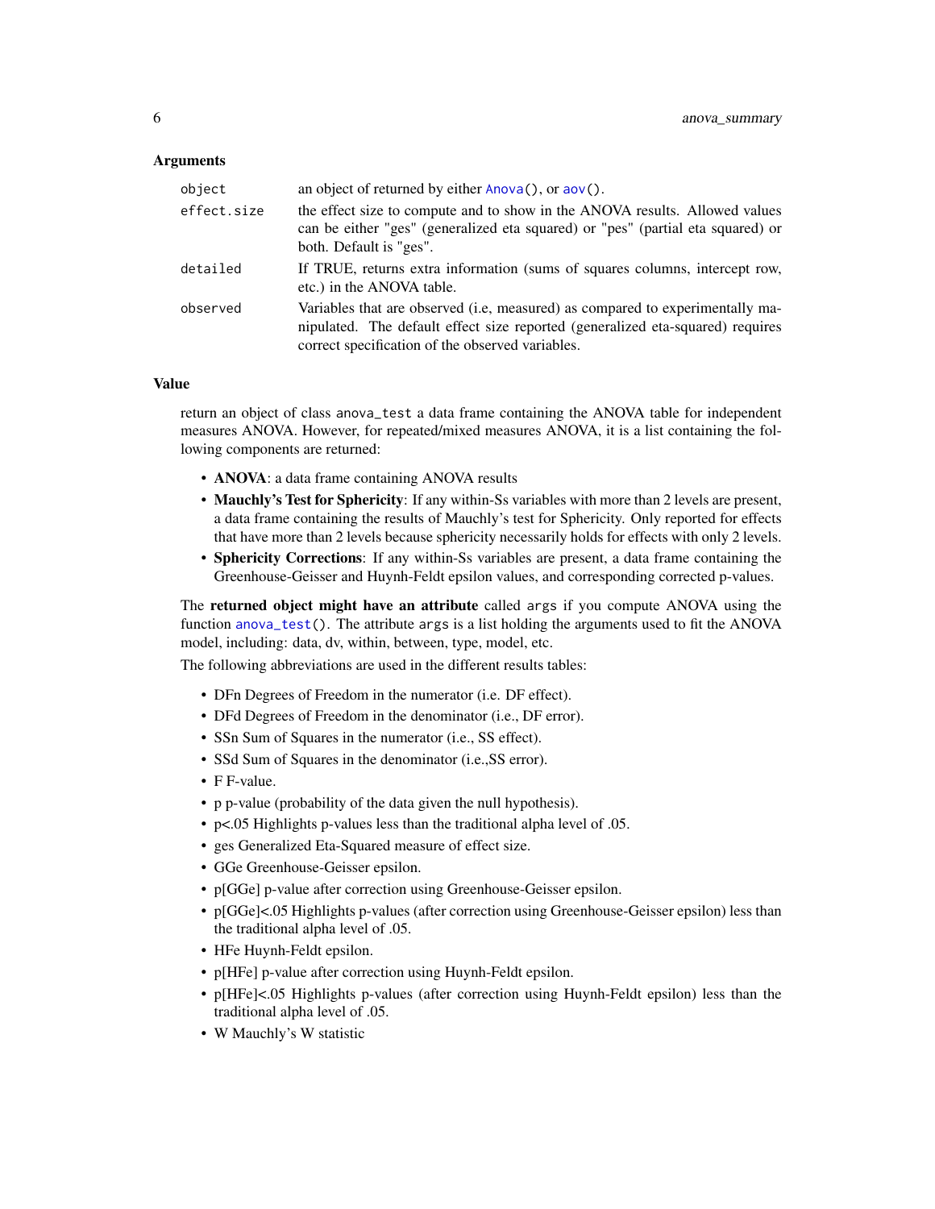### Arguments

| | |
|---|---|
| `object` | an object of returned by either `Anova()`, or `aov()`. |
| `effect.size` | the effect size to compute and to show in the ANOVA results. Allowed values can be either "ges" (generalized eta squared) or "pes" (partial eta squared) or both. Default is "ges". |
| `detailed` | If TRUE, returns extra information (sums of squares columns, intercept row, etc.) in the ANOVA table. |
| `observed` | Variables that are observed (i.e, measured) as compared to experimentally manipulated. The default effect size reported (generalized eta-squared) requires correct specification of the observed variables. |

### Value

return an object of class `anova_test` a data frame containing the ANOVA table for independent measures ANOVA. However, for repeated/mixed measures ANOVA, it is a list containing the following components are returned:

- **ANOVA**: a data frame containing ANOVA results
- **Mauchly's Test for Sphericity**: If any within-Ss variables with more than 2 levels are present, a data frame containing the results of Mauchly's test for Sphericity. Only reported for effects that have more than 2 levels because sphericity necessarily holds for effects with only 2 levels.
- **Sphericity Corrections**: If any within-Ss variables are present, a data frame containing the Greenhouse-Geisser and Huynh-Feldt epsilon values, and corresponding corrected p-values.

The **returned object might have an attribute** called `args` if you compute ANOVA using the function `anova_test()`. The attribute `args` is a list holding the arguments used to fit the ANOVA model, including: data, dv, within, between, type, model, etc.

The following abbreviations are used in the different results tables:

- DFn Degrees of Freedom in the numerator (i.e. DF effect).
- DFd Degrees of Freedom in the denominator (i.e., DF error).
- SSn Sum of Squares in the numerator (i.e., SS effect).
- SSd Sum of Squares in the denominator (i.e.,SS error).
- F F-value.
- p p-value (probability of the data given the null hypothesis).
- p<.05 Highlights p-values less than the traditional alpha level of .05.
- ges Generalized Eta-Squared measure of effect size.
- GGe Greenhouse-Geisser epsilon.
- p[GGe] p-value after correction using Greenhouse-Geisser epsilon.
- p[GGe]<.05 Highlights p-values (after correction using Greenhouse-Geisser epsilon) less than the traditional alpha level of .05.
- HFe Huynh-Feldt epsilon.
- p[HFe] p-value after correction using Huynh-Feldt epsilon.
- p[HFe]<.05 Highlights p-values (after correction using Huynh-Feldt epsilon) less than the traditional alpha level of .05.
- W Mauchly's W statistic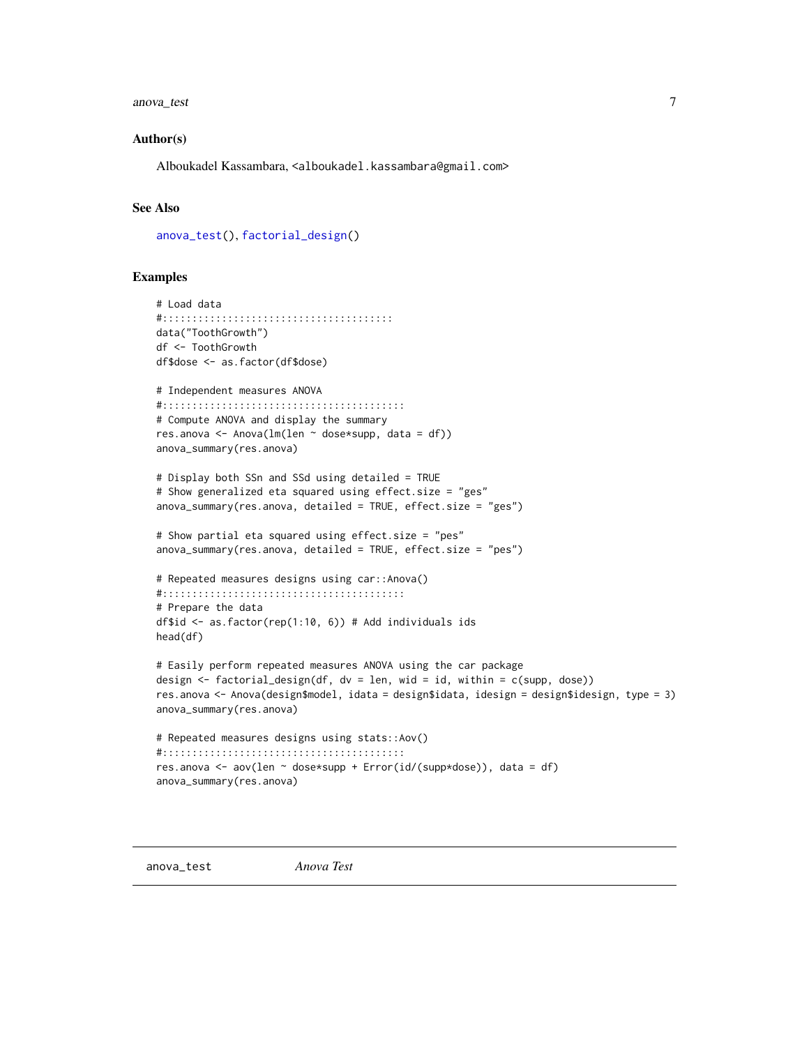### Author(s)

Alboukadel Kassambara, <alboukadel.kassambara@gmail.com>

### See Also

anova_test(), factorial_design()

### Examples

```
# Load data
#:::::::::::::::::::::::::::::::::::::::
data("ToothGrowth")
df <- ToothGrowth
df$dose <- as.factor(df$dose)

# Independent measures ANOVA
#:::::::::::::::::::::::::::::::::::::::::
# Compute ANOVA and display the summary
res.anova <- Anova(lm(len ~ dose*supp, data = df))
anova_summary(res.anova)

# Display both SSn and SSd using detailed = TRUE
# Show generalized eta squared using effect.size = "ges"
anova_summary(res.anova, detailed = TRUE, effect.size = "ges")

# Show partial eta squared using effect.size = "pes"
anova_summary(res.anova, detailed = TRUE, effect.size = "pes")

# Repeated measures designs using car::Anova()
#:::::::::::::::::::::::::::::::::::::::::
# Prepare the data
df$id <- as.factor(rep(1:10, 6)) # Add individuals ids
head(df)

# Easily perform repeated measures ANOVA using the car package
design <- factorial_design(df, dv = len, wid = id, within = c(supp, dose))
res.anova <- Anova(design$model, idata = design$idata, idesign = design$idesign, type = 3)
anova_summary(res.anova)

# Repeated measures designs using stats::Aov()
#:::::::::::::::::::::::::::::::::::::::::
res.anova <- aov(len ~ dose*supp + Error(id/(supp*dose)), data = df)
anova_summary(res.anova)
```

---

## anova_test &nbsp;&nbsp;&nbsp;&nbsp; *Anova Test*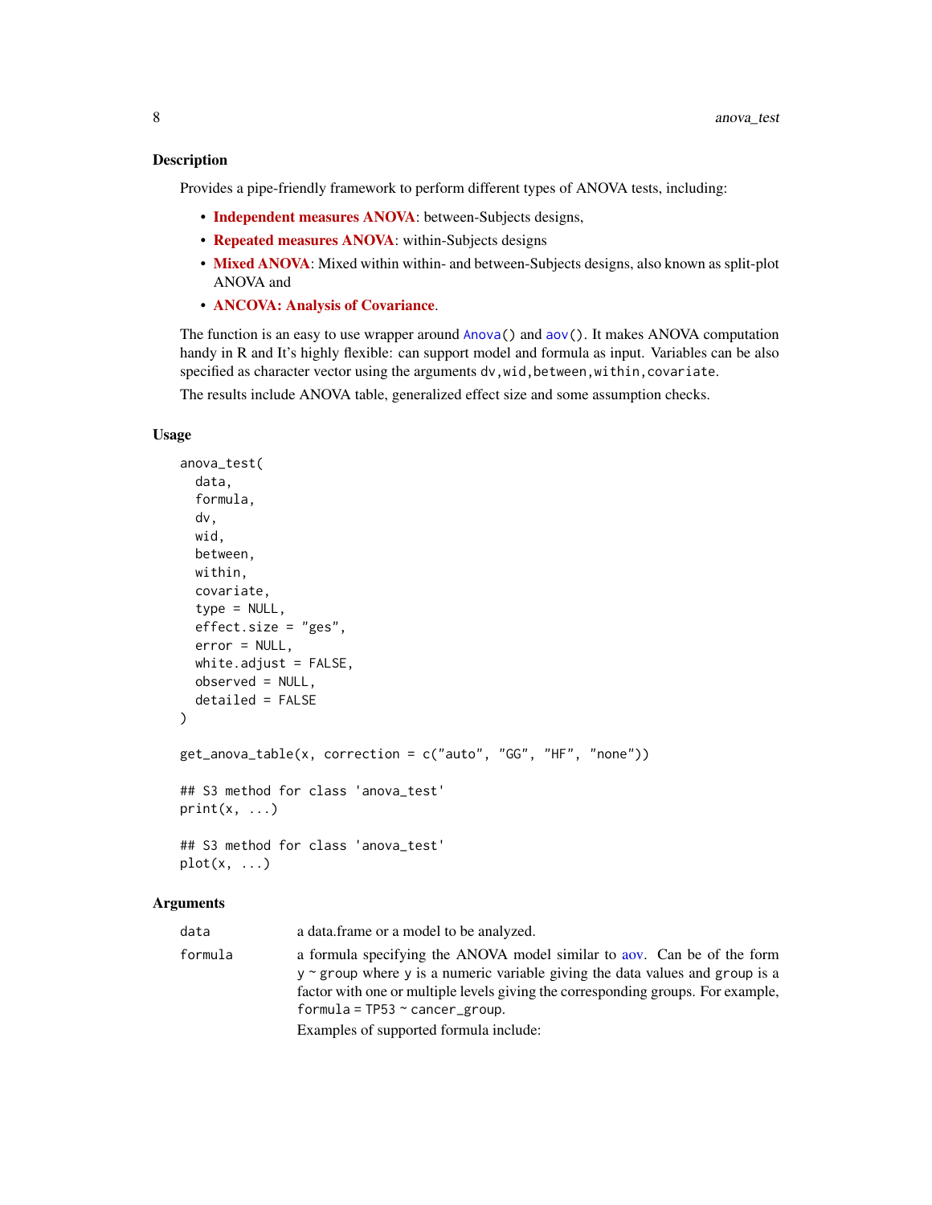## Description

Provides a pipe-friendly framework to perform different types of ANOVA tests, including:

- **Independent measures ANOVA**: between-Subjects designs,
- **Repeated measures ANOVA**: within-Subjects designs
- **Mixed ANOVA**: Mixed within within- and between-Subjects designs, also known as split-plot ANOVA and
- **ANCOVA: Analysis of Covariance**.

The function is an easy to use wrapper around `Anova()` and `aov()`. It makes ANOVA computation handy in R and It's highly flexible: can support model and formula as input. Variables can be also specified as character vector using the arguments `dv,wid,between,within,covariate`.

The results include ANOVA table, generalized effect size and some assumption checks.

## Usage

```
anova_test(
  data,
  formula,
  dv,
  wid,
  between,
  within,
  covariate,
  type = NULL,
  effect.size = "ges",
  error = NULL,
  white.adjust = FALSE,
  observed = NULL,
  detailed = FALSE
)

get_anova_table(x, correction = c("auto", "GG", "HF", "none"))

## S3 method for class 'anova_test'
print(x, ...)

## S3 method for class 'anova_test'
plot(x, ...)
```

## Arguments

| | |
|---|---|
| `data` | a data.frame or a model to be analyzed. |
| `formula` | a formula specifying the ANOVA model similar to aov. Can be of the form `y ~ group` where `y` is a numeric variable giving the data values and `group` is a factor with one or multiple levels giving the corresponding groups. For example, `formula = TP53 ~ cancer_group`.<br>Examples of supported formula include: |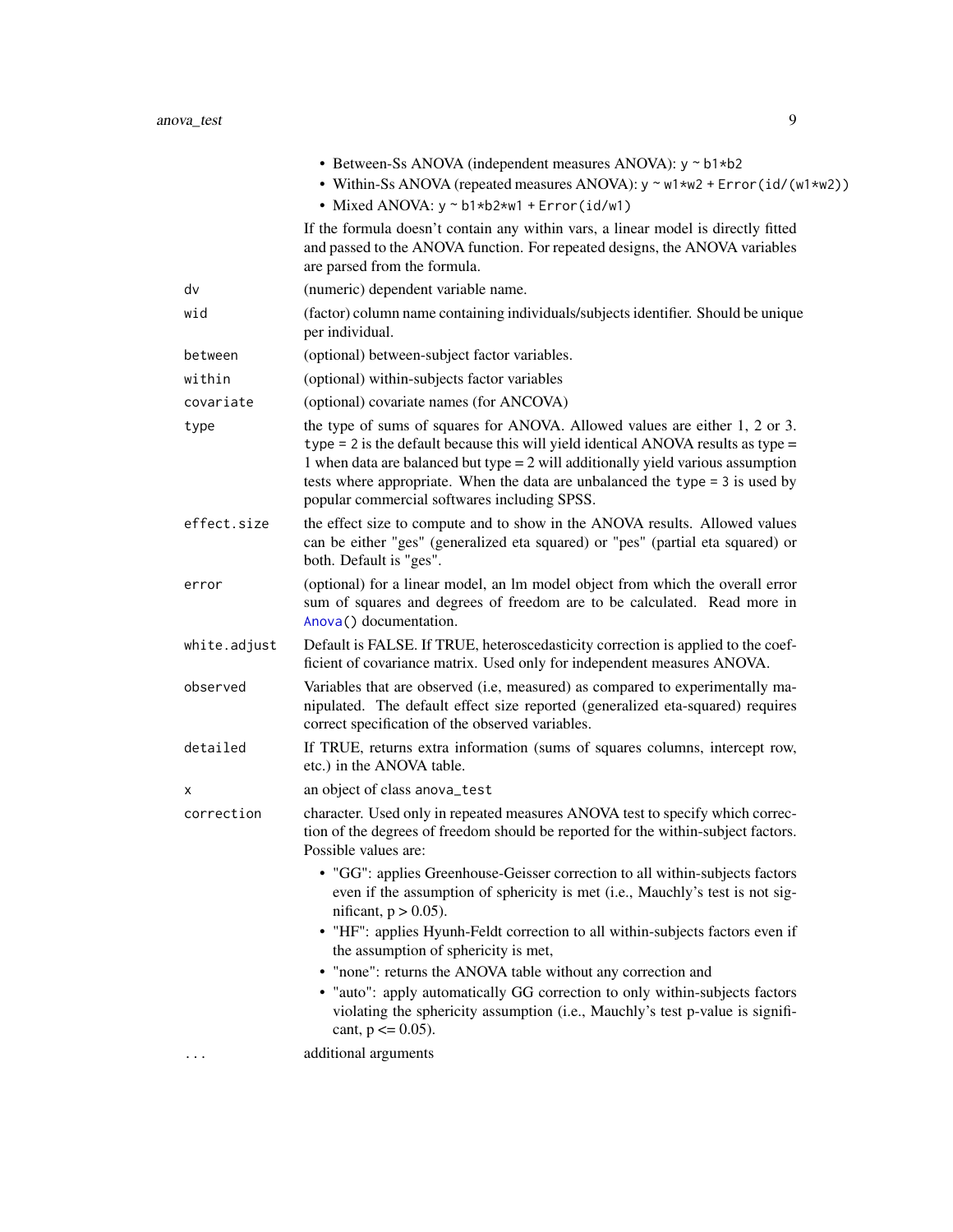- Between-Ss ANOVA (independent measures ANOVA): `y ~ b1*b2`
- Within-Ss ANOVA (repeated measures ANOVA): `y ~ w1*w2 + Error(id/(w1*w2))`
- Mixed ANOVA: `y ~ b1*b2*w1 + Error(id/w1)`

If the formula doesn't contain any within vars, a linear model is directly fitted and passed to the ANOVA function. For repeated designs, the ANOVA variables are parsed from the formula.

| | |
|---|---|
| `dv` | (numeric) dependent variable name. |
| `wid` | (factor) column name containing individuals/subjects identifier. Should be unique per individual. |
| `between` | (optional) between-subject factor variables. |
| `within` | (optional) within-subjects factor variables |
| `covariate` | (optional) covariate names (for ANCOVA) |
| `type` | the type of sums of squares for ANOVA. Allowed values are either 1, 2 or 3. `type = 2` is the default because this will yield identical ANOVA results as type = 1 when data are balanced but type = 2 will additionally yield various assumption tests where appropriate. When the data are unbalanced the `type = 3` is used by popular commercial softwares including SPSS. |
| `effect.size` | the effect size to compute and to show in the ANOVA results. Allowed values can be either "ges" (generalized eta squared) or "pes" (partial eta squared) or both. Default is "ges". |
| `error` | (optional) for a linear model, an lm model object from which the overall error sum of squares and degrees of freedom are to be calculated. Read more in `Anova()` documentation. |
| `white.adjust` | Default is FALSE. If TRUE, heteroscedasticity correction is applied to the coefficient of covariance matrix. Used only for independent measures ANOVA. |
| `observed` | Variables that are observed (i.e, measured) as compared to experimentally manipulated. The default effect size reported (generalized eta-squared) requires correct specification of the observed variables. |
| `detailed` | If TRUE, returns extra information (sums of squares columns, intercept row, etc.) in the ANOVA table. |
| `x` | an object of class `anova_test` |
| `correction` | character. Used only in repeated measures ANOVA test to specify which correction of the degrees of freedom should be reported for the within-subject factors. Possible values are: |

- "GG": applies Greenhouse-Geisser correction to all within-subjects factors even if the assumption of sphericity is met (i.e., Mauchly's test is not significant, p > 0.05).
- "HF": applies Hyunh-Feldt correction to all within-subjects factors even if the assumption of sphericity is met,
- "none": returns the ANOVA table without any correction and
- "auto": apply automatically GG correction to only within-subjects factors violating the sphericity assumption (i.e., Mauchly's test p-value is significant, p <= 0.05).

| | |
|---|---|
| `...` | additional arguments |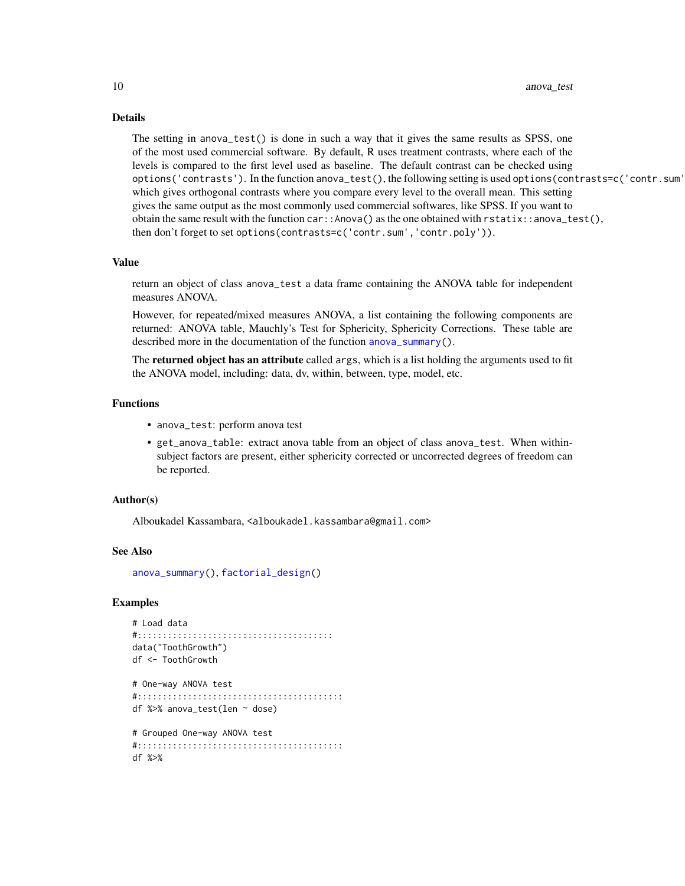## Details

The setting in `anova_test()` is done in such a way that it gives the same results as SPSS, one of the most used commercial software. By default, R uses treatment contrasts, where each of the levels is compared to the first level used as baseline. The default contrast can be checked using `options('contrasts')`. In the function `anova_test()`, the following setting is used `options(contrasts=c('contr.sum'` which gives orthogonal contrasts where you compare every level to the overall mean. This setting gives the same output as the most commonly used commercial softwares, like SPSS. If you want to obtain the same result with the function `car::Anova()` as the one obtained with `rstatix::anova_test()`, then don't forget to set `options(contrasts=c('contr.sum','contr.poly'))`.

## Value

return an object of class `anova_test` a data frame containing the ANOVA table for independent measures ANOVA.

However, for repeated/mixed measures ANOVA, a list containing the following components are returned: ANOVA table, Mauchly's Test for Sphericity, Sphericity Corrections. These table are described more in the documentation of the function `anova_summary()`.

The **returned object has an attribute** called `args`, which is a list holding the arguments used to fit the ANOVA model, including: data, dv, within, between, type, model, etc.

## Functions

- `anova_test`: perform anova test
- `get_anova_table`: extract anova table from an object of class `anova_test`. When within-subject factors are present, either sphericity corrected or uncorrected degrees of freedom can be reported.

## Author(s)

Alboukadel Kassambara, <alboukadel.kassambara@gmail.com>

## See Also

`anova_summary()`, `factorial_design()`

## Examples

```
# Load data
#:::::::::::::::::::::::::::::::::::::::
data("ToothGrowth")
df <- ToothGrowth

# One-way ANOVA test
#:::::::::::::::::::::::::::::::::::::::::
df %>% anova_test(len ~ dose)

# Grouped One-way ANOVA test
#:::::::::::::::::::::::::::::::::::::::::
df %>%
```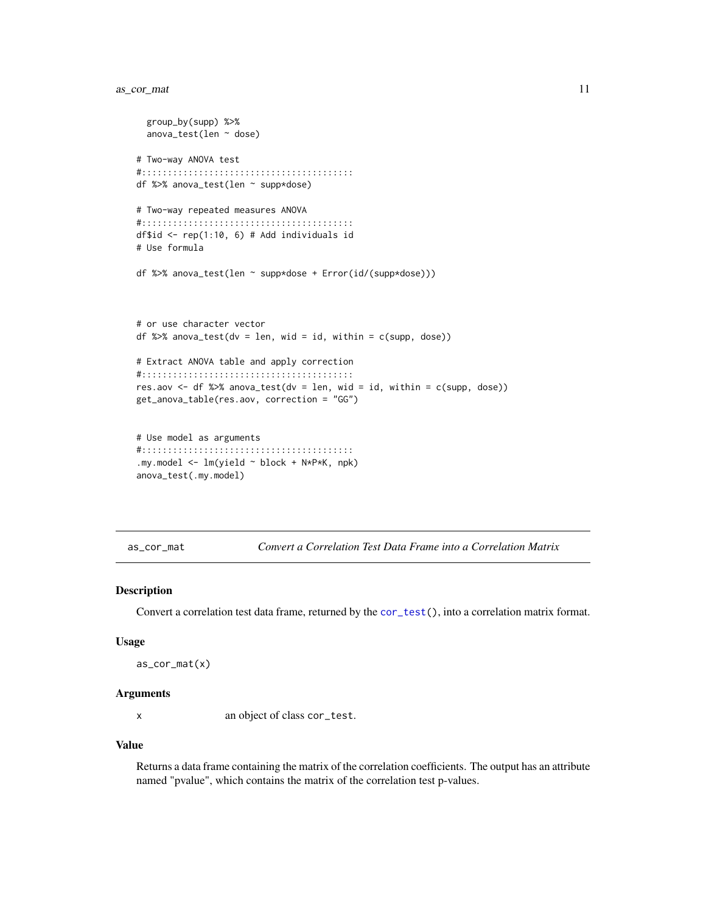```
  group_by(supp) %>%
  anova_test(len ~ dose)

# Two-way ANOVA test
#:::::::::::::::::::::::::::::::::::::::::
df %>% anova_test(len ~ supp*dose)

# Two-way repeated measures ANOVA
#:::::::::::::::::::::::::::::::::::::::::
df$id <- rep(1:10, 6) # Add individuals id
# Use formula

df %>% anova_test(len ~ supp*dose + Error(id/(supp*dose)))



# or use character vector
df %>% anova_test(dv = len, wid = id, within = c(supp, dose))

# Extract ANOVA table and apply correction
#:::::::::::::::::::::::::::::::::::::::::
res.aov <- df %>% anova_test(dv = len, wid = id, within = c(supp, dose))
get_anova_table(res.aov, correction = "GG")


# Use model as arguments
#:::::::::::::::::::::::::::::::::::::::::
.my.model <- lm(yield ~ block + N*P*K, npk)
anova_test(.my.model)
```

## as_cor_mat *Convert a Correlation Test Data Frame into a Correlation Matrix*

### Description

Convert a correlation test data frame, returned by the `cor_test()`, into a correlation matrix format.

### Usage

```
as_cor_mat(x)
```

### Arguments

| | |
|---|---|
| x | an object of class `cor_test`. |

### Value

Returns a data frame containing the matrix of the correlation coefficients. The output has an attribute named "pvalue", which contains the matrix of the correlation test p-values.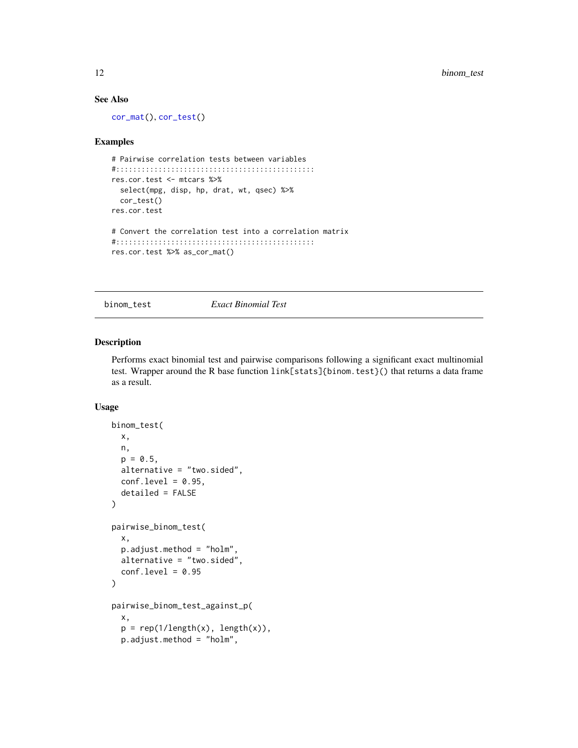## See Also

cor_mat(), cor_test()

## Examples

```
# Pairwise correlation tests between variables
#:::::::::::::::::::::::::::::::::::::::::::::::
res.cor.test <- mtcars %>%
  select(mpg, disp, hp, drat, wt, qsec) %>%
  cor_test()
res.cor.test

# Convert the correlation test into a correlation matrix
#:::::::::::::::::::::::::::::::::::::::::::::::
res.cor.test %>% as_cor_mat()
```

---

# binom_test *Exact Binomial Test*

## Description

Performs exact binomial test and pairwise comparisons following a significant exact multinomial test. Wrapper around the R base function link[stats]{binom.test}() that returns a data frame as a result.

## Usage

```
binom_test(
  x,
  n,
  p = 0.5,
  alternative = "two.sided",
  conf.level = 0.95,
  detailed = FALSE
)

pairwise_binom_test(
  x,
  p.adjust.method = "holm",
  alternative = "two.sided",
  conf.level = 0.95
)

pairwise_binom_test_against_p(
  x,
  p = rep(1/length(x), length(x)),
  p.adjust.method = "holm",
```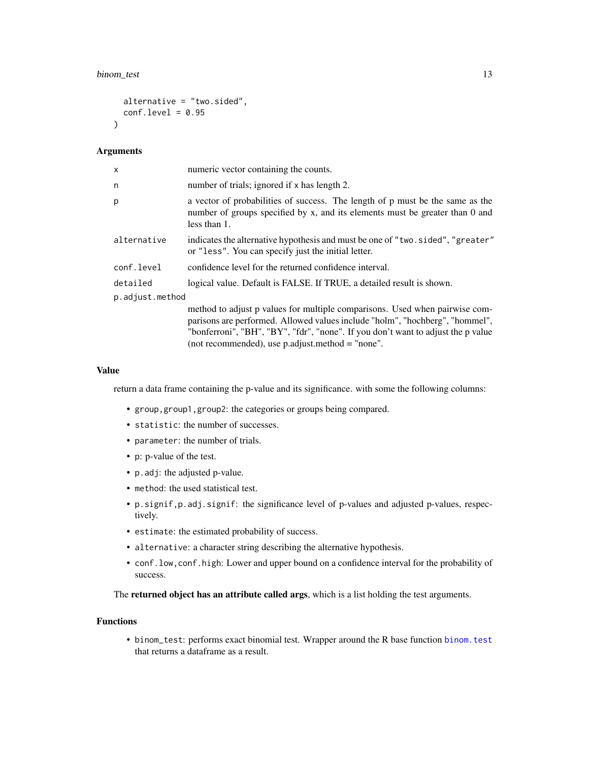```
  alternative = "two.sided",
  conf.level = 0.95
)
```

### Arguments

| | |
|---|---|
| x | numeric vector containing the counts. |
| n | number of trials; ignored if x has length 2. |
| p | a vector of probabilities of success. The length of p must be the same as the number of groups specified by x, and its elements must be greater than 0 and less than 1. |
| alternative | indicates the alternative hypothesis and must be one of "two.sided", "greater" or "less". You can specify just the initial letter. |
| conf.level | confidence level for the returned confidence interval. |
| detailed | logical value. Default is FALSE. If TRUE, a detailed result is shown. |
| p.adjust.method | method to adjust p values for multiple comparisons. Used when pairwise comparisons are performed. Allowed values include "holm", "hochberg", "hommel", "bonferroni", "BH", "BY", "fdr", "none". If you don't want to adjust the p value (not recommended), use p.adjust.method = "none". |

### Value

return a data frame containing the p-value and its significance. with some the following columns:

- `group,group1,group2`: the categories or groups being compared.
- `statistic`: the number of successes.
- `parameter`: the number of trials.
- `p`: p-value of the test.
- `p.adj`: the adjusted p-value.
- `method`: the used statistical test.
- `p.signif,p.adj.signif`: the significance level of p-values and adjusted p-values, respectively.
- `estimate`: the estimated probability of success.
- `alternative`: a character string describing the alternative hypothesis.
- `conf.low,conf.high`: Lower and upper bound on a confidence interval for the probability of success.

The **returned object has an attribute called args**, which is a list holding the test arguments.

### Functions

- `binom_test`: performs exact binomial test. Wrapper around the R base function `binom.test` that returns a dataframe as a result.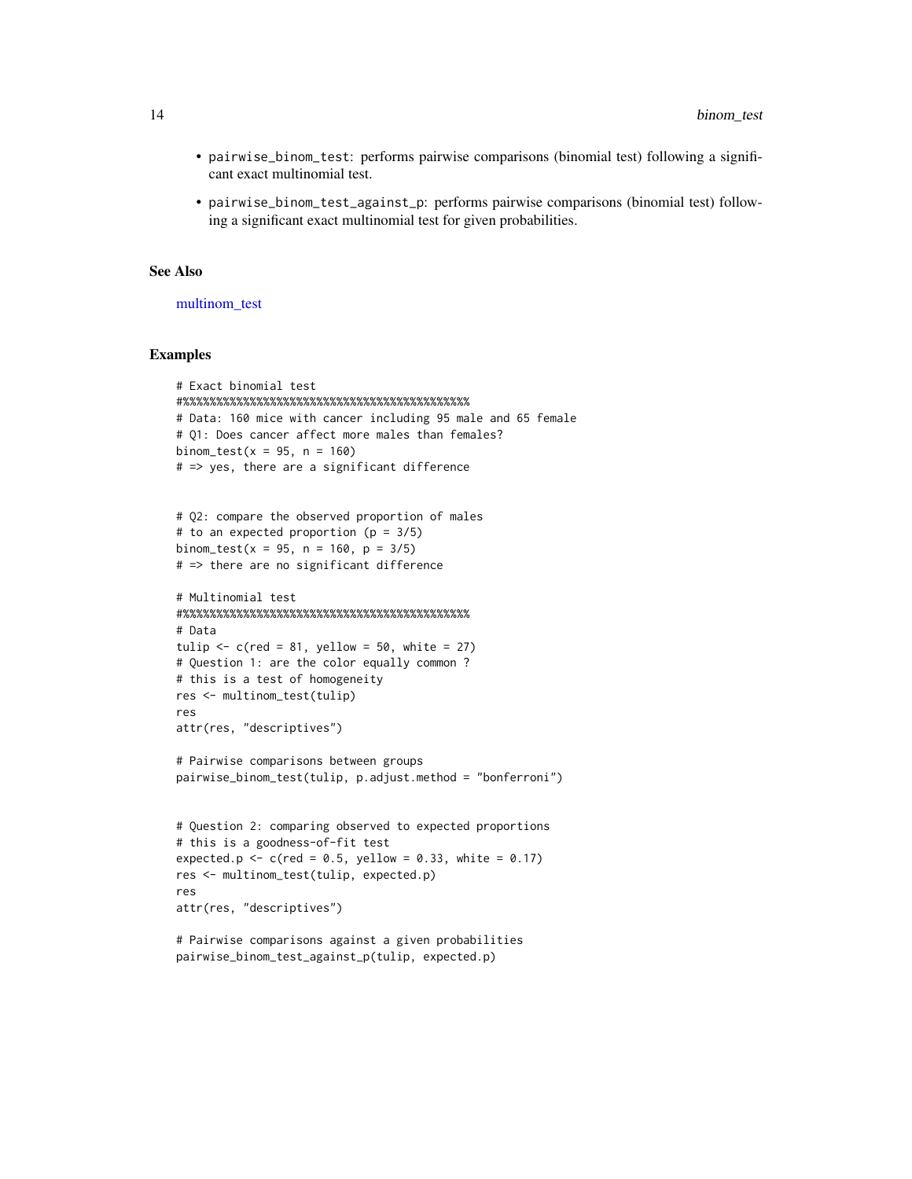- `pairwise_binom_test`: performs pairwise comparisons (binomial test) following a significant exact multinomial test.
- `pairwise_binom_test_against_p`: performs pairwise comparisons (binomial test) following a significant exact multinomial test for given probabilities.

### See Also

multinom_test

### Examples

```
# Exact binomial test
#%%%%%%%%%%%%%%%%%%%%%%%%%%%%%%%%%%%%%%%%%%%%
# Data: 160 mice with cancer including 95 male and 65 female
# Q1: Does cancer affect more males than females?
binom_test(x = 95, n = 160)
# => yes, there are a significant difference


# Q2: compare the observed proportion of males
# to an expected proportion (p = 3/5)
binom_test(x = 95, n = 160, p = 3/5)
# => there are no significant difference

# Multinomial test
#%%%%%%%%%%%%%%%%%%%%%%%%%%%%%%%%%%%%%%%%%%%%
# Data
tulip <- c(red = 81, yellow = 50, white = 27)
# Question 1: are the color equally common ?
# this is a test of homogeneity
res <- multinom_test(tulip)
res
attr(res, "descriptives")

# Pairwise comparisons between groups
pairwise_binom_test(tulip, p.adjust.method = "bonferroni")


# Question 2: comparing observed to expected proportions
# this is a goodness-of-fit test
expected.p <- c(red = 0.5, yellow = 0.33, white = 0.17)
res <- multinom_test(tulip, expected.p)
res
attr(res, "descriptives")

# Pairwise comparisons against a given probabilities
pairwise_binom_test_against_p(tulip, expected.p)
```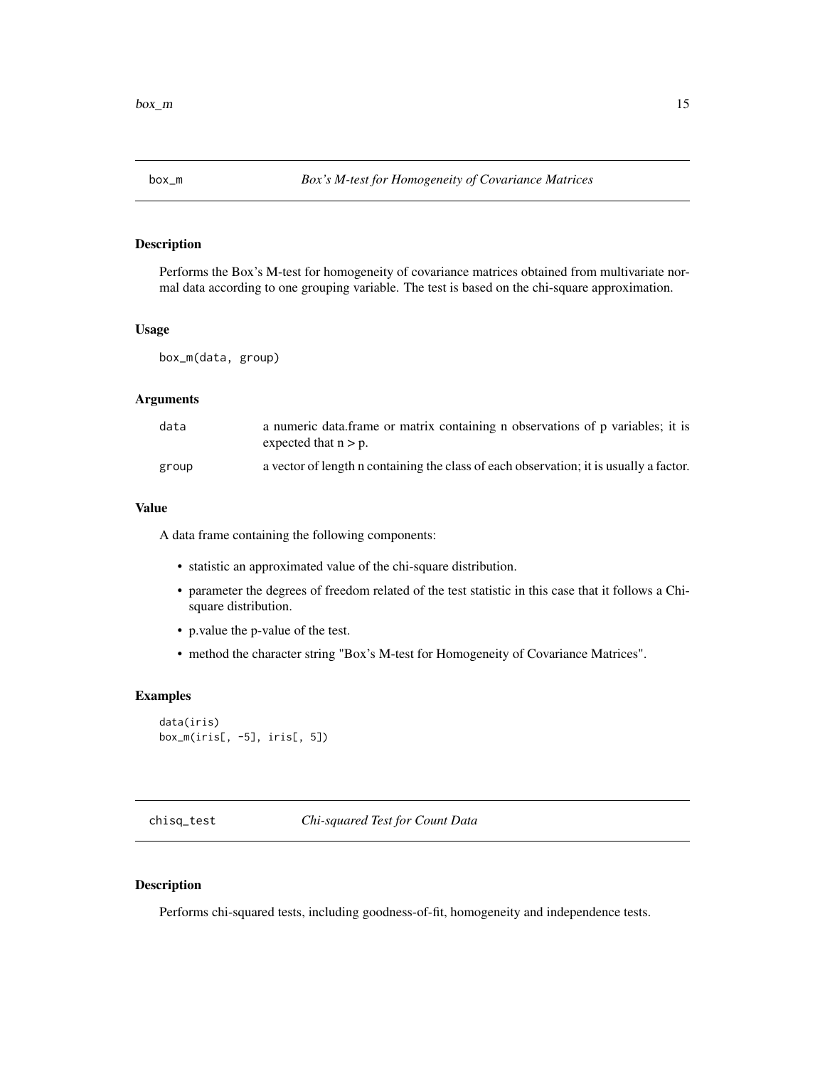## box_m — *Box's M-test for Homogeneity of Covariance Matrices*

### Description

Performs the Box's M-test for homogeneity of covariance matrices obtained from multivariate normal data according to one grouping variable. The test is based on the chi-square approximation.

### Usage

```
box_m(data, group)
```

### Arguments

| | |
|---|---|
| data | a numeric data.frame or matrix containing n observations of p variables; it is expected that n > p. |
| group | a vector of length n containing the class of each observation; it is usually a factor. |

### Value

A data frame containing the following components:

- statistic an approximated value of the chi-square distribution.
- parameter the degrees of freedom related of the test statistic in this case that it follows a Chi-square distribution.
- p.value the p-value of the test.
- method the character string "Box's M-test for Homogeneity of Covariance Matrices".

### Examples

```
data(iris)
box_m(iris[, -5], iris[, 5])
```

## chisq_test — *Chi-squared Test for Count Data*

### Description

Performs chi-squared tests, including goodness-of-fit, homogeneity and independence tests.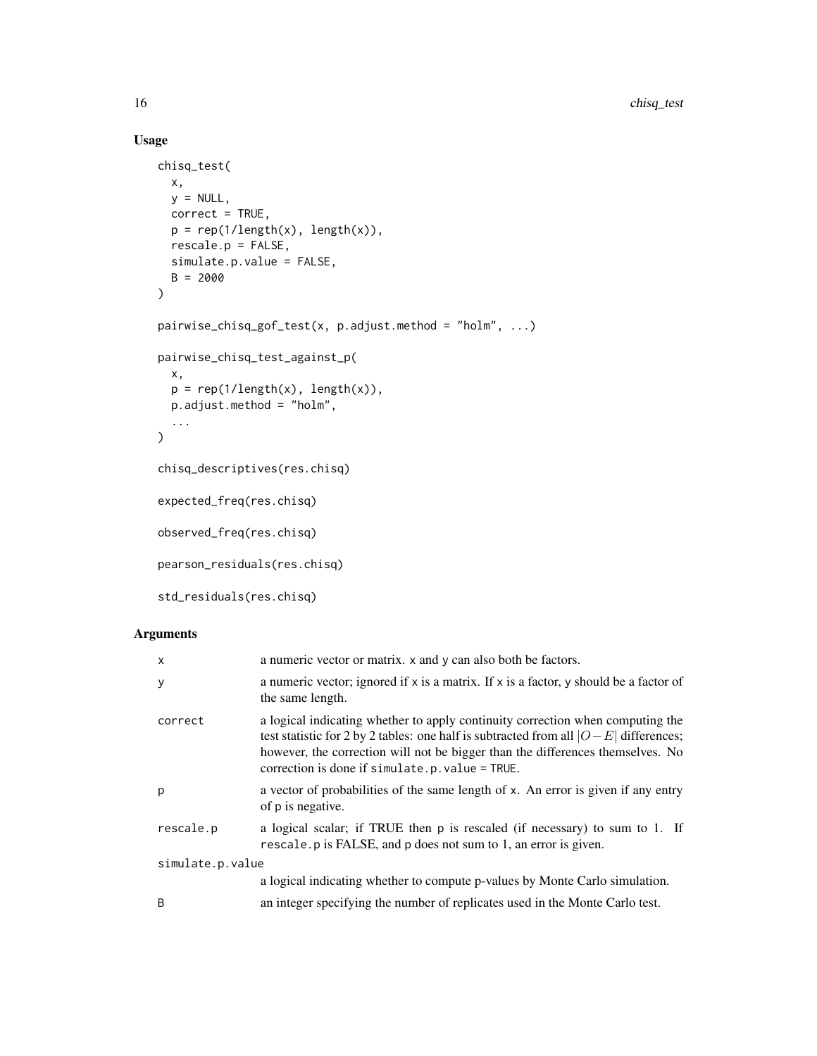## Usage

```
chisq_test(
  x,
  y = NULL,
  correct = TRUE,
  p = rep(1/length(x), length(x)),
  rescale.p = FALSE,
  simulate.p.value = FALSE,
  B = 2000
)

pairwise_chisq_gof_test(x, p.adjust.method = "holm", ...)

pairwise_chisq_test_against_p(
  x,
  p = rep(1/length(x), length(x)),
  p.adjust.method = "holm",
  ...
)

chisq_descriptives(res.chisq)

expected_freq(res.chisq)

observed_freq(res.chisq)

pearson_residuals(res.chisq)

std_residuals(res.chisq)
```

## Arguments

| | |
|---|---|
| x | a numeric vector or matrix. x and y can also both be factors. |
| y | a numeric vector; ignored if x is a matrix. If x is a factor, y should be a factor of the same length. |
| correct | a logical indicating whether to apply continuity correction when computing the test statistic for 2 by 2 tables: one half is subtracted from all $\|O - E\|$ differences; however, the correction will not be bigger than the differences themselves. No correction is done if simulate.p.value = TRUE. |
| p | a vector of probabilities of the same length of x. An error is given if any entry of p is negative. |
| rescale.p | a logical scalar; if TRUE then p is rescaled (if necessary) to sum to 1. If rescale.p is FALSE, and p does not sum to 1, an error is given. |
| simulate.p.value | a logical indicating whether to compute p-values by Monte Carlo simulation. |
| B | an integer specifying the number of replicates used in the Monte Carlo test. |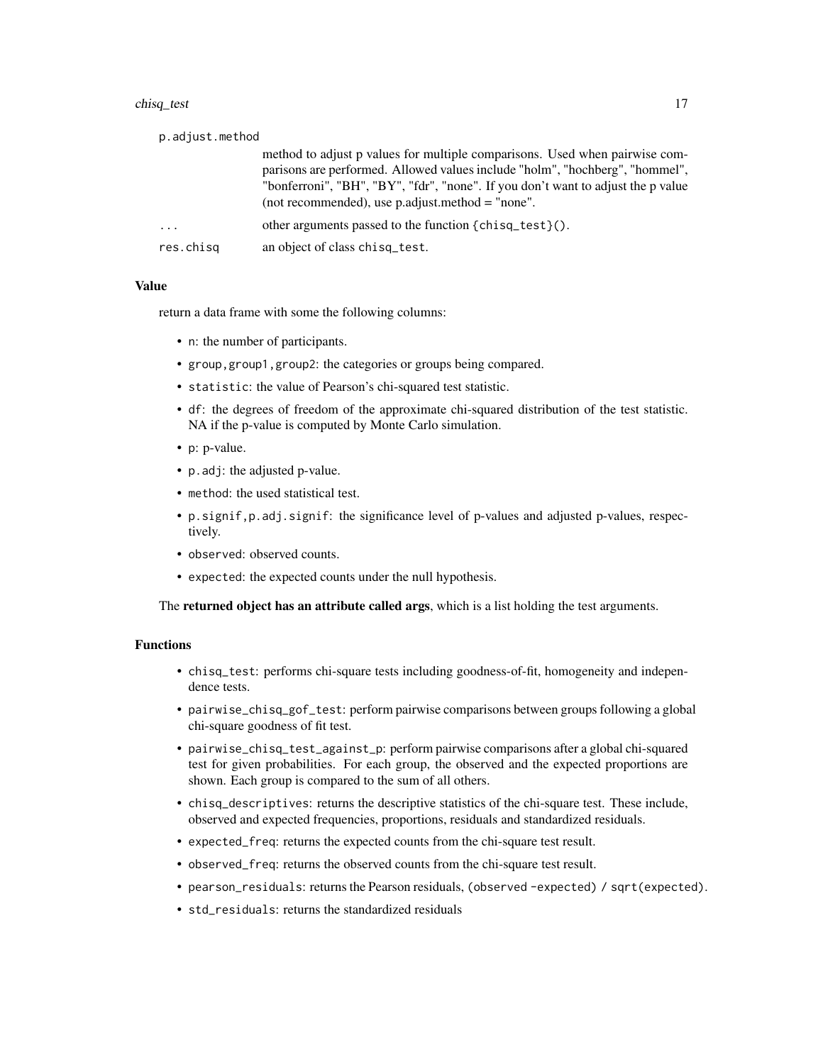p.adjust.method
: method to adjust p values for multiple comparisons. Used when pairwise comparisons are performed. Allowed values include "holm", "hochberg", "hommel", "bonferroni", "BH", "BY", "fdr", "none". If you don't want to adjust the p value (not recommended), use p.adjust.method = "none".

...
: other arguments passed to the function `{chisq_test}()`.

res.chisq
: an object of class `chisq_test`.

## Value

return a data frame with some the following columns:

- `n`: the number of participants.
- `group,group1,group2`: the categories or groups being compared.
- `statistic`: the value of Pearson's chi-squared test statistic.
- `df`: the degrees of freedom of the approximate chi-squared distribution of the test statistic. NA if the p-value is computed by Monte Carlo simulation.
- `p`: p-value.
- `p.adj`: the adjusted p-value.
- `method`: the used statistical test.
- `p.signif,p.adj.signif`: the significance level of p-values and adjusted p-values, respectively.
- `observed`: observed counts.
- `expected`: the expected counts under the null hypothesis.

The **returned object has an attribute called args**, which is a list holding the test arguments.

## Functions

- `chisq_test`: performs chi-square tests including goodness-of-fit, homogeneity and independence tests.
- `pairwise_chisq_gof_test`: perform pairwise comparisons between groups following a global chi-square goodness of fit test.
- `pairwise_chisq_test_against_p`: perform pairwise comparisons after a global chi-squared test for given probabilities. For each group, the observed and the expected proportions are shown. Each group is compared to the sum of all others.
- `chisq_descriptives`: returns the descriptive statistics of the chi-square test. These include, observed and expected frequencies, proportions, residuals and standardized residuals.
- `expected_freq`: returns the expected counts from the chi-square test result.
- `observed_freq`: returns the observed counts from the chi-square test result.
- `pearson_residuals`: returns the Pearson residuals, `(observed - expected) / sqrt(expected)`.
- `std_residuals`: returns the standardized residuals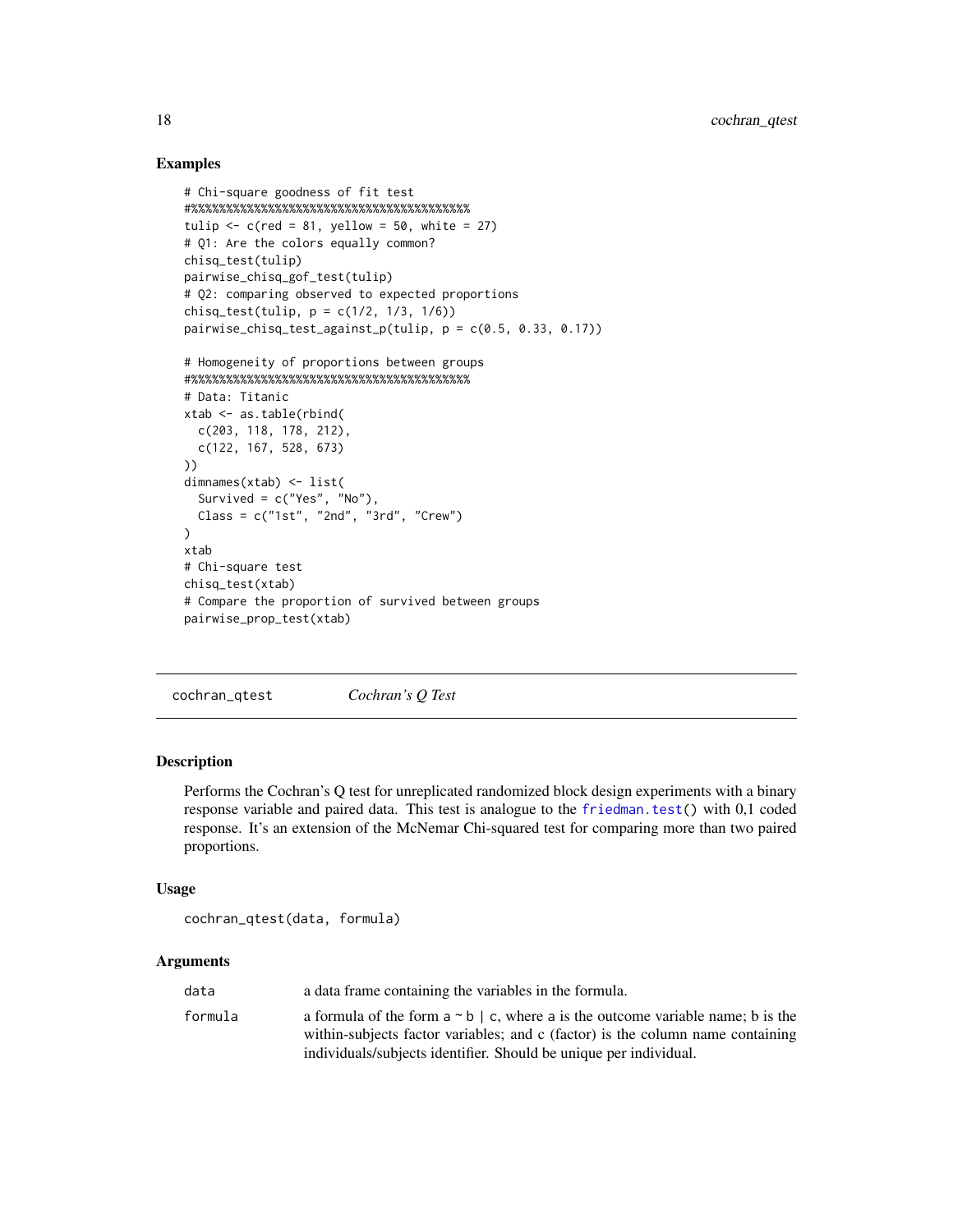## Examples

```
# Chi-square goodness of fit test
#%%%%%%%%%%%%%%%%%%%%%%%%%%%%%%%%%%%%%%%%%
tulip <- c(red = 81, yellow = 50, white = 27)
# Q1: Are the colors equally common?
chisq_test(tulip)
pairwise_chisq_gof_test(tulip)
# Q2: comparing observed to expected proportions
chisq_test(tulip, p = c(1/2, 1/3, 1/6))
pairwise_chisq_test_against_p(tulip, p = c(0.5, 0.33, 0.17))

# Homogeneity of proportions between groups
#%%%%%%%%%%%%%%%%%%%%%%%%%%%%%%%%%%%%%%%%%
# Data: Titanic
xtab <- as.table(rbind(
  c(203, 118, 178, 212),
  c(122, 167, 528, 673)
))
dimnames(xtab) <- list(
  Survived = c("Yes", "No"),
  Class = c("1st", "2nd", "3rd", "Crew")
)
xtab
# Chi-square test
chisq_test(xtab)
# Compare the proportion of survived between groups
pairwise_prop_test(xtab)
```

---

## cochran_qtest — *Cochran's Q Test*

### Description

Performs the Cochran's Q test for unreplicated randomized block design experiments with a binary response variable and paired data. This test is analogue to the `friedman.test()` with 0,1 coded response. It's an extension of the McNemar Chi-squared test for comparing more than two paired proportions.

### Usage

```
cochran_qtest(data, formula)
```

### Arguments

| Argument | Description |
|---|---|
| `data` | a data frame containing the variables in the formula. |
| `formula` | a formula of the form `a ~ b | c`, where a is the outcome variable name; b is the within-subjects factor variables; and c (factor) is the column name containing individuals/subjects identifier. Should be unique per individual. |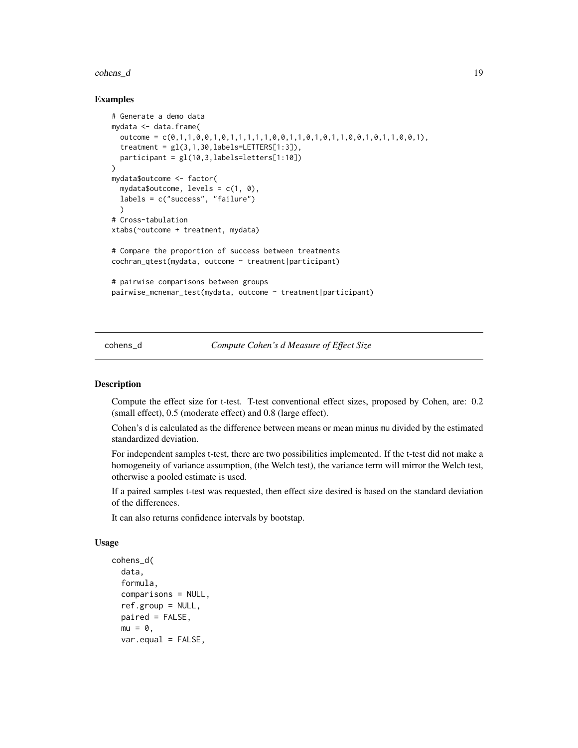### Examples

```
# Generate a demo data
mydata <- data.frame(
  outcome = c(0,1,1,0,0,1,0,1,1,1,1,1,0,0,1,1,0,1,0,1,1,0,0,1,0,1,1,0,0,1),
  treatment = gl(3,1,30,labels=LETTERS[1:3]),
  participant = gl(10,3,labels=letters[1:10])
)
mydata$outcome <- factor(
  mydata$outcome, levels = c(1, 0),
  labels = c("success", "failure")
  )
# Cross-tabulation
xtabs(~outcome + treatment, mydata)

# Compare the proportion of success between treatments
cochran_qtest(mydata, outcome ~ treatment|participant)

# pairwise comparisons between groups
pairwise_mcnemar_test(mydata, outcome ~ treatment|participant)
```

---

## cohens_d — *Compute Cohen's d Measure of Effect Size*

### Description

Compute the effect size for t-test. T-test conventional effect sizes, proposed by Cohen, are: 0.2 (small effect), 0.5 (moderate effect) and 0.8 (large effect).

Cohen's d is calculated as the difference between means or mean minus mu divided by the estimated standardized deviation.

For independent samples t-test, there are two possibilities implemented. If the t-test did not make a homogeneity of variance assumption, (the Welch test), the variance term will mirror the Welch test, otherwise a pooled estimate is used.

If a paired samples t-test was requested, then effect size desired is based on the standard deviation of the differences.

It can also returns confidence intervals by bootstap.

### Usage

```
cohens_d(
  data,
  formula,
  comparisons = NULL,
  ref.group = NULL,
  paired = FALSE,
  mu = 0,
  var.equal = FALSE,
```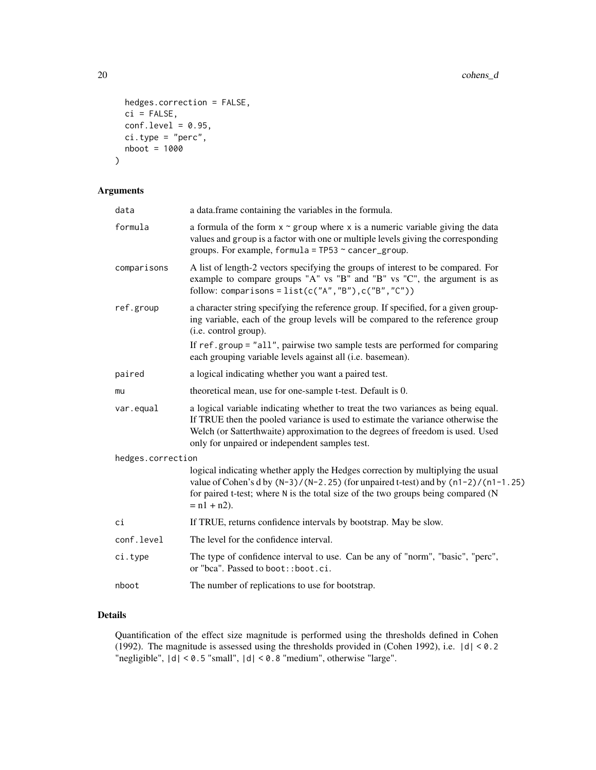```
  hedges.correction = FALSE,
  ci = FALSE,
  conf.level = 0.95,
  ci.type = "perc",
  nboot = 1000
)
```

## Arguments

| | |
|---|---|
| `data` | a data.frame containing the variables in the formula. |
| `formula` | a formula of the form `x ~ group` where `x` is a numeric variable giving the data values and `group` is a factor with one or multiple levels giving the corresponding groups. For example, `formula = TP53 ~ cancer_group`. |
| `comparisons` | A list of length-2 vectors specifying the groups of interest to be compared. For example to compare groups "A" vs "B" and "B" vs "C", the argument is as follow: `comparisons = list(c("A","B"),c("B","C"))` |
| `ref.group` | a character string specifying the reference group. If specified, for a given grouping variable, each of the group levels will be compared to the reference group (i.e. control group). If `ref.group = "all"`, pairwise two sample tests are performed for comparing each grouping variable levels against all (i.e. basemean). |
| `paired` | a logical indicating whether you want a paired test. |
| `mu` | theoretical mean, use for one-sample t-test. Default is 0. |
| `var.equal` | a logical variable indicating whether to treat the two variances as being equal. If TRUE then the pooled variance is used to estimate the variance otherwise the Welch (or Satterthwaite) approximation to the degrees of freedom is used. Used only for unpaired or independent samples test. |
| `hedges.correction` | logical indicating whether apply the Hedges correction by multiplying the usual value of Cohen's d by `(N-3)/(N-2.25)` (for unpaired t-test) and by `(n1-2)/(n1-1.25)` for paired t-test; where `N` is the total size of the two groups being compared (N = n1 + n2). |
| `ci` | If TRUE, returns confidence intervals by bootstrap. May be slow. |
| `conf.level` | The level for the confidence interval. |
| `ci.type` | The type of confidence interval to use. Can be any of "norm", "basic", "perc", or "bca". Passed to `boot::boot.ci`. |
| `nboot` | The number of replications to use for bootstrap. |

## Details

Quantification of the effect size magnitude is performed using the thresholds defined in Cohen (1992). The magnitude is assessed using the thresholds provided in (Cohen 1992), i.e. `|d| < 0.2` "negligible", `|d| < 0.5` "small", `|d| < 0.8` "medium", otherwise "large".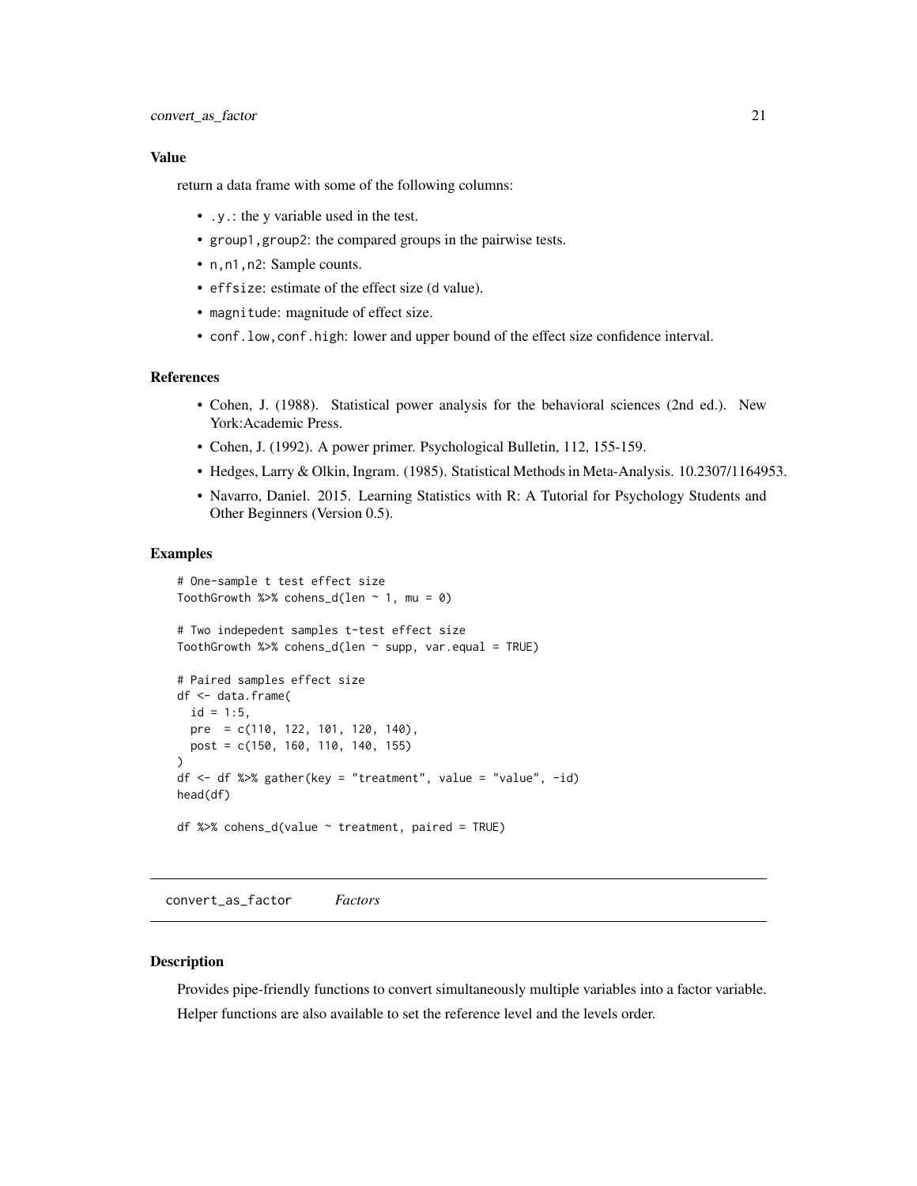### Value

return a data frame with some of the following columns:

- `.y.`: the y variable used in the test.
- `group1,group2`: the compared groups in the pairwise tests.
- `n,n1,n2`: Sample counts.
- `effsize`: estimate of the effect size (`d` value).
- `magnitude`: magnitude of effect size.
- `conf.low,conf.high`: lower and upper bound of the effect size confidence interval.

### References

- Cohen, J. (1988). Statistical power analysis for the behavioral sciences (2nd ed.). New York:Academic Press.
- Cohen, J. (1992). A power primer. Psychological Bulletin, 112, 155-159.
- Hedges, Larry & Olkin, Ingram. (1985). Statistical Methods in Meta-Analysis. 10.2307/1164953.
- Navarro, Daniel. 2015. Learning Statistics with R: A Tutorial for Psychology Students and Other Beginners (Version 0.5).

### Examples

```
# One-sample t test effect size
ToothGrowth %>% cohens_d(len ~ 1, mu = 0)

# Two indepedent samples t-test effect size
ToothGrowth %>% cohens_d(len ~ supp, var.equal = TRUE)

# Paired samples effect size
df <- data.frame(
  id = 1:5,
  pre  = c(110, 122, 101, 120, 140),
  post = c(150, 160, 110, 140, 155)
)
df <- df %>% gather(key = "treatment", value = "value", -id)
head(df)

df %>% cohens_d(value ~ treatment, paired = TRUE)
```

---

## convert_as_factor *Factors*

### Description

Provides pipe-friendly functions to convert simultaneously multiple variables into a factor variable.

Helper functions are also available to set the reference level and the levels order.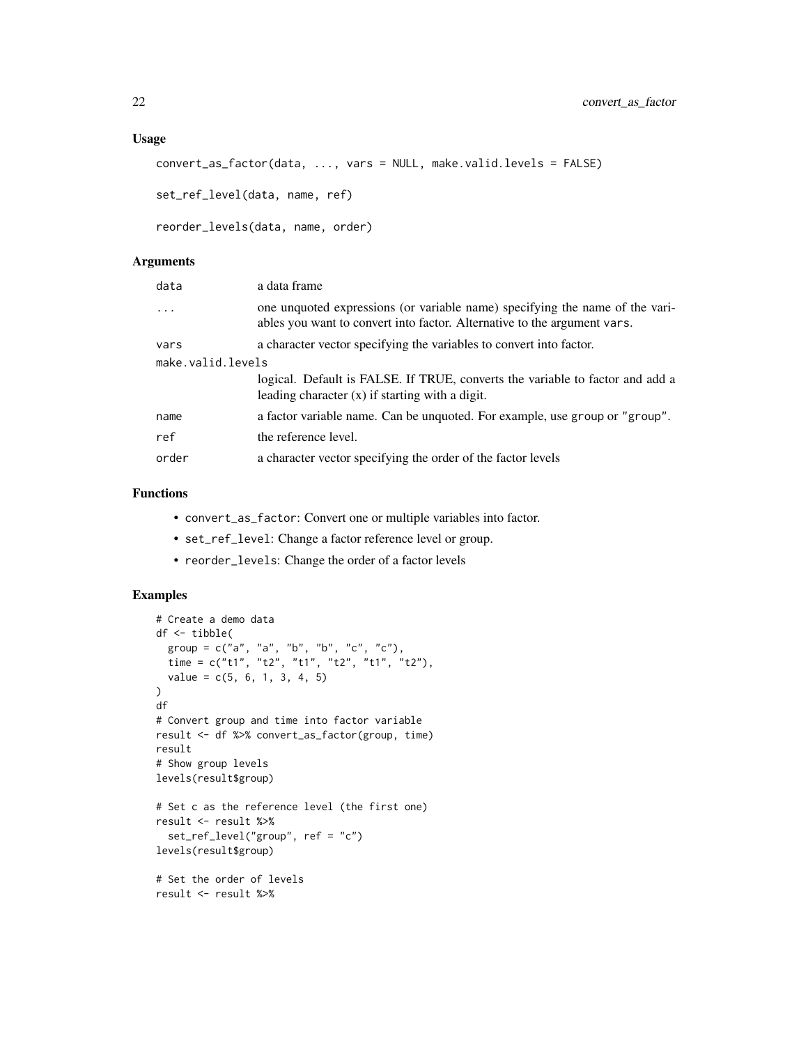### Usage

```
convert_as_factor(data, ..., vars = NULL, make.valid.levels = FALSE)

set_ref_level(data, name, ref)

reorder_levels(data, name, order)
```

### Arguments

| | |
|---|---|
| data | a data frame |
| ... | one unquoted expressions (or variable name) specifying the name of the variables you want to convert into factor. Alternative to the argument vars. |
| vars | a character vector specifying the variables to convert into factor. |
| make.valid.levels | logical. Default is FALSE. If TRUE, converts the variable to factor and add a leading character (x) if starting with a digit. |
| name | a factor variable name. Can be unquoted. For example, use group or "group". |
| ref | the reference level. |
| order | a character vector specifying the order of the factor levels |

### Functions

- convert_as_factor: Convert one or multiple variables into factor.
- set_ref_level: Change a factor reference level or group.
- reorder_levels: Change the order of a factor levels

### Examples

```
# Create a demo data
df <- tibble(
  group = c("a", "a", "b", "b", "c", "c"),
  time = c("t1", "t2", "t1", "t2", "t1", "t2"),
  value = c(5, 6, 1, 3, 4, 5)
)
df
# Convert group and time into factor variable
result <- df %>% convert_as_factor(group, time)
result
# Show group levels
levels(result$group)

# Set c as the reference level (the first one)
result <- result %>%
  set_ref_level("group", ref = "c")
levels(result$group)

# Set the order of levels
result <- result %>%
```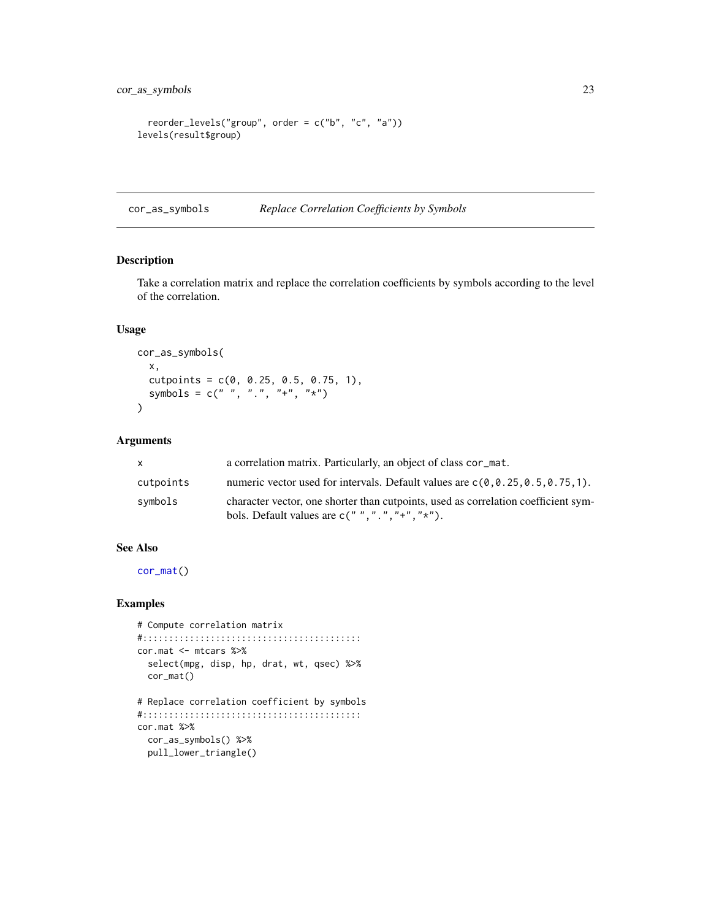```
  reorder_levels("group", order = c("b", "c", "a"))
levels(result$group)
```

## cor_as_symbols *Replace Correlation Coefficients by Symbols*

### Description

Take a correlation matrix and replace the correlation coefficients by symbols according to the level of the correlation.

### Usage

```
cor_as_symbols(
  x,
  cutpoints = c(0, 0.25, 0.5, 0.75, 1),
  symbols = c(" ", ".", "+", "*")
)
```

### Arguments

| | |
|---|---|
| x | a correlation matrix. Particularly, an object of class `cor_mat`. |
| cutpoints | numeric vector used for intervals. Default values are `c(0,0.25,0.5,0.75,1)`. |
| symbols | character vector, one shorter than cutpoints, used as correlation coefficient symbols. Default values are `c(" ",".","+","*")`. |

### See Also

`cor_mat()`

### Examples

```
# Compute correlation matrix
#::::::::::::::::::::::::::::::::::::::::::
cor.mat <- mtcars %>%
  select(mpg, disp, hp, drat, wt, qsec) %>%
  cor_mat()

# Replace correlation coefficient by symbols
#::::::::::::::::::::::::::::::::::::::::::
cor.mat %>%
  cor_as_symbols() %>%
  pull_lower_triangle()
```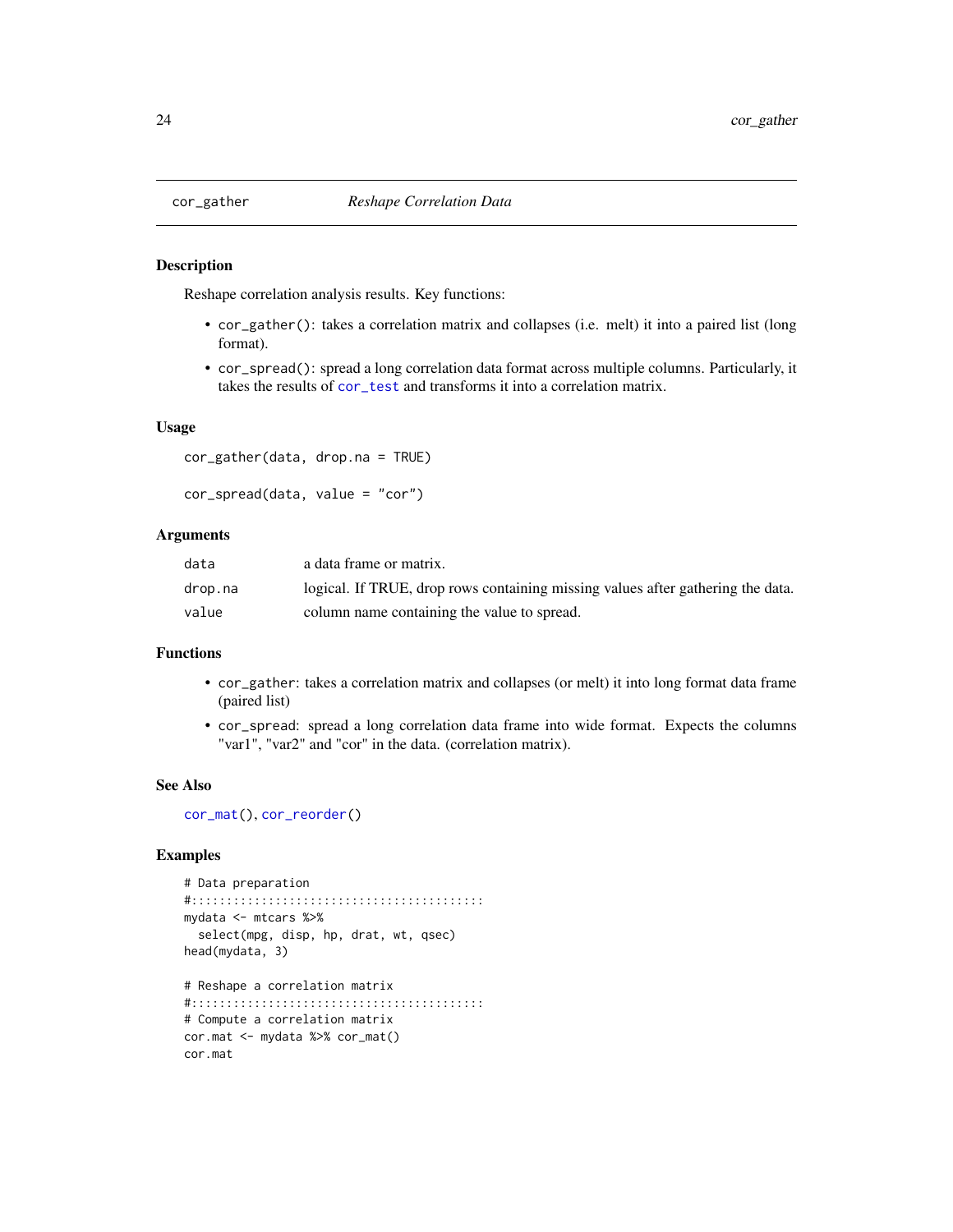## cor_gather — *Reshape Correlation Data*

### Description

Reshape correlation analysis results. Key functions:

- `cor_gather()`: takes a correlation matrix and collapses (i.e. melt) it into a paired list (long format).
- `cor_spread()`: spread a long correlation data format across multiple columns. Particularly, it takes the results of `cor_test` and transforms it into a correlation matrix.

### Usage

```
cor_gather(data, drop.na = TRUE)

cor_spread(data, value = "cor")
```

### Arguments

| | |
|---|---|
| `data` | a data frame or matrix. |
| `drop.na` | logical. If TRUE, drop rows containing missing values after gathering the data. |
| `value` | column name containing the value to spread. |

### Functions

- `cor_gather`: takes a correlation matrix and collapses (or melt) it into long format data frame (paired list)
- `cor_spread`: spread a long correlation data frame into wide format. Expects the columns "var1", "var2" and "cor" in the data. (correlation matrix).

### See Also

`cor_mat()`, `cor_reorder()`

### Examples

```
# Data preparation
#::::::::::::::::::::::::::::::::::::::::::
mydata <- mtcars %>%
  select(mpg, disp, hp, drat, wt, qsec)
head(mydata, 3)

# Reshape a correlation matrix
#::::::::::::::::::::::::::::::::::::::::::
# Compute a correlation matrix
cor.mat <- mydata %>% cor_mat()
cor.mat
```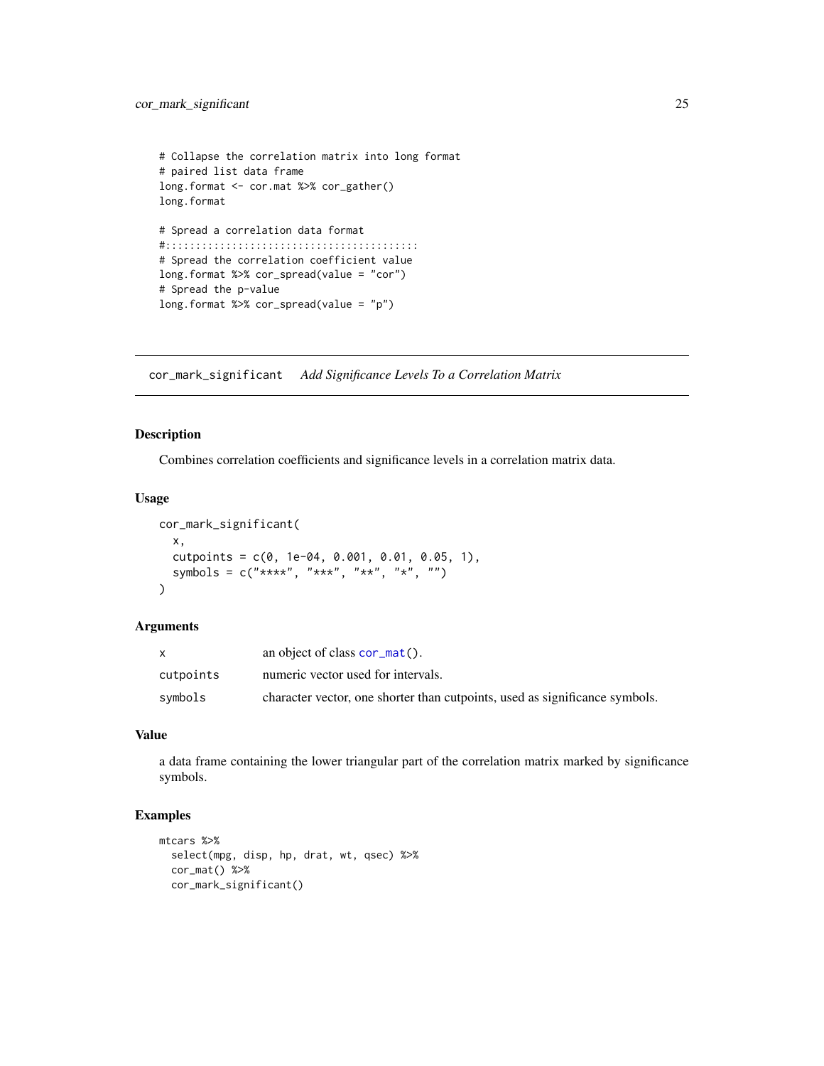```
# Collapse the correlation matrix into long format
# paired list data frame
long.format <- cor.mat %>% cor_gather()
long.format

# Spread a correlation data format
#::::::::::::::::::::::::::::::::::::::::
# Spread the correlation coefficient value
long.format %>% cor_spread(value = "cor")
# Spread the p-value
long.format %>% cor_spread(value = "p")
```

## cor_mark_significant *Add Significance Levels To a Correlation Matrix*

### Description

Combines correlation coefficients and significance levels in a correlation matrix data.

### Usage

```
cor_mark_significant(
  x,
  cutpoints = c(0, 1e-04, 0.001, 0.01, 0.05, 1),
  symbols = c("****", "***", "**", "*", "")
)
```

### Arguments

| | |
|---|---|
| x | an object of class cor_mat(). |
| cutpoints | numeric vector used for intervals. |
| symbols | character vector, one shorter than cutpoints, used as significance symbols. |

### Value

a data frame containing the lower triangular part of the correlation matrix marked by significance symbols.

### Examples

```
mtcars %>%
  select(mpg, disp, hp, drat, wt, qsec) %>%
  cor_mat() %>%
  cor_mark_significant()
```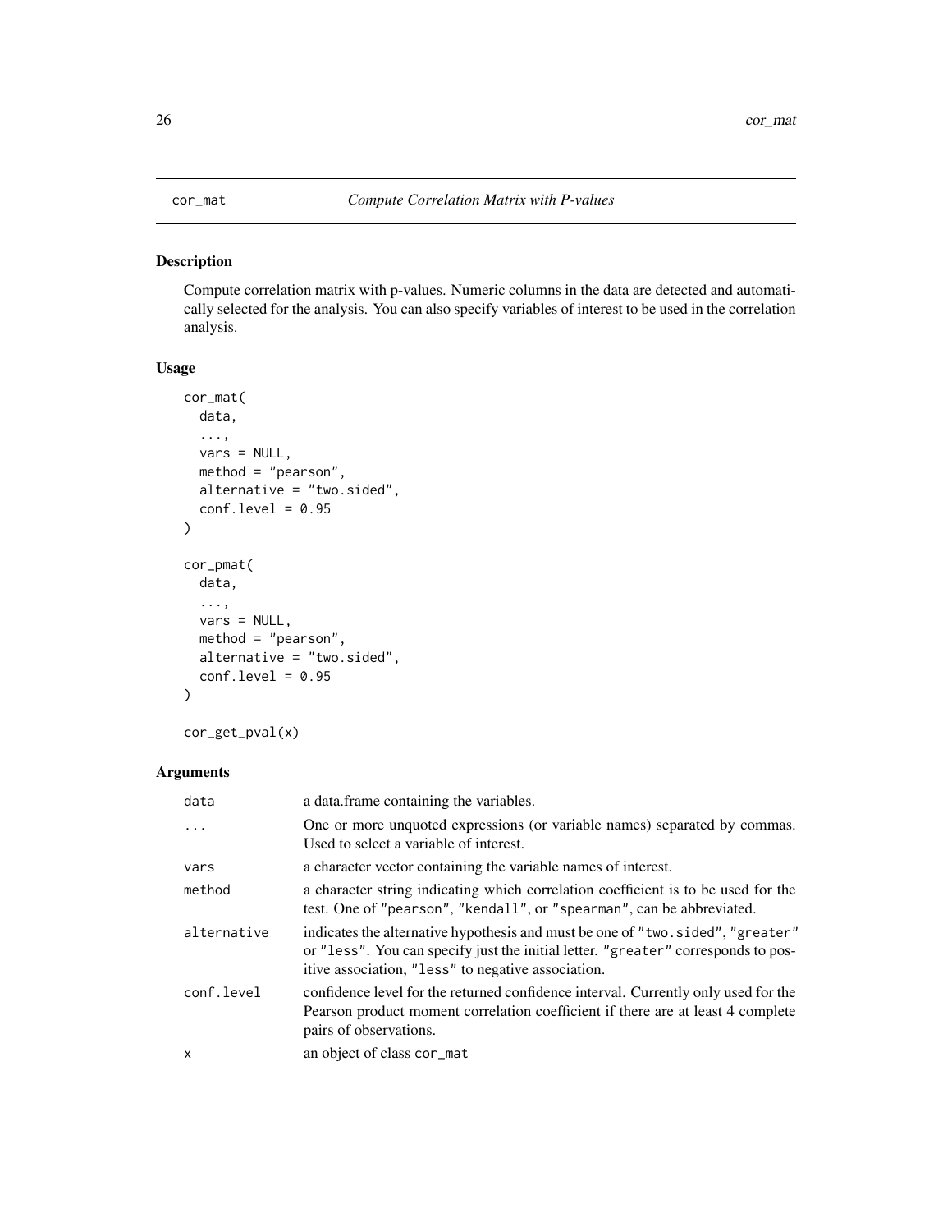# cor_mat — *Compute Correlation Matrix with P-values*

## Description

Compute correlation matrix with p-values. Numeric columns in the data are detected and automatically selected for the analysis. You can also specify variables of interest to be used in the correlation analysis.

## Usage

```
cor_mat(
  data,
  ...,
  vars = NULL,
  method = "pearson",
  alternative = "two.sided",
  conf.level = 0.95
)

cor_pmat(
  data,
  ...,
  vars = NULL,
  method = "pearson",
  alternative = "two.sided",
  conf.level = 0.95
)

cor_get_pval(x)
```

## Arguments

| Argument | Description |
|---|---|
| `data` | a data.frame containing the variables. |
| `...` | One or more unquoted expressions (or variable names) separated by commas. Used to select a variable of interest. |
| `vars` | a character vector containing the variable names of interest. |
| `method` | a character string indicating which correlation coefficient is to be used for the test. One of `"pearson"`, `"kendall"`, or `"spearman"`, can be abbreviated. |
| `alternative` | indicates the alternative hypothesis and must be one of `"two.sided"`, `"greater"` or `"less"`. You can specify just the initial letter. `"greater"` corresponds to positive association, `"less"` to negative association. |
| `conf.level` | confidence level for the returned confidence interval. Currently only used for the Pearson product moment correlation coefficient if there are at least 4 complete pairs of observations. |
| `x` | an object of class `cor_mat` |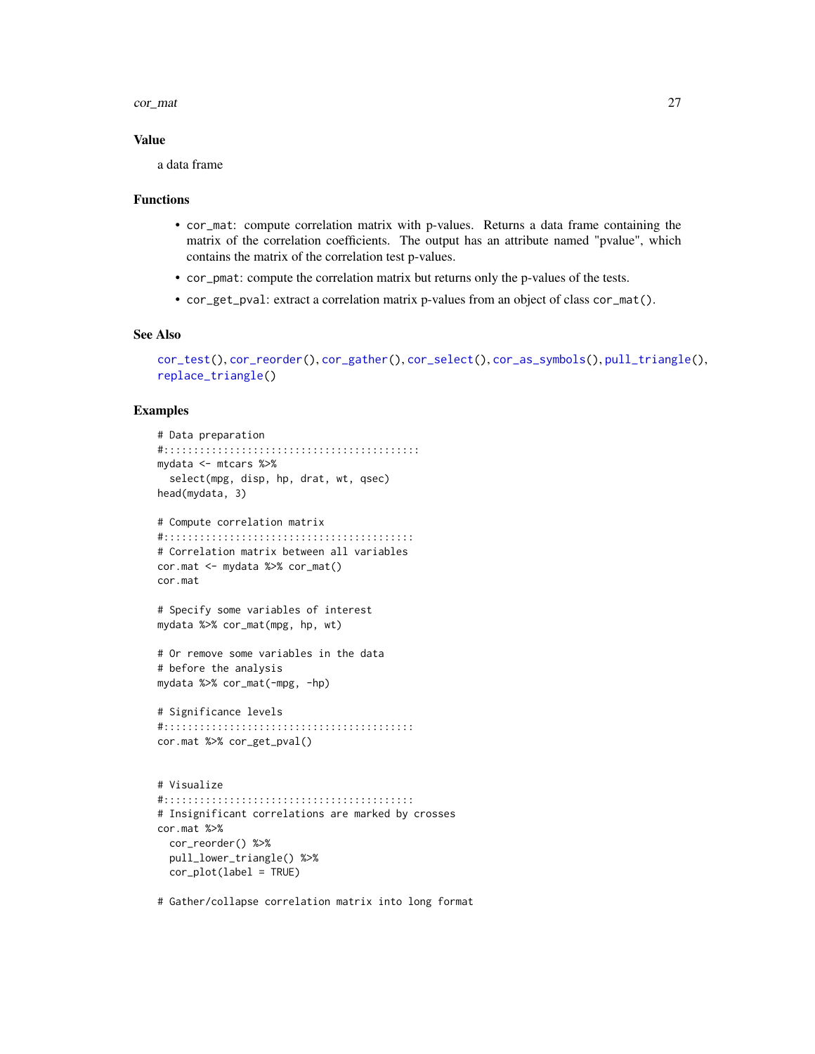### Value

a data frame

### Functions

- `cor_mat`: compute correlation matrix with p-values. Returns a data frame containing the matrix of the correlation coefficients. The output has an attribute named "pvalue", which contains the matrix of the correlation test p-values.
- `cor_pmat`: compute the correlation matrix but returns only the p-values of the tests.
- `cor_get_pval`: extract a correlation matrix p-values from an object of class `cor_mat()`.

### See Also

`cor_test()`, `cor_reorder()`, `cor_gather()`, `cor_select()`, `cor_as_symbols()`, `pull_triangle()`, `replace_triangle()`

### Examples

```
# Data preparation
#:::::::::::::::::::::::::::::::::::::::::::
mydata <- mtcars %>%
  select(mpg, disp, hp, drat, wt, qsec)
head(mydata, 3)

# Compute correlation matrix
#::::::::::::::::::::::::::::::::::::::::::
# Correlation matrix between all variables
cor.mat <- mydata %>% cor_mat()
cor.mat

# Specify some variables of interest
mydata %>% cor_mat(mpg, hp, wt)

# Or remove some variables in the data
# before the analysis
mydata %>% cor_mat(-mpg, -hp)

# Significance levels
#::::::::::::::::::::::::::::::::::::::::::
cor.mat %>% cor_get_pval()


# Visualize
#::::::::::::::::::::::::::::::::::::::::::
# Insignificant correlations are marked by crosses
cor.mat %>%
  cor_reorder() %>%
  pull_lower_triangle() %>%
  cor_plot(label = TRUE)

# Gather/collapse correlation matrix into long format
```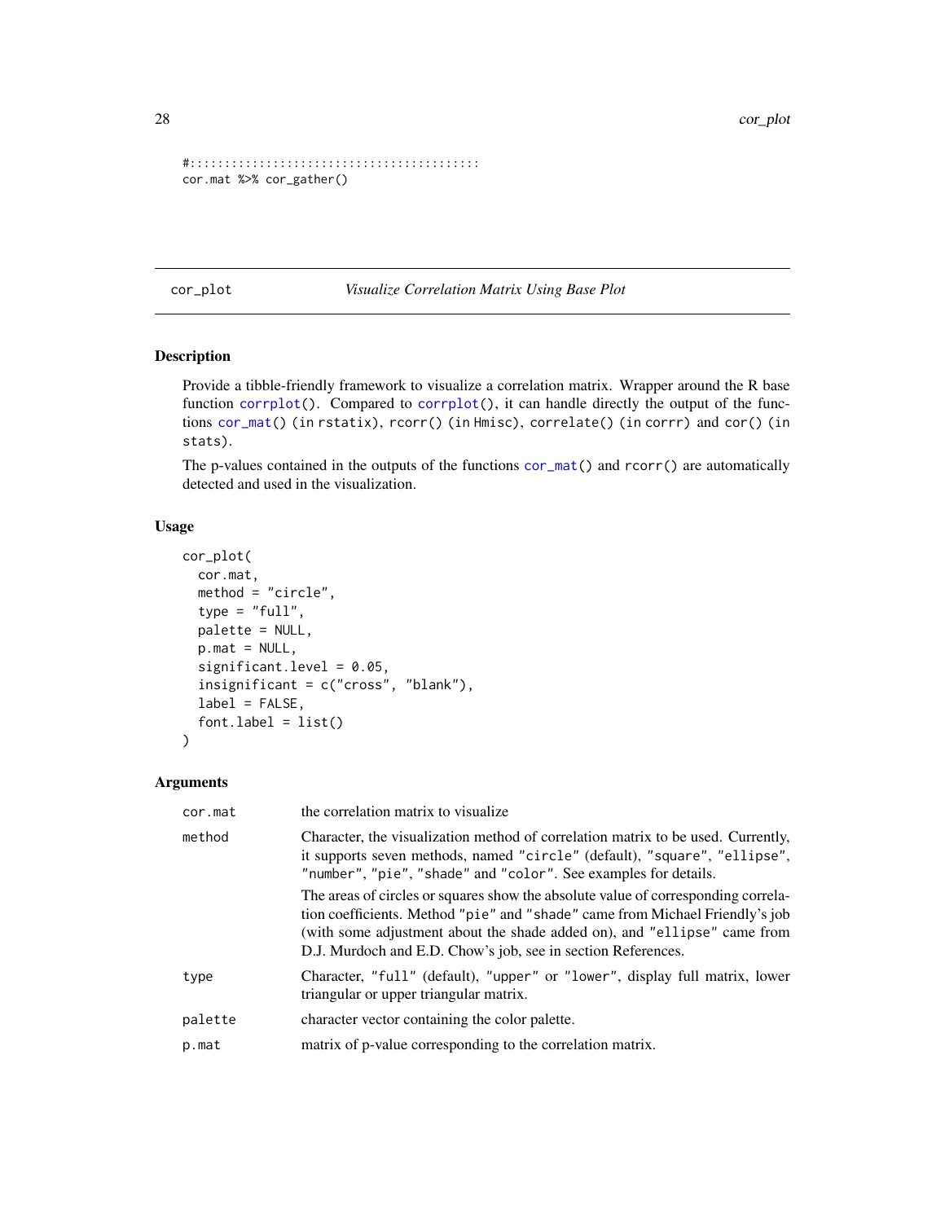```
#::::::::::::::::::::::::::::::::::::::::::
cor.mat %>% cor_gather()
```

## cor_plot — *Visualize Correlation Matrix Using Base Plot*

### Description

Provide a tibble-friendly framework to visualize a correlation matrix. Wrapper around the R base function `corrplot()`. Compared to `corrplot()`, it can handle directly the output of the functions `cor_mat()` (in `rstatix`), `rcorr()` (in `Hmisc`), `correlate()` (in `corrr`) and `cor()` (in `stats`).

The p-values contained in the outputs of the functions `cor_mat()` and `rcorr()` are automatically detected and used in the visualization.

### Usage

```
cor_plot(
  cor.mat,
  method = "circle",
  type = "full",
  palette = NULL,
  p.mat = NULL,
  significant.level = 0.05,
  insignificant = c("cross", "blank"),
  label = FALSE,
  font.label = list()
)
```

### Arguments

| | |
|---|---|
| `cor.mat` | the correlation matrix to visualize |
| `method` | Character, the visualization method of correlation matrix to be used. Currently, it supports seven methods, named `"circle"` (default), `"square"`, `"ellipse"`, `"number"`, `"pie"`, `"shade"` and `"color"`. See examples for details.<br>The areas of circles or squares show the absolute value of corresponding correlation coefficients. Method `"pie"` and `"shade"` came from Michael Friendly's job (with some adjustment about the shade added on), and `"ellipse"` came from D.J. Murdoch and E.D. Chow's job, see in section References. |
| `type` | Character, `"full"` (default), `"upper"` or `"lower"`, display full matrix, lower triangular or upper triangular matrix. |
| `palette` | character vector containing the color palette. |
| `p.mat` | matrix of p-value corresponding to the correlation matrix. |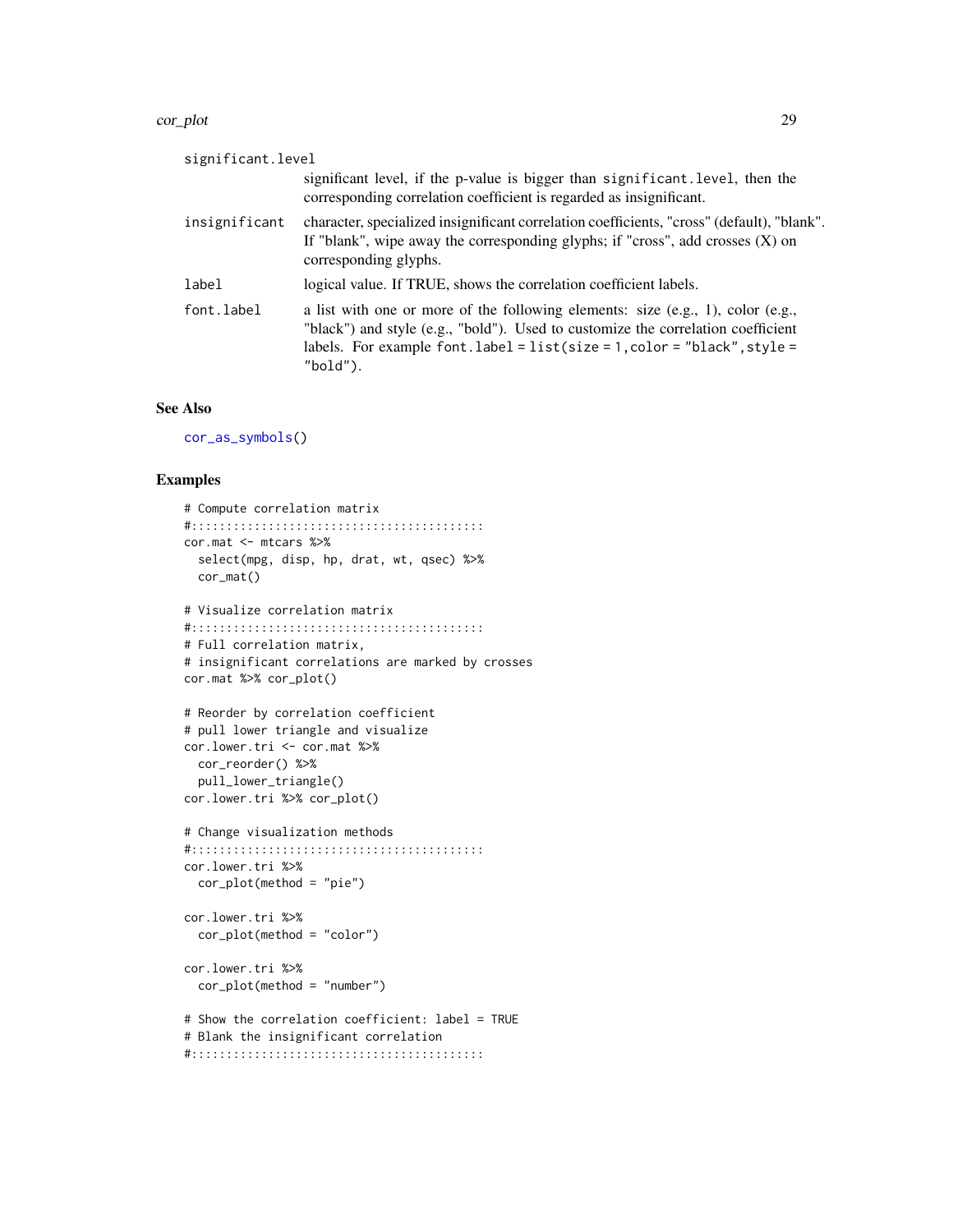significant.level
: significant level, if the p-value is bigger than `significant.level`, then the corresponding correlation coefficient is regarded as insignificant.

insignificant
: character, specialized insignificant correlation coefficients, "cross" (default), "blank". If "blank", wipe away the corresponding glyphs; if "cross", add crosses (X) on corresponding glyphs.

label
: logical value. If TRUE, shows the correlation coefficient labels.

font.label
: a list with one or more of the following elements: size (e.g., 1), color (e.g., "black") and style (e.g., "bold"). Used to customize the correlation coefficient labels. For example `font.label = list(size = 1, color = "black", style = "bold")`.

## See Also

`cor_as_symbols()`

## Examples

```
# Compute correlation matrix
#::::::::::::::::::::::::::::::::::::::::::
cor.mat <- mtcars %>%
  select(mpg, disp, hp, drat, wt, qsec) %>%
  cor_mat()

# Visualize correlation matrix
#::::::::::::::::::::::::::::::::::::::::::
# Full correlation matrix,
# insignificant correlations are marked by crosses
cor.mat %>% cor_plot()

# Reorder by correlation coefficient
# pull lower triangle and visualize
cor.lower.tri <- cor.mat %>%
  cor_reorder() %>%
  pull_lower_triangle()
cor.lower.tri %>% cor_plot()

# Change visualization methods
#::::::::::::::::::::::::::::::::::::::::::
cor.lower.tri %>%
  cor_plot(method = "pie")

cor.lower.tri %>%
  cor_plot(method = "color")

cor.lower.tri %>%
  cor_plot(method = "number")

# Show the correlation coefficient: label = TRUE
# Blank the insignificant correlation
#::::::::::::::::::::::::::::::::::::::::::
```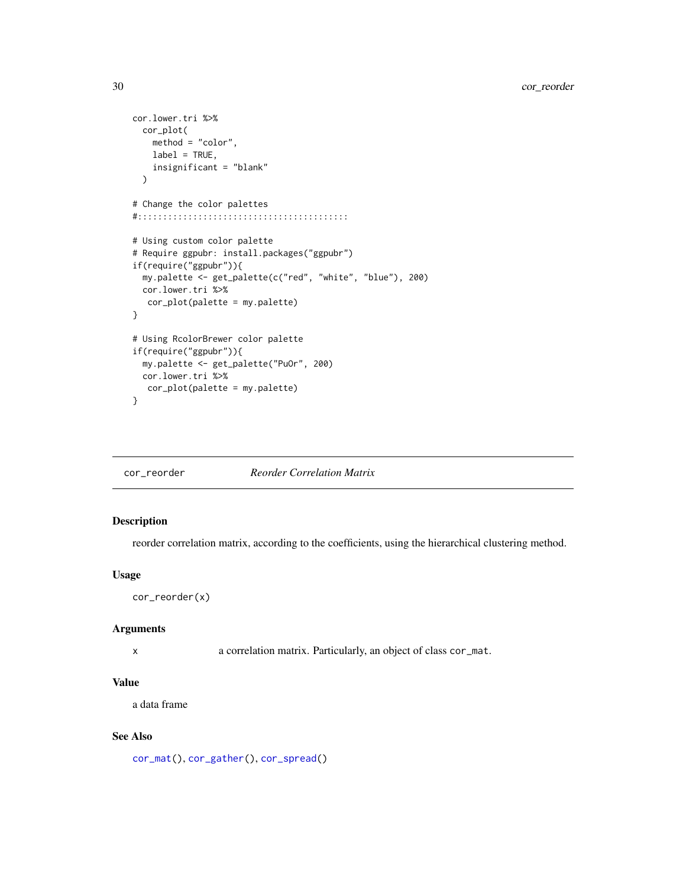```
cor.lower.tri %>%
  cor_plot(
    method = "color",
    label = TRUE,
    insignificant = "blank"
  )

# Change the color palettes
#::::::::::::::::::::::::::::::::::::::::::

# Using custom color palette
# Require ggpubr: install.packages("ggpubr")
if(require("ggpubr")){
  my.palette <- get_palette(c("red", "white", "blue"), 200)
  cor.lower.tri %>%
   cor_plot(palette = my.palette)
}

# Using RcolorBrewer color palette
if(require("ggpubr")){
  my.palette <- get_palette("PuOr", 200)
  cor.lower.tri %>%
   cor_plot(palette = my.palette)
}
```

---

`cor_reorder` *Reorder Correlation Matrix*

---

## Description

reorder correlation matrix, according to the coefficients, using the hierarchical clustering method.

## Usage

```
cor_reorder(x)
```

## Arguments

| | |
|---|---|
| x | a correlation matrix. Particularly, an object of class `cor_mat`. |

## Value

a data frame

## See Also

`cor_mat()`, `cor_gather()`, `cor_spread()`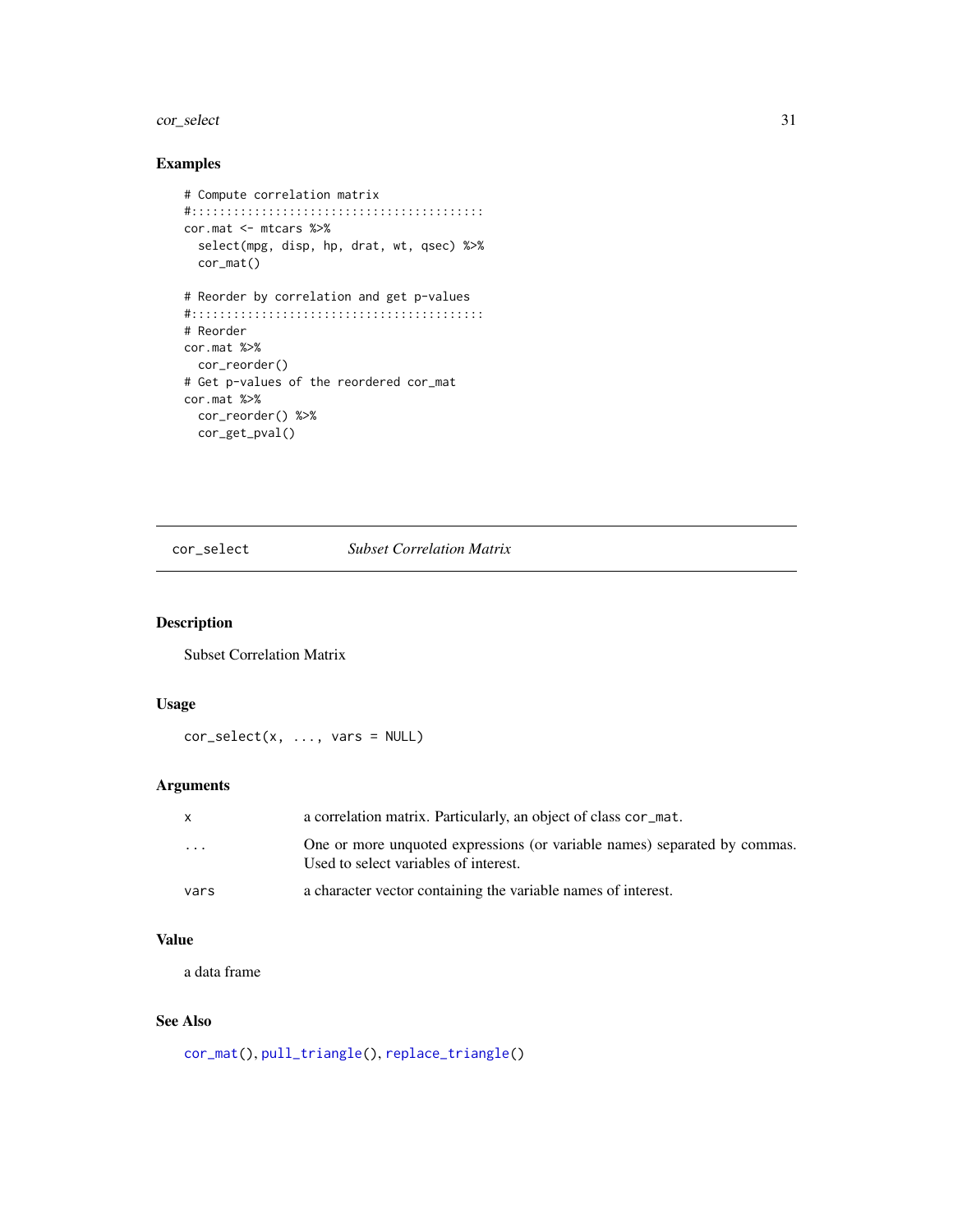## Examples

```
# Compute correlation matrix
#::::::::::::::::::::::::::::::::::::::::::
cor.mat <- mtcars %>%
  select(mpg, disp, hp, drat, wt, qsec) %>%
  cor_mat()

# Reorder by correlation and get p-values
#::::::::::::::::::::::::::::::::::::::::::
# Reorder
cor.mat %>%
  cor_reorder()
# Get p-values of the reordered cor_mat
cor.mat %>%
  cor_reorder() %>%
  cor_get_pval()
```

---

# cor_select    *Subset Correlation Matrix*

---

## Description

Subset Correlation Matrix

## Usage

```
cor_select(x, ..., vars = NULL)
```

## Arguments

| | |
|---|---|
| x | a correlation matrix. Particularly, an object of class cor_mat. |
| ... | One or more unquoted expressions (or variable names) separated by commas. Used to select variables of interest. |
| vars | a character vector containing the variable names of interest. |

## Value

a data frame

## See Also

cor_mat(), pull_triangle(), replace_triangle()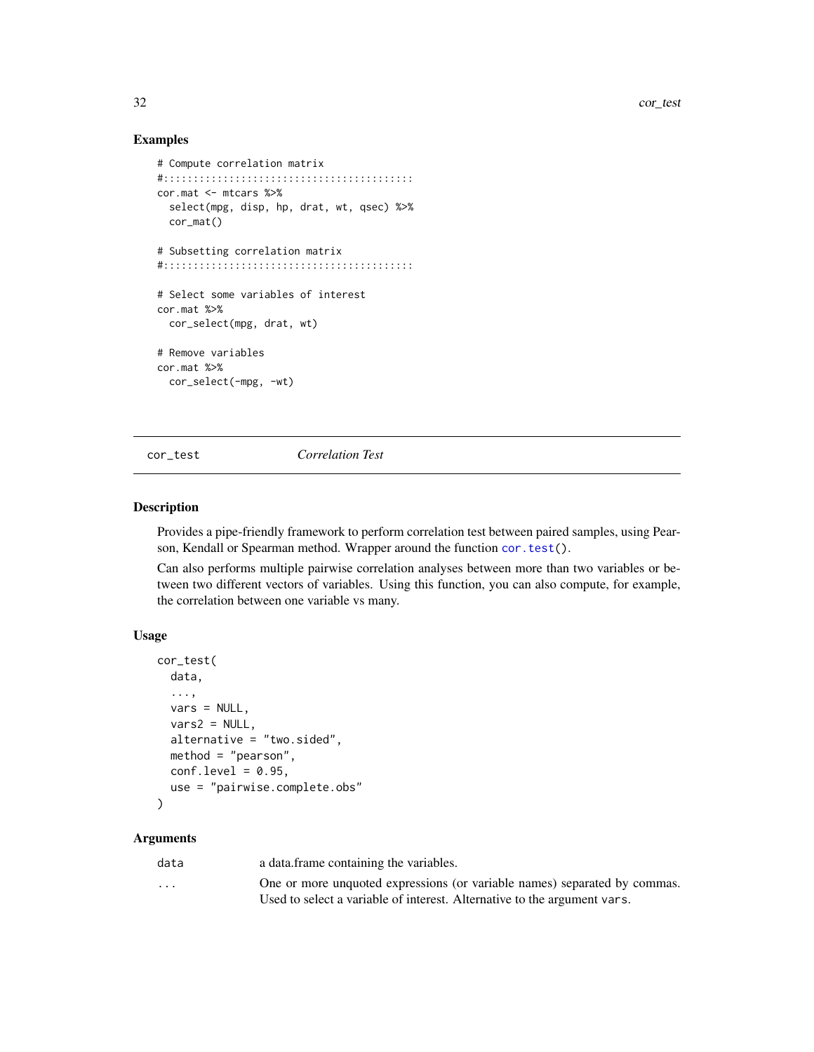## Examples

```
# Compute correlation matrix
#::::::::::::::::::::::::::::::::::::::::::
cor.mat <- mtcars %>%
  select(mpg, disp, hp, drat, wt, qsec) %>%
  cor_mat()

# Subsetting correlation matrix
#::::::::::::::::::::::::::::::::::::::::::

# Select some variables of interest
cor.mat %>%
  cor_select(mpg, drat, wt)

# Remove variables
cor.mat %>%
  cor_select(-mpg, -wt)
```

---

# cor_test    *Correlation Test*

---

## Description

Provides a pipe-friendly framework to perform correlation test between paired samples, using Pearson, Kendall or Spearman method. Wrapper around the function `cor.test()`.

Can also performs multiple pairwise correlation analyses between more than two variables or between two different vectors of variables. Using this function, you can also compute, for example, the correlation between one variable vs many.

## Usage

```
cor_test(
  data,
  ...,
  vars = NULL,
  vars2 = NULL,
  alternative = "two.sided",
  method = "pearson",
  conf.level = 0.95,
  use = "pairwise.complete.obs"
)
```

## Arguments

| | |
|---|---|
| `data` | a data.frame containing the variables. |
| `...` | One or more unquoted expressions (or variable names) separated by commas. Used to select a variable of interest. Alternative to the argument `vars`. |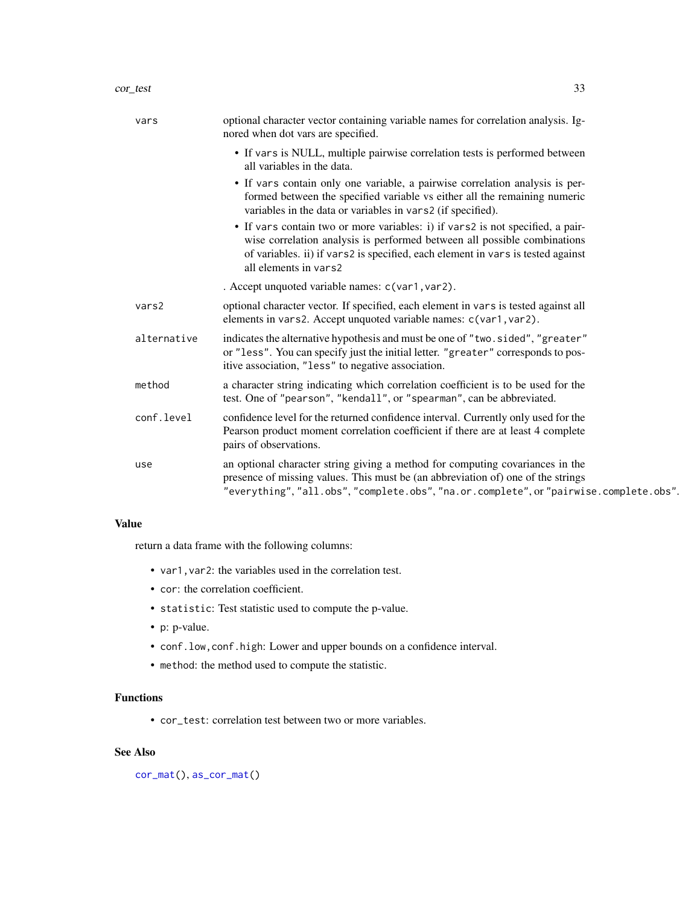| | |
|---|---|
| `vars` | optional character vector containing variable names for correlation analysis. Ignored when dot vars are specified.<br>• If `vars` is NULL, multiple pairwise correlation tests is performed between all variables in the data.<br>• If `vars` contain only one variable, a pairwise correlation analysis is performed between the specified variable vs either all the remaining numeric variables in the data or variables in `vars2` (if specified).<br>• If `vars` contain two or more variables: i) if `vars2` is not specified, a pairwise correlation analysis is performed between all possible combinations of variables. ii) if `vars2` is specified, each element in `vars` is tested against all elements in `vars2`<br>. Accept unquoted variable names: `c(var1,var2)`. |
| `vars2` | optional character vector. If specified, each element in `vars` is tested against all elements in `vars2`. Accept unquoted variable names: `c(var1,var2)`. |
| `alternative` | indicates the alternative hypothesis and must be one of `"two.sided"`, `"greater"` or `"less"`. You can specify just the initial letter. `"greater"` corresponds to positive association, `"less"` to negative association. |
| `method` | a character string indicating which correlation coefficient is to be used for the test. One of `"pearson"`, `"kendall"`, or `"spearman"`, can be abbreviated. |
| `conf.level` | confidence level for the returned confidence interval. Currently only used for the Pearson product moment correlation coefficient if there are at least 4 complete pairs of observations. |
| `use` | an optional character string giving a method for computing covariances in the presence of missing values. This must be (an abbreviation of) one of the strings `"everything"`, `"all.obs"`, `"complete.obs"`, `"na.or.complete"`, or `"pairwise.complete.obs"`. |

## Value

return a data frame with the following columns:

- `var1,var2`: the variables used in the correlation test.
- `cor`: the correlation coefficient.
- `statistic`: Test statistic used to compute the p-value.
- `p`: p-value.
- `conf.low,conf.high`: Lower and upper bounds on a confidence interval.
- `method`: the method used to compute the statistic.

## Functions

- `cor_test`: correlation test between two or more variables.

## See Also

`cor_mat()`, `as_cor_mat()`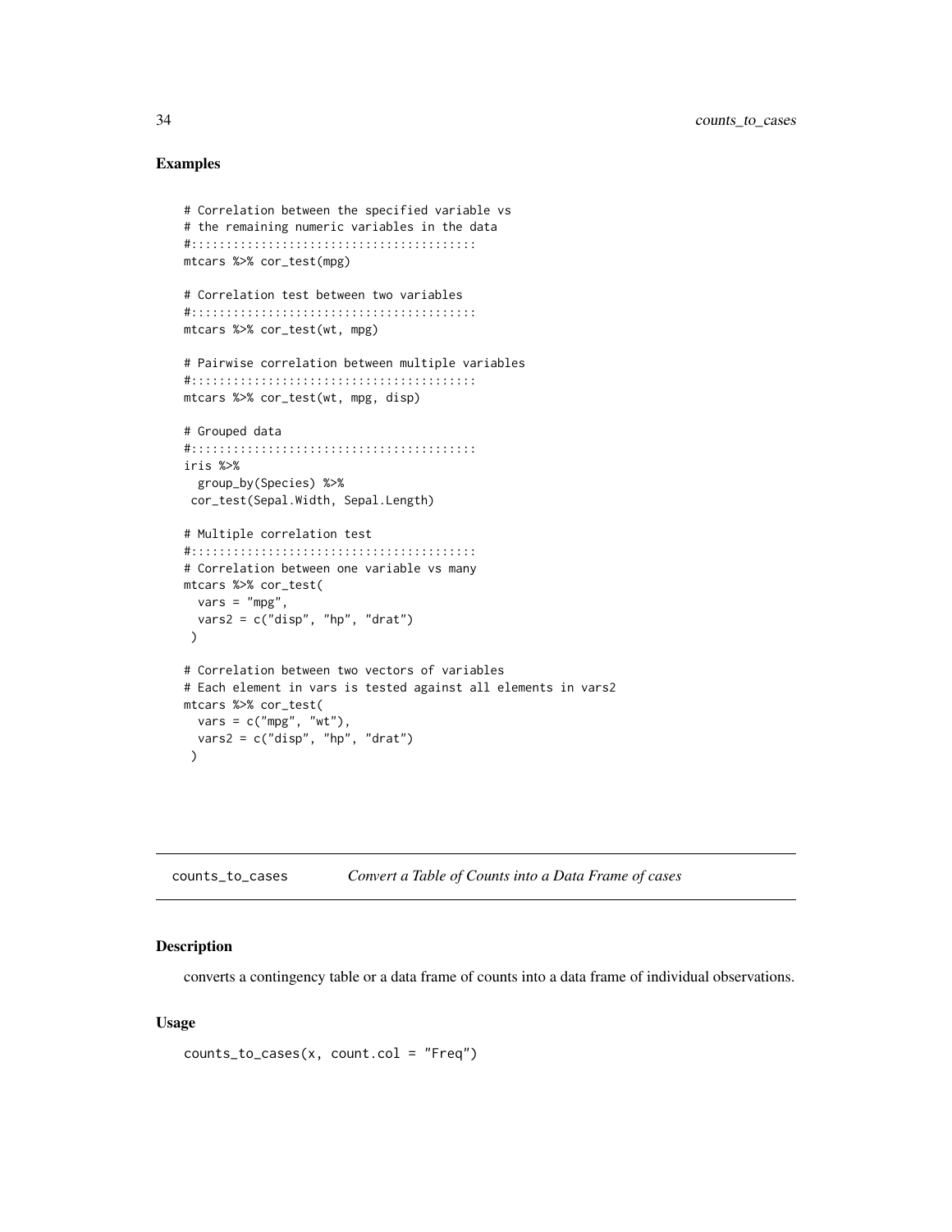## Examples

```
# Correlation between the specified variable vs
# the remaining numeric variables in the data
#:::::::::::::::::::::::::::::::::::::::::
mtcars %>% cor_test(mpg)

# Correlation test between two variables
#:::::::::::::::::::::::::::::::::::::::::
mtcars %>% cor_test(wt, mpg)

# Pairwise correlation between multiple variables
#:::::::::::::::::::::::::::::::::::::::::
mtcars %>% cor_test(wt, mpg, disp)

# Grouped data
#:::::::::::::::::::::::::::::::::::::::::
iris %>%
  group_by(Species) %>%
 cor_test(Sepal.Width, Sepal.Length)

# Multiple correlation test
#:::::::::::::::::::::::::::::::::::::::::
# Correlation between one variable vs many
mtcars %>% cor_test(
  vars = "mpg",
  vars2 = c("disp", "hp", "drat")
 )

# Correlation between two vectors of variables
# Each element in vars is tested against all elements in vars2
mtcars %>% cor_test(
  vars = c("mpg", "wt"),
  vars2 = c("disp", "hp", "drat")
 )
```

---

## counts_to_cases *Convert a Table of Counts into a Data Frame of cases*

### Description

converts a contingency table or a data frame of counts into a data frame of individual observations.

### Usage

```
counts_to_cases(x, count.col = "Freq")
```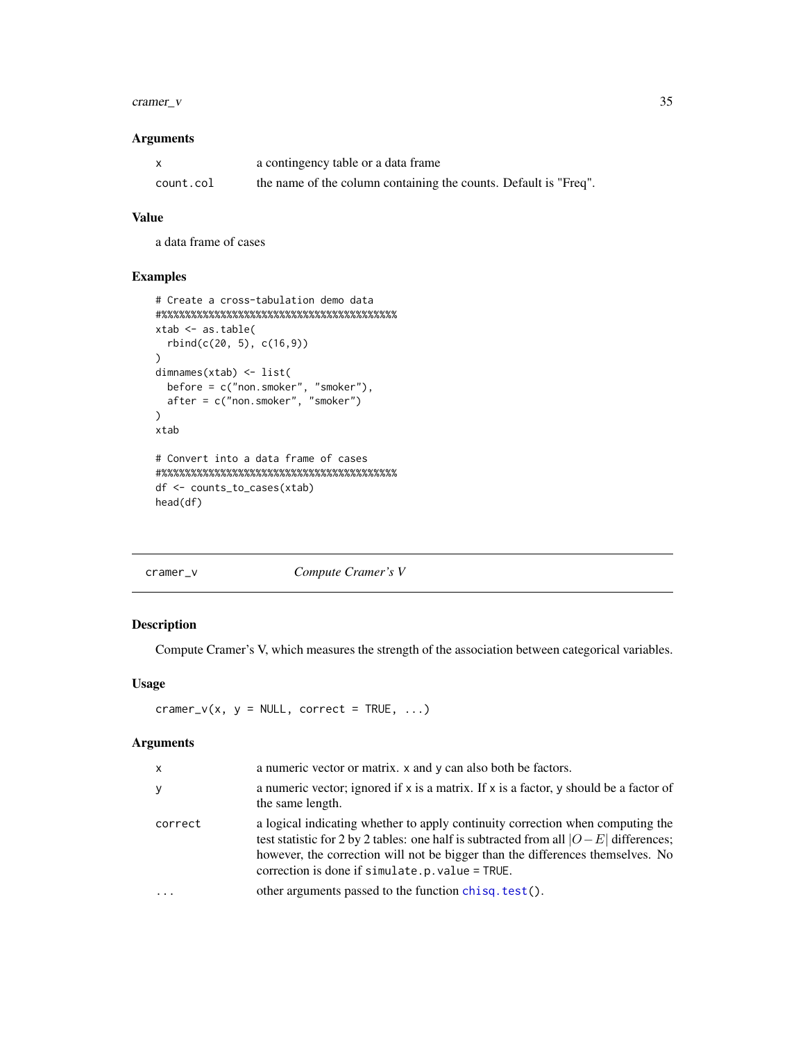### Arguments

| | |
|---|---|
| x | a contingency table or a data frame |
| count.col | the name of the column containing the counts. Default is "Freq". |

### Value

a data frame of cases

### Examples

```
# Create a cross-tabulation demo data
#%%%%%%%%%%%%%%%%%%%%%%%%%%%%%%%%%%%%%%%%%
xtab <- as.table(
  rbind(c(20, 5), c(16,9))
)
dimnames(xtab) <- list(
  before = c("non.smoker", "smoker"),
  after = c("non.smoker", "smoker")
)
xtab

# Convert into a data frame of cases
#%%%%%%%%%%%%%%%%%%%%%%%%%%%%%%%%%%%%%%%%%
df <- counts_to_cases(xtab)
head(df)
```

---

## cramer_v — *Compute Cramer's V*

### Description

Compute Cramer's V, which measures the strength of the association between categorical variables.

### Usage

```
cramer_v(x, y = NULL, correct = TRUE, ...)
```

### Arguments

| | |
|---|---|
| x | a numeric vector or matrix. x and y can also both be factors. |
| y | a numeric vector; ignored if x is a matrix. If x is a factor, y should be a factor of the same length. |
| correct | a logical indicating whether to apply continuity correction when computing the test statistic for 2 by 2 tables: one half is subtracted from all $\vert O - E\vert$ differences; however, the correction will not be bigger than the differences themselves. No correction is done if simulate.p.value = TRUE. |
| ... | other arguments passed to the function chisq.test(). |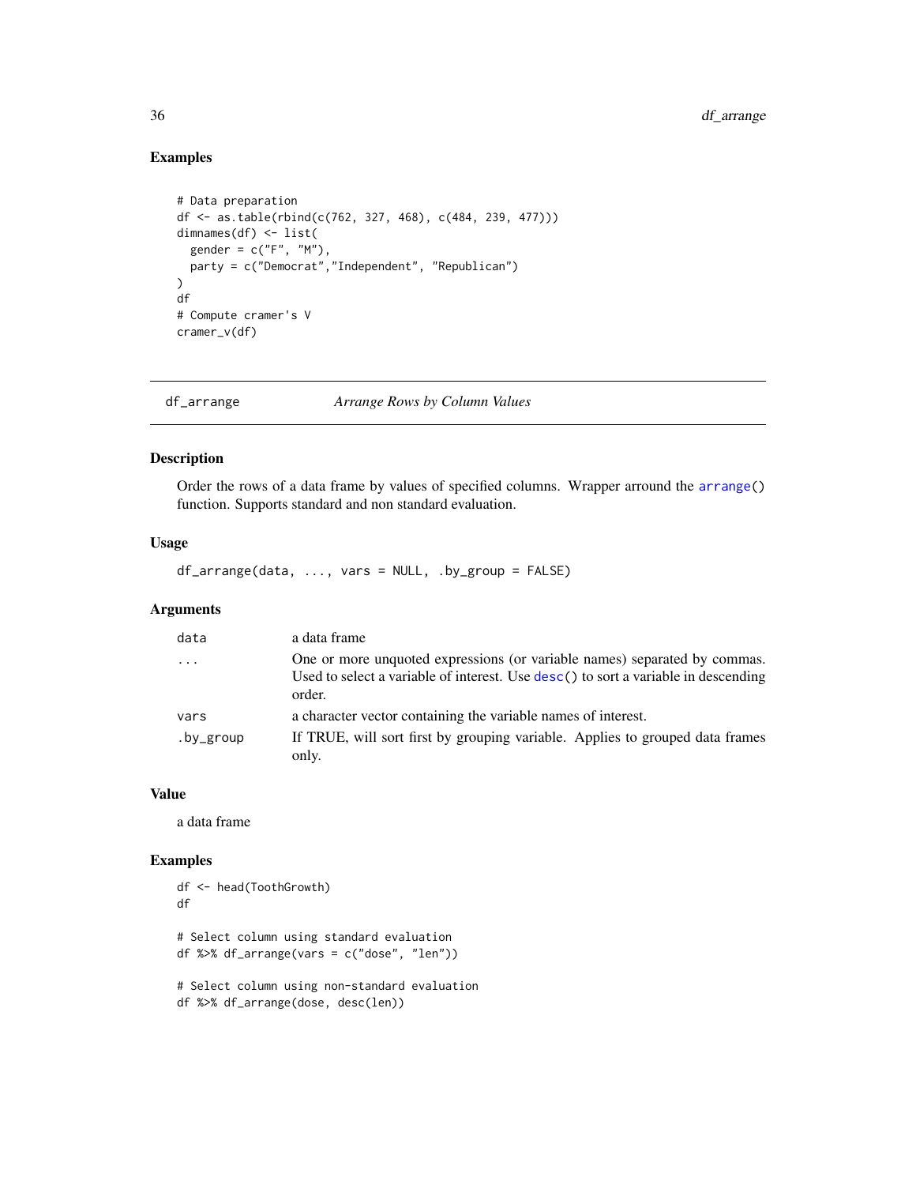## Examples

```
# Data preparation
df <- as.table(rbind(c(762, 327, 468), c(484, 239, 477)))
dimnames(df) <- list(
  gender = c("F", "M"),
  party = c("Democrat","Independent", "Republican")
)
df
# Compute cramer's V
cramer_v(df)
```

---

# df_arrange — *Arrange Rows by Column Values*

## Description

Order the rows of a data frame by values of specified columns. Wrapper arround the `arrange()` function. Supports standard and non standard evaluation.

## Usage

```
df_arrange(data, ..., vars = NULL, .by_group = FALSE)
```

## Arguments

| Argument | Description |
|---|---|
| `data` | a data frame |
| `...` | One or more unquoted expressions (or variable names) separated by commas. Used to select a variable of interest. Use `desc()` to sort a variable in descending order. |
| `vars` | a character vector containing the variable names of interest. |
| `.by_group` | If TRUE, will sort first by grouping variable. Applies to grouped data frames only. |

## Value

a data frame

## Examples

```
df <- head(ToothGrowth)
df

# Select column using standard evaluation
df %>% df_arrange(vars = c("dose", "len"))

# Select column using non-standard evaluation
df %>% df_arrange(dose, desc(len))
```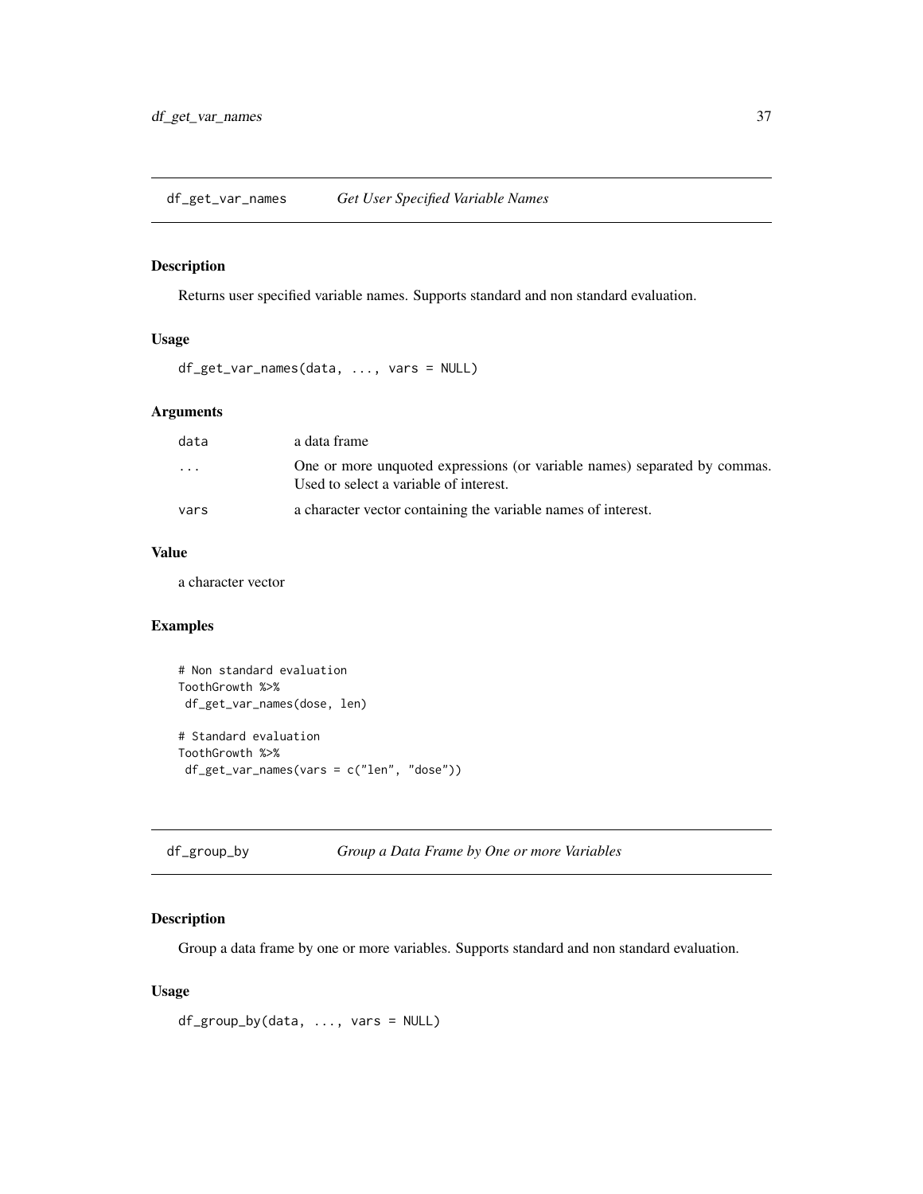## df_get_var_names *Get User Specified Variable Names*

### Description

Returns user specified variable names. Supports standard and non standard evaluation.

### Usage

```
df_get_var_names(data, ..., vars = NULL)
```

### Arguments

| | |
|---|---|
| data | a data frame |
| ... | One or more unquoted expressions (or variable names) separated by commas. Used to select a variable of interest. |
| vars | a character vector containing the variable names of interest. |

### Value

a character vector

### Examples

```
# Non standard evaluation
ToothGrowth %>%
 df_get_var_names(dose, len)

# Standard evaluation
ToothGrowth %>%
 df_get_var_names(vars = c("len", "dose"))
```

## df_group_by *Group a Data Frame by One or more Variables*

### Description

Group a data frame by one or more variables. Supports standard and non standard evaluation.

### Usage

```
df_group_by(data, ..., vars = NULL)
```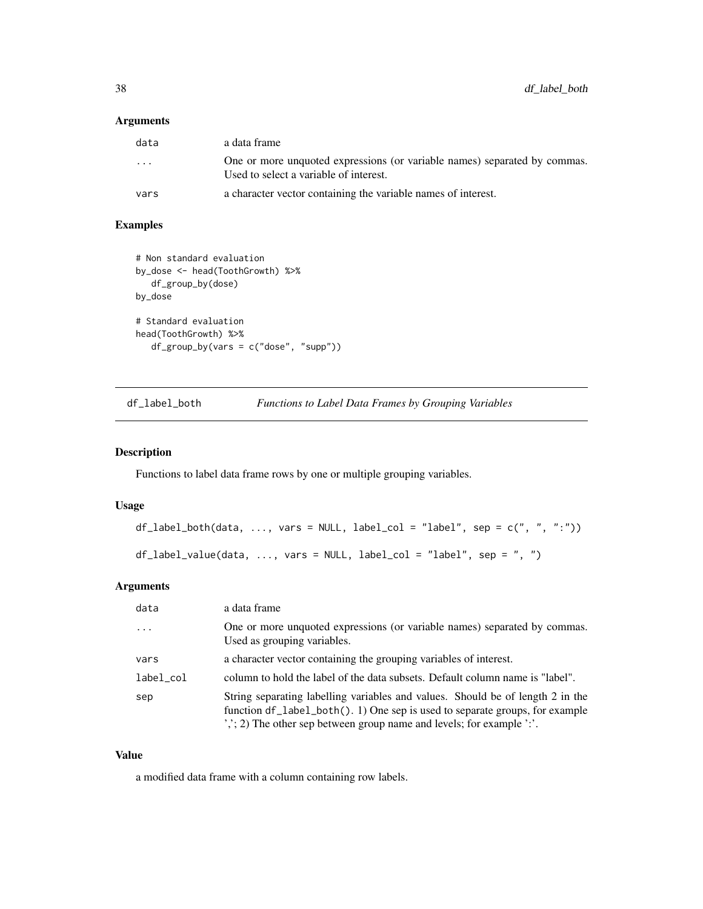### Arguments

| | |
|---|---|
| data | a data frame |
| ... | One or more unquoted expressions (or variable names) separated by commas. Used to select a variable of interest. |
| vars | a character vector containing the variable names of interest. |

### Examples

```
# Non standard evaluation
by_dose <- head(ToothGrowth) %>%
   df_group_by(dose)
by_dose

# Standard evaluation
head(ToothGrowth) %>%
   df_group_by(vars = c("dose", "supp"))
```

---

## df_label_both — *Functions to Label Data Frames by Grouping Variables*

### Description

Functions to label data frame rows by one or multiple grouping variables.

### Usage

```
df_label_both(data, ..., vars = NULL, label_col = "label", sep = c(", ", ":"))

df_label_value(data, ..., vars = NULL, label_col = "label", sep = ", ")
```

### Arguments

| | |
|---|---|
| data | a data frame |
| ... | One or more unquoted expressions (or variable names) separated by commas. Used as grouping variables. |
| vars | a character vector containing the grouping variables of interest. |
| label_col | column to hold the label of the data subsets. Default column name is "label". |
| sep | String separating labelling variables and values. Should be of length 2 in the function `df_label_both()`. 1) One sep is used to separate groups, for example ','; 2) The other sep between group name and levels; for example ':'. |

### Value

a modified data frame with a column containing row labels.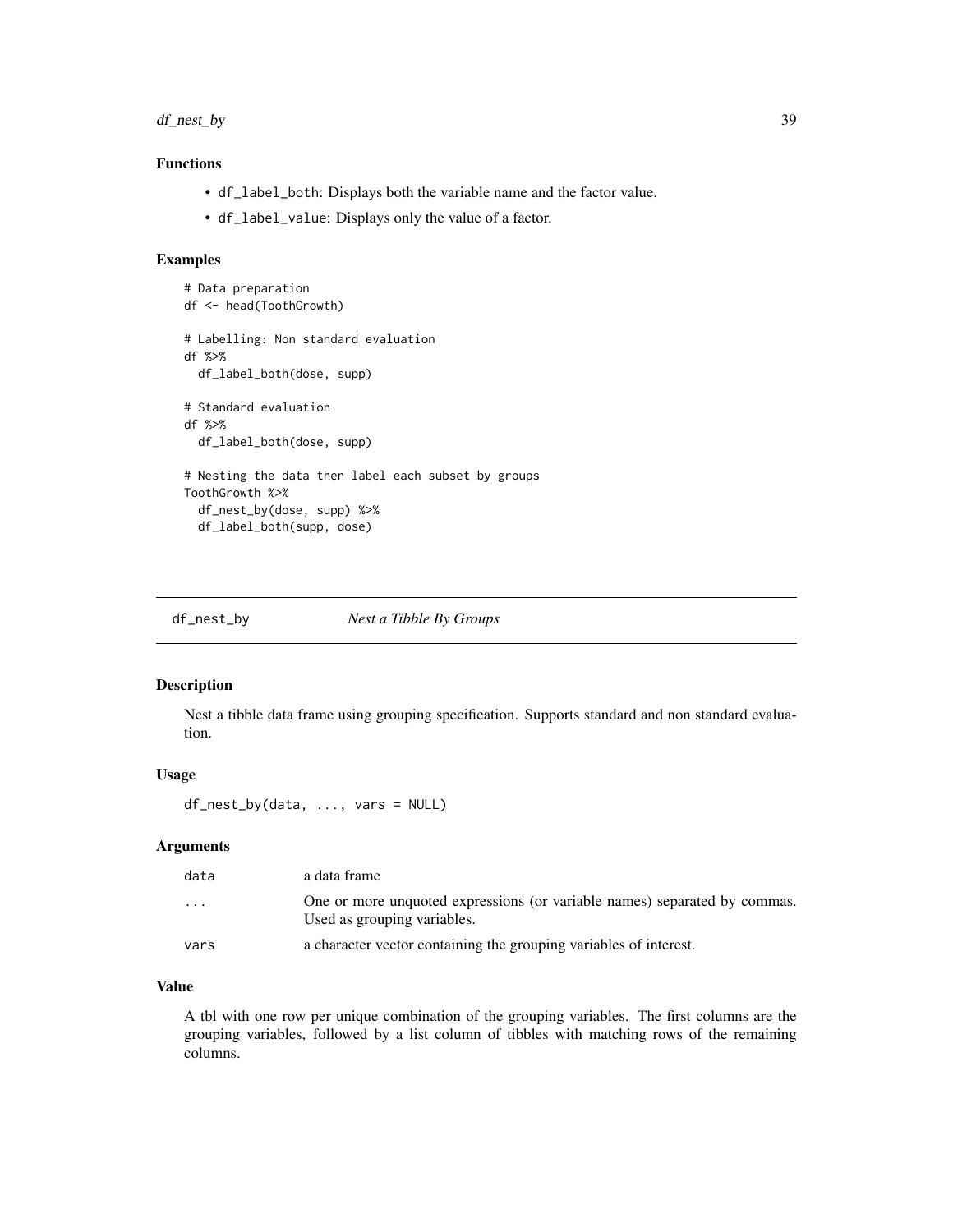### Functions

- `df_label_both`: Displays both the variable name and the factor value.
- `df_label_value`: Displays only the value of a factor.

### Examples

```
# Data preparation
df <- head(ToothGrowth)

# Labelling: Non standard evaluation
df %>%
  df_label_both(dose, supp)

# Standard evaluation
df %>%
  df_label_both(dose, supp)

# Nesting the data then label each subset by groups
ToothGrowth %>%
  df_nest_by(dose, supp) %>%
  df_label_both(supp, dose)
```

---

## df_nest_by &nbsp;&nbsp;&nbsp;&nbsp; *Nest a Tibble By Groups*

---

### Description

Nest a tibble data frame using grouping specification. Supports standard and non standard evaluation.

### Usage

```
df_nest_by(data, ..., vars = NULL)
```

### Arguments

| | |
|---|---|
| data | a data frame |
| ... | One or more unquoted expressions (or variable names) separated by commas. Used as grouping variables. |
| vars | a character vector containing the grouping variables of interest. |

### Value

A tbl with one row per unique combination of the grouping variables. The first columns are the grouping variables, followed by a list column of tibbles with matching rows of the remaining columns.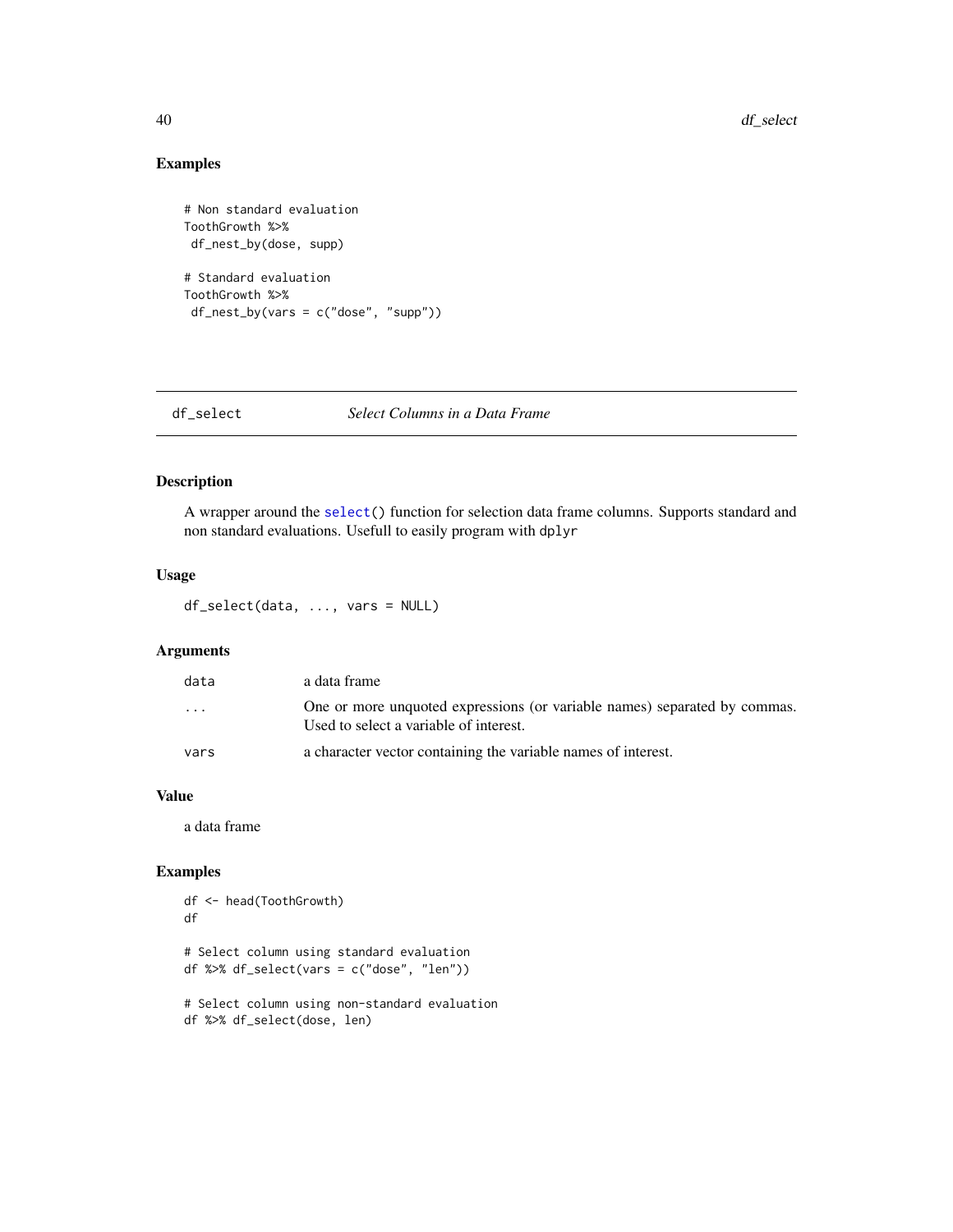### Examples

```
# Non standard evaluation
ToothGrowth %>%
 df_nest_by(dose, supp)

# Standard evaluation
ToothGrowth %>%
 df_nest_by(vars = c("dose", "supp"))
```

---

## df_select — *Select Columns in a Data Frame*

---

### Description

A wrapper around the `select()` function for selection data frame columns. Supports standard and non standard evaluations. Usefull to easily program with `dplyr`

### Usage

```
df_select(data, ..., vars = NULL)
```

### Arguments

| | |
|---|---|
| `data` | a data frame |
| `...` | One or more unquoted expressions (or variable names) separated by commas. Used to select a variable of interest. |
| `vars` | a character vector containing the variable names of interest. |

### Value

a data frame

### Examples

```
df <- head(ToothGrowth)
df

# Select column using standard evaluation
df %>% df_select(vars = c("dose", "len"))

# Select column using non-standard evaluation
df %>% df_select(dose, len)
```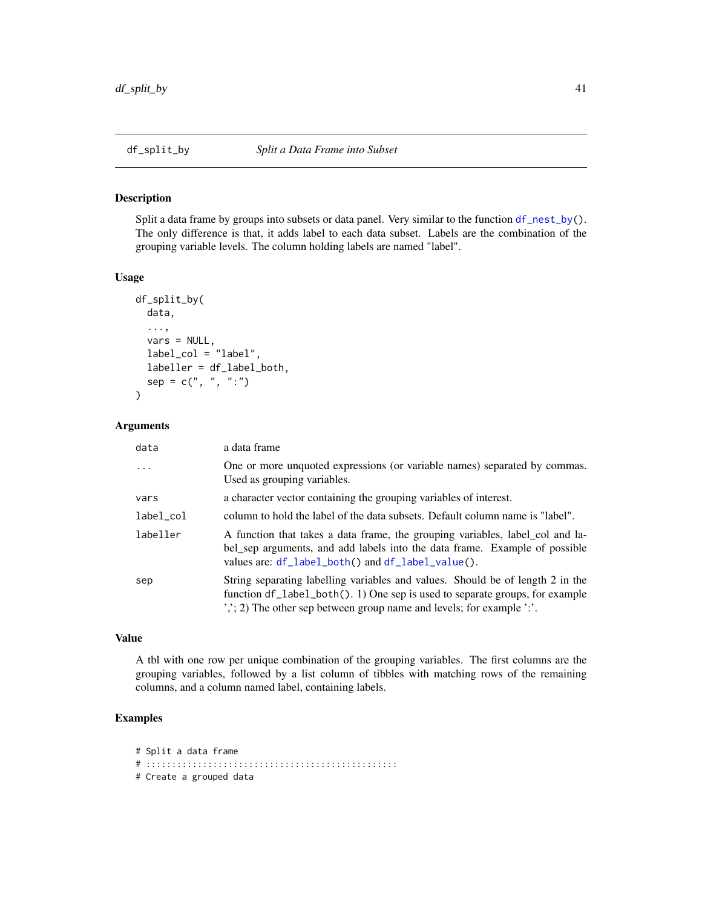## df_split_by *Split a Data Frame into Subset*

### Description

Split a data frame by groups into subsets or data panel. Very similar to the function `df_nest_by()`. The only difference is that, it adds label to each data subset. Labels are the combination of the grouping variable levels. The column holding labels are named "label".

### Usage

```
df_split_by(
  data,
  ...,
  vars = NULL,
  label_col = "label",
  labeller = df_label_both,
  sep = c(", ", ":")
)
```

### Arguments

| | |
|---|---|
| `data` | a data frame |
| `...` | One or more unquoted expressions (or variable names) separated by commas. Used as grouping variables. |
| `vars` | a character vector containing the grouping variables of interest. |
| `label_col` | column to hold the label of the data subsets. Default column name is "label". |
| `labeller` | A function that takes a data frame, the grouping variables, label_col and label_sep arguments, and add labels into the data frame. Example of possible values are: `df_label_both()` and `df_label_value()`. |
| `sep` | String separating labelling variables and values. Should be of length 2 in the function `df_label_both()`. 1) One sep is used to separate groups, for example ','; 2) The other sep between group name and levels; for example ':'. |

### Value

A tbl with one row per unique combination of the grouping variables. The first columns are the grouping variables, followed by a list column of tibbles with matching rows of the remaining columns, and a column named label, containing labels.

### Examples

```
# Split a data frame
# :::::::::::::::::::::::::::::::::::::::::::::::::
# Create a grouped data
```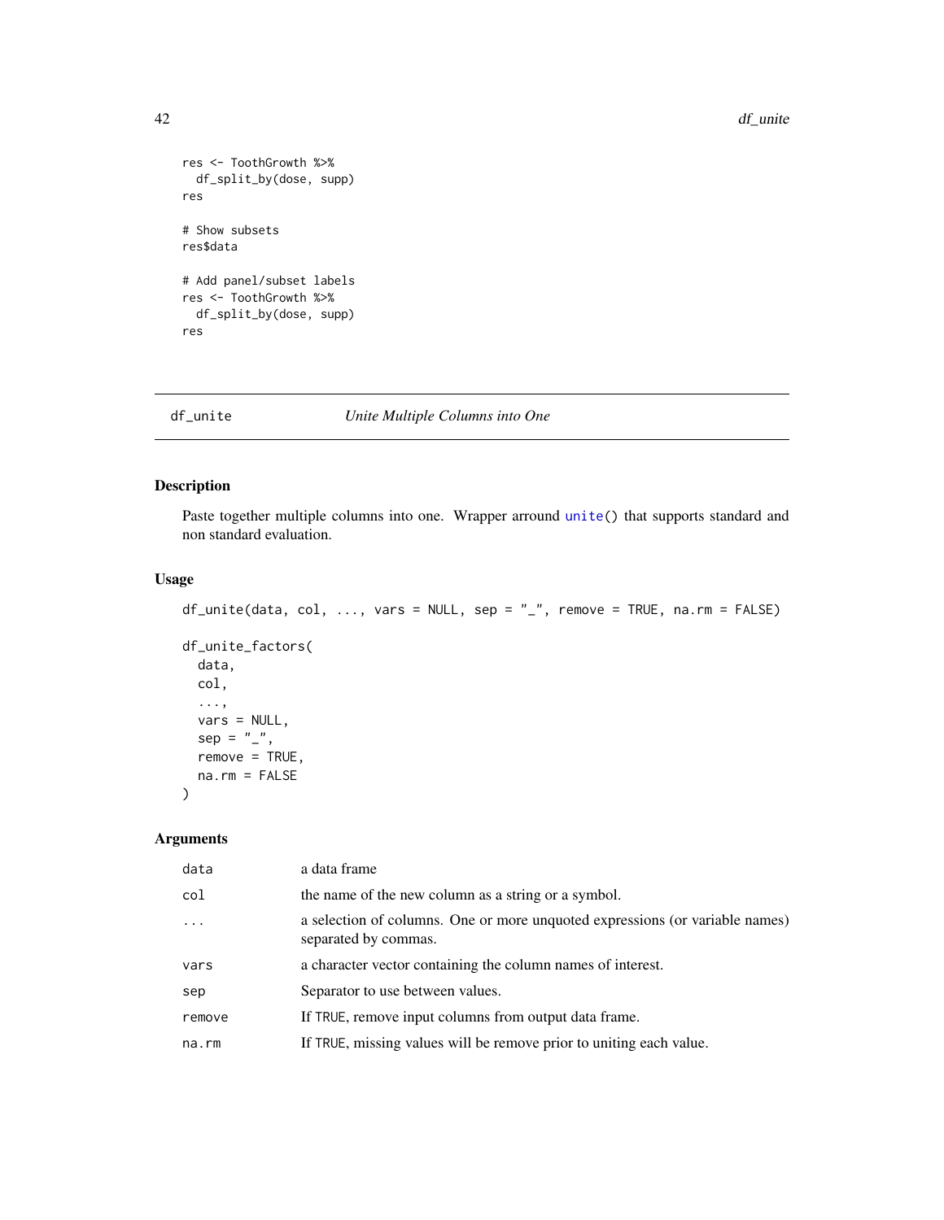```r
res <- ToothGrowth %>%
  df_split_by(dose, supp)
res

# Show subsets
res$data

# Add panel/subset labels
res <- ToothGrowth %>%
  df_split_by(dose, supp)
res
```

---

## df_unite — *Unite Multiple Columns into One*

---

### Description

Paste together multiple columns into one. Wrapper arround `unite()` that supports standard and non standard evaluation.

### Usage

```r
df_unite(data, col, ..., vars = NULL, sep = "_", remove = TRUE, na.rm = FALSE)

df_unite_factors(
  data,
  col,
  ...,
  vars = NULL,
  sep = "_",
  remove = TRUE,
  na.rm = FALSE
)
```

### Arguments

| | |
|---|---|
| `data` | a data frame |
| `col` | the name of the new column as a string or a symbol. |
| `...` | a selection of columns. One or more unquoted expressions (or variable names) separated by commas. |
| `vars` | a character vector containing the column names of interest. |
| `sep` | Separator to use between values. |
| `remove` | If `TRUE`, remove input columns from output data frame. |
| `na.rm` | If `TRUE`, missing values will be remove prior to uniting each value. |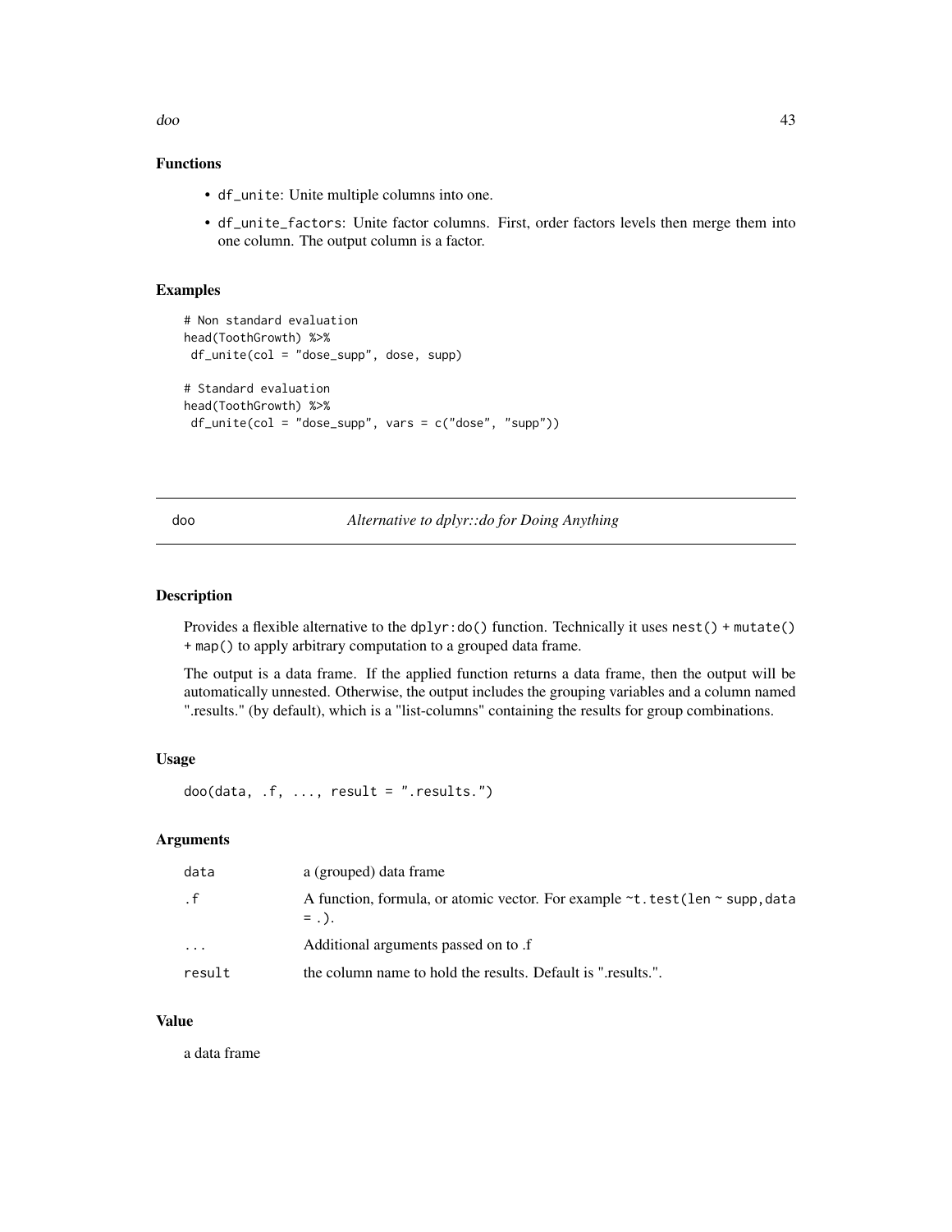### Functions

- `df_unite`: Unite multiple columns into one.
- `df_unite_factors`: Unite factor columns. First, order factors levels then merge them into one column. The output column is a factor.

### Examples

```
# Non standard evaluation
head(ToothGrowth) %>%
 df_unite(col = "dose_supp", dose, supp)

# Standard evaluation
head(ToothGrowth) %>%
 df_unite(col = "dose_supp", vars = c("dose", "supp"))
```

---

## doo — *Alternative to dplyr::do for Doing Anything*

### Description

Provides a flexible alternative to the `dplyr:do()` function. Technically it uses `nest()` + `mutate()` + `map()` to apply arbitrary computation to a grouped data frame.

The output is a data frame. If the applied function returns a data frame, then the output will be automatically unnested. Otherwise, the output includes the grouping variables and a column named ".results." (by default), which is a "list-columns" containing the results for group combinations.

### Usage

```
doo(data, .f, ..., result = ".results.")
```

### Arguments

| | |
|---|---|
| `data` | a (grouped) data frame |
| `.f` | A function, formula, or atomic vector. For example `~t.test(len ~ supp,data = .)`. |
| `...` | Additional arguments passed on to .f |
| `result` | the column name to hold the results. Default is ".results.". |

### Value

a data frame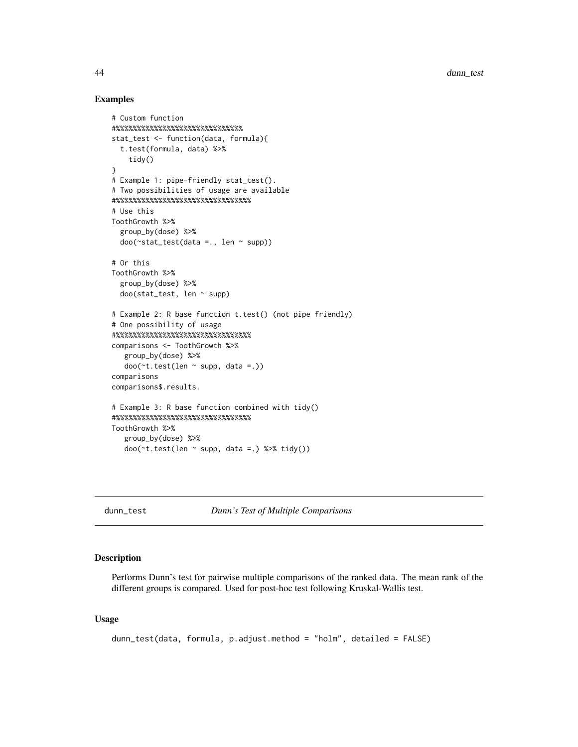## Examples

```
# Custom function
#%%%%%%%%%%%%%%%%%%%%%%%%%%%%%%%
stat_test <- function(data, formula){
  t.test(formula, data) %>%
    tidy()
}
# Example 1: pipe-friendly stat_test().
# Two possibilities of usage are available
#%%%%%%%%%%%%%%%%%%%%%%%%%%%%%%%%%
# Use this
ToothGrowth %>%
  group_by(dose) %>%
  doo(~stat_test(data =., len ~ supp))

# Or this
ToothGrowth %>%
  group_by(dose) %>%
  doo(stat_test, len ~ supp)

# Example 2: R base function t.test() (not pipe friendly)
# One possibility of usage
#%%%%%%%%%%%%%%%%%%%%%%%%%%%%%%%%%
comparisons <- ToothGrowth %>%
   group_by(dose) %>%
   doo(~t.test(len ~ supp, data =.))
comparisons
comparisons$.results.

# Example 3: R base function combined with tidy()
#%%%%%%%%%%%%%%%%%%%%%%%%%%%%%%%%%
ToothGrowth %>%
   group_by(dose) %>%
   doo(~t.test(len ~ supp, data =.) %>% tidy())
```

---

`dunn_test` *Dunn's Test of Multiple Comparisons*

---

## Description

Performs Dunn's test for pairwise multiple comparisons of the ranked data. The mean rank of the different groups is compared. Used for post-hoc test following Kruskal-Wallis test.

## Usage

```
dunn_test(data, formula, p.adjust.method = "holm", detailed = FALSE)
```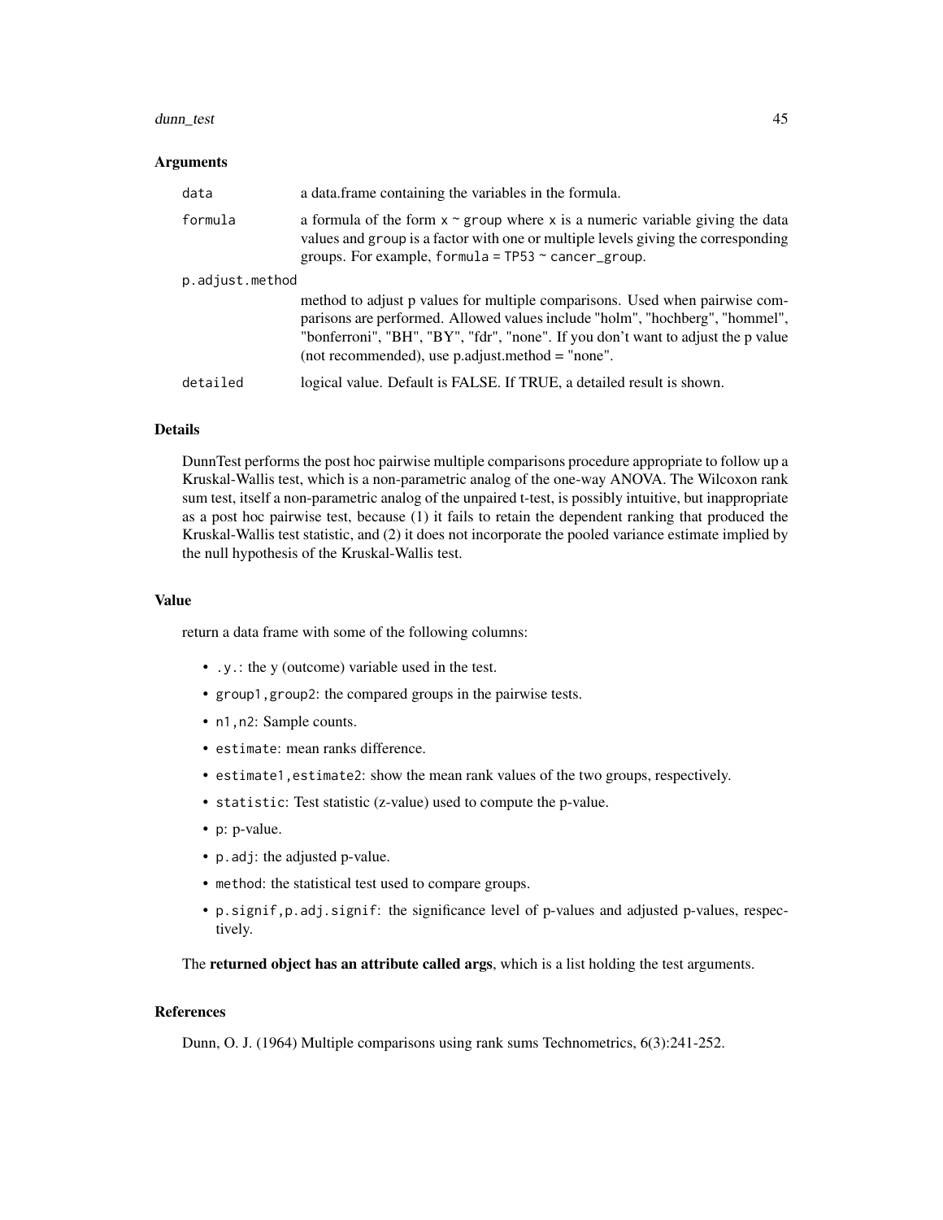### Arguments

| | |
|---|---|
| `data` | a data.frame containing the variables in the formula. |
| `formula` | a formula of the form `x ~ group` where `x` is a numeric variable giving the data values and `group` is a factor with one or multiple levels giving the corresponding groups. For example, `formula = TP53 ~ cancer_group`. |
| `p.adjust.method` | method to adjust p values for multiple comparisons. Used when pairwise comparisons are performed. Allowed values include "holm", "hochberg", "hommel", "bonferroni", "BH", "BY", "fdr", "none". If you don't want to adjust the p value (not recommended), use p.adjust.method = "none". |
| `detailed` | logical value. Default is FALSE. If TRUE, a detailed result is shown. |

### Details

DunnTest performs the post hoc pairwise multiple comparisons procedure appropriate to follow up a Kruskal-Wallis test, which is a non-parametric analog of the one-way ANOVA. The Wilcoxon rank sum test, itself a non-parametric analog of the unpaired t-test, is possibly intuitive, but inappropriate as a post hoc pairwise test, because (1) it fails to retain the dependent ranking that produced the Kruskal-Wallis test statistic, and (2) it does not incorporate the pooled variance estimate implied by the null hypothesis of the Kruskal-Wallis test.

### Value

return a data frame with some of the following columns:

- `.y.`: the y (outcome) variable used in the test.
- `group1,group2`: the compared groups in the pairwise tests.
- `n1,n2`: Sample counts.
- `estimate`: mean ranks difference.
- `estimate1,estimate2`: show the mean rank values of the two groups, respectively.
- `statistic`: Test statistic (z-value) used to compute the p-value.
- `p`: p-value.
- `p.adj`: the adjusted p-value.
- `method`: the statistical test used to compare groups.
- `p.signif,p.adj.signif`: the significance level of p-values and adjusted p-values, respectively.

The **returned object has an attribute called args**, which is a list holding the test arguments.

### References

Dunn, O. J. (1964) Multiple comparisons using rank sums Technometrics, 6(3):241-252.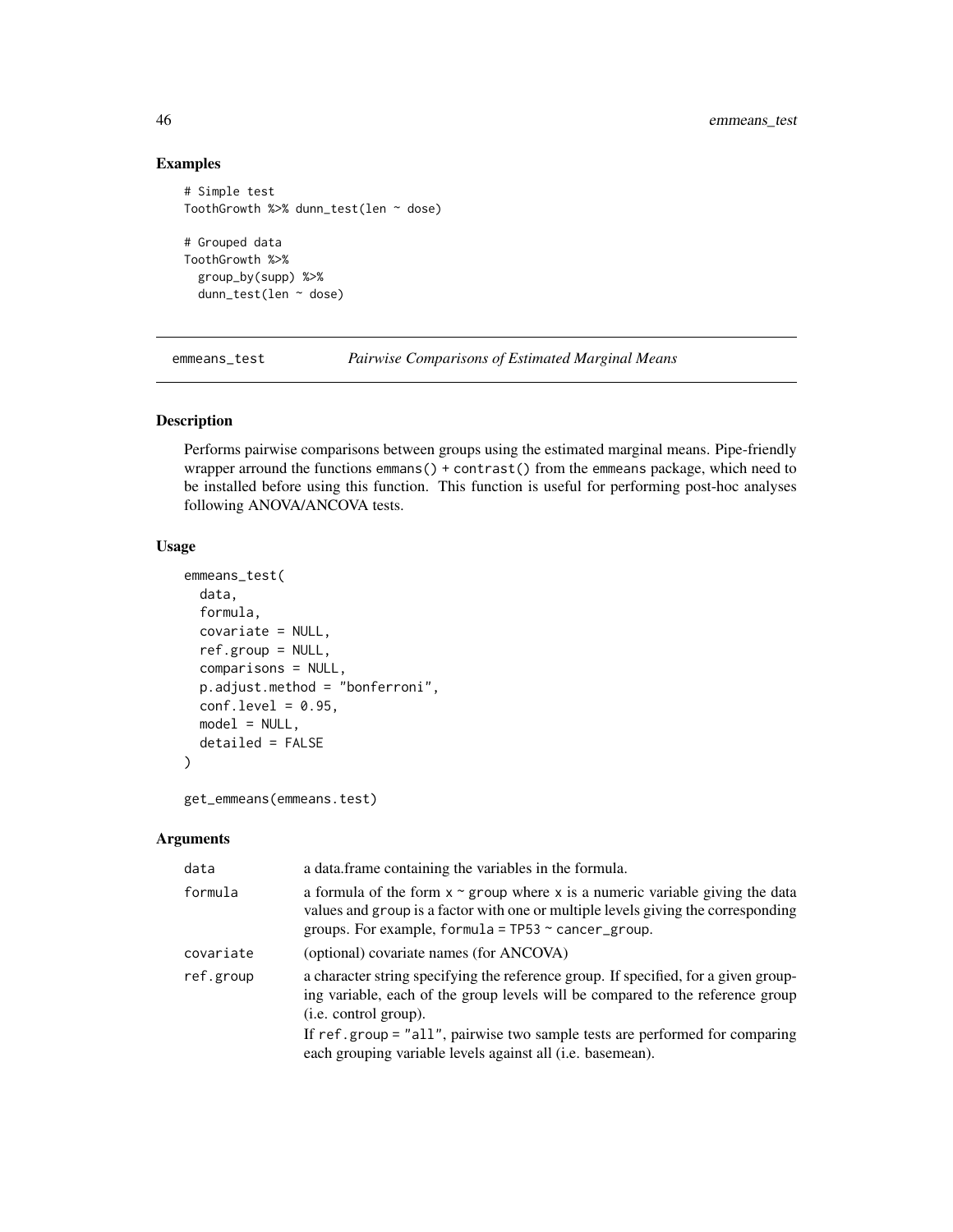## Examples

```
# Simple test
ToothGrowth %>% dunn_test(len ~ dose)

# Grouped data
ToothGrowth %>%
  group_by(supp) %>%
  dunn_test(len ~ dose)
```

---

## emmeans_test *Pairwise Comparisons of Estimated Marginal Means*

### Description

Performs pairwise comparisons between groups using the estimated marginal means. Pipe-friendly wrapper arround the functions emmans() + contrast() from the emmeans package, which need to be installed before using this function. This function is useful for performing post-hoc analyses following ANOVA/ANCOVA tests.

### Usage

```
emmeans_test(
  data,
  formula,
  covariate = NULL,
  ref.group = NULL,
  comparisons = NULL,
  p.adjust.method = "bonferroni",
  conf.level = 0.95,
  model = NULL,
  detailed = FALSE
)

get_emmeans(emmeans.test)
```

### Arguments

| | |
|---|---|
| data | a data.frame containing the variables in the formula. |
| formula | a formula of the form x ~ group where x is a numeric variable giving the data values and group is a factor with one or multiple levels giving the corresponding groups. For example, formula = TP53 ~ cancer_group. |
| covariate | (optional) covariate names (for ANCOVA) |
| ref.group | a character string specifying the reference group. If specified, for a given grouping variable, each of the group levels will be compared to the reference group (i.e. control group). <br> If ref.group = "all", pairwise two sample tests are performed for comparing each grouping variable levels against all (i.e. basemean). |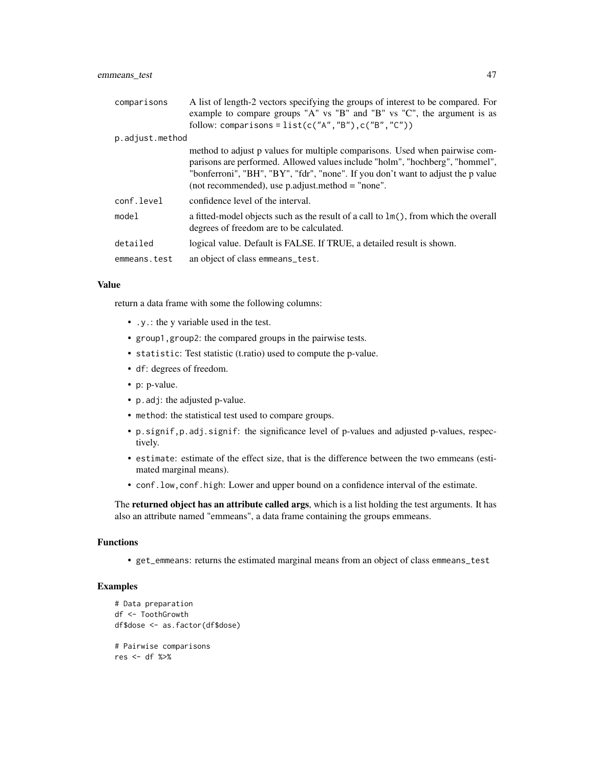| Argument | Description |
| --- | --- |
| comparisons | A list of length-2 vectors specifying the groups of interest to be compared. For example to compare groups "A" vs "B" and "B" vs "C", the argument is as follow: `comparisons = list(c("A","B"),c("B","C"))` |
| p.adjust.method | method to adjust p values for multiple comparisons. Used when pairwise comparisons are performed. Allowed values include "holm", "hochberg", "hommel", "bonferroni", "BH", "BY", "fdr", "none". If you don't want to adjust the p value (not recommended), use p.adjust.method = "none". |
| conf.level | confidence level of the interval. |
| model | a fitted-model objects such as the result of a call to `lm()`, from which the overall degrees of freedom are to be calculated. |
| detailed | logical value. Default is FALSE. If TRUE, a detailed result is shown. |
| emmeans.test | an object of class `emmeans_test`. |

### Value

return a data frame with some the following columns:

- `.y.`: the y variable used in the test.
- `group1,group2`: the compared groups in the pairwise tests.
- `statistic`: Test statistic (t.ratio) used to compute the p-value.
- `df`: degrees of freedom.
- `p`: p-value.
- `p.adj`: the adjusted p-value.
- `method`: the statistical test used to compare groups.
- `p.signif,p.adj.signif`: the significance level of p-values and adjusted p-values, respectively.
- `estimate`: estimate of the effect size, that is the difference between the two emmeans (estimated marginal means).
- `conf.low,conf.high`: Lower and upper bound on a confidence interval of the estimate.

The **returned object has an attribute called args**, which is a list holding the test arguments. It has also an attribute named "emmeans", a data frame containing the groups emmeans.

### Functions

- `get_emmeans`: returns the estimated marginal means from an object of class `emmeans_test`

### Examples

```
# Data preparation
df <- ToothGrowth
df$dose <- as.factor(df$dose)

# Pairwise comparisons
res <- df %>%
```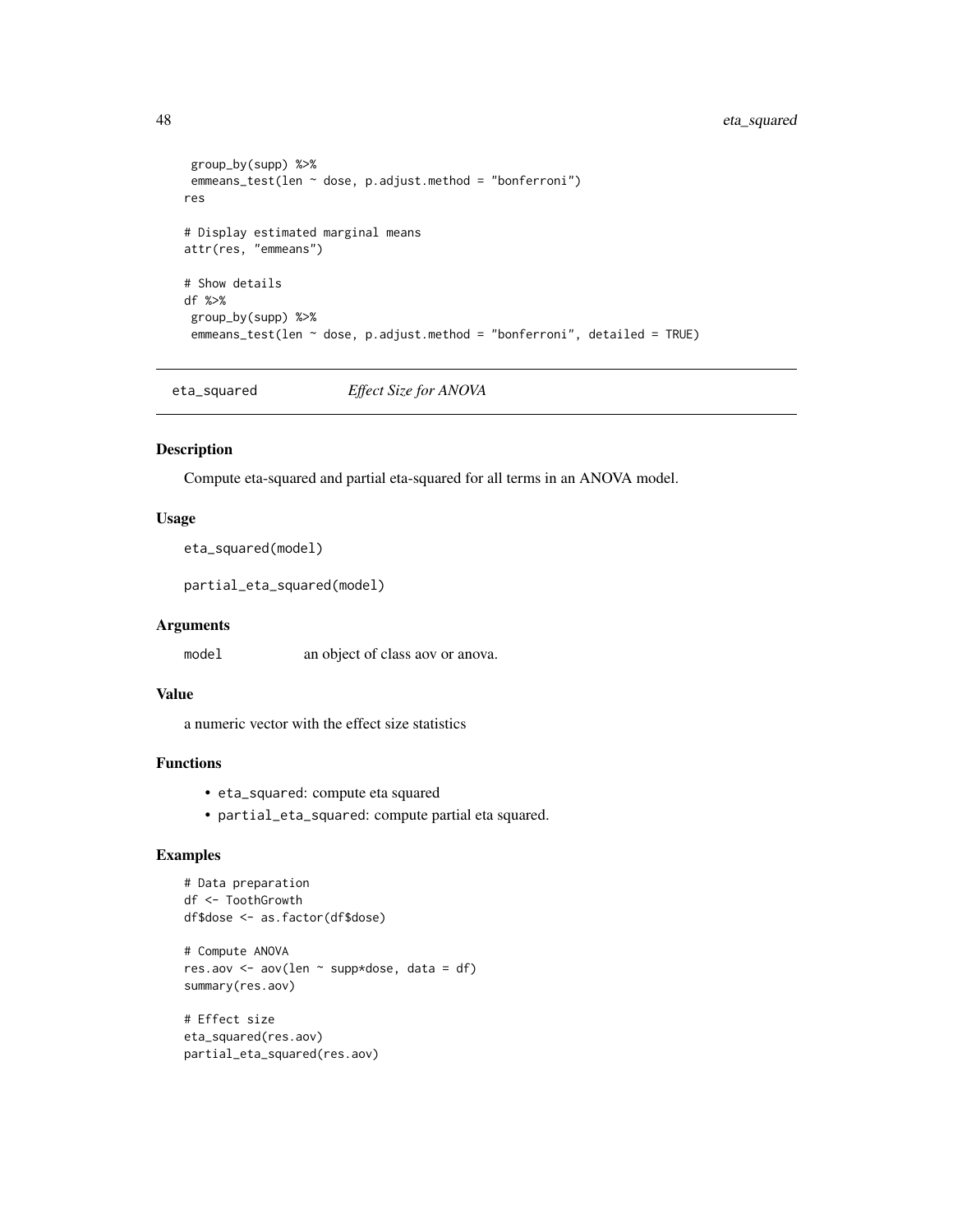```
 group_by(supp) %>%
 emmeans_test(len ~ dose, p.adjust.method = "bonferroni")
res

# Display estimated marginal means
attr(res, "emmeans")

# Show details
df %>%
 group_by(supp) %>%
 emmeans_test(len ~ dose, p.adjust.method = "bonferroni", detailed = TRUE)
```

## eta_squared *Effect Size for ANOVA*

### Description

Compute eta-squared and partial eta-squared for all terms in an ANOVA model.

### Usage

```
eta_squared(model)

partial_eta_squared(model)
```

### Arguments

| | |
|---|---|
| model | an object of class aov or anova. |

### Value

a numeric vector with the effect size statistics

### Functions

- `eta_squared`: compute eta squared
- `partial_eta_squared`: compute partial eta squared.

### Examples

```
# Data preparation
df <- ToothGrowth
df$dose <- as.factor(df$dose)

# Compute ANOVA
res.aov <- aov(len ~ supp*dose, data = df)
summary(res.aov)

# Effect size
eta_squared(res.aov)
partial_eta_squared(res.aov)
```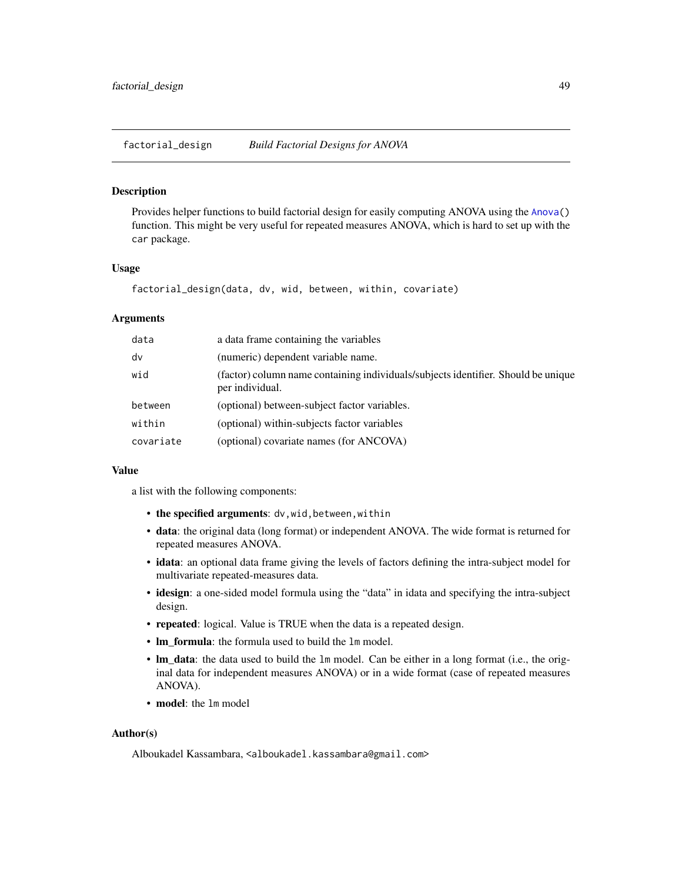## factorial_design — *Build Factorial Designs for ANOVA*

### Description

Provides helper functions to build factorial design for easily computing ANOVA using the `Anova()` function. This might be very useful for repeated measures ANOVA, which is hard to set up with the `car` package.

### Usage

```
factorial_design(data, dv, wid, between, within, covariate)
```

### Arguments

| | |
|---|---|
| `data` | a data frame containing the variables |
| `dv` | (numeric) dependent variable name. |
| `wid` | (factor) column name containing individuals/subjects identifier. Should be unique per individual. |
| `between` | (optional) between-subject factor variables. |
| `within` | (optional) within-subjects factor variables |
| `covariate` | (optional) covariate names (for ANCOVA) |

### Value

a list with the following components:

- **the specified arguments**: `dv,wid,between,within`
- **data**: the original data (long format) or independent ANOVA. The wide format is returned for repeated measures ANOVA.
- **idata**: an optional data frame giving the levels of factors defining the intra-subject model for multivariate repeated-measures data.
- **idesign**: a one-sided model formula using the "data" in idata and specifying the intra-subject design.
- **repeated**: logical. Value is TRUE when the data is a repeated design.
- **lm_formula**: the formula used to build the `lm` model.
- **lm_data**: the data used to build the `lm` model. Can be either in a long format (i.e., the original data for independent measures ANOVA) or in a wide format (case of repeated measures ANOVA).
- **model**: the `lm` model

### Author(s)

Alboukadel Kassambara, `<alboukadel.kassambara@gmail.com>`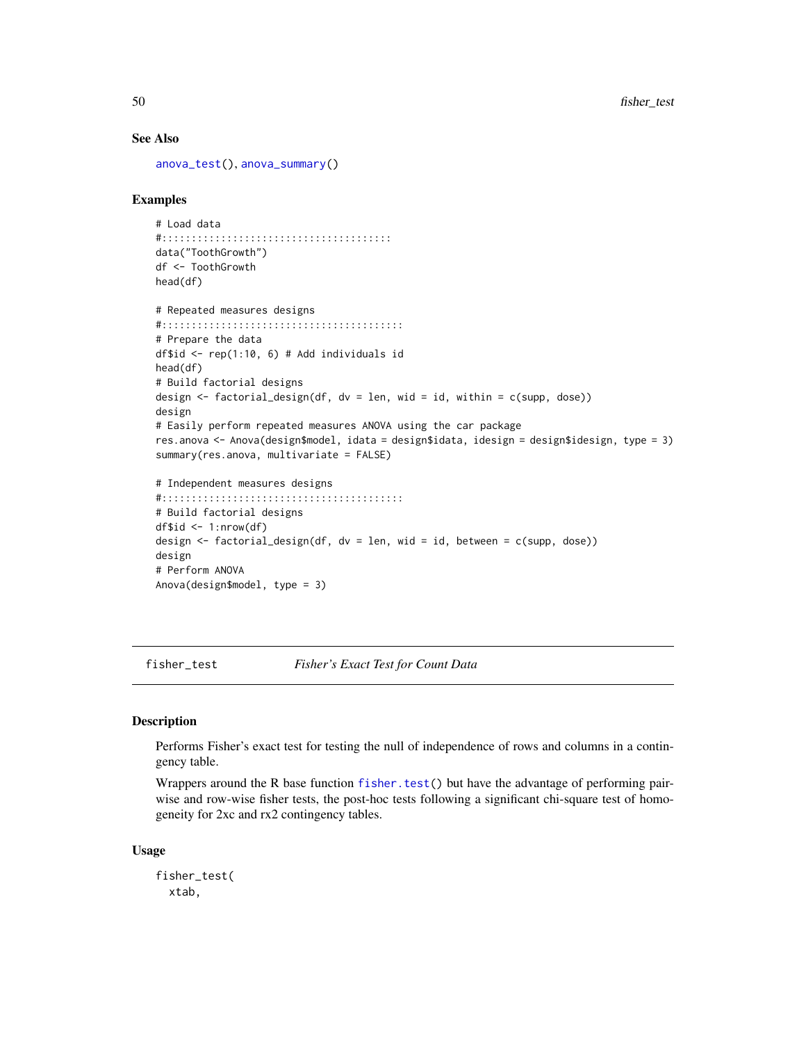## See Also

anova_test(), anova_summary()

## Examples

```
# Load data
#:::::::::::::::::::::::::::::::::::::::
data("ToothGrowth")
df <- ToothGrowth
head(df)

# Repeated measures designs
#:::::::::::::::::::::::::::::::::::::::::
# Prepare the data
df$id <- rep(1:10, 6) # Add individuals id
head(df)
# Build factorial designs
design <- factorial_design(df, dv = len, wid = id, within = c(supp, dose))
design
# Easily perform repeated measures ANOVA using the car package
res.anova <- Anova(design$model, idata = design$idata, idesign = design$idesign, type = 3)
summary(res.anova, multivariate = FALSE)

# Independent measures designs
#:::::::::::::::::::::::::::::::::::::::::
# Build factorial designs
df$id <- 1:nrow(df)
design <- factorial_design(df, dv = len, wid = id, between = c(supp, dose))
design
# Perform ANOVA
Anova(design$model, type = 3)
```

---

# fisher_test    *Fisher's Exact Test for Count Data*

## Description

Performs Fisher's exact test for testing the null of independence of rows and columns in a contingency table.

Wrappers around the R base function fisher.test() but have the advantage of performing pairwise and row-wise fisher tests, the post-hoc tests following a significant chi-square test of homogeneity for 2xc and rx2 contingency tables.

## Usage

```
fisher_test(
  xtab,
```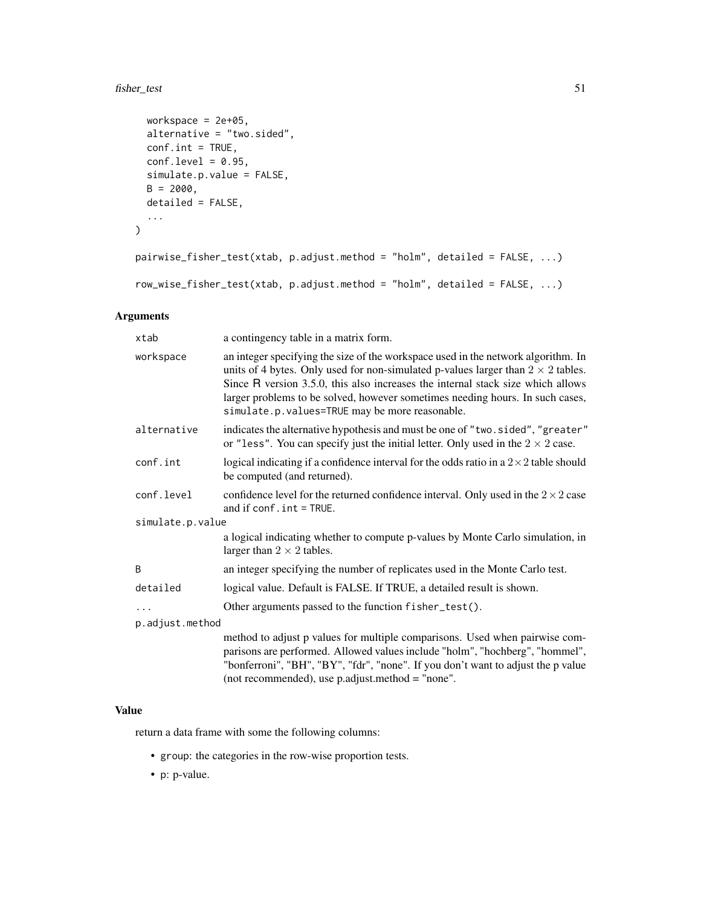```
  workspace = 2e+05,
  alternative = "two.sided",
  conf.int = TRUE,
  conf.level = 0.95,
  simulate.p.value = FALSE,
  B = 2000,
  detailed = FALSE,
  ...
)

pairwise_fisher_test(xtab, p.adjust.method = "holm", detailed = FALSE, ...)

row_wise_fisher_test(xtab, p.adjust.method = "holm", detailed = FALSE, ...)
```

## Arguments

| | |
|---|---|
| `xtab` | a contingency table in a matrix form. |
| `workspace` | an integer specifying the size of the workspace used in the network algorithm. In units of 4 bytes. Only used for non-simulated p-values larger than $2 \times 2$ tables. Since R version 3.5.0, this also increases the internal stack size which allows larger problems to be solved, however sometimes needing hours. In such cases, `simulate.p.values=TRUE` may be more reasonable. |
| `alternative` | indicates the alternative hypothesis and must be one of `"two.sided"`, `"greater"` or `"less"`. You can specify just the initial letter. Only used in the $2 \times 2$ case. |
| `conf.int` | logical indicating if a confidence interval for the odds ratio in a $2 \times 2$ table should be computed (and returned). |
| `conf.level` | confidence level for the returned confidence interval. Only used in the $2 \times 2$ case and if `conf.int = TRUE`. |
| `simulate.p.value` | a logical indicating whether to compute p-values by Monte Carlo simulation, in larger than $2 \times 2$ tables. |
| `B` | an integer specifying the number of replicates used in the Monte Carlo test. |
| `detailed` | logical value. Default is FALSE. If TRUE, a detailed result is shown. |
| `...` | Other arguments passed to the function `fisher_test()`. |
| `p.adjust.method` | method to adjust p values for multiple comparisons. Used when pairwise comparisons are performed. Allowed values include "holm", "hochberg", "hommel", "bonferroni", "BH", "BY", "fdr", "none". If you don't want to adjust the p value (not recommended), use p.adjust.method = "none". |

## Value

return a data frame with some the following columns:

- `group`: the categories in the row-wise proportion tests.
- `p`: p-value.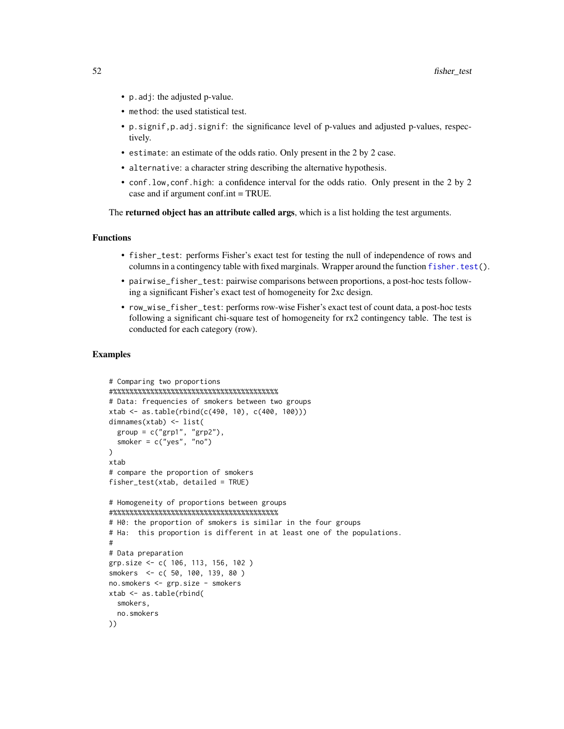- `p.adj`: the adjusted p-value.
- `method`: the used statistical test.
- `p.signif,p.adj.signif`: the significance level of p-values and adjusted p-values, respectively.
- `estimate`: an estimate of the odds ratio. Only present in the 2 by 2 case.
- `alternative`: a character string describing the alternative hypothesis.
- `conf.low,conf.high`: a confidence interval for the odds ratio. Only present in the 2 by 2 case and if argument conf.int = TRUE.

The **returned object has an attribute called args**, which is a list holding the test arguments.

### Functions

- `fisher_test`: performs Fisher's exact test for testing the null of independence of rows and columns in a contingency table with fixed marginals. Wrapper around the function `fisher.test()`.
- `pairwise_fisher_test`: pairwise comparisons between proportions, a post-hoc tests following a significant Fisher's exact test of homogeneity for 2xc design.
- `row_wise_fisher_test`: performs row-wise Fisher's exact test of count data, a post-hoc tests following a significant chi-square test of homogeneity for rx2 contingency table. The test is conducted for each category (row).

### Examples

```
# Comparing two proportions
#%%%%%%%%%%%%%%%%%%%%%%%%%%%%%%%%%%%%%%%%%
# Data: frequencies of smokers between two groups
xtab <- as.table(rbind(c(490, 10), c(400, 100)))
dimnames(xtab) <- list(
  group = c("grp1", "grp2"),
  smoker = c("yes", "no")
)
xtab
# compare the proportion of smokers
fisher_test(xtab, detailed = TRUE)

# Homogeneity of proportions between groups
#%%%%%%%%%%%%%%%%%%%%%%%%%%%%%%%%%%%%%%%%%
# H0: the proportion of smokers is similar in the four groups
# Ha:  this proportion is different in at least one of the populations.
#
# Data preparation
grp.size <- c( 106, 113, 156, 102 )
smokers  <- c( 50, 100, 139, 80 )
no.smokers <- grp.size - smokers
xtab <- as.table(rbind(
  smokers,
  no.smokers
))
```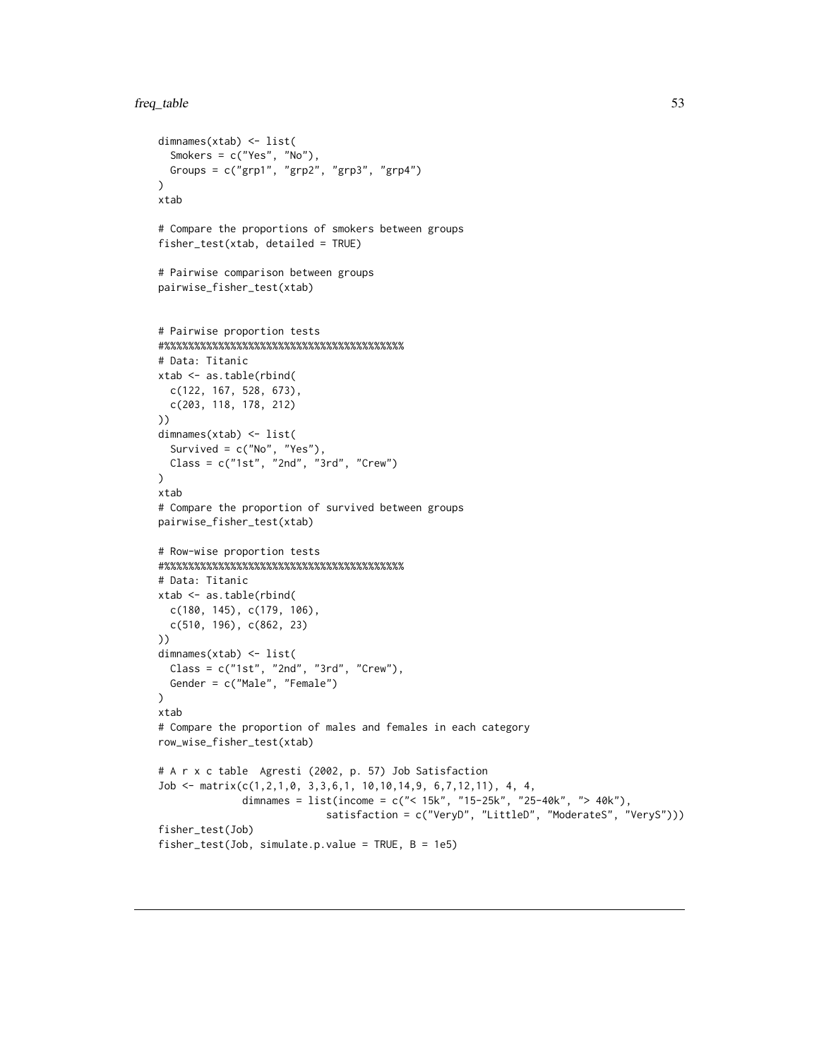```
dimnames(xtab) <- list(
  Smokers = c("Yes", "No"),
  Groups = c("grp1", "grp2", "grp3", "grp4")
)
xtab

# Compare the proportions of smokers between groups
fisher_test(xtab, detailed = TRUE)

# Pairwise comparison between groups
pairwise_fisher_test(xtab)


# Pairwise proportion tests
#%%%%%%%%%%%%%%%%%%%%%%%%%%%%%%%%%%%%%%%%%%%%
# Data: Titanic
xtab <- as.table(rbind(
  c(122, 167, 528, 673),
  c(203, 118, 178, 212)
))
dimnames(xtab) <- list(
  Survived = c("No", "Yes"),
  Class = c("1st", "2nd", "3rd", "Crew")
)
xtab
# Compare the proportion of survived between groups
pairwise_fisher_test(xtab)

# Row-wise proportion tests
#%%%%%%%%%%%%%%%%%%%%%%%%%%%%%%%%%%%%%%%%%%%%
# Data: Titanic
xtab <- as.table(rbind(
  c(180, 145), c(179, 106),
  c(510, 196), c(862, 23)
))
dimnames(xtab) <- list(
  Class = c("1st", "2nd", "3rd", "Crew"),
  Gender = c("Male", "Female")
)
xtab
# Compare the proportion of males and females in each category
row_wise_fisher_test(xtab)

# A r x c table  Agresti (2002, p. 57) Job Satisfaction
Job <- matrix(c(1,2,1,0, 3,3,6,1, 10,10,14,9, 6,7,12,11), 4, 4,
              dimnames = list(income = c("< 15k", "15-25k", "25-40k", "> 40k"),
                              satisfaction = c("VeryD", "LittleD", "ModerateS", "VeryS")))
fisher_test(Job)
fisher_test(Job, simulate.p.value = TRUE, B = 1e5)
```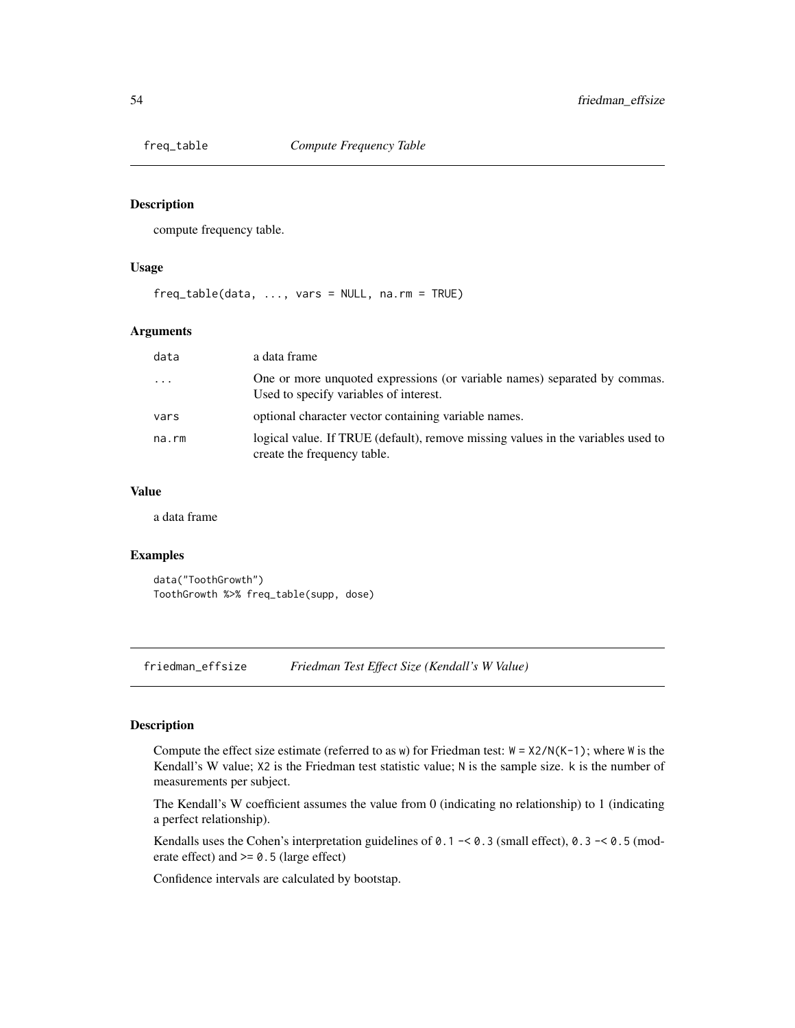## freq_table *Compute Frequency Table*

### Description

compute frequency table.

### Usage

```
freq_table(data, ..., vars = NULL, na.rm = TRUE)
```

### Arguments

| | |
|---|---|
| data | a data frame |
| ... | One or more unquoted expressions (or variable names) separated by commas. Used to specify variables of interest. |
| vars | optional character vector containing variable names. |
| na.rm | logical value. If TRUE (default), remove missing values in the variables used to create the frequency table. |

### Value

a data frame

### Examples

```
data("ToothGrowth")
ToothGrowth %>% freq_table(supp, dose)
```

## friedman_effsize *Friedman Test Effect Size (Kendall's W Value)*

### Description

Compute the effect size estimate (referred to as `w`) for Friedman test: `W = X2/N(K-1)`; where `W` is the Kendall's W value; `X2` is the Friedman test statistic value; `N` is the sample size. `k` is the number of measurements per subject.

The Kendall's W coefficient assumes the value from 0 (indicating no relationship) to 1 (indicating a perfect relationship).

Kendalls uses the Cohen's interpretation guidelines of `0.1 -< 0.3` (small effect), `0.3 -< 0.5` (moderate effect) and `>= 0.5` (large effect)

Confidence intervals are calculated by bootstap.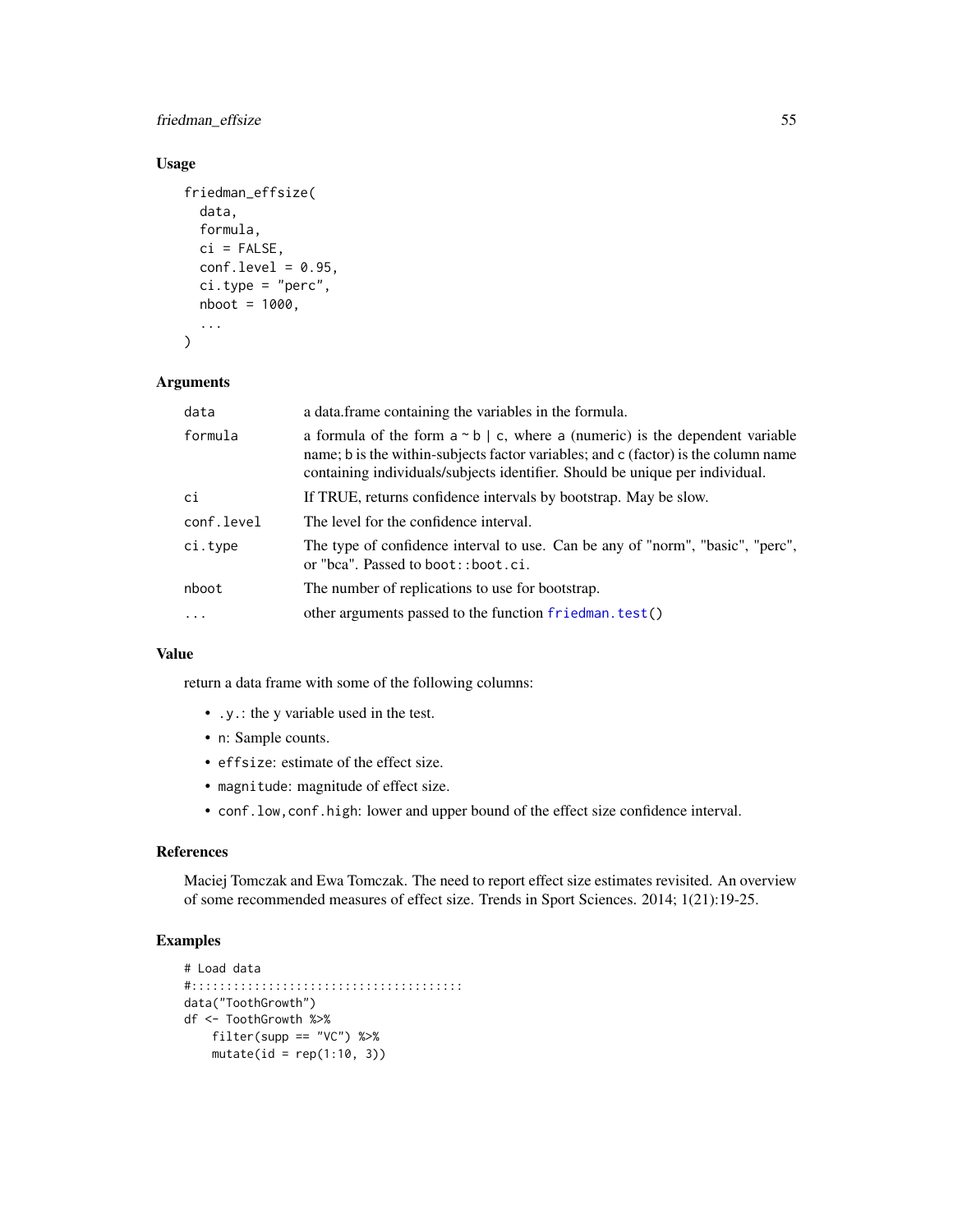## Usage

```
friedman_effsize(
  data,
  formula,
  ci = FALSE,
  conf.level = 0.95,
  ci.type = "perc",
  nboot = 1000,
  ...
)
```

## Arguments

| | |
|---|---|
| data | a data.frame containing the variables in the formula. |
| formula | a formula of the form a ~ b \| c, where a (numeric) is the dependent variable name; b is the within-subjects factor variables; and c (factor) is the column name containing individuals/subjects identifier. Should be unique per individual. |
| ci | If TRUE, returns confidence intervals by bootstrap. May be slow. |
| conf.level | The level for the confidence interval. |
| ci.type | The type of confidence interval to use. Can be any of "norm", "basic", "perc", or "bca". Passed to `boot::boot.ci`. |
| nboot | The number of replications to use for bootstrap. |
| ... | other arguments passed to the function `friedman.test()` |

## Value

return a data frame with some of the following columns:

- `.y.`: the y variable used in the test.
- `n`: Sample counts.
- `effsize`: estimate of the effect size.
- `magnitude`: magnitude of effect size.
- `conf.low,conf.high`: lower and upper bound of the effect size confidence interval.

## References

Maciej Tomczak and Ewa Tomczak. The need to report effect size estimates revisited. An overview of some recommended measures of effect size. Trends in Sport Sciences. 2014; 1(21):19-25.

## Examples

```
# Load data
#:::::::::::::::::::::::::::::::::::::::
data("ToothGrowth")
df <- ToothGrowth %>%
    filter(supp == "VC") %>%
    mutate(id = rep(1:10, 3))
```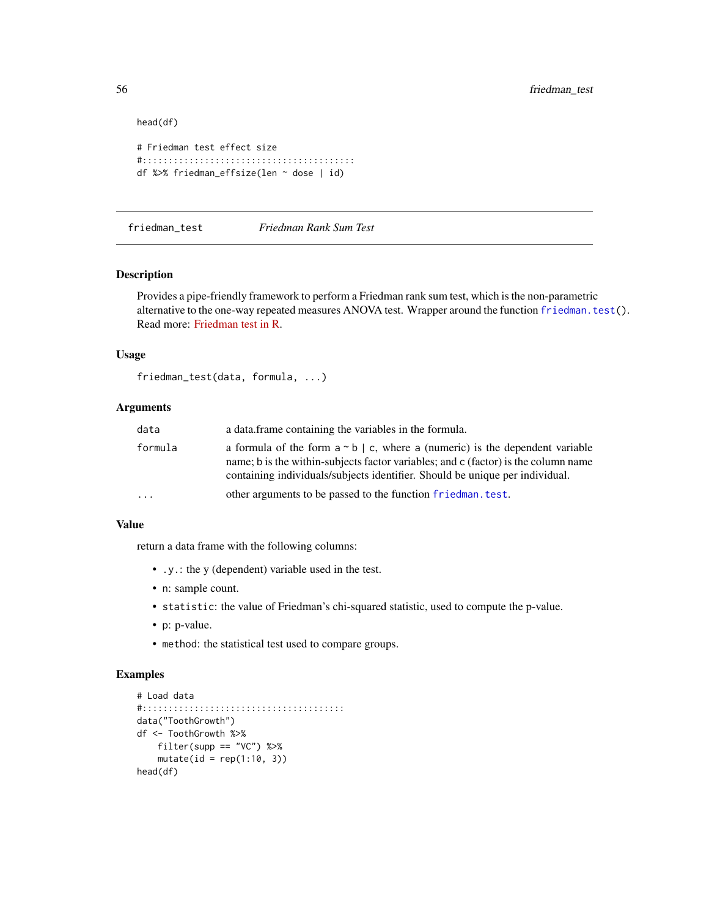```
head(df)

# Friedman test effect size
#:::::::::::::::::::::::::::::::::::::::::
df %>% friedman_effsize(len ~ dose | id)
```

## friedman_test *Friedman Rank Sum Test*

### Description

Provides a pipe-friendly framework to perform a Friedman rank sum test, which is the non-parametric alternative to the one-way repeated measures ANOVA test. Wrapper around the function `friedman.test()`. Read more: Friedman test in R.

### Usage

```
friedman_test(data, formula, ...)
```

### Arguments

| | |
|---|---|
| data | a data.frame containing the variables in the formula. |
| formula | a formula of the form `a ~ b | c`, where `a` (numeric) is the dependent variable name; `b` is the within-subjects factor variables; and `c` (factor) is the column name containing individuals/subjects identifier. Should be unique per individual. |
| ... | other arguments to be passed to the function `friedman.test`. |

### Value

return a data frame with the following columns:

- `.y.`: the y (dependent) variable used in the test.
- `n`: sample count.
- `statistic`: the value of Friedman's chi-squared statistic, used to compute the p-value.
- `p`: p-value.
- `method`: the statistical test used to compare groups.

### Examples

```
# Load data
#:::::::::::::::::::::::::::::::::::::::
data("ToothGrowth")
df <- ToothGrowth %>%
    filter(supp == "VC") %>%
    mutate(id = rep(1:10, 3))
head(df)
```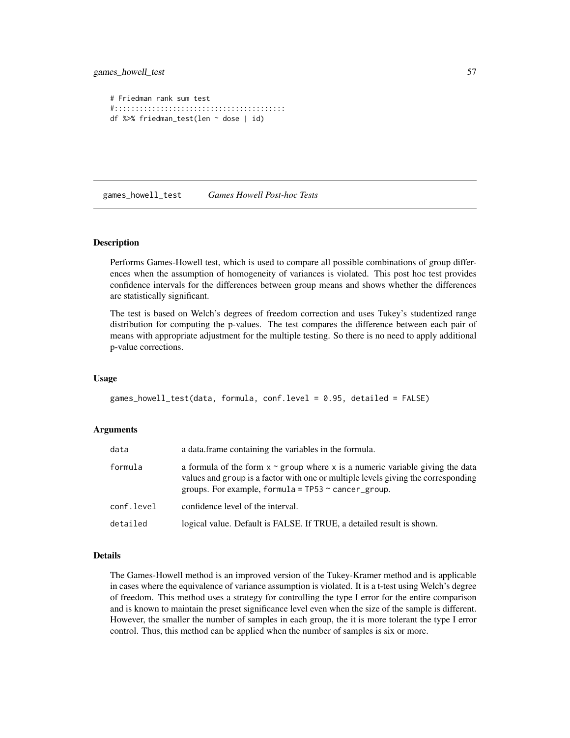```
# Friedman rank sum test
#:::::::::::::::::::::::::::::::::::::::::
df %>% friedman_test(len ~ dose | id)
```

## games_howell_test *Games Howell Post-hoc Tests*

### Description

Performs Games-Howell test, which is used to compare all possible combinations of group differences when the assumption of homogeneity of variances is violated. This post hoc test provides confidence intervals for the differences between group means and shows whether the differences are statistically significant.

The test is based on Welch's degrees of freedom correction and uses Tukey's studentized range distribution for computing the p-values. The test compares the difference between each pair of means with appropriate adjustment for the multiple testing. So there is no need to apply additional p-value corrections.

### Usage

```
games_howell_test(data, formula, conf.level = 0.95, detailed = FALSE)
```

### Arguments

| | |
|---|---|
| data | a data.frame containing the variables in the formula. |
| formula | a formula of the form `x ~ group` where `x` is a numeric variable giving the data values and `group` is a factor with one or multiple levels giving the corresponding groups. For example, `formula = TP53 ~ cancer_group`. |
| conf.level | confidence level of the interval. |
| detailed | logical value. Default is FALSE. If TRUE, a detailed result is shown. |

### Details

The Games-Howell method is an improved version of the Tukey-Kramer method and is applicable in cases where the equivalence of variance assumption is violated. It is a t-test using Welch's degree of freedom. This method uses a strategy for controlling the type I error for the entire comparison and is known to maintain the preset significance level even when the size of the sample is different. However, the smaller the number of samples in each group, the it is more tolerant the type I error control. Thus, this method can be applied when the number of samples is six or more.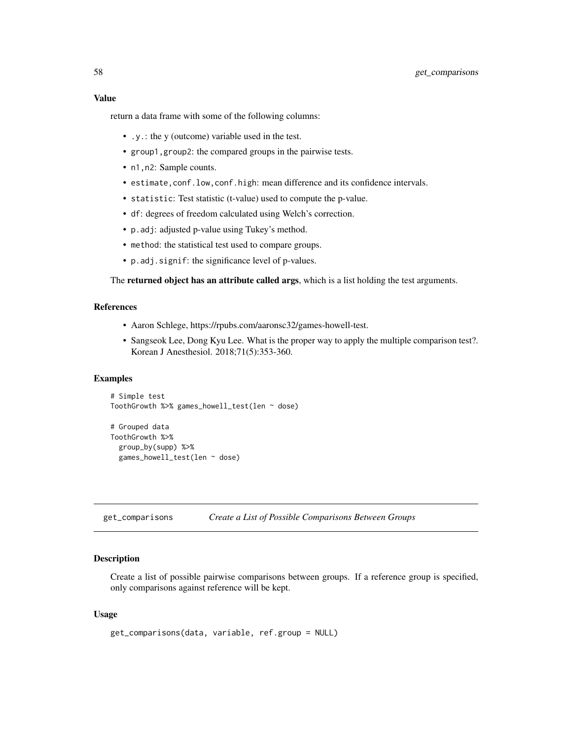## Value

return a data frame with some of the following columns:

- `.y.`: the y (outcome) variable used in the test.
- `group1,group2`: the compared groups in the pairwise tests.
- `n1,n2`: Sample counts.
- `estimate,conf.low,conf.high`: mean difference and its confidence intervals.
- `statistic`: Test statistic (t-value) used to compute the p-value.
- `df`: degrees of freedom calculated using Welch's correction.
- `p.adj`: adjusted p-value using Tukey's method.
- `method`: the statistical test used to compare groups.
- `p.adj.signif`: the significance level of p-values.

The **returned object has an attribute called args**, which is a list holding the test arguments.

## References

- Aaron Schlege, https://rpubs.com/aaronsc32/games-howell-test.
- Sangseok Lee, Dong Kyu Lee. What is the proper way to apply the multiple comparison test?. Korean J Anesthesiol. 2018;71(5):353-360.

## Examples

```
# Simple test
ToothGrowth %>% games_howell_test(len ~ dose)

# Grouped data
ToothGrowth %>%
  group_by(supp) %>%
  games_howell_test(len ~ dose)
```

# get_comparisons *Create a List of Possible Comparisons Between Groups*

## Description

Create a list of possible pairwise comparisons between groups. If a reference group is specified, only comparisons against reference will be kept.

## Usage

```
get_comparisons(data, variable, ref.group = NULL)
```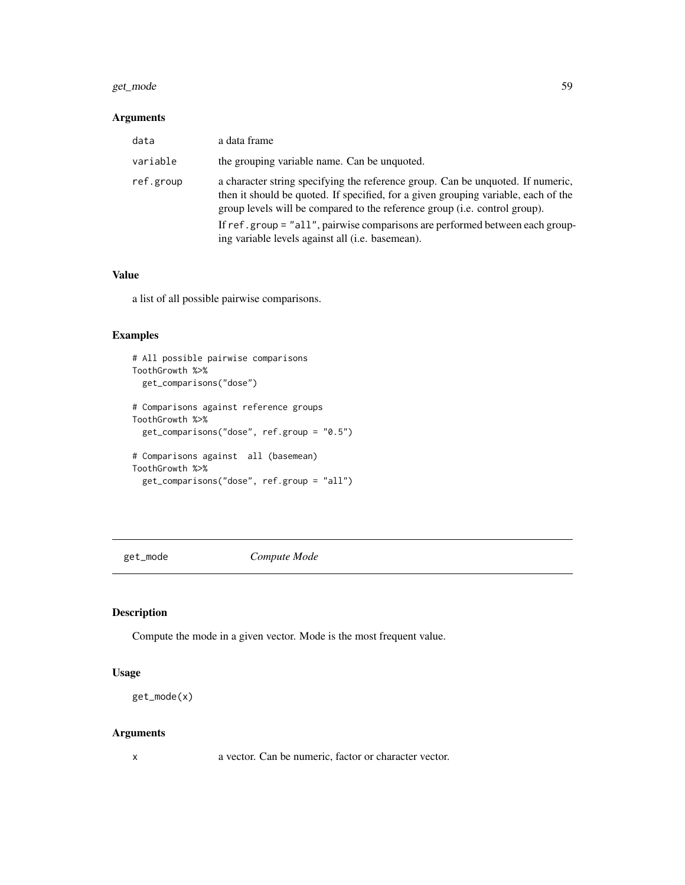### Arguments

| | |
|---|---|
| `data` | a data frame |
| `variable` | the grouping variable name. Can be unquoted. |
| `ref.group` | a character string specifying the reference group. Can be unquoted. If numeric, then it should be quoted. If specified, for a given grouping variable, each of the group levels will be compared to the reference group (i.e. control group). If `ref.group = "all"`, pairwise comparisons are performed between each grouping variable levels against all (i.e. basemean). |

### Value

a list of all possible pairwise comparisons.

### Examples

```
# All possible pairwise comparisons
ToothGrowth %>%
  get_comparisons("dose")

# Comparisons against reference groups
ToothGrowth %>%
  get_comparisons("dose", ref.group = "0.5")

# Comparisons against  all (basemean)
ToothGrowth %>%
  get_comparisons("dose", ref.group = "all")
```

---

## get_mode *Compute Mode*

### Description

Compute the mode in a given vector. Mode is the most frequent value.

### Usage

```
get_mode(x)
```

### Arguments

| | |
|---|---|
| `x` | a vector. Can be numeric, factor or character vector. |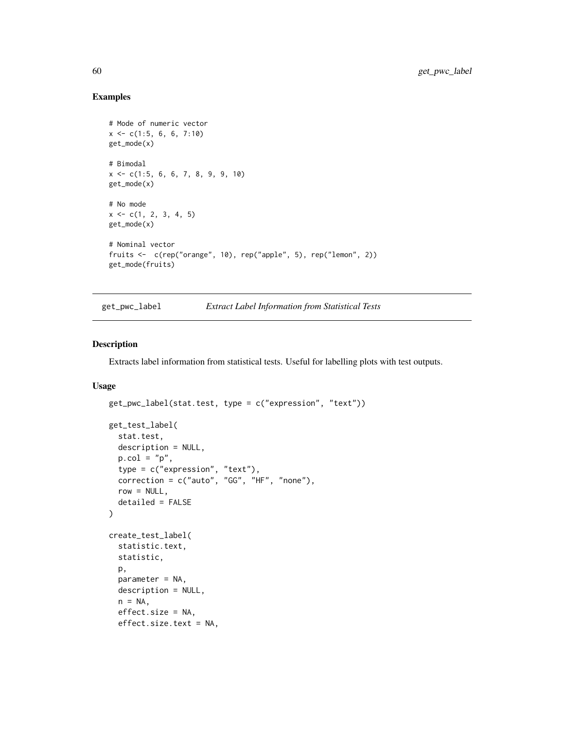## Examples

```
# Mode of numeric vector
x <- c(1:5, 6, 6, 7:10)
get_mode(x)

# Bimodal
x <- c(1:5, 6, 6, 7, 8, 9, 9, 10)
get_mode(x)

# No mode
x <- c(1, 2, 3, 4, 5)
get_mode(x)

# Nominal vector
fruits <-  c(rep("orange", 10), rep("apple", 5), rep("lemon", 2))
get_mode(fruits)
```

---

# get_pwc_label *Extract Label Information from Statistical Tests*

---

## Description

Extracts label information from statistical tests. Useful for labelling plots with test outputs.

## Usage

```
get_pwc_label(stat.test, type = c("expression", "text"))

get_test_label(
  stat.test,
  description = NULL,
  p.col = "p",
  type = c("expression", "text"),
  correction = c("auto", "GG", "HF", "none"),
  row = NULL,
  detailed = FALSE
)

create_test_label(
  statistic.text,
  statistic,
  p,
  parameter = NA,
  description = NULL,
  n = NA,
  effect.size = NA,
  effect.size.text = NA,
```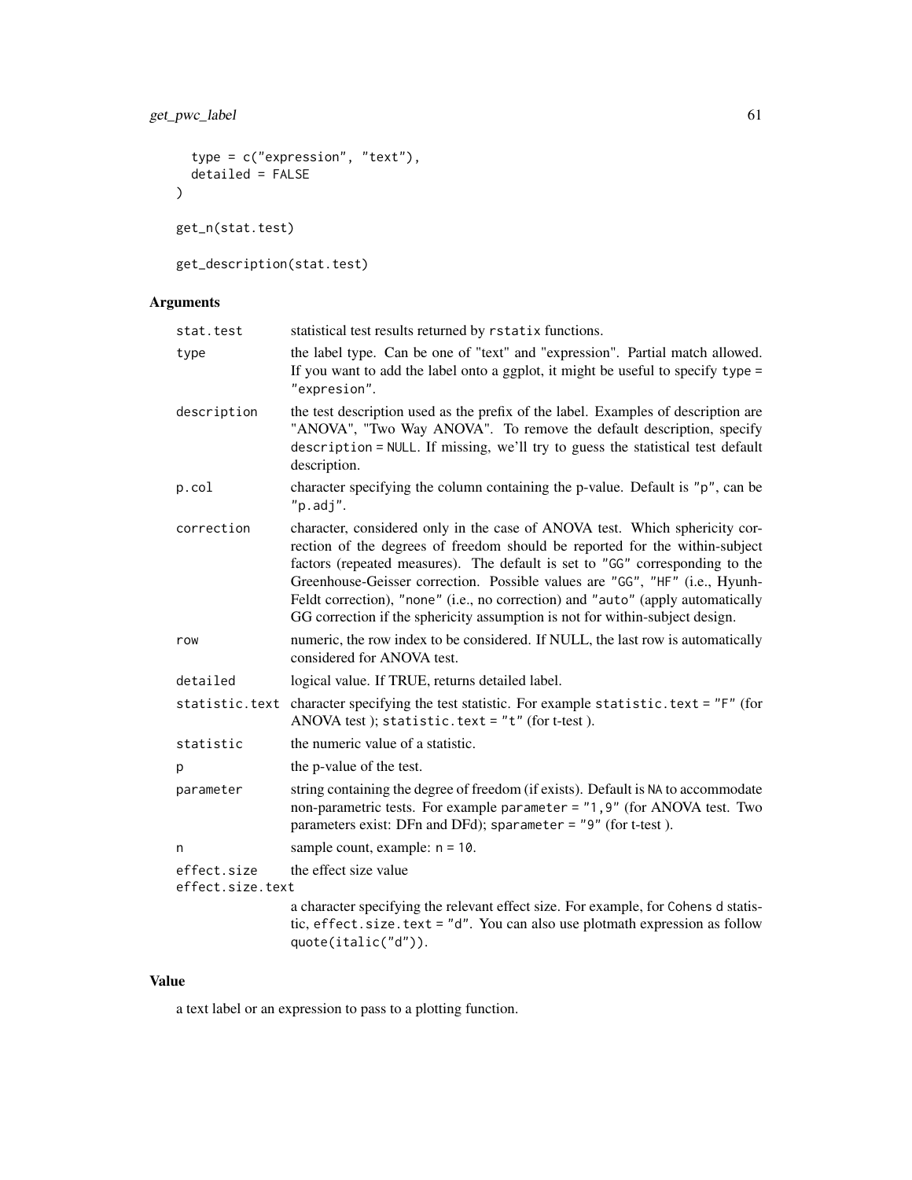```
  type = c("expression", "text"),
  detailed = FALSE
)

get_n(stat.test)

get_description(stat.test)
```

## Arguments

| | |
|---|---|
| stat.test | statistical test results returned by rstatix functions. |
| type | the label type. Can be one of "text" and "expression". Partial match allowed. If you want to add the label onto a ggplot, it might be useful to specify type = "expresion". |
| description | the test description used as the prefix of the label. Examples of description are "ANOVA", "Two Way ANOVA". To remove the default description, specify description = NULL. If missing, we'll try to guess the statistical test default description. |
| p.col | character specifying the column containing the p-value. Default is "p", can be "p.adj". |
| correction | character, considered only in the case of ANOVA test. Which sphericity correction of the degrees of freedom should be reported for the within-subject factors (repeated measures). The default is set to "GG" corresponding to the Greenhouse-Geisser correction. Possible values are "GG", "HF" (i.e., Hyunh-Feldt correction), "none" (i.e., no correction) and "auto" (apply automatically GG correction if the sphericity assumption is not for within-subject design. |
| row | numeric, the row index to be considered. If NULL, the last row is automatically considered for ANOVA test. |
| detailed | logical value. If TRUE, returns detailed label. |
| statistic.text | character specifying the test statistic. For example statistic.text = "F" (for ANOVA test ); statistic.text = "t" (for t-test ). |
| statistic | the numeric value of a statistic. |
| p | the p-value of the test. |
| parameter | string containing the degree of freedom (if exists). Default is NA to accommodate non-parametric tests. For example parameter = "1,9" (for ANOVA test. Two parameters exist: DFn and DFd); sparameter = "9" (for t-test ). |
| n | sample count, example: n = 10. |
| effect.size | the effect size value |
| effect.size.text | a character specifying the relevant effect size. For example, for Cohens d statistic, effect.size.text = "d". You can also use plotmath expression as follow quote(italic("d")). |

## Value

a text label or an expression to pass to a plotting function.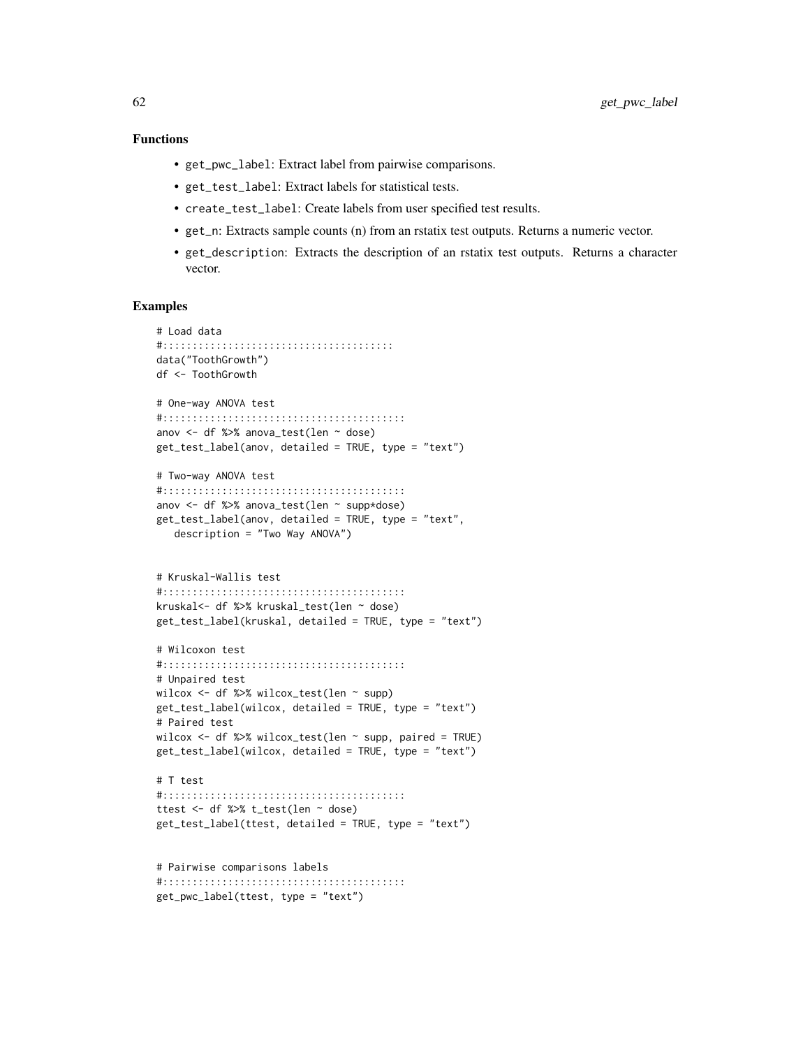## Functions

- `get_pwc_label`: Extract label from pairwise comparisons.
- `get_test_label`: Extract labels for statistical tests.
- `create_test_label`: Create labels from user specified test results.
- `get_n`: Extracts sample counts (n) from an rstatix test outputs. Returns a numeric vector.
- `get_description`: Extracts the description of an rstatix test outputs. Returns a character vector.

## Examples

```
# Load data
#:::::::::::::::::::::::::::::::::::::::
data("ToothGrowth")
df <- ToothGrowth

# One-way ANOVA test
#:::::::::::::::::::::::::::::::::::::::::
anov <- df %>% anova_test(len ~ dose)
get_test_label(anov, detailed = TRUE, type = "text")

# Two-way ANOVA test
#:::::::::::::::::::::::::::::::::::::::::
anov <- df %>% anova_test(len ~ supp*dose)
get_test_label(anov, detailed = TRUE, type = "text",
   description = "Two Way ANOVA")


# Kruskal-Wallis test
#:::::::::::::::::::::::::::::::::::::::::
kruskal<- df %>% kruskal_test(len ~ dose)
get_test_label(kruskal, detailed = TRUE, type = "text")

# Wilcoxon test
#:::::::::::::::::::::::::::::::::::::::::
# Unpaired test
wilcox <- df %>% wilcox_test(len ~ supp)
get_test_label(wilcox, detailed = TRUE, type = "text")
# Paired test
wilcox <- df %>% wilcox_test(len ~ supp, paired = TRUE)
get_test_label(wilcox, detailed = TRUE, type = "text")

# T test
#:::::::::::::::::::::::::::::::::::::::::
ttest <- df %>% t_test(len ~ dose)
get_test_label(ttest, detailed = TRUE, type = "text")


# Pairwise comparisons labels
#:::::::::::::::::::::::::::::::::::::::::
get_pwc_label(ttest, type = "text")
```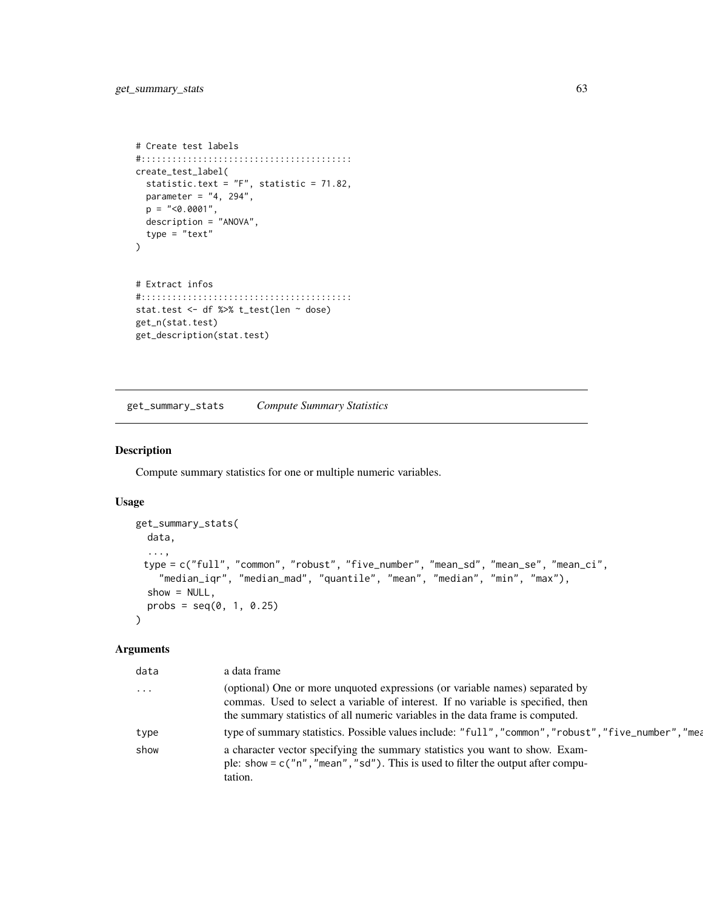```
# Create test labels
#::::::::::::::::::::::::::::::::::::::::
create_test_label(
  statistic.text = "F", statistic = 71.82,
  parameter = "4, 294",
  p = "<0.0001",
  description = "ANOVA",
  type = "text"
)


# Extract infos
#::::::::::::::::::::::::::::::::::::::::
stat.test <- df %>% t_test(len ~ dose)
get_n(stat.test)
get_description(stat.test)
```

## get_summary_stats *Compute Summary Statistics*

### Description

Compute summary statistics for one or multiple numeric variables.

### Usage

```
get_summary_stats(
  data,
  ...,
  type = c("full", "common", "robust", "five_number", "mean_sd", "mean_se", "mean_ci",
    "median_iqr", "median_mad", "quantile", "mean", "median", "min", "max"),
  show = NULL,
  probs = seq(0, 1, 0.25)
)
```

### Arguments

| | |
|---|---|
| data | a data frame |
| ... | (optional) One or more unquoted expressions (or variable names) separated by commas. Used to select a variable of interest. If no variable is specified, then the summary statistics of all numeric variables in the data frame is computed. |
| type | type of summary statistics. Possible values include: "full", "common", "robust", "five_number", "mea |
| show | a character vector specifying the summary statistics you want to show. Example: show = c("n", "mean", "sd"). This is used to filter the output after computation. |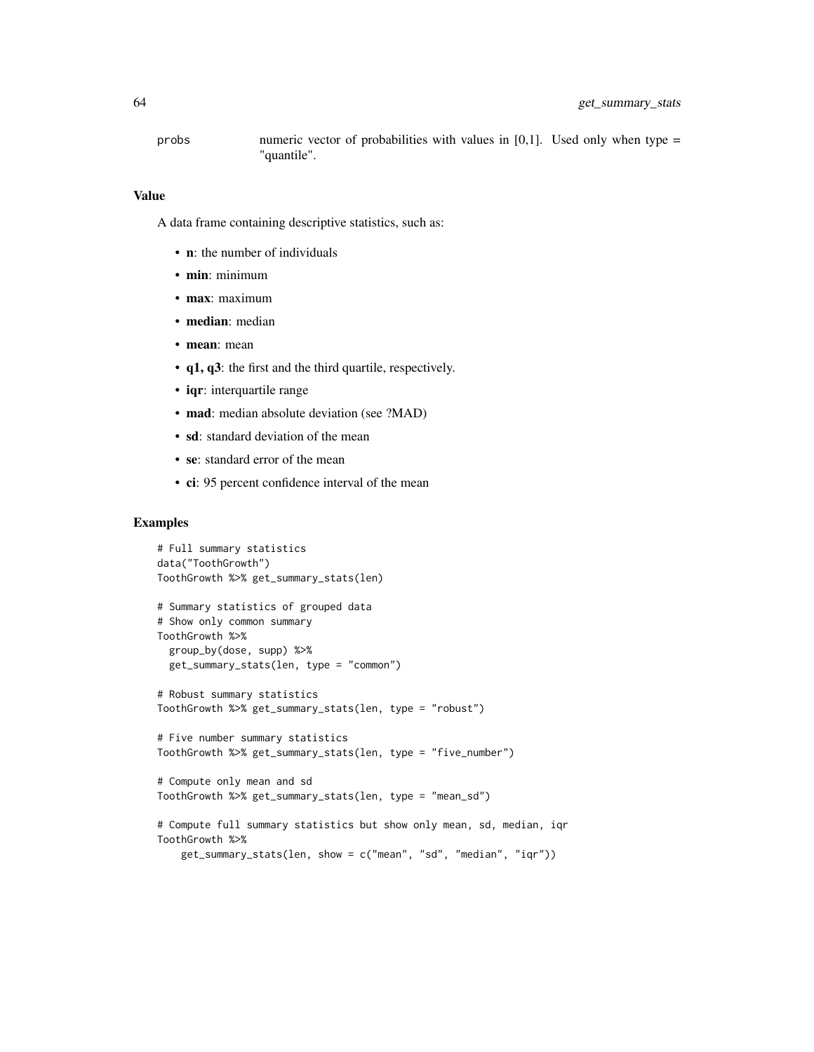probs	numeric vector of probabilities with values in [0,1]. Used only when type = "quantile".

## Value

A data frame containing descriptive statistics, such as:

- **n**: the number of individuals
- **min**: minimum
- **max**: maximum
- **median**: median
- **mean**: mean
- **q1, q3**: the first and the third quartile, respectively.
- **iqr**: interquartile range
- **mad**: median absolute deviation (see ?MAD)
- **sd**: standard deviation of the mean
- **se**: standard error of the mean
- **ci**: 95 percent confidence interval of the mean

## Examples

```
# Full summary statistics
data("ToothGrowth")
ToothGrowth %>% get_summary_stats(len)

# Summary statistics of grouped data
# Show only common summary
ToothGrowth %>%
  group_by(dose, supp) %>%
  get_summary_stats(len, type = "common")

# Robust summary statistics
ToothGrowth %>% get_summary_stats(len, type = "robust")

# Five number summary statistics
ToothGrowth %>% get_summary_stats(len, type = "five_number")

# Compute only mean and sd
ToothGrowth %>% get_summary_stats(len, type = "mean_sd")

# Compute full summary statistics but show only mean, sd, median, iqr
ToothGrowth %>%
    get_summary_stats(len, show = c("mean", "sd", "median", "iqr"))
```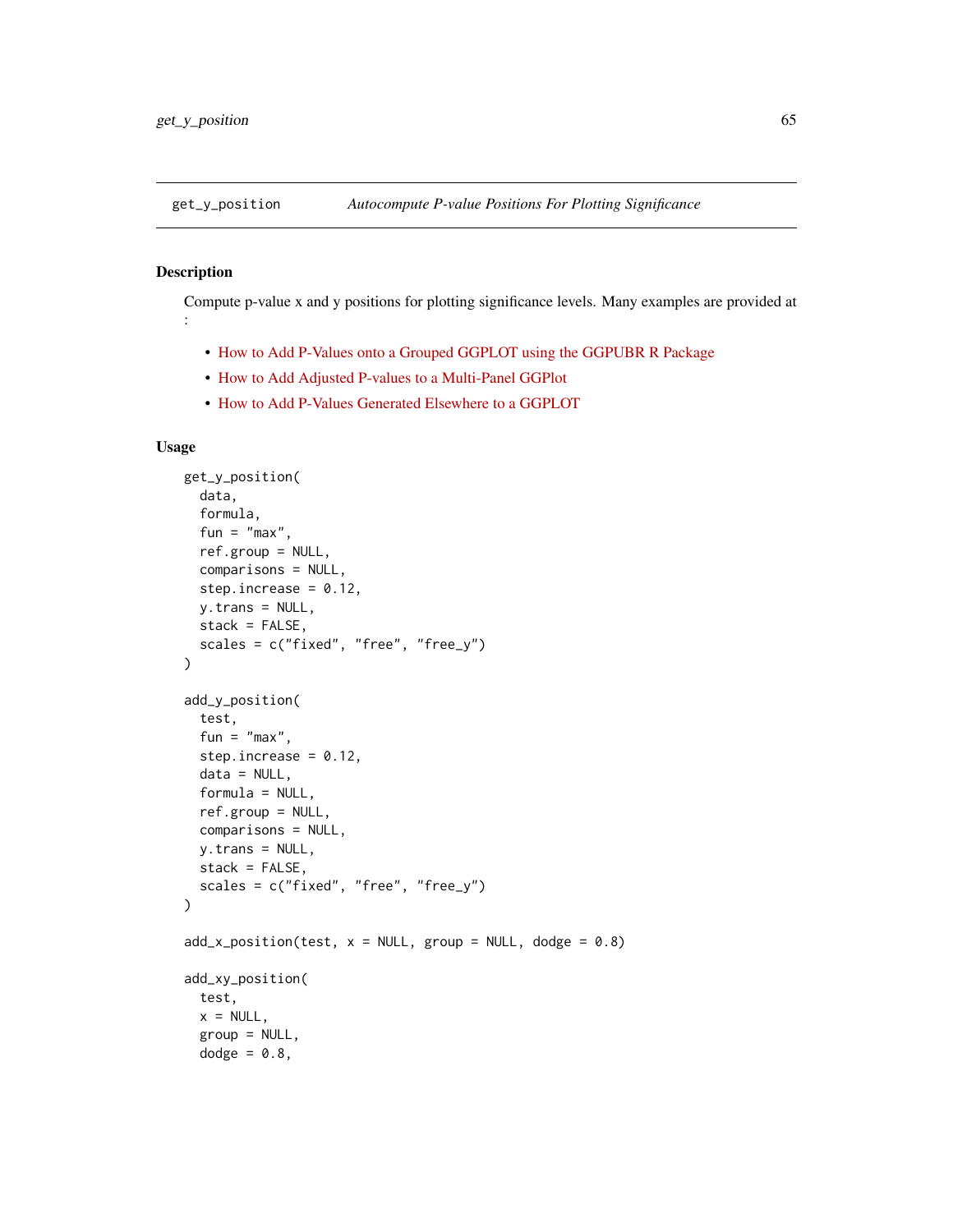get_y_position *Autocompute P-value Positions For Plotting Significance*

## Description

Compute p-value x and y positions for plotting significance levels. Many examples are provided at :

- How to Add P-Values onto a Grouped GGPLOT using the GGPUBR R Package
- How to Add Adjusted P-values to a Multi-Panel GGPlot
- How to Add P-Values Generated Elsewhere to a GGPLOT

## Usage

```
get_y_position(
  data,
  formula,
  fun = "max",
  ref.group = NULL,
  comparisons = NULL,
  step.increase = 0.12,
  y.trans = NULL,
  stack = FALSE,
  scales = c("fixed", "free", "free_y")
)

add_y_position(
  test,
  fun = "max",
  step.increase = 0.12,
  data = NULL,
  formula = NULL,
  ref.group = NULL,
  comparisons = NULL,
  y.trans = NULL,
  stack = FALSE,
  scales = c("fixed", "free", "free_y")
)

add_x_position(test, x = NULL, group = NULL, dodge = 0.8)

add_xy_position(
  test,
  x = NULL,
  group = NULL,
  dodge = 0.8,
```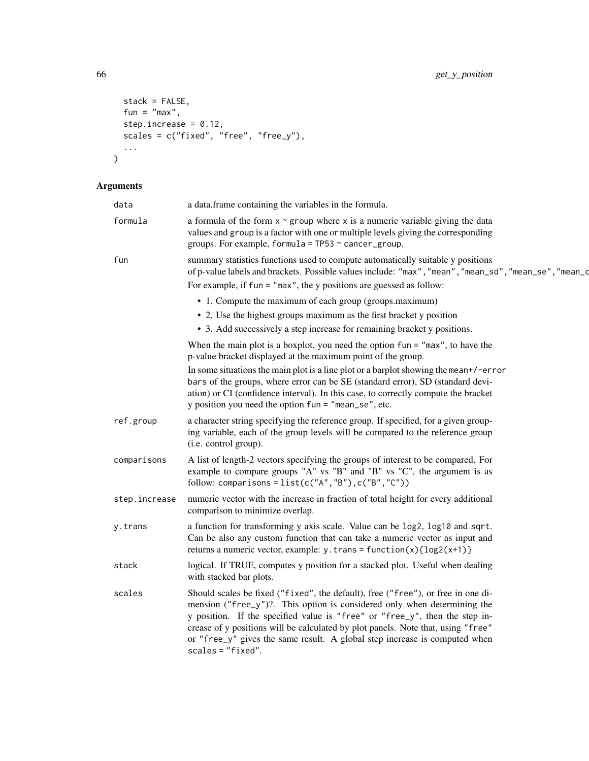```
  stack = FALSE,
  fun = "max",
  step.increase = 0.12,
  scales = c("fixed", "free", "free_y"),
  ...
)
```

## Arguments

| | |
|---|---|
| data | a data.frame containing the variables in the formula. |
| formula | a formula of the form `x ~ group` where `x` is a numeric variable giving the data values and `group` is a factor with one or multiple levels giving the corresponding groups. For example, `formula = TP53 ~ cancer_group`. |
| fun | summary statistics functions used to compute automatically suitable y positions of p-value labels and brackets. Possible values include: `"max"`, `"mean"`, `"mean_sd"`, `"mean_se"`, `"mean_c`<br>For example, if `fun = "max"`, the y positions are guessed as follow:<br>• 1. Compute the maximum of each group (groups.maximum)<br>• 2. Use the highest groups maximum as the first bracket y position<br>• 3. Add successively a step increase for remaining bracket y positions.<br>When the main plot is a boxplot, you need the option `fun = "max"`, to have the p-value bracket displayed at the maximum point of the group.<br>In some situations the main plot is a line plot or a barplot showing the `mean+/-error bars` of the groups, where error can be SE (standard error), SD (standard deviation) or CI (confidence interval). In this case, to correctly compute the bracket y position you need the option `fun = "mean_se"`, etc. |
| ref.group | a character string specifying the reference group. If specified, for a given grouping variable, each of the group levels will be compared to the reference group (i.e. control group). |
| comparisons | A list of length-2 vectors specifying the groups of interest to be compared. For example to compare groups "A" vs "B" and "B" vs "C", the argument is as follow: `comparisons = list(c("A","B"),c("B","C"))` |
| step.increase | numeric vector with the increase in fraction of total height for every additional comparison to minimize overlap. |
| y.trans | a function for transforming y axis scale. Value can be `log2`, `log10` and `sqrt`. Can be also any custom function that can take a numeric vector as input and returns a numeric vector, example: `y.trans = function(x){log2(x+1)}` |
| stack | logical. If TRUE, computes y position for a stacked plot. Useful when dealing with stacked bar plots. |
| scales | Should scales be fixed (`"fixed"`, the default), free (`"free"`), or free in one dimension (`"free_y"`)?. This option is considered only when determining the y position. If the specified value is `"free"` or `"free_y"`, then the step increase of y positions will be calculated by plot panels. Note that, using `"free"` or `"free_y"` gives the same result. A global step increase is computed when `scales = "fixed"`. |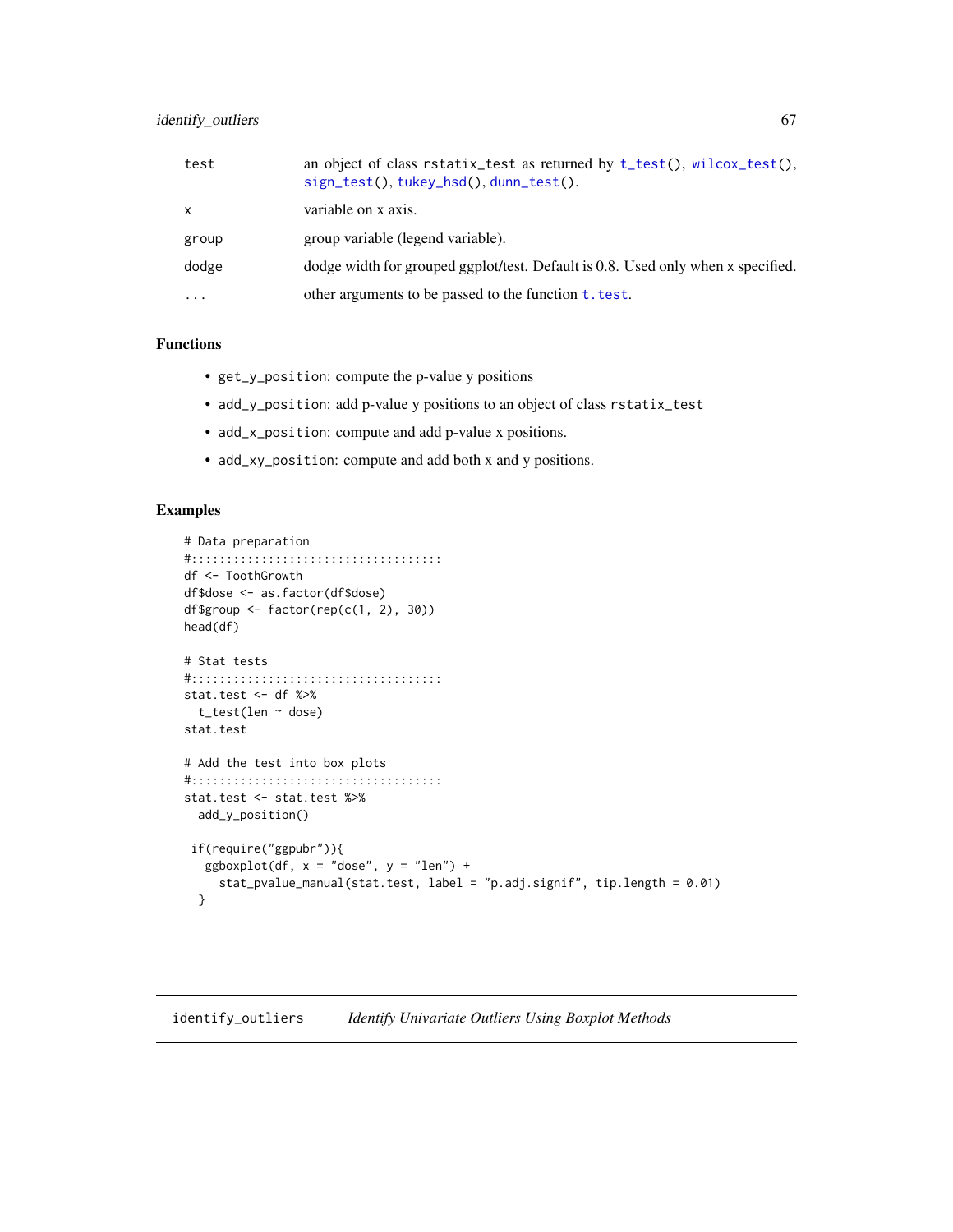| | |
|---|---|
| test | an object of class rstatix_test as returned by t_test(), wilcox_test(), sign_test(), tukey_hsd(), dunn_test(). |
| x | variable on x axis. |
| group | group variable (legend variable). |
| dodge | dodge width for grouped ggplot/test. Default is 0.8. Used only when x specified. |
| ... | other arguments to be passed to the function t.test. |

### Functions

- get_y_position: compute the p-value y positions
- add_y_position: add p-value y positions to an object of class rstatix_test
- add_x_position: compute and add p-value x positions.
- add_xy_position: compute and add both x and y positions.

### Examples

```
# Data preparation
#:::::::::::::::::::::::::::::::::::::
df <- ToothGrowth
df$dose <- as.factor(df$dose)
df$group <- factor(rep(c(1, 2), 30))
head(df)

# Stat tests
#:::::::::::::::::::::::::::::::::::::
stat.test <- df %>%
  t_test(len ~ dose)
stat.test

# Add the test into box plots
#:::::::::::::::::::::::::::::::::::::
stat.test <- stat.test %>%
  add_y_position()

 if(require("ggpubr")){
   ggboxplot(df, x = "dose", y = "len") +
     stat_pvalue_manual(stat.test, label = "p.adj.signif", tip.length = 0.01)
  }
```

---

## identify_outliers *Identify Univariate Outliers Using Boxplot Methods*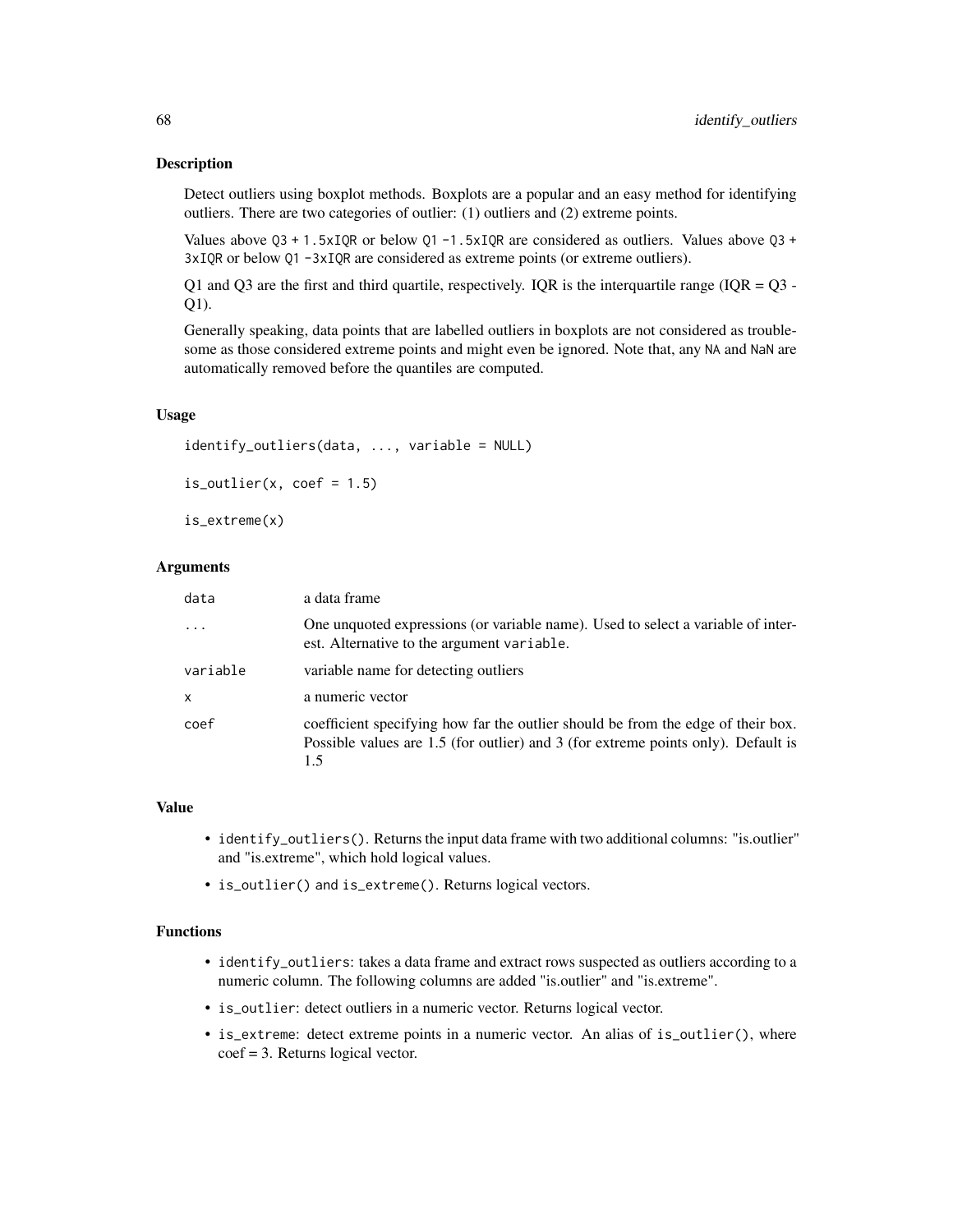### Description

Detect outliers using boxplot methods. Boxplots are a popular and an easy method for identifying outliers. There are two categories of outlier: (1) outliers and (2) extreme points.

Values above `Q3 + 1.5xIQR` or below `Q1 -1.5xIQR` are considered as outliers. Values above `Q3 + 3xIQR` or below `Q1 -3xIQR` are considered as extreme points (or extreme outliers).

Q1 and Q3 are the first and third quartile, respectively. IQR is the interquartile range (IQR = Q3 - Q1).

Generally speaking, data points that are labelled outliers in boxplots are not considered as troublesome as those considered extreme points and might even be ignored. Note that, any `NA` and `NaN` are automatically removed before the quantiles are computed.

### Usage

```
identify_outliers(data, ..., variable = NULL)

is_outlier(x, coef = 1.5)

is_extreme(x)
```

### Arguments

| | |
|---|---|
| `data` | a data frame |
| `...` | One unquoted expressions (or variable name). Used to select a variable of interest. Alternative to the argument `variable`. |
| `variable` | variable name for detecting outliers |
| `x` | a numeric vector |
| `coef` | coefficient specifying how far the outlier should be from the edge of their box. Possible values are 1.5 (for outlier) and 3 (for extreme points only). Default is 1.5 |

### Value

- `identify_outliers()`. Returns the input data frame with two additional columns: "is.outlier" and "is.extreme", which hold logical values.
- `is_outlier()` and `is_extreme()`. Returns logical vectors.

### Functions

- `identify_outliers`: takes a data frame and extract rows suspected as outliers according to a numeric column. The following columns are added "is.outlier" and "is.extreme".
- `is_outlier`: detect outliers in a numeric vector. Returns logical vector.
- `is_extreme`: detect extreme points in a numeric vector. An alias of `is_outlier()`, where coef = 3. Returns logical vector.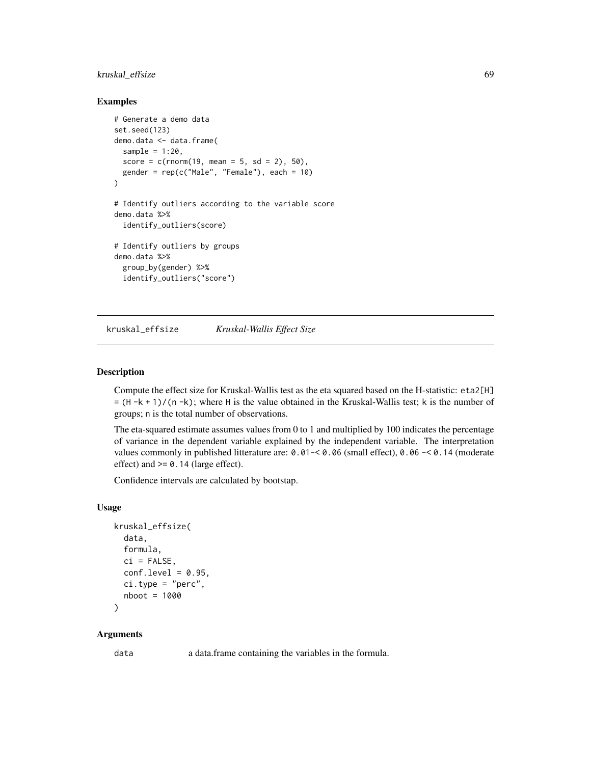### Examples

```
# Generate a demo data
set.seed(123)
demo.data <- data.frame(
  sample = 1:20,
  score = c(rnorm(19, mean = 5, sd = 2), 50),
  gender = rep(c("Male", "Female"), each = 10)
)

# Identify outliers according to the variable score
demo.data %>%
  identify_outliers(score)

# Identify outliers by groups
demo.data %>%
  group_by(gender) %>%
  identify_outliers("score")
```

---

## kruskal_effsize &nbsp;&nbsp;&nbsp;&nbsp; *Kruskal-Wallis Effect Size*

---

### Description

Compute the effect size for Kruskal-Wallis test as the eta squared based on the H-statistic: `eta2[H] = (H - k + 1)/(n - k)`; where `H` is the value obtained in the Kruskal-Wallis test; `k` is the number of groups; `n` is the total number of observations.

The eta-squared estimate assumes values from 0 to 1 and multiplied by 100 indicates the percentage of variance in the dependent variable explained by the independent variable. The interpretation values commonly in published litterature are: `0.01-< 0.06` (small effect), `0.06 -< 0.14` (moderate effect) and `>= 0.14` (large effect).

Confidence intervals are calculated by bootstap.

### Usage

```
kruskal_effsize(
  data,
  formula,
  ci = FALSE,
  conf.level = 0.95,
  ci.type = "perc",
  nboot = 1000
)
```

### Arguments

| | |
|---|---|
| data | a data.frame containing the variables in the formula. |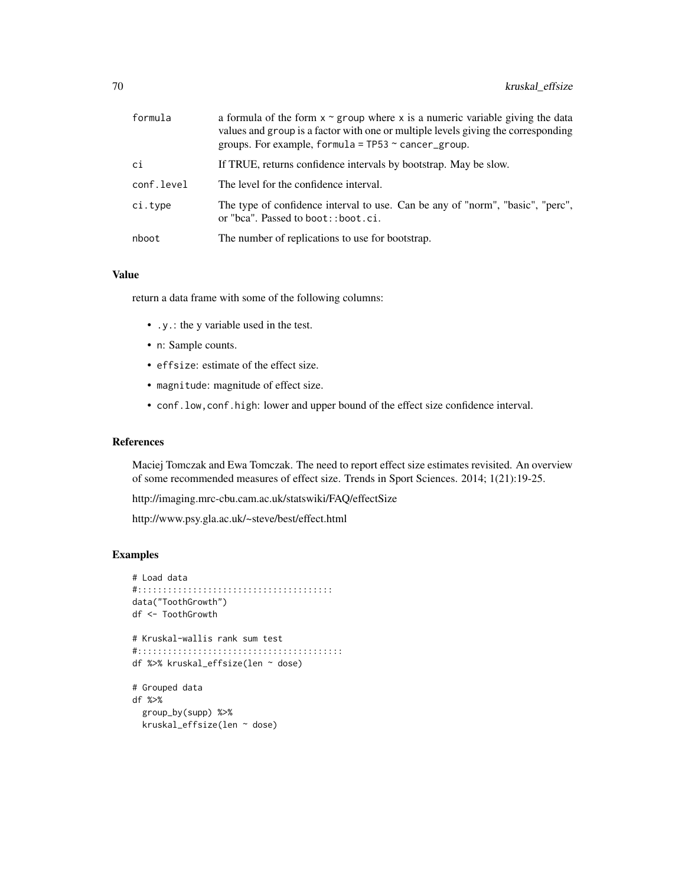| | |
|---|---|
| formula | a formula of the form x ~ group where x is a numeric variable giving the data values and group is a factor with one or multiple levels giving the corresponding groups. For example, formula = TP53 ~ cancer_group. |
| ci | If TRUE, returns confidence intervals by bootstrap. May be slow. |
| conf.level | The level for the confidence interval. |
| ci.type | The type of confidence interval to use. Can be any of "norm", "basic", "perc", or "bca". Passed to boot::boot.ci. |
| nboot | The number of replications to use for bootstrap. |

## Value

return a data frame with some of the following columns:

- .y.: the y variable used in the test.
- n: Sample counts.
- effsize: estimate of the effect size.
- magnitude: magnitude of effect size.
- conf.low,conf.high: lower and upper bound of the effect size confidence interval.

## References

Maciej Tomczak and Ewa Tomczak. The need to report effect size estimates revisited. An overview of some recommended measures of effect size. Trends in Sport Sciences. 2014; 1(21):19-25.

http://imaging.mrc-cbu.cam.ac.uk/statswiki/FAQ/effectSize

http://www.psy.gla.ac.uk/~steve/best/effect.html

## Examples

```
# Load data
#:::::::::::::::::::::::::::::::::::::::
data("ToothGrowth")
df <- ToothGrowth

# Kruskal-wallis rank sum test
#:::::::::::::::::::::::::::::::::::::::::
df %>% kruskal_effsize(len ~ dose)

# Grouped data
df %>%
  group_by(supp) %>%
  kruskal_effsize(len ~ dose)
```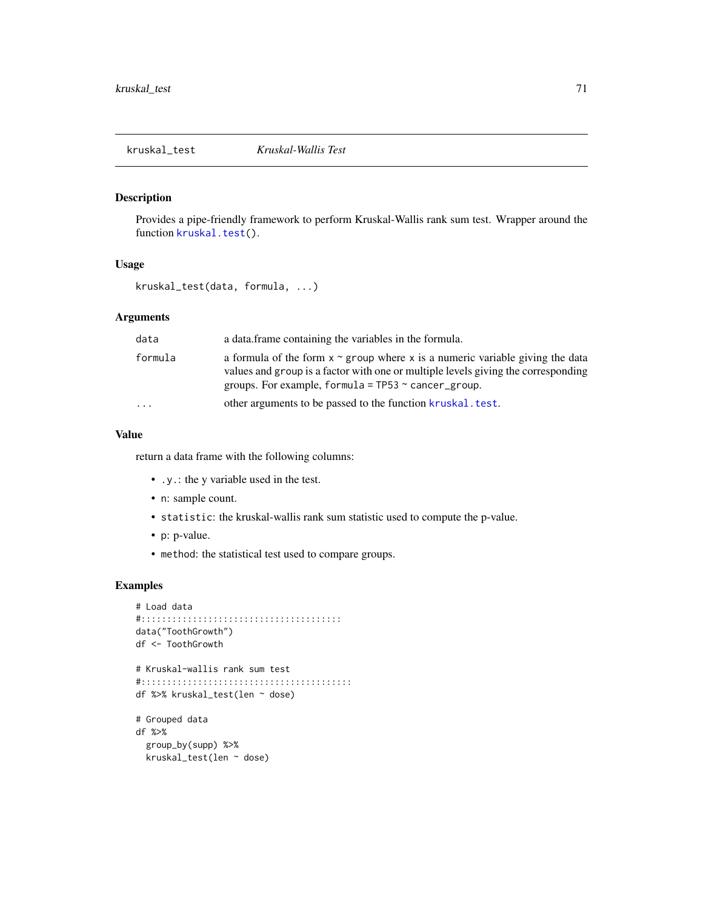## kruskal_test *Kruskal-Wallis Test*

### Description

Provides a pipe-friendly framework to perform Kruskal-Wallis rank sum test. Wrapper around the function `kruskal.test()`.

### Usage

```
kruskal_test(data, formula, ...)
```

### Arguments

| | |
|---|---|
| `data` | a data.frame containing the variables in the formula. |
| `formula` | a formula of the form `x ~ group` where `x` is a numeric variable giving the data values and `group` is a factor with one or multiple levels giving the corresponding groups. For example, `formula = TP53 ~ cancer_group`. |
| `...` | other arguments to be passed to the function `kruskal.test`. |

### Value

return a data frame with the following columns:

- `.y.`: the y variable used in the test.
- `n`: sample count.
- `statistic`: the kruskal-wallis rank sum statistic used to compute the p-value.
- `p`: p-value.
- `method`: the statistical test used to compare groups.

### Examples

```
# Load data
#:::::::::::::::::::::::::::::::::::::::
data("ToothGrowth")
df <- ToothGrowth

# Kruskal-wallis rank sum test
#:::::::::::::::::::::::::::::::::::::::::
df %>% kruskal_test(len ~ dose)

# Grouped data
df %>%
  group_by(supp) %>%
  kruskal_test(len ~ dose)
```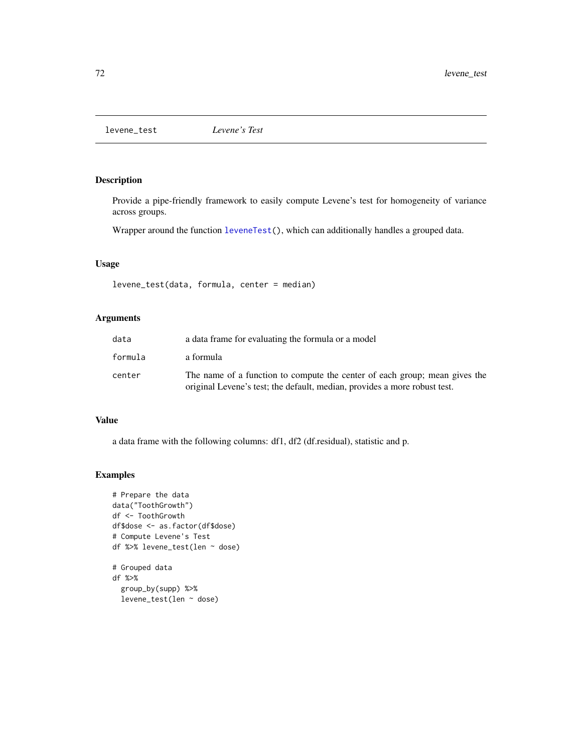## levene_test — *Levene's Test*

### Description

Provide a pipe-friendly framework to easily compute Levene's test for homogeneity of variance across groups.

Wrapper around the function leveneTest(), which can additionally handles a grouped data.

### Usage

```
levene_test(data, formula, center = median)
```

### Arguments

| | |
|---|---|
| data | a data frame for evaluating the formula or a model |
| formula | a formula |
| center | The name of a function to compute the center of each group; mean gives the original Levene's test; the default, median, provides a more robust test. |

### Value

a data frame with the following columns: df1, df2 (df.residual), statistic and p.

### Examples

```
# Prepare the data
data("ToothGrowth")
df <- ToothGrowth
df$dose <- as.factor(df$dose)
# Compute Levene's Test
df %>% levene_test(len ~ dose)

# Grouped data
df %>%
  group_by(supp) %>%
  levene_test(len ~ dose)
```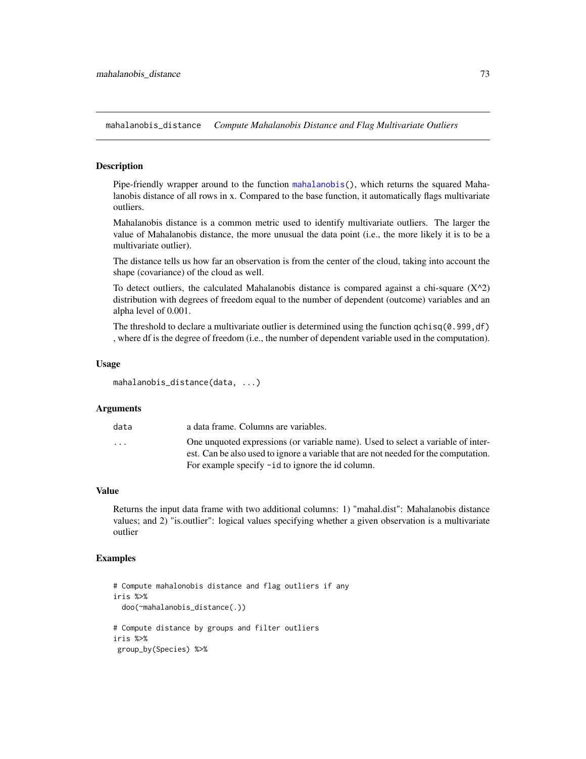## mahalanobis_distance *Compute Mahalanobis Distance and Flag Multivariate Outliers*

### Description

Pipe-friendly wrapper around to the function mahalanobis(), which returns the squared Mahalanobis distance of all rows in x. Compared to the base function, it automatically flags multivariate outliers.

Mahalanobis distance is a common metric used to identify multivariate outliers. The larger the value of Mahalanobis distance, the more unusual the data point (i.e., the more likely it is to be a multivariate outlier).

The distance tells us how far an observation is from the center of the cloud, taking into account the shape (covariance) of the cloud as well.

To detect outliers, the calculated Mahalanobis distance is compared against a chi-square (X^2) distribution with degrees of freedom equal to the number of dependent (outcome) variables and an alpha level of 0.001.

The threshold to declare a multivariate outlier is determined using the function `qchisq(0.999,df)` , where df is the degree of freedom (i.e., the number of dependent variable used in the computation).

### Usage

```
mahalanobis_distance(data, ...)
```

### Arguments

| | |
|---|---|
| data | a data frame. Columns are variables. |
| ... | One unquoted expressions (or variable name). Used to select a variable of interest. Can be also used to ignore a variable that are not needed for the computation. For example specify `-id` to ignore the id column. |

### Value

Returns the input data frame with two additional columns: 1) "mahal.dist": Mahalanobis distance values; and 2) "is.outlier": logical values specifying whether a given observation is a multivariate outlier

### Examples

```
# Compute mahalonobis distance and flag outliers if any
iris %>%
  doo(~mahalanobis_distance(.))

# Compute distance by groups and filter outliers
iris %>%
 group_by(Species) %>%
```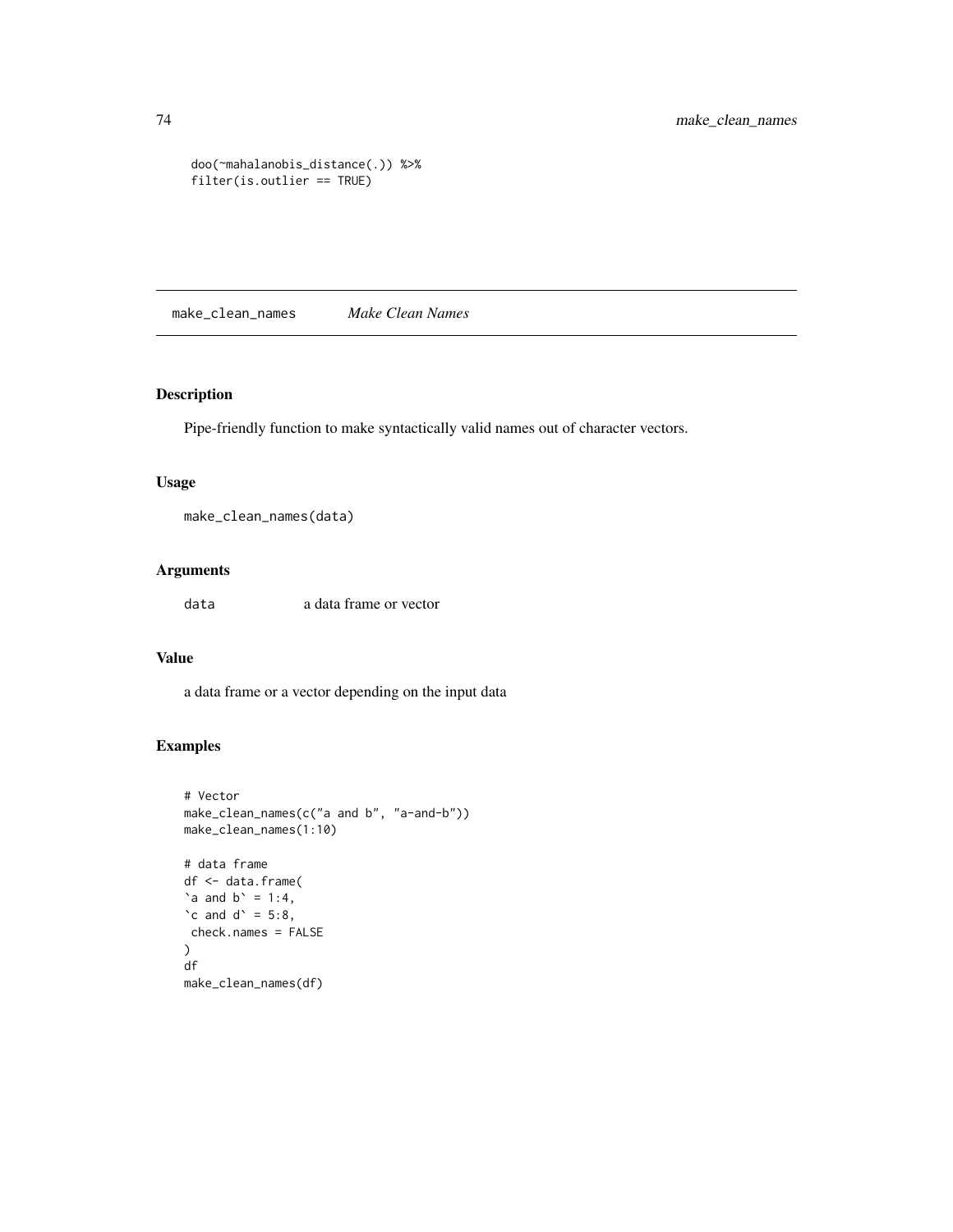```
 doo(~mahalanobis_distance(.)) %>%
 filter(is.outlier == TRUE)
```

## make_clean_names *Make Clean Names*

### Description

Pipe-friendly function to make syntactically valid names out of character vectors.

### Usage

```
make_clean_names(data)
```

### Arguments

| | |
|---|---|
| data | a data frame or vector |

### Value

a data frame or a vector depending on the input data

### Examples

```
# Vector
make_clean_names(c("a and b", "a-and-b"))
make_clean_names(1:10)

# data frame
df <- data.frame(
`a and b` = 1:4,
`c and d` = 5:8,
 check.names = FALSE
)
df
make_clean_names(df)
```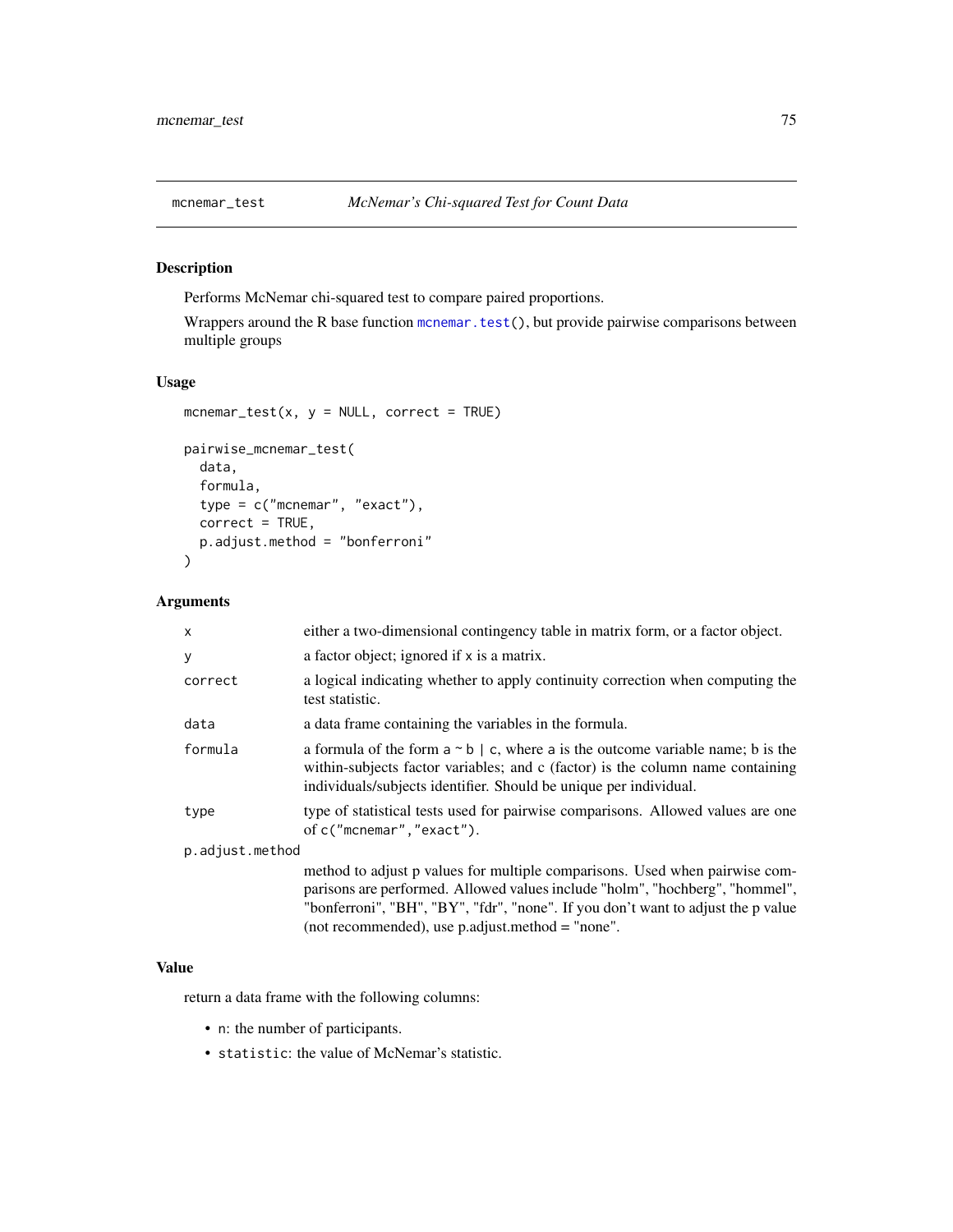## mcnemar_test *McNemar's Chi-squared Test for Count Data*

### Description

Performs McNemar chi-squared test to compare paired proportions.

Wrappers around the R base function `mcnemar.test()`, but provide pairwise comparisons between multiple groups

### Usage

```
mcnemar_test(x, y = NULL, correct = TRUE)

pairwise_mcnemar_test(
  data,
  formula,
  type = c("mcnemar", "exact"),
  correct = TRUE,
  p.adjust.method = "bonferroni"
)
```

### Arguments

| | |
|---|---|
| `x` | either a two-dimensional contingency table in matrix form, or a factor object. |
| `y` | a factor object; ignored if x is a matrix. |
| `correct` | a logical indicating whether to apply continuity correction when computing the test statistic. |
| `data` | a data frame containing the variables in the formula. |
| `formula` | a formula of the form `a ~ b | c`, where `a` is the outcome variable name; b is the within-subjects factor variables; and c (factor) is the column name containing individuals/subjects identifier. Should be unique per individual. |
| `type` | type of statistical tests used for pairwise comparisons. Allowed values are one of `c("mcnemar","exact")`. |
| `p.adjust.method` | method to adjust p values for multiple comparisons. Used when pairwise comparisons are performed. Allowed values include "holm", "hochberg", "hommel", "bonferroni", "BH", "BY", "fdr", "none". If you don't want to adjust the p value (not recommended), use p.adjust.method = "none". |

### Value

return a data frame with the following columns:

- `n`: the number of participants.
- `statistic`: the value of McNemar's statistic.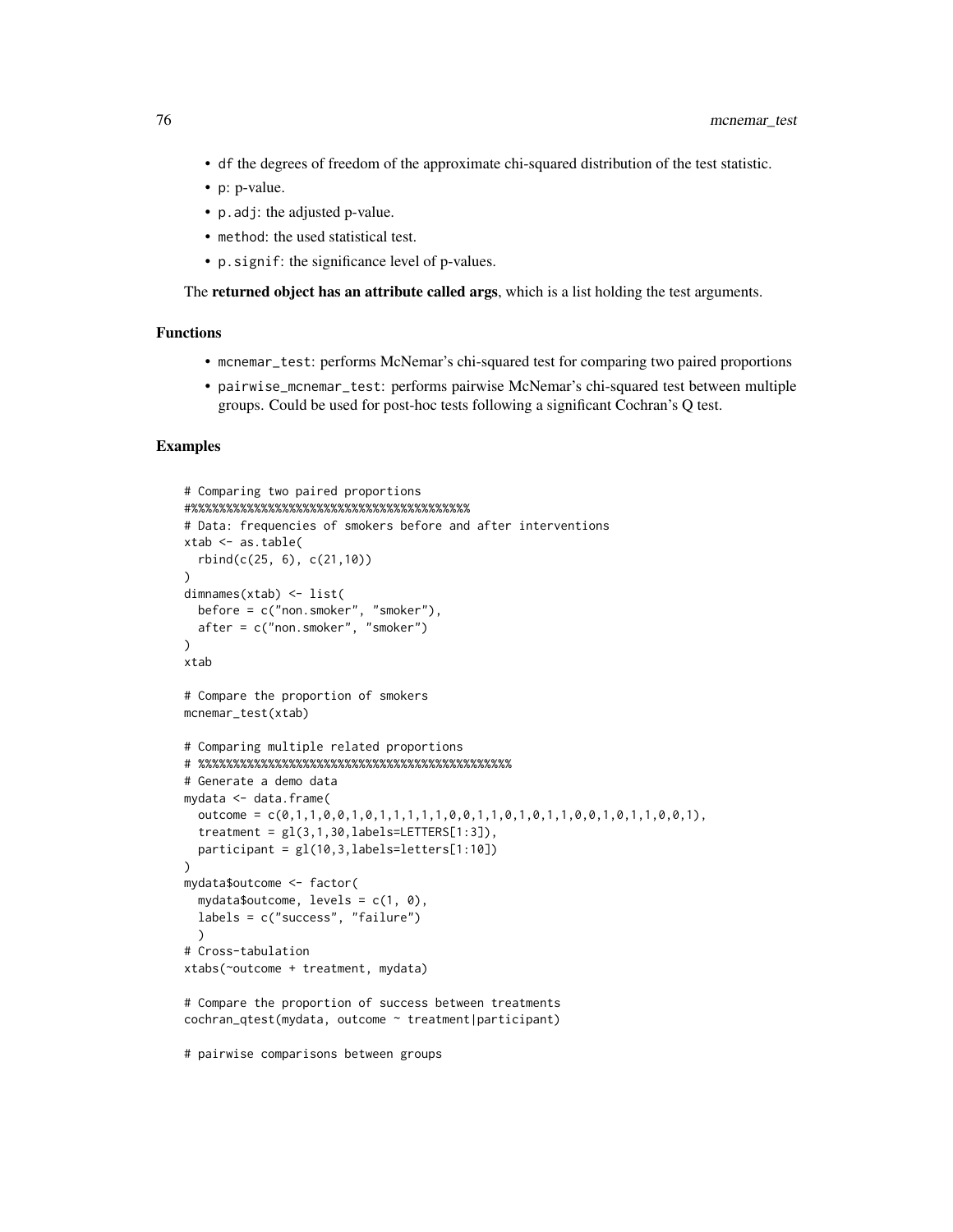- df the degrees of freedom of the approximate chi-squared distribution of the test statistic.
- p: p-value.
- p.adj: the adjusted p-value.
- method: the used statistical test.
- p.signif: the significance level of p-values.

The **returned object has an attribute called args**, which is a list holding the test arguments.

## Functions

- mcnemar_test: performs McNemar's chi-squared test for comparing two paired proportions
- pairwise_mcnemar_test: performs pairwise McNemar's chi-squared test between multiple groups. Could be used for post-hoc tests following a significant Cochran's Q test.

## Examples

```
# Comparing two paired proportions
#%%%%%%%%%%%%%%%%%%%%%%%%%%%%%%%%%%%%%%%%%
# Data: frequencies of smokers before and after interventions
xtab <- as.table(
  rbind(c(25, 6), c(21,10))
)
dimnames(xtab) <- list(
  before = c("non.smoker", "smoker"),
  after = c("non.smoker", "smoker")
)
xtab

# Compare the proportion of smokers
mcnemar_test(xtab)

# Comparing multiple related proportions
# %%%%%%%%%%%%%%%%%%%%%%%%%%%%%%%%%%%%%%%%%%%%%
# Generate a demo data
mydata <- data.frame(
  outcome = c(0,1,1,0,0,1,0,1,1,1,1,1,0,0,1,1,0,1,0,1,1,0,0,1,0,1,1,0,0,1),
  treatment = gl(3,1,30,labels=LETTERS[1:3]),
  participant = gl(10,3,labels=letters[1:10])
)
mydata$outcome <- factor(
  mydata$outcome, levels = c(1, 0),
  labels = c("success", "failure")
  )
# Cross-tabulation
xtabs(~outcome + treatment, mydata)

# Compare the proportion of success between treatments
cochran_qtest(mydata, outcome ~ treatment|participant)

# pairwise comparisons between groups
```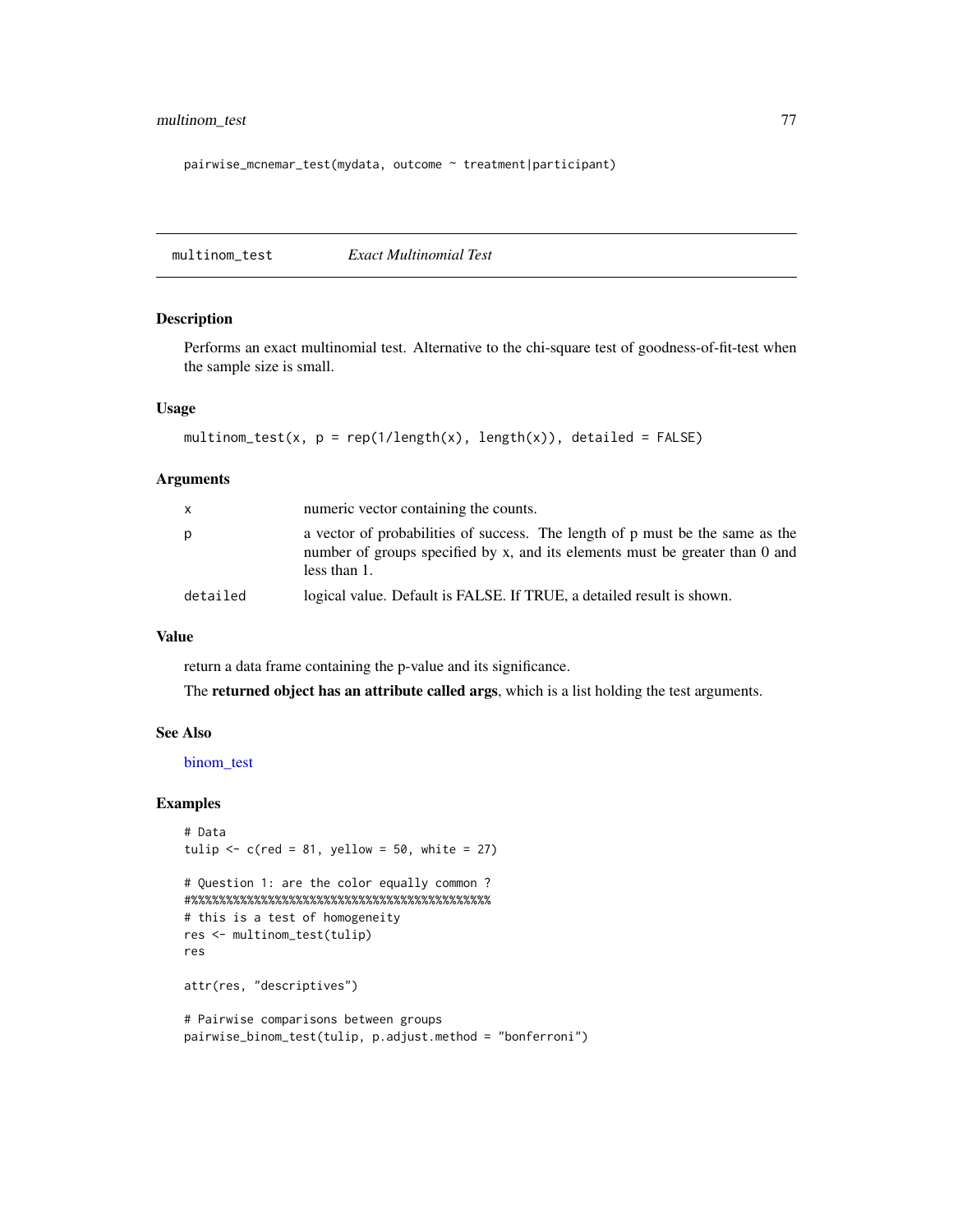```
pairwise_mcnemar_test(mydata, outcome ~ treatment|participant)
```

## multinom_test *Exact Multinomial Test*

### Description

Performs an exact multinomial test. Alternative to the chi-square test of goodness-of-fit-test when the sample size is small.

### Usage

```
multinom_test(x, p = rep(1/length(x), length(x)), detailed = FALSE)
```

### Arguments

| | |
|---|---|
| x | numeric vector containing the counts. |
| p | a vector of probabilities of success. The length of p must be the same as the number of groups specified by x, and its elements must be greater than 0 and less than 1. |
| detailed | logical value. Default is FALSE. If TRUE, a detailed result is shown. |

### Value

return a data frame containing the p-value and its significance.

The **returned object has an attribute called args**, which is a list holding the test arguments.

### See Also

binom_test

### Examples

```
# Data
tulip <- c(red = 81, yellow = 50, white = 27)

# Question 1: are the color equally common ?
#%%%%%%%%%%%%%%%%%%%%%%%%%%%%%%%%%%%%%%%%%%%%%
# this is a test of homogeneity
res <- multinom_test(tulip)
res

attr(res, "descriptives")

# Pairwise comparisons between groups
pairwise_binom_test(tulip, p.adjust.method = "bonferroni")
```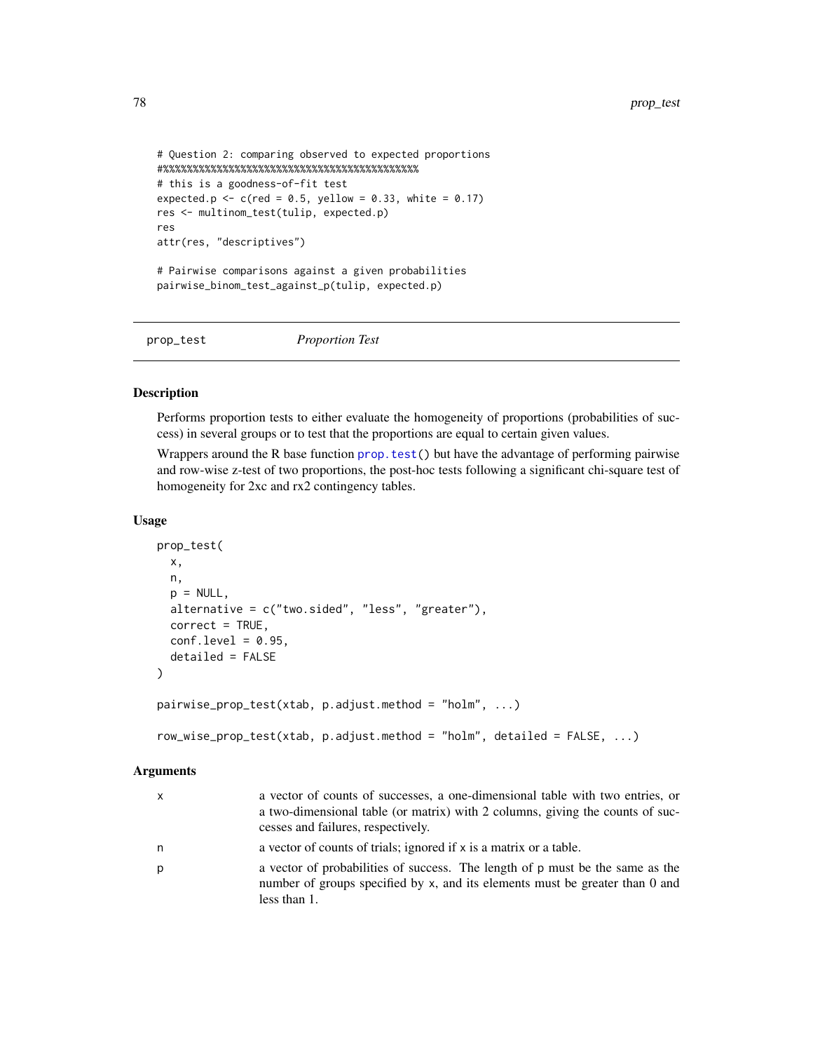```
# Question 2: comparing observed to expected proportions
#%%%%%%%%%%%%%%%%%%%%%%%%%%%%%%%%%%%%%%%%%%%%%%%
# this is a goodness-of-fit test
expected.p <- c(red = 0.5, yellow = 0.33, white = 0.17)
res <- multinom_test(tulip, expected.p)
res
attr(res, "descriptives")

# Pairwise comparisons against a given probabilities
pairwise_binom_test_against_p(tulip, expected.p)
```

---

## prop_test *Proportion Test*

---

### Description

Performs proportion tests to either evaluate the homogeneity of proportions (probabilities of success) in several groups or to test that the proportions are equal to certain given values.

Wrappers around the R base function `prop.test()` but have the advantage of performing pairwise and row-wise z-test of two proportions, the post-hoc tests following a significant chi-square test of homogeneity for 2xc and rx2 contingency tables.

### Usage

```
prop_test(
  x,
  n,
  p = NULL,
  alternative = c("two.sided", "less", "greater"),
  correct = TRUE,
  conf.level = 0.95,
  detailed = FALSE
)

pairwise_prop_test(xtab, p.adjust.method = "holm", ...)

row_wise_prop_test(xtab, p.adjust.method = "holm", detailed = FALSE, ...)
```

### Arguments

| | |
|---|---|
| x | a vector of counts of successes, a one-dimensional table with two entries, or a two-dimensional table (or matrix) with 2 columns, giving the counts of successes and failures, respectively. |
| n | a vector of counts of trials; ignored if x is a matrix or a table. |
| p | a vector of probabilities of success. The length of p must be the same as the number of groups specified by x, and its elements must be greater than 0 and less than 1. |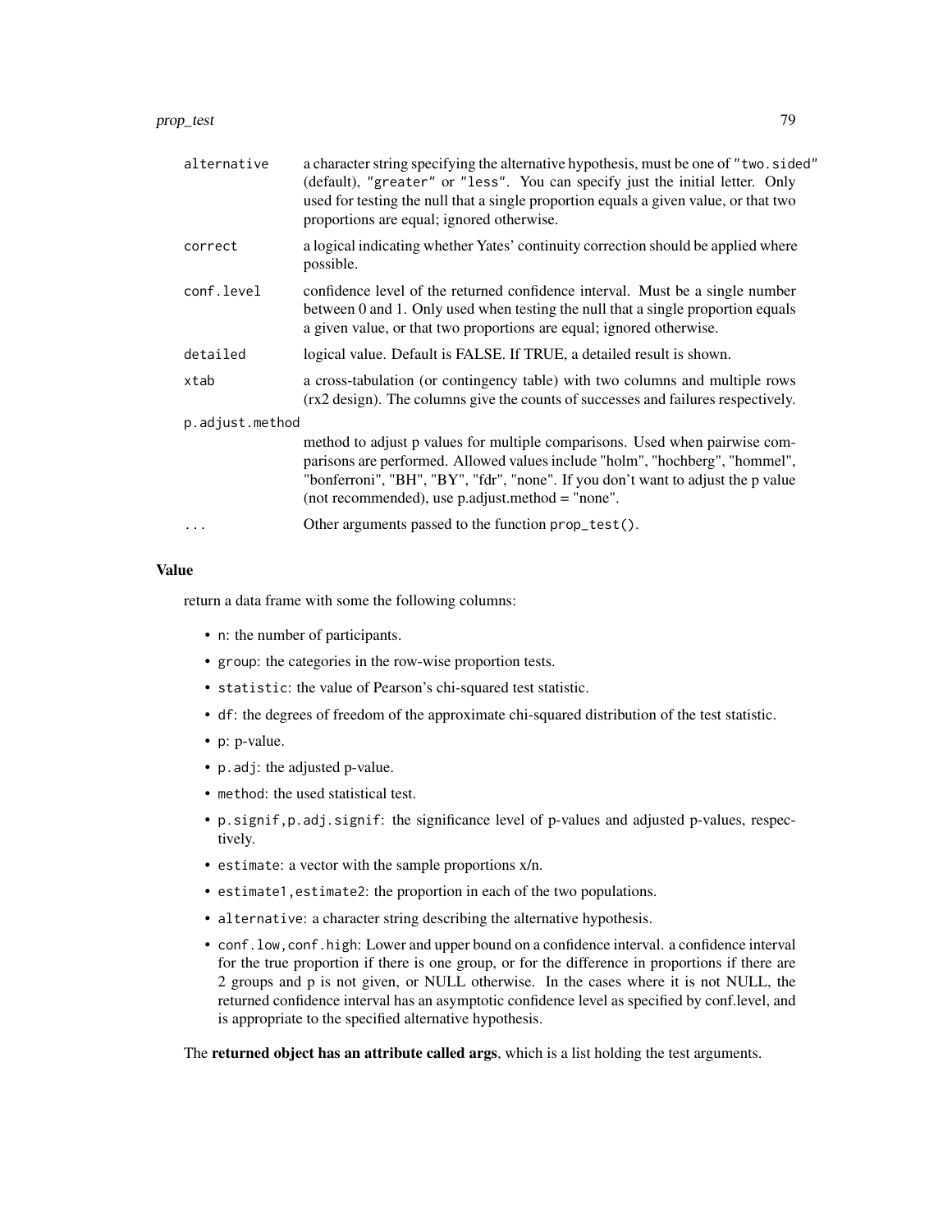| | |
|---|---|
| `alternative` | a character string specifying the alternative hypothesis, must be one of `"two.sided"` (default), `"greater"` or `"less"`. You can specify just the initial letter. Only used for testing the null that a single proportion equals a given value, or that two proportions are equal; ignored otherwise. |
| `correct` | a logical indicating whether Yates' continuity correction should be applied where possible. |
| `conf.level` | confidence level of the returned confidence interval. Must be a single number between 0 and 1. Only used when testing the null that a single proportion equals a given value, or that two proportions are equal; ignored otherwise. |
| `detailed` | logical value. Default is FALSE. If TRUE, a detailed result is shown. |
| `xtab` | a cross-tabulation (or contingency table) with two columns and multiple rows (rx2 design). The columns give the counts of successes and failures respectively. |
| `p.adjust.method` | method to adjust p values for multiple comparisons. Used when pairwise comparisons are performed. Allowed values include "holm", "hochberg", "hommel", "bonferroni", "BH", "BY", "fdr", "none". If you don't want to adjust the p value (not recommended), use p.adjust.method = "none". |
| `...` | Other arguments passed to the function `prop_test()`. |

## Value

return a data frame with some the following columns:

- `n`: the number of participants.
- `group`: the categories in the row-wise proportion tests.
- `statistic`: the value of Pearson's chi-squared test statistic.
- `df`: the degrees of freedom of the approximate chi-squared distribution of the test statistic.
- `p`: p-value.
- `p.adj`: the adjusted p-value.
- `method`: the used statistical test.
- `p.signif,p.adj.signif`: the significance level of p-values and adjusted p-values, respectively.
- `estimate`: a vector with the sample proportions x/n.
- `estimate1,estimate2`: the proportion in each of the two populations.
- `alternative`: a character string describing the alternative hypothesis.
- `conf.low,conf.high`: Lower and upper bound on a confidence interval. a confidence interval for the true proportion if there is one group, or for the difference in proportions if there are 2 groups and p is not given, or NULL otherwise. In the cases where it is not NULL, the returned confidence interval has an asymptotic confidence level as specified by conf.level, and is appropriate to the specified alternative hypothesis.

The **returned object has an attribute called args**, which is a list holding the test arguments.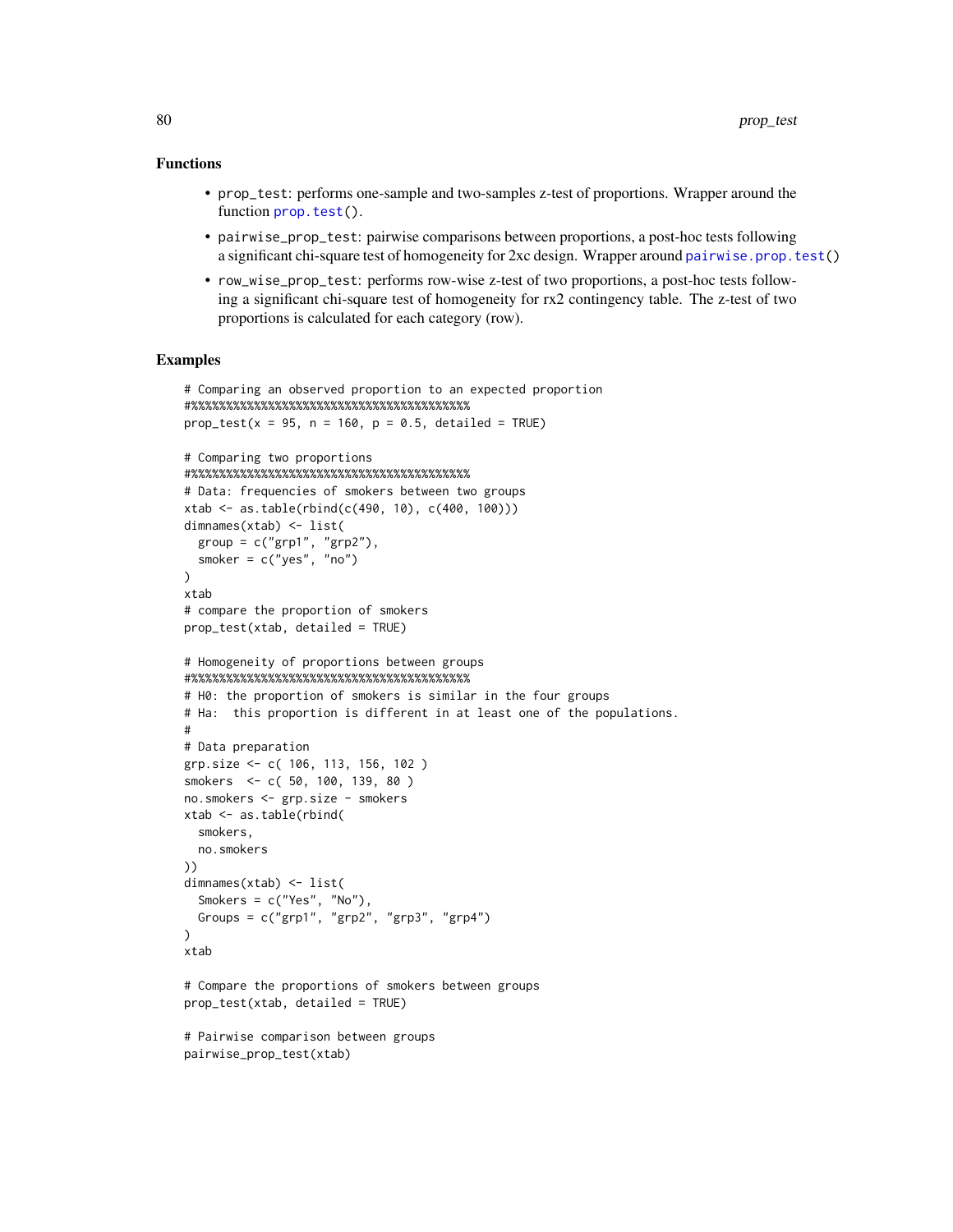### Functions

- `prop_test`: performs one-sample and two-samples z-test of proportions. Wrapper around the function `prop.test()`.
- `pairwise_prop_test`: pairwise comparisons between proportions, a post-hoc tests following a significant chi-square test of homogeneity for 2xc design. Wrapper around `pairwise.prop.test()`
- `row_wise_prop_test`: performs row-wise z-test of two proportions, a post-hoc tests following a significant chi-square test of homogeneity for rx2 contingency table. The z-test of two proportions is calculated for each category (row).

### Examples

```
# Comparing an observed proportion to an expected proportion
#%%%%%%%%%%%%%%%%%%%%%%%%%%%%%%%%%%%%%%%%%%
prop_test(x = 95, n = 160, p = 0.5, detailed = TRUE)

# Comparing two proportions
#%%%%%%%%%%%%%%%%%%%%%%%%%%%%%%%%%%%%%%%%%%
# Data: frequencies of smokers between two groups
xtab <- as.table(rbind(c(490, 10), c(400, 100)))
dimnames(xtab) <- list(
  group = c("grp1", "grp2"),
  smoker = c("yes", "no")
)
xtab
# compare the proportion of smokers
prop_test(xtab, detailed = TRUE)

# Homogeneity of proportions between groups
#%%%%%%%%%%%%%%%%%%%%%%%%%%%%%%%%%%%%%%%%%%
# H0: the proportion of smokers is similar in the four groups
# Ha:  this proportion is different in at least one of the populations.
#
# Data preparation
grp.size <- c( 106, 113, 156, 102 )
smokers  <- c( 50, 100, 139, 80 )
no.smokers <- grp.size - smokers
xtab <- as.table(rbind(
  smokers,
  no.smokers
))
dimnames(xtab) <- list(
  Smokers = c("Yes", "No"),
  Groups = c("grp1", "grp2", "grp3", "grp4")
)
xtab

# Compare the proportions of smokers between groups
prop_test(xtab, detailed = TRUE)

# Pairwise comparison between groups
pairwise_prop_test(xtab)
```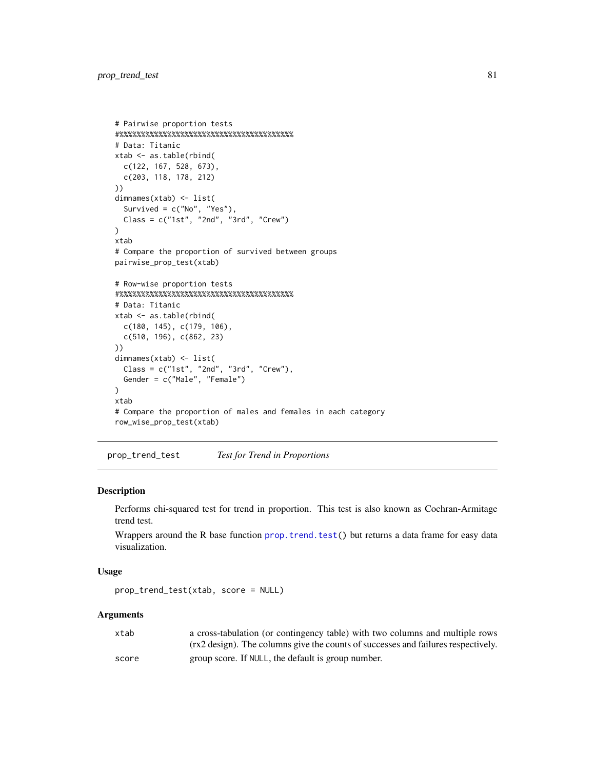```
# Pairwise proportion tests
#%%%%%%%%%%%%%%%%%%%%%%%%%%%%%%%%%%%%%%%%%
# Data: Titanic
xtab <- as.table(rbind(
  c(122, 167, 528, 673),
  c(203, 118, 178, 212)
))
dimnames(xtab) <- list(
  Survived = c("No", "Yes"),
  Class = c("1st", "2nd", "3rd", "Crew")
)
xtab
# Compare the proportion of survived between groups
pairwise_prop_test(xtab)

# Row-wise proportion tests
#%%%%%%%%%%%%%%%%%%%%%%%%%%%%%%%%%%%%%%%%%
# Data: Titanic
xtab <- as.table(rbind(
  c(180, 145), c(179, 106),
  c(510, 196), c(862, 23)
))
dimnames(xtab) <- list(
  Class = c("1st", "2nd", "3rd", "Crew"),
  Gender = c("Male", "Female")
)
xtab
# Compare the proportion of males and females in each category
row_wise_prop_test(xtab)
```

## prop_trend_test    *Test for Trend in Proportions*

### Description

Performs chi-squared test for trend in proportion. This test is also known as Cochran-Armitage trend test.

Wrappers around the R base function `prop.trend.test()` but returns a data frame for easy data visualization.

### Usage

```
prop_trend_test(xtab, score = NULL)
```

### Arguments

| | |
|---|---|
| `xtab` | a cross-tabulation (or contingency table) with two columns and multiple rows (rx2 design). The columns give the counts of successes and failures respectively. |
| `score` | group score. If `NULL`, the default is group number. |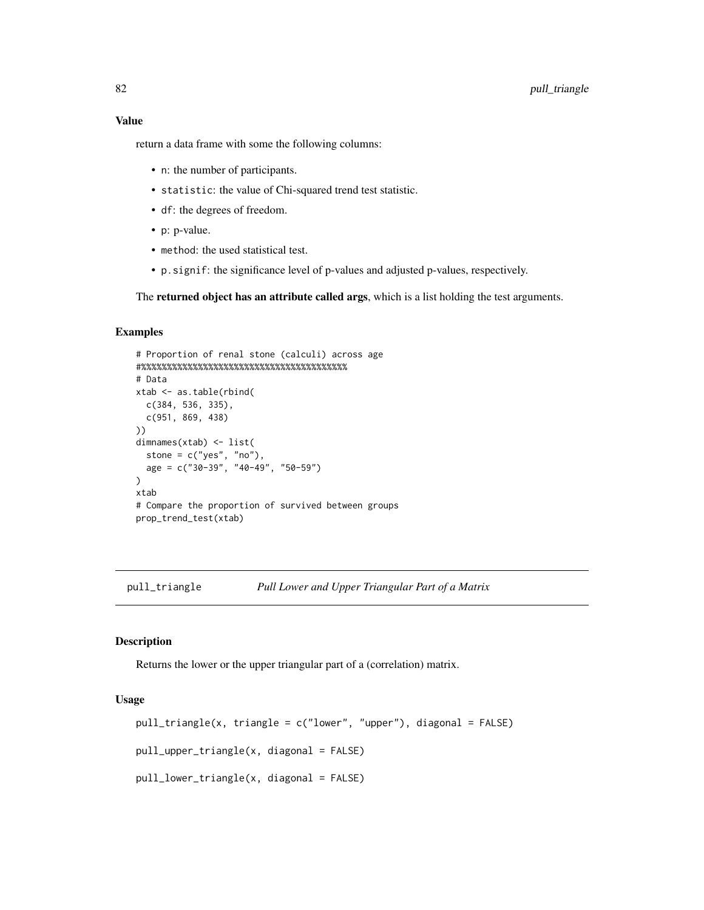### Value

return a data frame with some the following columns:

- `n`: the number of participants.
- `statistic`: the value of Chi-squared trend test statistic.
- `df`: the degrees of freedom.
- `p`: p-value.
- `method`: the used statistical test.
- `p.signif`: the significance level of p-values and adjusted p-values, respectively.

The **returned object has an attribute called args**, which is a list holding the test arguments.

### Examples

```
# Proportion of renal stone (calculi) across age
#%%%%%%%%%%%%%%%%%%%%%%%%%%%%%%%%%%%%%%%%%
# Data
xtab <- as.table(rbind(
  c(384, 536, 335),
  c(951, 869, 438)
))
dimnames(xtab) <- list(
  stone = c("yes", "no"),
  age = c("30-39", "40-49", "50-59")
)
xtab
# Compare the proportion of survived between groups
prop_trend_test(xtab)
```

---

## pull_triangle — *Pull Lower and Upper Triangular Part of a Matrix*

---

### Description

Returns the lower or the upper triangular part of a (correlation) matrix.

### Usage

```
pull_triangle(x, triangle = c("lower", "upper"), diagonal = FALSE)

pull_upper_triangle(x, diagonal = FALSE)

pull_lower_triangle(x, diagonal = FALSE)
```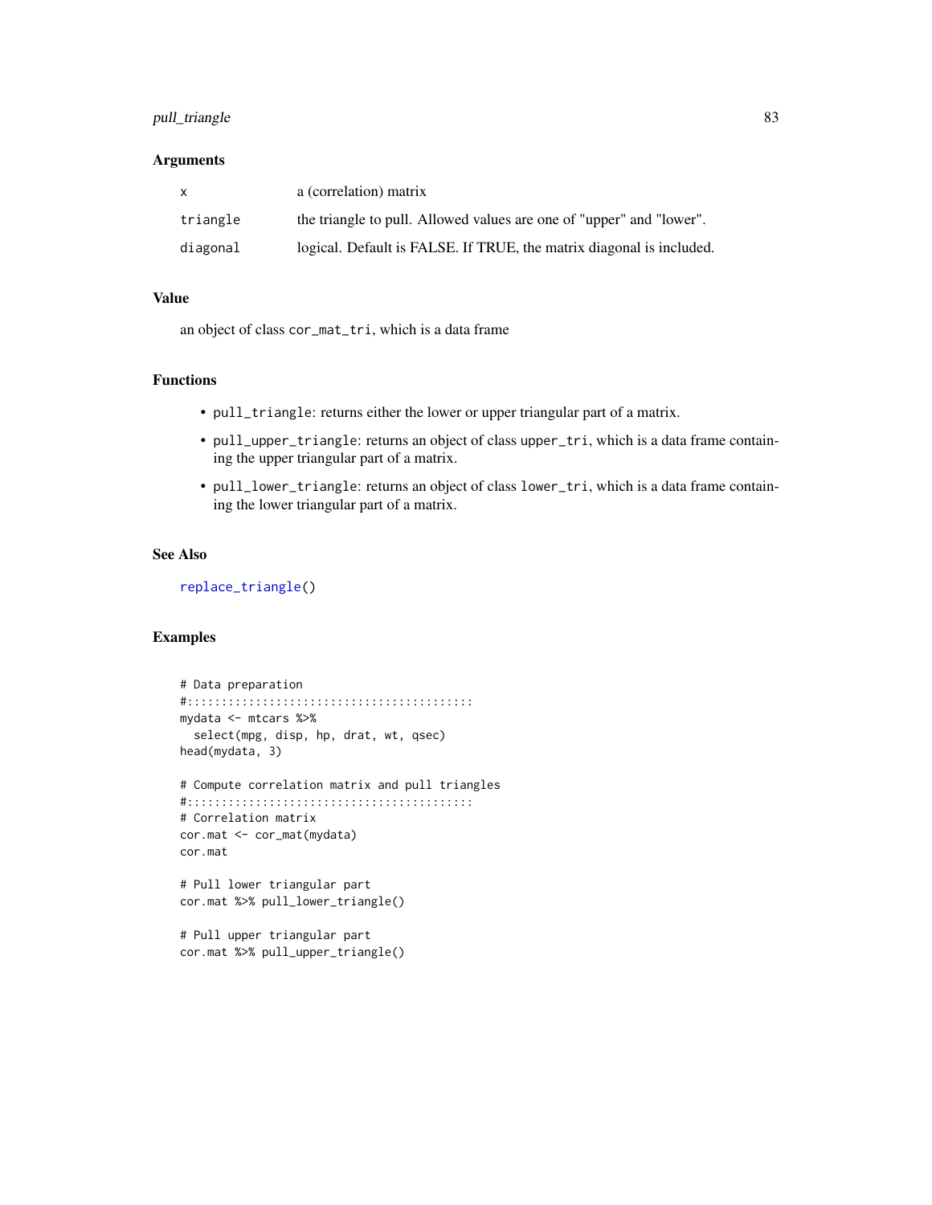## Arguments

| | |
|---|---|
| x | a (correlation) matrix |
| triangle | the triangle to pull. Allowed values are one of "upper" and "lower". |
| diagonal | logical. Default is FALSE. If TRUE, the matrix diagonal is included. |

## Value

an object of class `cor_mat_tri`, which is a data frame

## Functions

- `pull_triangle`: returns either the lower or upper triangular part of a matrix.
- `pull_upper_triangle`: returns an object of class `upper_tri`, which is a data frame containing the upper triangular part of a matrix.
- `pull_lower_triangle`: returns an object of class `lower_tri`, which is a data frame containing the lower triangular part of a matrix.

## See Also

`replace_triangle()`

## Examples

```
# Data preparation
#:::::::::::::::::::::::::::::::::::::::::::
mydata <- mtcars %>%
  select(mpg, disp, hp, drat, wt, qsec)
head(mydata, 3)

# Compute correlation matrix and pull triangles
#:::::::::::::::::::::::::::::::::::::::::::
# Correlation matrix
cor.mat <- cor_mat(mydata)
cor.mat

# Pull lower triangular part
cor.mat %>% pull_lower_triangle()

# Pull upper triangular part
cor.mat %>% pull_upper_triangle()
```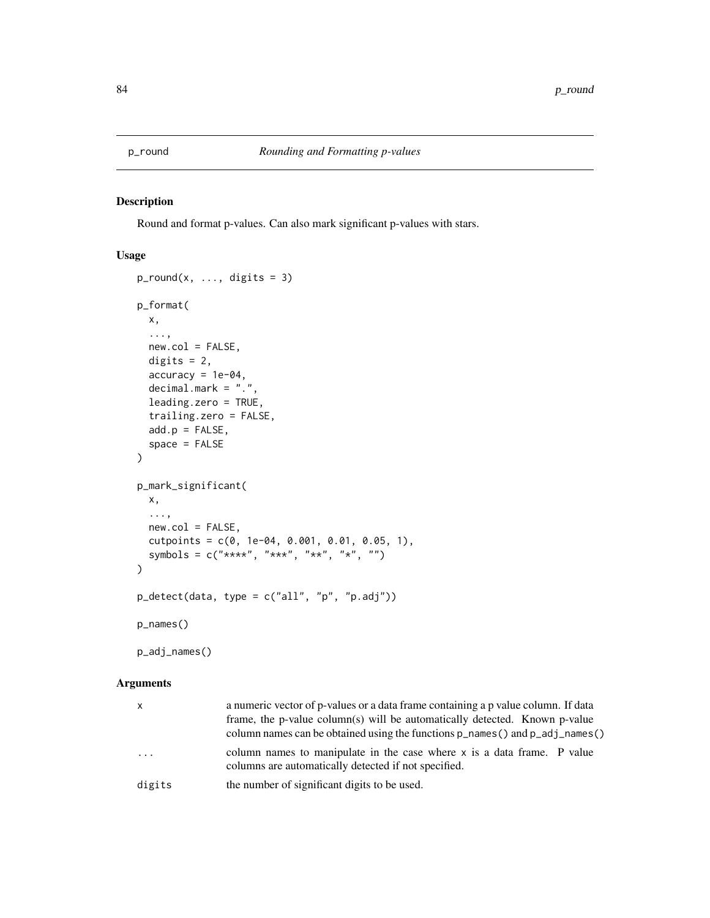p_round *Rounding and Formatting p-values*

## Description

Round and format p-values. Can also mark significant p-values with stars.

## Usage

```
p_round(x, ..., digits = 3)

p_format(
  x,
  ...,
  new.col = FALSE,
  digits = 2,
  accuracy = 1e-04,
  decimal.mark = ".",
  leading.zero = TRUE,
  trailing.zero = FALSE,
  add.p = FALSE,
  space = FALSE
)

p_mark_significant(
  x,
  ...,
  new.col = FALSE,
  cutpoints = c(0, 1e-04, 0.001, 0.01, 0.05, 1),
  symbols = c("****", "***", "**", "*", "")
)

p_detect(data, type = c("all", "p", "p.adj"))

p_names()

p_adj_names()
```

## Arguments

| | |
|---|---|
| x | a numeric vector of p-values or a data frame containing a p value column. If data frame, the p-value column(s) will be automatically detected. Known p-value column names can be obtained using the functions p_names() and p_adj_names() |
| ... | column names to manipulate in the case where x is a data frame. P value columns are automatically detected if not specified. |
| digits | the number of significant digits to be used. |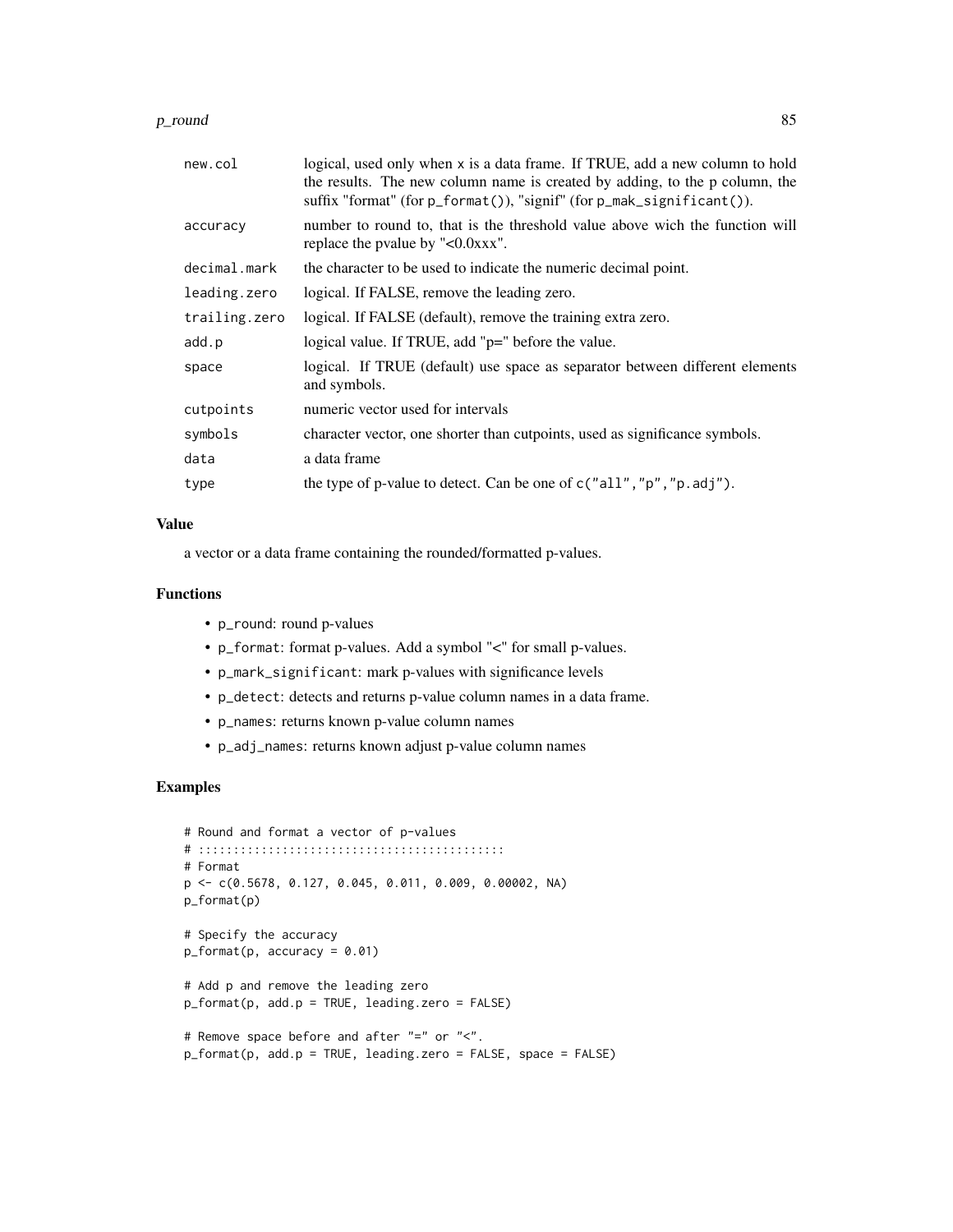| | |
|---|---|
| new.col | logical, used only when x is a data frame. If TRUE, add a new column to hold the results. The new column name is created by adding, to the p column, the suffix "format" (for p_format()), "signif" (for p_mak_significant()). |
| accuracy | number to round to, that is the threshold value above wich the function will replace the pvalue by "<0.0xxx". |
| decimal.mark | the character to be used to indicate the numeric decimal point. |
| leading.zero | logical. If FALSE, remove the leading zero. |
| trailing.zero | logical. If FALSE (default), remove the training extra zero. |
| add.p | logical value. If TRUE, add "p=" before the value. |
| space | logical. If TRUE (default) use space as separator between different elements and symbols. |
| cutpoints | numeric vector used for intervals |
| symbols | character vector, one shorter than cutpoints, used as significance symbols. |
| data | a data frame |
| type | the type of p-value to detect. Can be one of c("all","p","p.adj"). |

### Value

a vector or a data frame containing the rounded/formatted p-values.

### Functions

- p_round: round p-values
- p_format: format p-values. Add a symbol "<" for small p-values.
- p_mark_significant: mark p-values with significance levels
- p_detect: detects and returns p-value column names in a data frame.
- p_names: returns known p-value column names
- p_adj_names: returns known adjust p-value column names

### Examples

```
# Round and format a vector of p-values
# ::::::::::::::::::::::::::::::::::::::::::::
# Format
p <- c(0.5678, 0.127, 0.045, 0.011, 0.009, 0.00002, NA)
p_format(p)

# Specify the accuracy
p_format(p, accuracy = 0.01)

# Add p and remove the leading zero
p_format(p, add.p = TRUE, leading.zero = FALSE)

# Remove space before and after "=" or "<".
p_format(p, add.p = TRUE, leading.zero = FALSE, space = FALSE)
```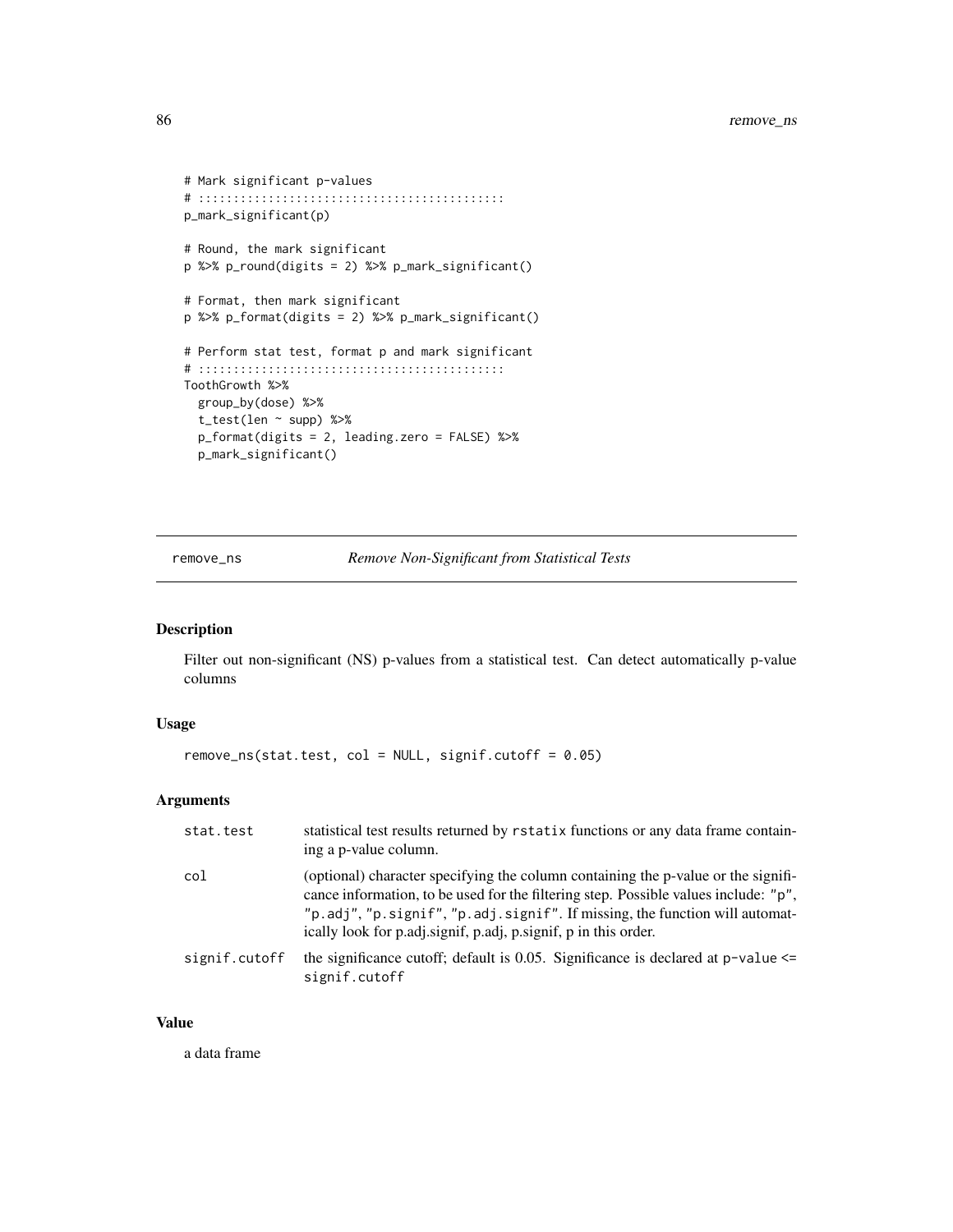```
# Mark significant p-values
# :::::::::::::::::::::::::::::::::::::::::::
p_mark_significant(p)

# Round, the mark significant
p %>% p_round(digits = 2) %>% p_mark_significant()

# Format, then mark significant
p %>% p_format(digits = 2) %>% p_mark_significant()

# Perform stat test, format p and mark significant
# :::::::::::::::::::::::::::::::::::::::::::
ToothGrowth %>%
  group_by(dose) %>%
  t_test(len ~ supp) %>%
  p_format(digits = 2, leading.zero = FALSE) %>%
  p_mark_significant()
```

## remove_ns — *Remove Non-Significant from Statistical Tests*

### Description

Filter out non-significant (NS) p-values from a statistical test. Can detect automatically p-value columns

### Usage

```
remove_ns(stat.test, col = NULL, signif.cutoff = 0.05)
```

### Arguments

| | |
|---|---|
| `stat.test` | statistical test results returned by `rstatix` functions or any data frame containing a p-value column. |
| `col` | (optional) character specifying the column containing the p-value or the significance information, to be used for the filtering step. Possible values include: `"p"`, `"p.adj"`, `"p.signif"`, `"p.adj.signif"`. If missing, the function will automatically look for p.adj.signif, p.adj, p.signif, p in this order. |
| `signif.cutoff` | the significance cutoff; default is 0.05. Significance is declared at `p-value <= signif.cutoff` |

### Value

a data frame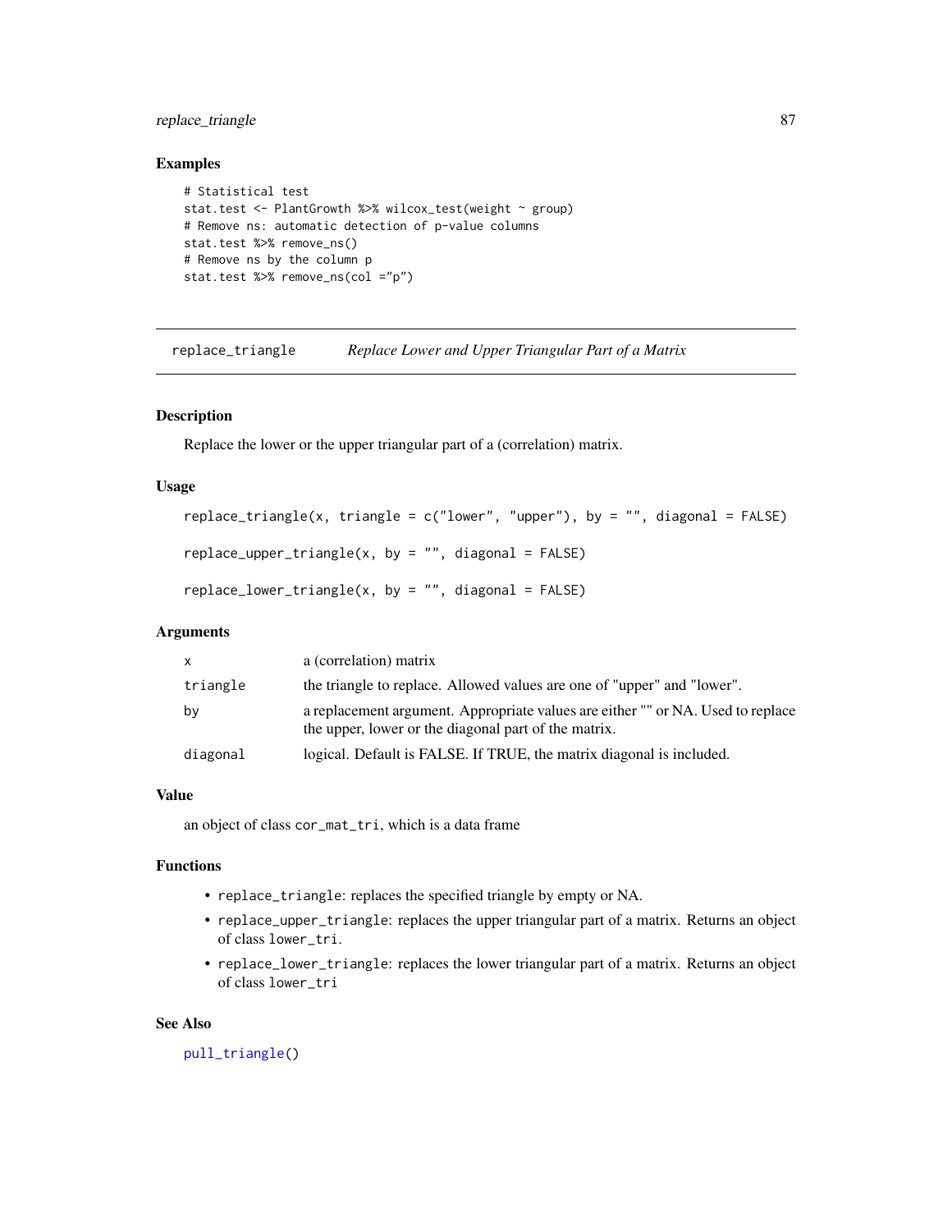### Examples

```
# Statistical test
stat.test <- PlantGrowth %>% wilcox_test(weight ~ group)
# Remove ns: automatic detection of p-value columns
stat.test %>% remove_ns()
# Remove ns by the column p
stat.test %>% remove_ns(col ="p")
```

---

## replace_triangle *Replace Lower and Upper Triangular Part of a Matrix*

---

### Description

Replace the lower or the upper triangular part of a (correlation) matrix.

### Usage

```
replace_triangle(x, triangle = c("lower", "upper"), by = "", diagonal = FALSE)

replace_upper_triangle(x, by = "", diagonal = FALSE)

replace_lower_triangle(x, by = "", diagonal = FALSE)
```

### Arguments

| | |
|---|---|
| x | a (correlation) matrix |
| triangle | the triangle to replace. Allowed values are one of "upper" and "lower". |
| by | a replacement argument. Appropriate values are either "" or NA. Used to replace the upper, lower or the diagonal part of the matrix. |
| diagonal | logical. Default is FALSE. If TRUE, the matrix diagonal is included. |

### Value

an object of class `cor_mat_tri`, which is a data frame

### Functions

- `replace_triangle`: replaces the specified triangle by empty or NA.
- `replace_upper_triangle`: replaces the upper triangular part of a matrix. Returns an object of class `lower_tri`.
- `replace_lower_triangle`: replaces the lower triangular part of a matrix. Returns an object of class `lower_tri`

### See Also

`pull_triangle()`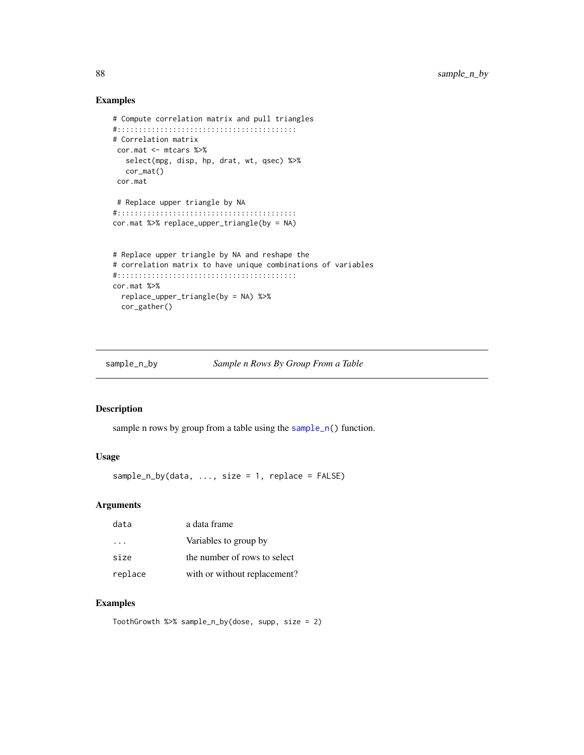### Examples

```
# Compute correlation matrix and pull triangles
#::::::::::::::::::::::::::::::::::::::::::
# Correlation matrix
 cor.mat <- mtcars %>%
   select(mpg, disp, hp, drat, wt, qsec) %>%
   cor_mat()
 cor.mat

 # Replace upper triangle by NA
#::::::::::::::::::::::::::::::::::::::::::
cor.mat %>% replace_upper_triangle(by = NA)


# Replace upper triangle by NA and reshape the
# correlation matrix to have unique combinations of variables
#::::::::::::::::::::::::::::::::::::::::::
cor.mat %>%
  replace_upper_triangle(by = NA) %>%
  cor_gather()
```

## sample_n_by — *Sample n Rows By Group From a Table*

### Description

sample n rows by group from a table using the `sample_n()` function.

### Usage

```
sample_n_by(data, ..., size = 1, replace = FALSE)
```

### Arguments

| | |
|---|---|
| `data` | a data frame |
| `...` | Variables to group by |
| `size` | the number of rows to select |
| `replace` | with or without replacement? |

### Examples

```
ToothGrowth %>% sample_n_by(dose, supp, size = 2)
```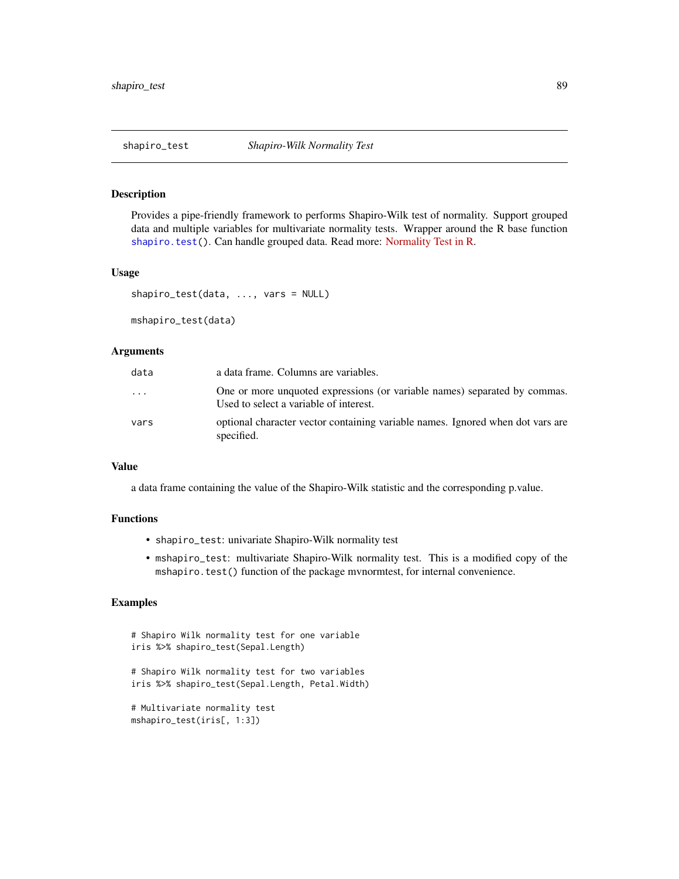# shapiro_test — *Shapiro-Wilk Normality Test*

## Description

Provides a pipe-friendly framework to performs Shapiro-Wilk test of normality. Support grouped data and multiple variables for multivariate normality tests. Wrapper around the R base function `shapiro.test()`. Can handle grouped data. Read more: Normality Test in R.

## Usage

```
shapiro_test(data, ..., vars = NULL)

mshapiro_test(data)
```

## Arguments

| | |
|---|---|
| `data` | a data frame. Columns are variables. |
| `...` | One or more unquoted expressions (or variable names) separated by commas. Used to select a variable of interest. |
| `vars` | optional character vector containing variable names. Ignored when dot vars are specified. |

## Value

a data frame containing the value of the Shapiro-Wilk statistic and the corresponding p.value.

## Functions

- `shapiro_test`: univariate Shapiro-Wilk normality test
- `mshapiro_test`: multivariate Shapiro-Wilk normality test. This is a modified copy of the `mshapiro.test()` function of the package mvnormtest, for internal convenience.

## Examples

```
# Shapiro Wilk normality test for one variable
iris %>% shapiro_test(Sepal.Length)

# Shapiro Wilk normality test for two variables
iris %>% shapiro_test(Sepal.Length, Petal.Width)

# Multivariate normality test
mshapiro_test(iris[, 1:3])
```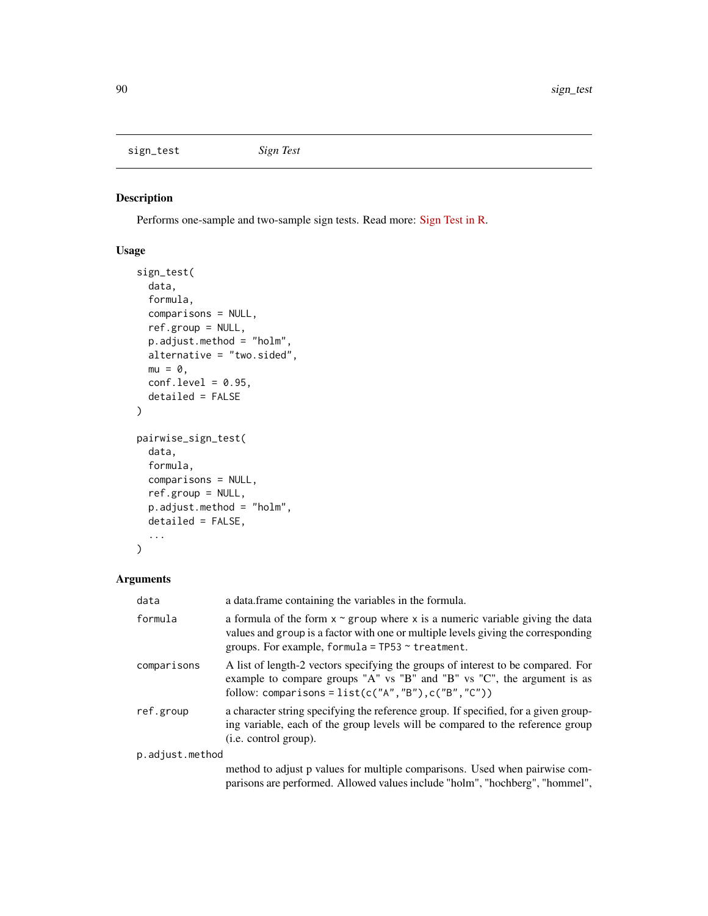## sign_test *Sign Test*

### Description

Performs one-sample and two-sample sign tests. Read more: Sign Test in R.

### Usage

```
sign_test(
  data,
  formula,
  comparisons = NULL,
  ref.group = NULL,
  p.adjust.method = "holm",
  alternative = "two.sided",
  mu = 0,
  conf.level = 0.95,
  detailed = FALSE
)

pairwise_sign_test(
  data,
  formula,
  comparisons = NULL,
  ref.group = NULL,
  p.adjust.method = "holm",
  detailed = FALSE,
  ...
)
```

### Arguments

| | |
|---|---|
| `data` | a data.frame containing the variables in the formula. |
| `formula` | a formula of the form `x ~ group` where `x` is a numeric variable giving the data values and `group` is a factor with one or multiple levels giving the corresponding groups. For example, `formula = TP53 ~ treatment`. |
| `comparisons` | A list of length-2 vectors specifying the groups of interest to be compared. For example to compare groups "A" vs "B" and "B" vs "C", the argument is as follow: `comparisons = list(c("A","B"),c("B","C"))` |
| `ref.group` | a character string specifying the reference group. If specified, for a given grouping variable, each of the group levels will be compared to the reference group (i.e. control group). |
| `p.adjust.method` | method to adjust p values for multiple comparisons. Used when pairwise comparisons are performed. Allowed values include "holm", "hochberg", "hommel", |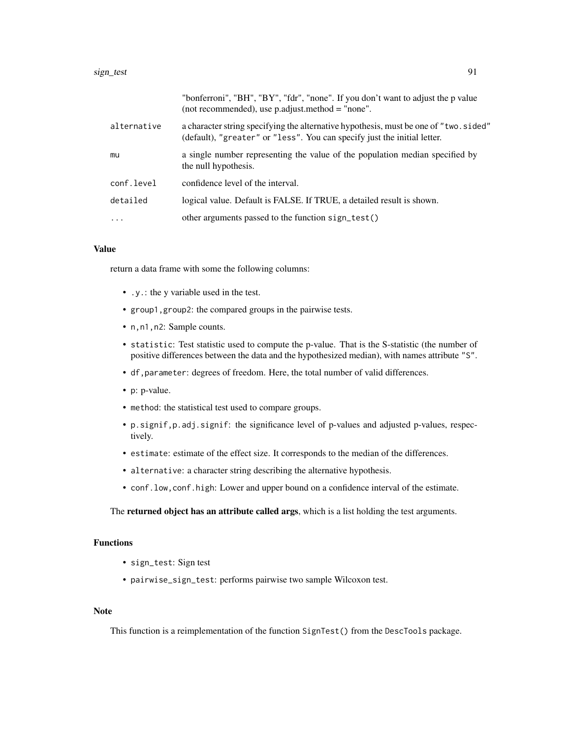| | |
|---|---|
| | "bonferroni", "BH", "BY", "fdr", "none". If you don't want to adjust the p value (not recommended), use p.adjust.method = "none". |
| alternative | a character string specifying the alternative hypothesis, must be one of "two.sided" (default), "greater" or "less". You can specify just the initial letter. |
| mu | a single number representing the value of the population median specified by the null hypothesis. |
| conf.level | confidence level of the interval. |
| detailed | logical value. Default is FALSE. If TRUE, a detailed result is shown. |
| ... | other arguments passed to the function sign_test() |

### Value

return a data frame with some the following columns:

- `.y.`: the y variable used in the test.
- `group1,group2`: the compared groups in the pairwise tests.
- `n,n1,n2`: Sample counts.
- `statistic`: Test statistic used to compute the p-value. That is the S-statistic (the number of positive differences between the data and the hypothesized median), with names attribute "S".
- `df,parameter`: degrees of freedom. Here, the total number of valid differences.
- `p`: p-value.
- `method`: the statistical test used to compare groups.
- `p.signif,p.adj.signif`: the significance level of p-values and adjusted p-values, respectively.
- `estimate`: estimate of the effect size. It corresponds to the median of the differences.
- `alternative`: a character string describing the alternative hypothesis.
- `conf.low,conf.high`: Lower and upper bound on a confidence interval of the estimate.

The **returned object has an attribute called args**, which is a list holding the test arguments.

### Functions

- `sign_test`: Sign test
- `pairwise_sign_test`: performs pairwise two sample Wilcoxon test.

### Note

This function is a reimplementation of the function `SignTest()` from the `DescTools` package.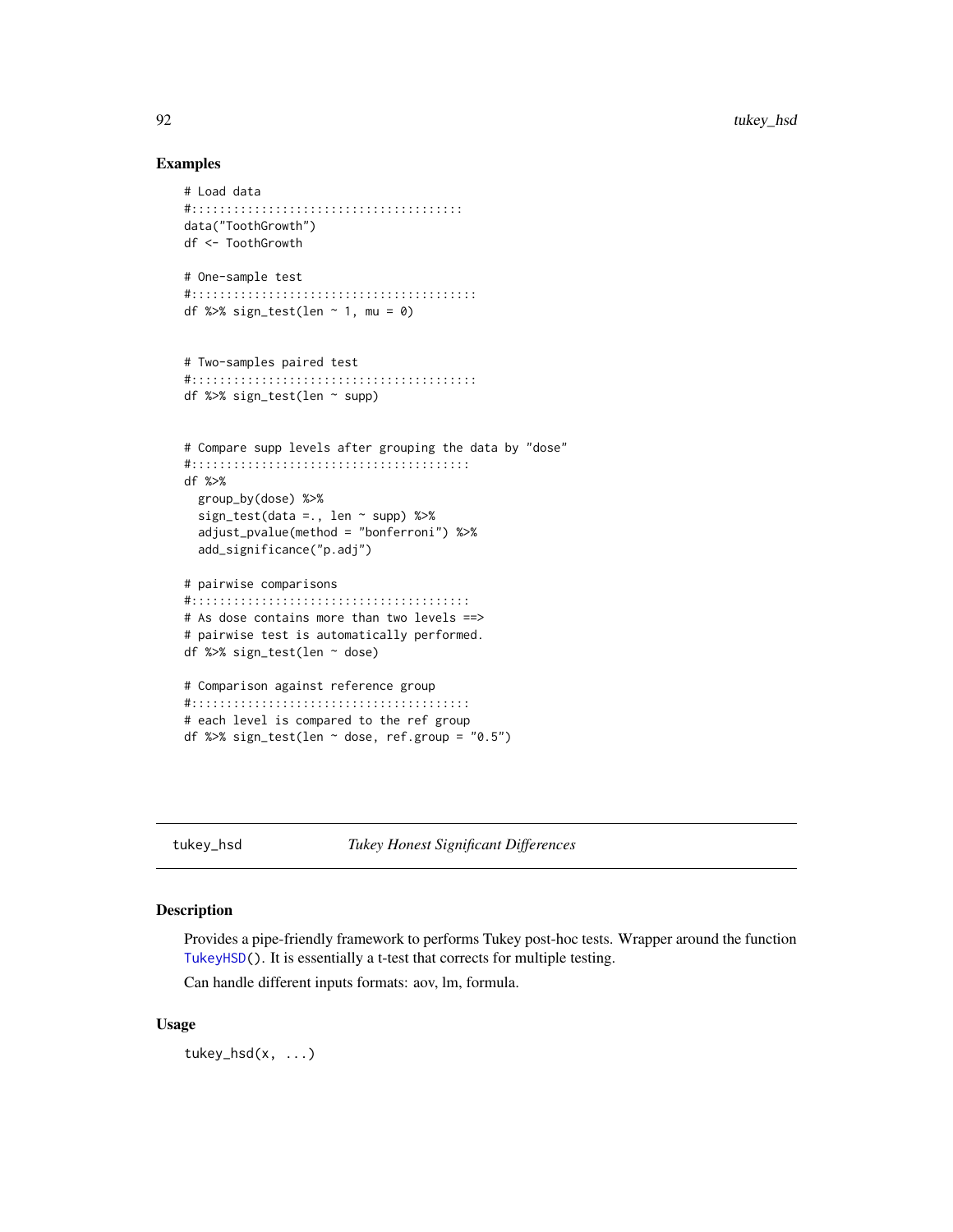## Examples

```
# Load data
#:::::::::::::::::::::::::::::::::::::::
data("ToothGrowth")
df <- ToothGrowth

# One-sample test
#:::::::::::::::::::::::::::::::::::::::::
df %>% sign_test(len ~ 1, mu = 0)


# Two-samples paired test
#:::::::::::::::::::::::::::::::::::::::::
df %>% sign_test(len ~ supp)


# Compare supp levels after grouping the data by "dose"
#::::::::::::::::::::::::::::::::::::::::
df %>%
  group_by(dose) %>%
  sign_test(data =., len ~ supp) %>%
  adjust_pvalue(method = "bonferroni") %>%
  add_significance("p.adj")

# pairwise comparisons
#::::::::::::::::::::::::::::::::::::::::
# As dose contains more than two levels ==>
# pairwise test is automatically performed.
df %>% sign_test(len ~ dose)

# Comparison against reference group
#::::::::::::::::::::::::::::::::::::::::
# each level is compared to the ref group
df %>% sign_test(len ~ dose, ref.group = "0.5")
```

---

# tukey_hsd &nbsp;&nbsp;&nbsp;&nbsp;&nbsp;&nbsp; *Tukey Honest Significant Differences*

---

## Description

Provides a pipe-friendly framework to performs Tukey post-hoc tests. Wrapper around the function `TukeyHSD()`. It is essentially a t-test that corrects for multiple testing.

Can handle different inputs formats: aov, lm, formula.

## Usage

```
tukey_hsd(x, ...)
```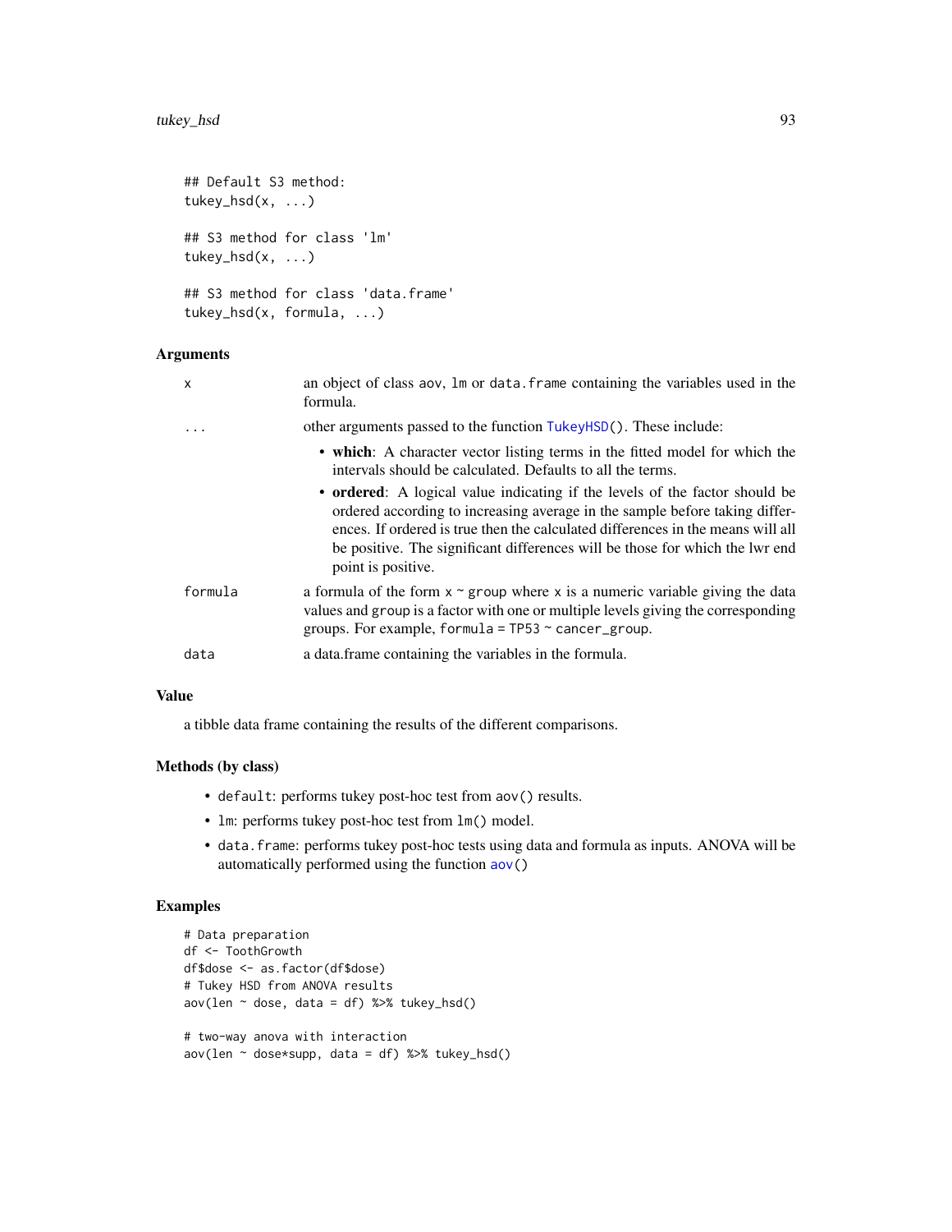```
## Default S3 method:
tukey_hsd(x, ...)

## S3 method for class 'lm'
tukey_hsd(x, ...)

## S3 method for class 'data.frame'
tukey_hsd(x, formula, ...)
```

### Arguments

| | |
|---|---|
| x | an object of class aov, lm or data.frame containing the variables used in the formula. |
| ... | other arguments passed to the function TukeyHSD(). These include: <br>• **which**: A character vector listing terms in the fitted model for which the intervals should be calculated. Defaults to all the terms. <br>• **ordered**: A logical value indicating if the levels of the factor should be ordered according to increasing average in the sample before taking differences. If ordered is true then the calculated differences in the means will all be positive. The significant differences will be those for which the lwr end point is positive. |
| formula | a formula of the form x ~ group where x is a numeric variable giving the data values and group is a factor with one or multiple levels giving the corresponding groups. For example, formula = TP53 ~ cancer_group. |
| data | a data.frame containing the variables in the formula. |

### Value

a tibble data frame containing the results of the different comparisons.

### Methods (by class)

- default: performs tukey post-hoc test from aov() results.
- lm: performs tukey post-hoc test from lm() model.
- data.frame: performs tukey post-hoc tests using data and formula as inputs. ANOVA will be automatically performed using the function aov()

### Examples

```
# Data preparation
df <- ToothGrowth
df$dose <- as.factor(df$dose)
# Tukey HSD from ANOVA results
aov(len ~ dose, data = df) %>% tukey_hsd()

# two-way anova with interaction
aov(len ~ dose*supp, data = df) %>% tukey_hsd()
```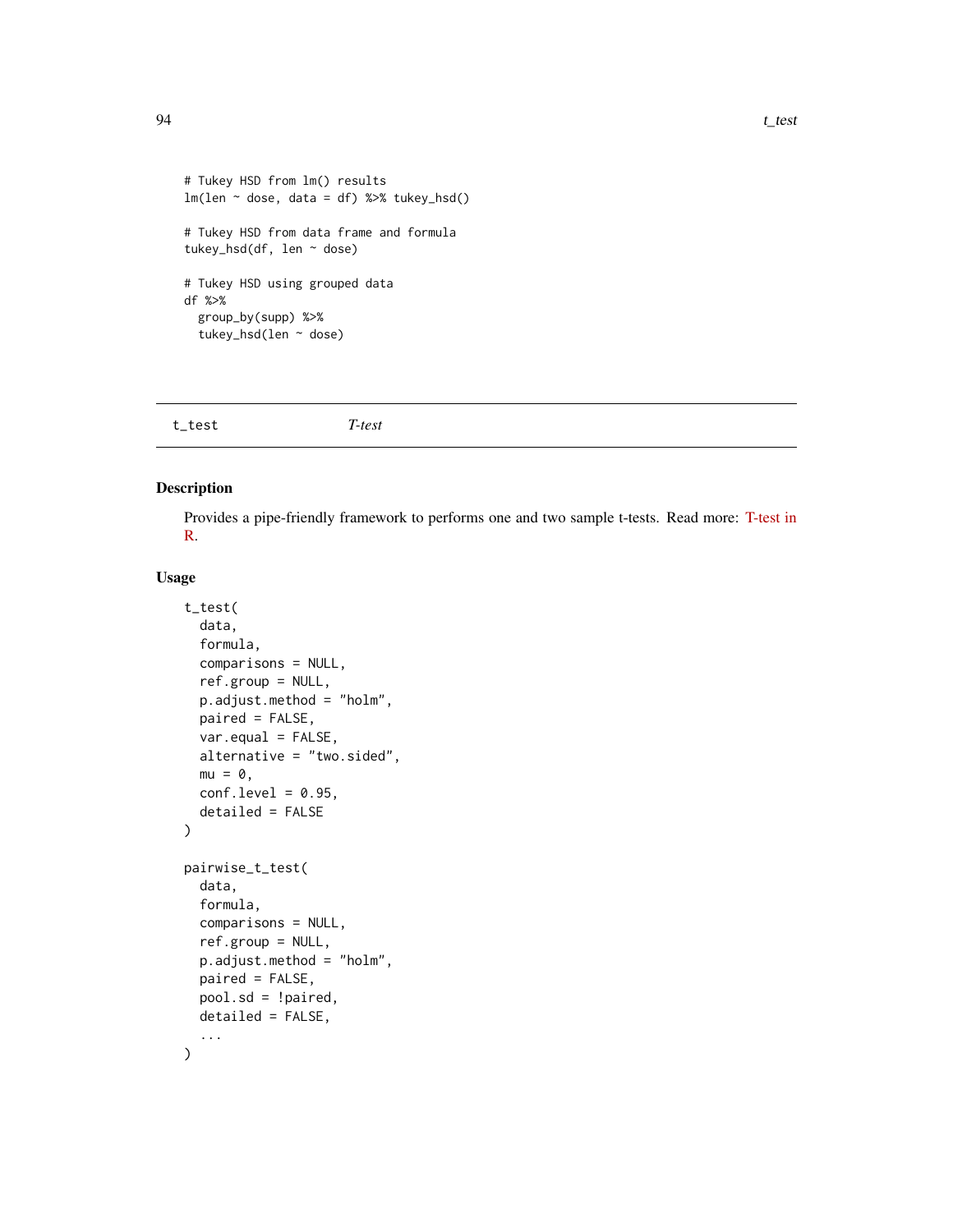```
# Tukey HSD from lm() results
lm(len ~ dose, data = df) %>% tukey_hsd()

# Tukey HSD from data frame and formula
tukey_hsd(df, len ~ dose)

# Tukey HSD using grouped data
df %>%
  group_by(supp) %>%
  tukey_hsd(len ~ dose)
```

---

t_test *T-test*

---

## Description

Provides a pipe-friendly framework to performs one and two sample t-tests. Read more: T-test in R.

## Usage

```
t_test(
  data,
  formula,
  comparisons = NULL,
  ref.group = NULL,
  p.adjust.method = "holm",
  paired = FALSE,
  var.equal = FALSE,
  alternative = "two.sided",
  mu = 0,
  conf.level = 0.95,
  detailed = FALSE
)

pairwise_t_test(
  data,
  formula,
  comparisons = NULL,
  ref.group = NULL,
  p.adjust.method = "holm",
  paired = FALSE,
  pool.sd = !paired,
  detailed = FALSE,
  ...
)
```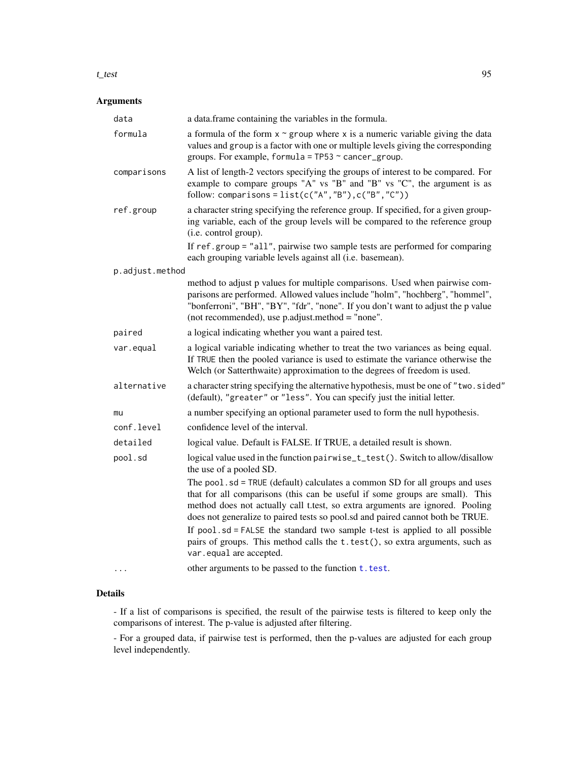## Arguments

- `data`: a data.frame containing the variables in the formula.
- `formula`: a formula of the form `x ~ group` where `x` is a numeric variable giving the data values and `group` is a factor with one or multiple levels giving the corresponding groups. For example, `formula = TP53 ~ cancer_group`.
- `comparisons`: A list of length-2 vectors specifying the groups of interest to be compared. For example to compare groups "A" vs "B" and "B" vs "C", the argument is as follow: `comparisons = list(c("A","B"),c("B","C"))`
- `ref.group`: a character string specifying the reference group. If specified, for a given grouping variable, each of the group levels will be compared to the reference group (i.e. control group).

  If `ref.group = "all"`, pairwise two sample tests are performed for comparing each grouping variable levels against all (i.e. basemean).
- `p.adjust.method`: method to adjust p values for multiple comparisons. Used when pairwise comparisons are performed. Allowed values include "holm", "hochberg", "hommel", "bonferroni", "BH", "BY", "fdr", "none". If you don't want to adjust the p value (not recommended), use p.adjust.method = "none".
- `paired`: a logical indicating whether you want a paired test.
- `var.equal`: a logical variable indicating whether to treat the two variances as being equal. If `TRUE` then the pooled variance is used to estimate the variance otherwise the Welch (or Satterthwaite) approximation to the degrees of freedom is used.
- `alternative`: a character string specifying the alternative hypothesis, must be one of `"two.sided"` (default), `"greater"` or `"less"`. You can specify just the initial letter.
- `mu`: a number specifying an optional parameter used to form the null hypothesis.
- `conf.level`: confidence level of the interval.
- `detailed`: logical value. Default is FALSE. If TRUE, a detailed result is shown.
- `pool.sd`: logical value used in the function `pairwise_t_test()`. Switch to allow/disallow the use of a pooled SD.

  The `pool.sd = TRUE` (default) calculates a common SD for all groups and uses that for all comparisons (this can be useful if some groups are small). This method does not actually call t.test, so extra arguments are ignored. Pooling does not generalize to paired tests so pool.sd and paired cannot both be TRUE.

  If `pool.sd = FALSE` the standard two sample t-test is applied to all possible pairs of groups. This method calls the `t.test()`, so extra arguments, such as `var.equal` are accepted.
- `...`: other arguments to be passed to the function `t.test`.

## Details

- If a list of comparisons is specified, the result of the pairwise tests is filtered to keep only the comparisons of interest. The p-value is adjusted after filtering.

- For a grouped data, if pairwise test is performed, then the p-values are adjusted for each group level independently.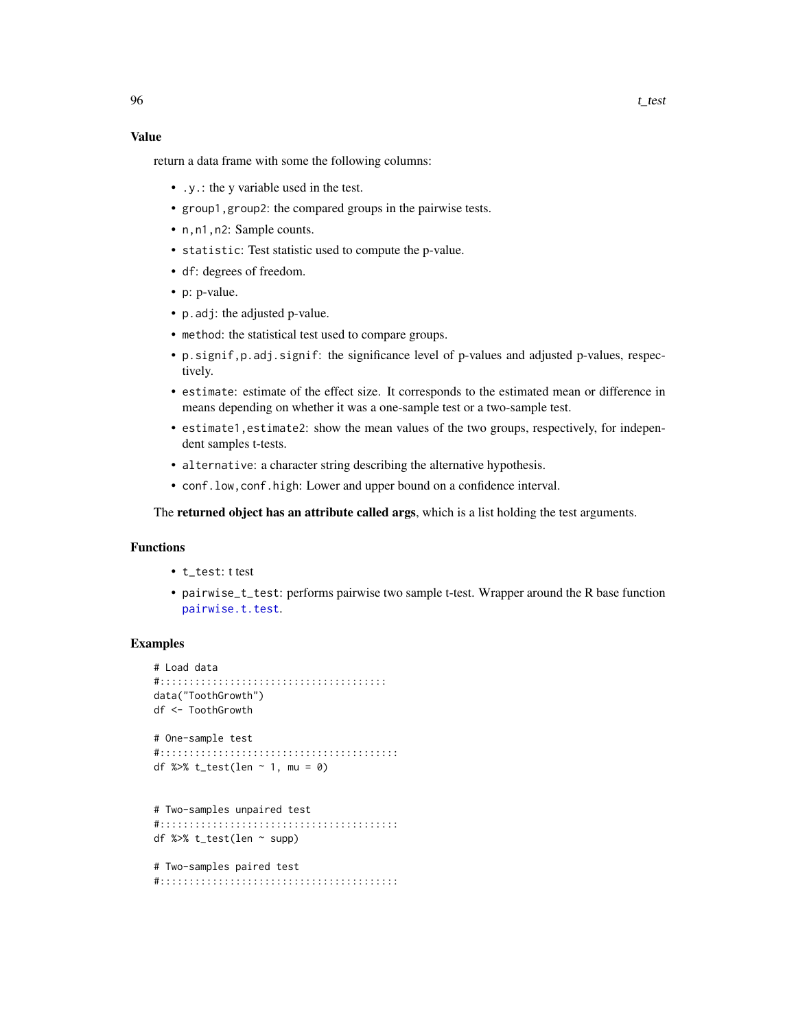## Value

return a data frame with some the following columns:

- `.y.`: the y variable used in the test.
- `group1,group2`: the compared groups in the pairwise tests.
- `n,n1,n2`: Sample counts.
- `statistic`: Test statistic used to compute the p-value.
- `df`: degrees of freedom.
- `p`: p-value.
- `p.adj`: the adjusted p-value.
- `method`: the statistical test used to compare groups.
- `p.signif,p.adj.signif`: the significance level of p-values and adjusted p-values, respectively.
- `estimate`: estimate of the effect size. It corresponds to the estimated mean or difference in means depending on whether it was a one-sample test or a two-sample test.
- `estimate1,estimate2`: show the mean values of the two groups, respectively, for independent samples t-tests.
- `alternative`: a character string describing the alternative hypothesis.
- `conf.low,conf.high`: Lower and upper bound on a confidence interval.

The **returned object has an attribute called args**, which is a list holding the test arguments.

## Functions

- `t_test`: t test
- `pairwise_t_test`: performs pairwise two sample t-test. Wrapper around the R base function `pairwise.t.test`.

## Examples

```
# Load data
#:::::::::::::::::::::::::::::::::::::::
data("ToothGrowth")
df <- ToothGrowth

# One-sample test
#:::::::::::::::::::::::::::::::::::::::::
df %>% t_test(len ~ 1, mu = 0)


# Two-samples unpaired test
#:::::::::::::::::::::::::::::::::::::::::
df %>% t_test(len ~ supp)

# Two-samples paired test
#:::::::::::::::::::::::::::::::::::::::::
```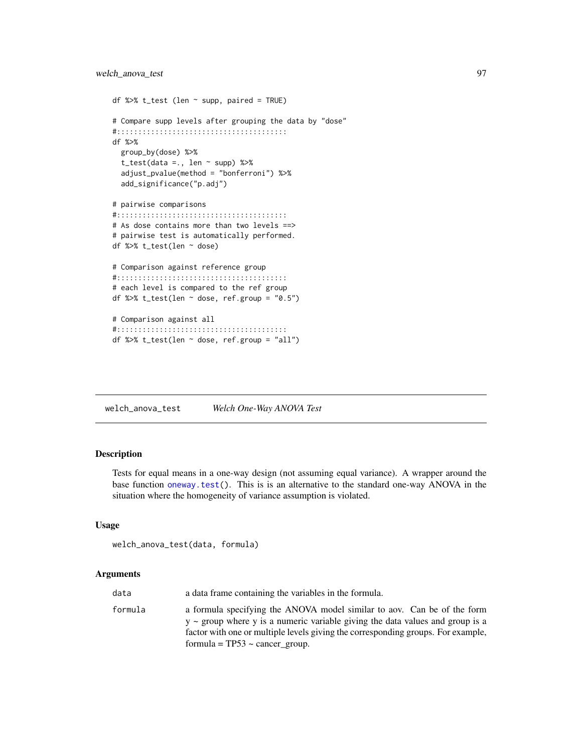```
df %>% t_test (len ~ supp, paired = TRUE)

# Compare supp levels after grouping the data by "dose"
#::::::::::::::::::::::::::::::::::::::::
df %>%
  group_by(dose) %>%
  t_test(data =., len ~ supp) %>%
  adjust_pvalue(method = "bonferroni") %>%
  add_significance("p.adj")

# pairwise comparisons
#::::::::::::::::::::::::::::::::::::::::
# As dose contains more than two levels ==>
# pairwise test is automatically performed.
df %>% t_test(len ~ dose)

# Comparison against reference group
#::::::::::::::::::::::::::::::::::::::::
# each level is compared to the ref group
df %>% t_test(len ~ dose, ref.group = "0.5")

# Comparison against all
#::::::::::::::::::::::::::::::::::::::::
df %>% t_test(len ~ dose, ref.group = "all")
```

## welch_anova_test    *Welch One-Way ANOVA Test*

### Description

Tests for equal means in a one-way design (not assuming equal variance). A wrapper around the base function oneway.test(). This is is an alternative to the standard one-way ANOVA in the situation where the homogeneity of variance assumption is violated.

### Usage

```
welch_anova_test(data, formula)
```

### Arguments

| | |
|---|---|
| data | a data frame containing the variables in the formula. |
| formula | a formula specifying the ANOVA model similar to aov. Can be of the form y ~ group where y is a numeric variable giving the data values and group is a factor with one or multiple levels giving the corresponding groups. For example, formula = TP53 ~ cancer_group. |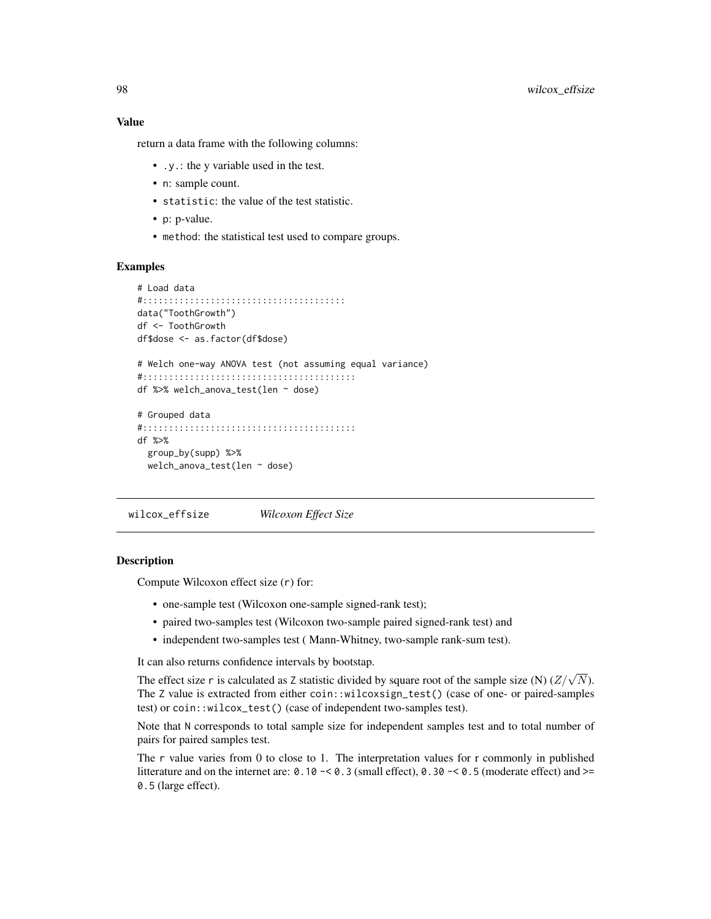### Value

return a data frame with the following columns:

- `.y.`: the y variable used in the test.
- `n`: sample count.
- `statistic`: the value of the test statistic.
- `p`: p-value.
- `method`: the statistical test used to compare groups.

### Examples

```
# Load data
#:::::::::::::::::::::::::::::::::::::::
data("ToothGrowth")
df <- ToothGrowth
df$dose <- as.factor(df$dose)

# Welch one-way ANOVA test (not assuming equal variance)
#:::::::::::::::::::::::::::::::::::::::::
df %>% welch_anova_test(len ~ dose)

# Grouped data
#:::::::::::::::::::::::::::::::::::::::::
df %>%
  group_by(supp) %>%
  welch_anova_test(len ~ dose)
```

---

## wilcox_effsize — *Wilcoxon Effect Size*

### Description

Compute Wilcoxon effect size (`r`) for:

- one-sample test (Wilcoxon one-sample signed-rank test);
- paired two-samples test (Wilcoxon two-sample paired signed-rank test) and
- independent two-samples test ( Mann-Whitney, two-sample rank-sum test).

It can also returns confidence intervals by bootstap.

The effect size `r` is calculated as `Z` statistic divided by square root of the sample size (N) ($Z/\sqrt{N}$). The `Z` value is extracted from either `coin::wilcoxsign_test()` (case of one- or paired-samples test) or `coin::wilcox_test()` (case of independent two-samples test).

Note that `N` corresponds to total sample size for independent samples test and to total number of pairs for paired samples test.

The `r` value varies from 0 to close to 1. The interpretation values for `r` commonly in published litterature and on the internet are: `0.10 -< 0.3` (small effect), `0.30 -< 0.5` (moderate effect) and `>= 0.5` (large effect).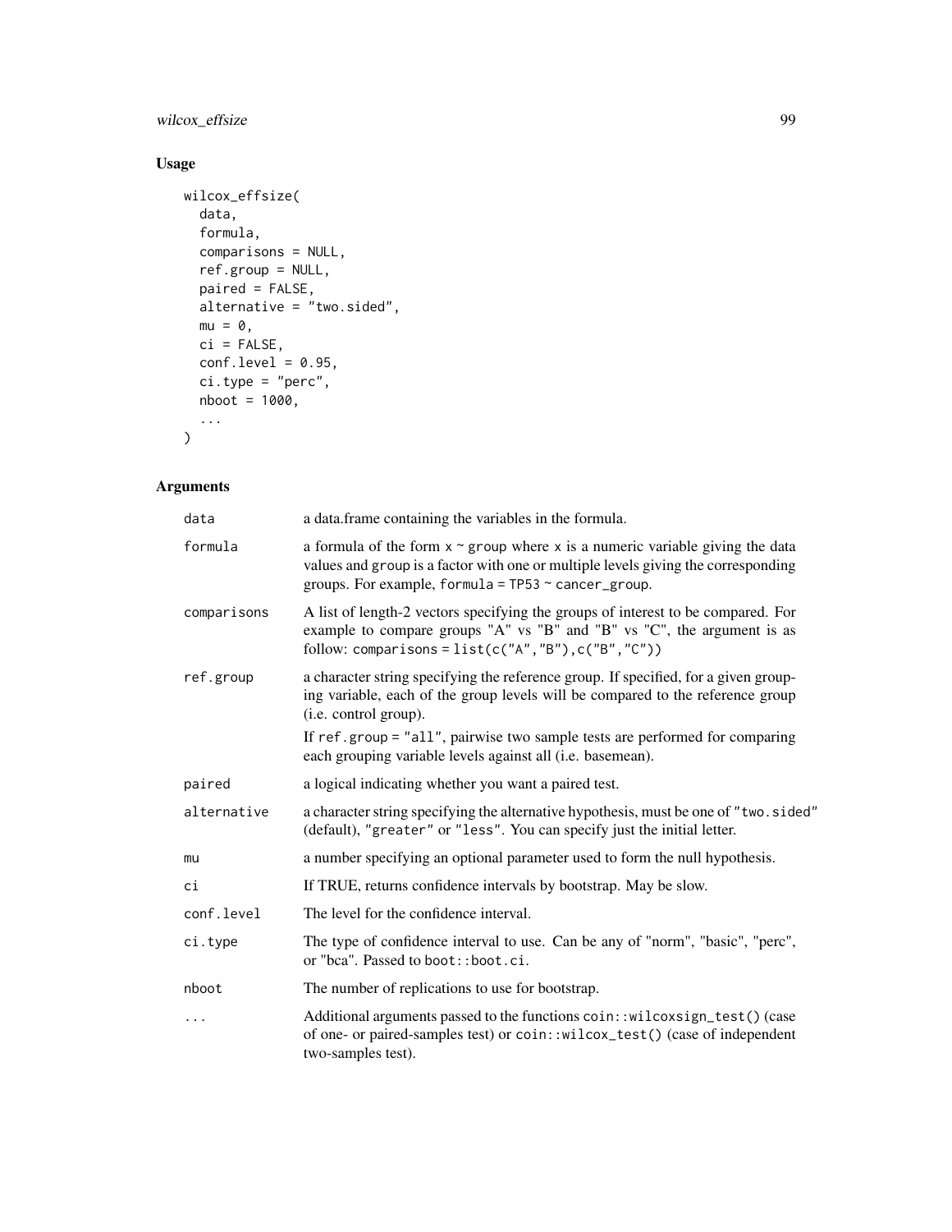### Usage

```
wilcox_effsize(
  data,
  formula,
  comparisons = NULL,
  ref.group = NULL,
  paired = FALSE,
  alternative = "two.sided",
  mu = 0,
  ci = FALSE,
  conf.level = 0.95,
  ci.type = "perc",
  nboot = 1000,
  ...
)
```

### Arguments

| | |
|---|---|
| `data` | a data.frame containing the variables in the formula. |
| `formula` | a formula of the form `x ~ group` where `x` is a numeric variable giving the data values and `group` is a factor with one or multiple levels giving the corresponding groups. For example, `formula = TP53 ~ cancer_group`. |
| `comparisons` | A list of length-2 vectors specifying the groups of interest to be compared. For example to compare groups "A" vs "B" and "B" vs "C", the argument is as follow: `comparisons = list(c("A","B"),c("B","C"))` |
| `ref.group` | a character string specifying the reference group. If specified, for a given grouping variable, each of the group levels will be compared to the reference group (i.e. control group). <br> If `ref.group = "all"`, pairwise two sample tests are performed for comparing each grouping variable levels against all (i.e. basemean). |
| `paired` | a logical indicating whether you want a paired test. |
| `alternative` | a character string specifying the alternative hypothesis, must be one of `"two.sided"` (default), `"greater"` or `"less"`. You can specify just the initial letter. |
| `mu` | a number specifying an optional parameter used to form the null hypothesis. |
| `ci` | If TRUE, returns confidence intervals by bootstrap. May be slow. |
| `conf.level` | The level for the confidence interval. |
| `ci.type` | The type of confidence interval to use. Can be any of "norm", "basic", "perc", or "bca". Passed to `boot::boot.ci`. |
| `nboot` | The number of replications to use for bootstrap. |
| `...` | Additional arguments passed to the functions `coin::wilcoxsign_test()` (case of one- or paired-samples test) or `coin::wilcox_test()` (case of independent two-samples test). |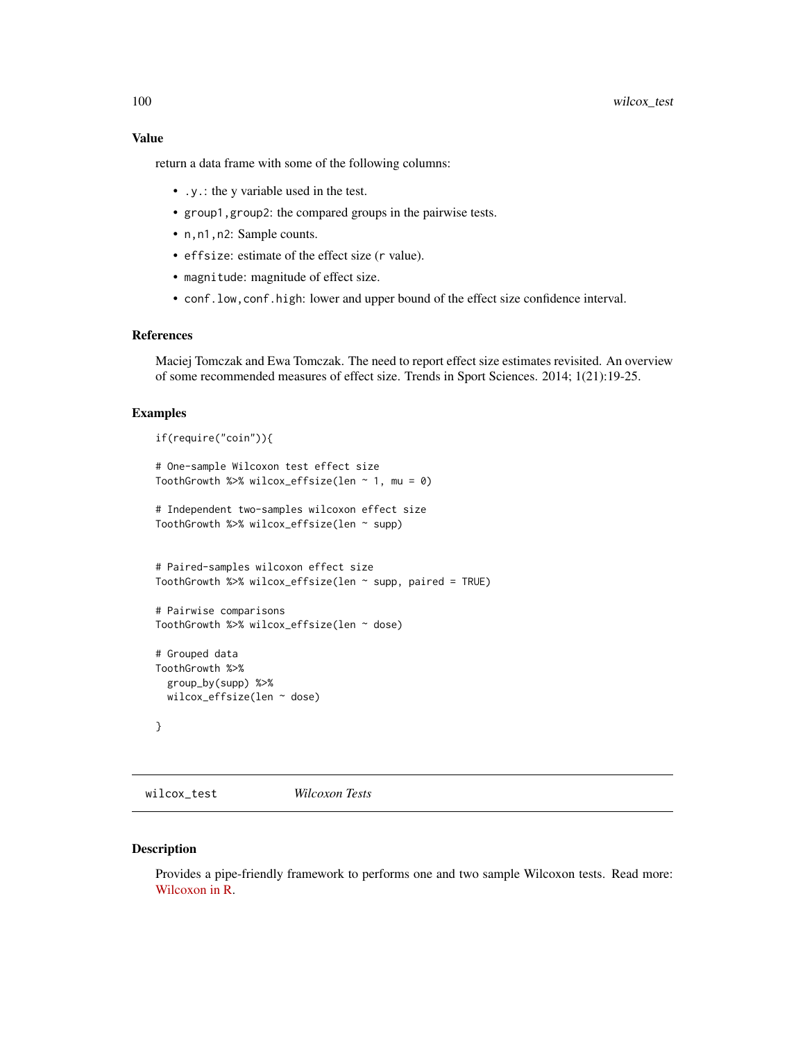### Value

return a data frame with some of the following columns:

- `.y.`: the y variable used in the test.
- `group1,group2`: the compared groups in the pairwise tests.
- `n,n1,n2`: Sample counts.
- `effsize`: estimate of the effect size (`r` value).
- `magnitude`: magnitude of effect size.
- `conf.low,conf.high`: lower and upper bound of the effect size confidence interval.

### References

Maciej Tomczak and Ewa Tomczak. The need to report effect size estimates revisited. An overview of some recommended measures of effect size. Trends in Sport Sciences. 2014; 1(21):19-25.

### Examples

```
if(require("coin")){

# One-sample Wilcoxon test effect size
ToothGrowth %>% wilcox_effsize(len ~ 1, mu = 0)

# Independent two-samples wilcoxon effect size
ToothGrowth %>% wilcox_effsize(len ~ supp)


# Paired-samples wilcoxon effect size
ToothGrowth %>% wilcox_effsize(len ~ supp, paired = TRUE)

# Pairwise comparisons
ToothGrowth %>% wilcox_effsize(len ~ dose)

# Grouped data
ToothGrowth %>%
  group_by(supp) %>%
  wilcox_effsize(len ~ dose)

}
```

## wilcox_test *Wilcoxon Tests*

### Description

Provides a pipe-friendly framework to performs one and two sample Wilcoxon tests. Read more: Wilcoxon in R.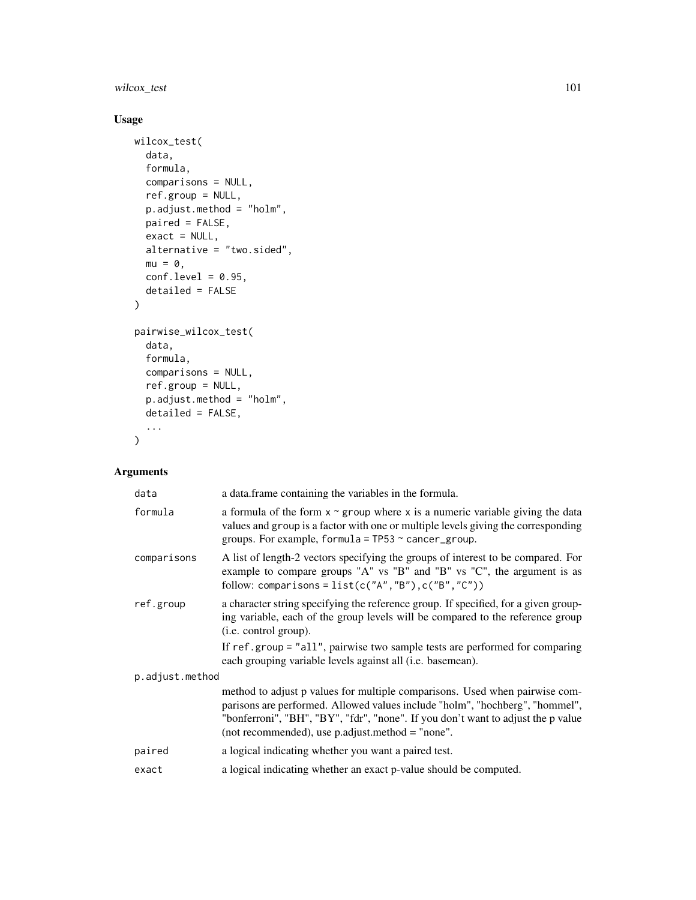## Usage

```
wilcox_test(
  data,
  formula,
  comparisons = NULL,
  ref.group = NULL,
  p.adjust.method = "holm",
  paired = FALSE,
  exact = NULL,
  alternative = "two.sided",
  mu = 0,
  conf.level = 0.95,
  detailed = FALSE
)

pairwise_wilcox_test(
  data,
  formula,
  comparisons = NULL,
  ref.group = NULL,
  p.adjust.method = "holm",
  detailed = FALSE,
  ...
)
```

## Arguments

| Argument | Description |
|---|---|
| `data` | a data.frame containing the variables in the formula. |
| `formula` | a formula of the form `x ~ group` where `x` is a numeric variable giving the data values and `group` is a factor with one or multiple levels giving the corresponding groups. For example, `formula = TP53 ~ cancer_group`. |
| `comparisons` | A list of length-2 vectors specifying the groups of interest to be compared. For example to compare groups "A" vs "B" and "B" vs "C", the argument is as follow: `comparisons = list(c("A","B"),c("B","C"))` |
| `ref.group` | a character string specifying the reference group. If specified, for a given grouping variable, each of the group levels will be compared to the reference group (i.e. control group). If `ref.group = "all"`, pairwise two sample tests are performed for comparing each grouping variable levels against all (i.e. basemean). |
| `p.adjust.method` | method to adjust p values for multiple comparisons. Used when pairwise comparisons are performed. Allowed values include "holm", "hochberg", "hommel", "bonferroni", "BH", "BY", "fdr", "none". If you don't want to adjust the p value (not recommended), use p.adjust.method = "none". |
| `paired` | a logical indicating whether you want a paired test. |
| `exact` | a logical indicating whether an exact p-value should be computed. |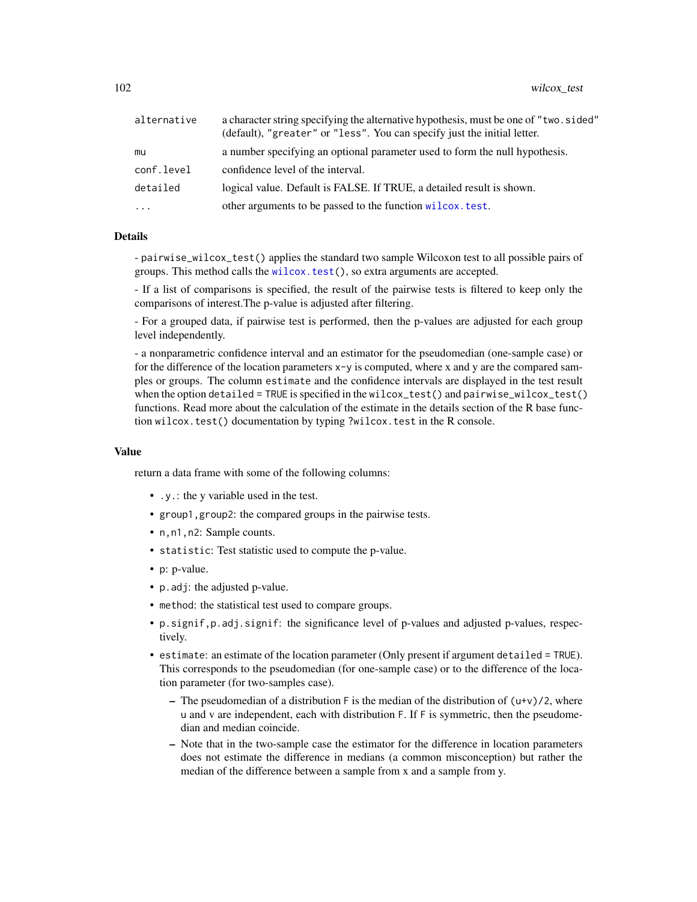| | |
|---|---|
| alternative | a character string specifying the alternative hypothesis, must be one of "two.sided" (default), "greater" or "less". You can specify just the initial letter. |
| mu | a number specifying an optional parameter used to form the null hypothesis. |
| conf.level | confidence level of the interval. |
| detailed | logical value. Default is FALSE. If TRUE, a detailed result is shown. |
| ... | other arguments to be passed to the function wilcox.test. |

## Details

- pairwise_wilcox_test() applies the standard two sample Wilcoxon test to all possible pairs of groups. This method calls the wilcox.test(), so extra arguments are accepted.

- If a list of comparisons is specified, the result of the pairwise tests is filtered to keep only the comparisons of interest.The p-value is adjusted after filtering.

- For a grouped data, if pairwise test is performed, then the p-values are adjusted for each group level independently.

- a nonparametric confidence interval and an estimator for the pseudomedian (one-sample case) or for the difference of the location parameters x-y is computed, where x and y are the compared samples or groups. The column estimate and the confidence intervals are displayed in the test result when the option detailed = TRUE is specified in the wilcox_test() and pairwise_wilcox_test() functions. Read more about the calculation of the estimate in the details section of the R base function wilcox.test() documentation by typing ?wilcox.test in the R console.

## Value

return a data frame with some of the following columns:

- .y.: the y variable used in the test.
- group1,group2: the compared groups in the pairwise tests.
- n,n1,n2: Sample counts.
- statistic: Test statistic used to compute the p-value.
- p: p-value.
- p.adj: the adjusted p-value.
- method: the statistical test used to compare groups.
- p.signif,p.adj.signif: the significance level of p-values and adjusted p-values, respectively.
- estimate: an estimate of the location parameter (Only present if argument detailed = TRUE). This corresponds to the pseudomedian (for one-sample case) or to the difference of the location parameter (for two-samples case).
  - The pseudomedian of a distribution F is the median of the distribution of (u+v)/2, where u and v are independent, each with distribution F. If F is symmetric, then the pseudomedian and median coincide.
  - Note that in the two-sample case the estimator for the difference in location parameters does not estimate the difference in medians (a common misconception) but rather the median of the difference between a sample from x and a sample from y.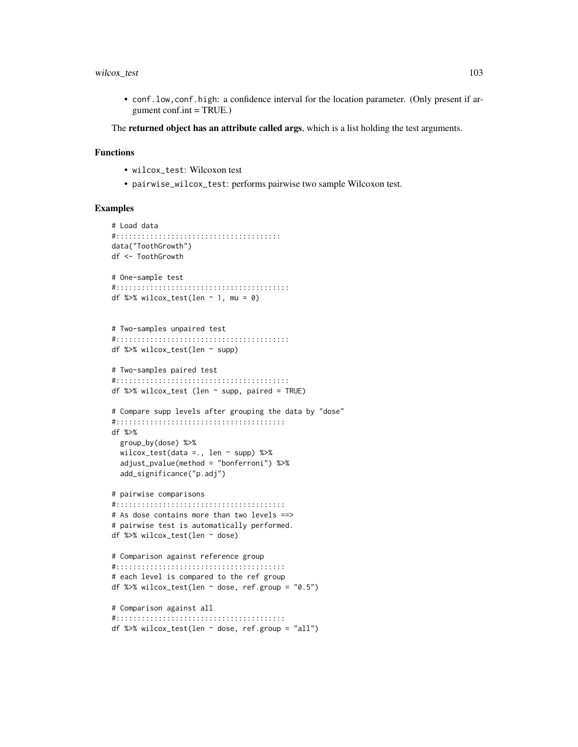- `conf.low,conf.high`: a confidence interval for the location parameter. (Only present if argument conf.int = TRUE.)

The **returned object has an attribute called args**, which is a list holding the test arguments.

### Functions

- `wilcox_test`: Wilcoxon test
- `pairwise_wilcox_test`: performs pairwise two sample Wilcoxon test.

### Examples

```
# Load data
#:::::::::::::::::::::::::::::::::::::::
data("ToothGrowth")
df <- ToothGrowth

# One-sample test
#:::::::::::::::::::::::::::::::::::::::::
df %>% wilcox_test(len ~ 1, mu = 0)


# Two-samples unpaired test
#:::::::::::::::::::::::::::::::::::::::::
df %>% wilcox_test(len ~ supp)

# Two-samples paired test
#:::::::::::::::::::::::::::::::::::::::::
df %>% wilcox_test (len ~ supp, paired = TRUE)

# Compare supp levels after grouping the data by "dose"
#::::::::::::::::::::::::::::::::::::::::
df %>%
  group_by(dose) %>%
  wilcox_test(data =., len ~ supp) %>%
  adjust_pvalue(method = "bonferroni") %>%
  add_significance("p.adj")

# pairwise comparisons
#::::::::::::::::::::::::::::::::::::::::
# As dose contains more than two levels ==>
# pairwise test is automatically performed.
df %>% wilcox_test(len ~ dose)

# Comparison against reference group
#::::::::::::::::::::::::::::::::::::::::
# each level is compared to the ref group
df %>% wilcox_test(len ~ dose, ref.group = "0.5")

# Comparison against all
#::::::::::::::::::::::::::::::::::::::::
df %>% wilcox_test(len ~ dose, ref.group = "all")
```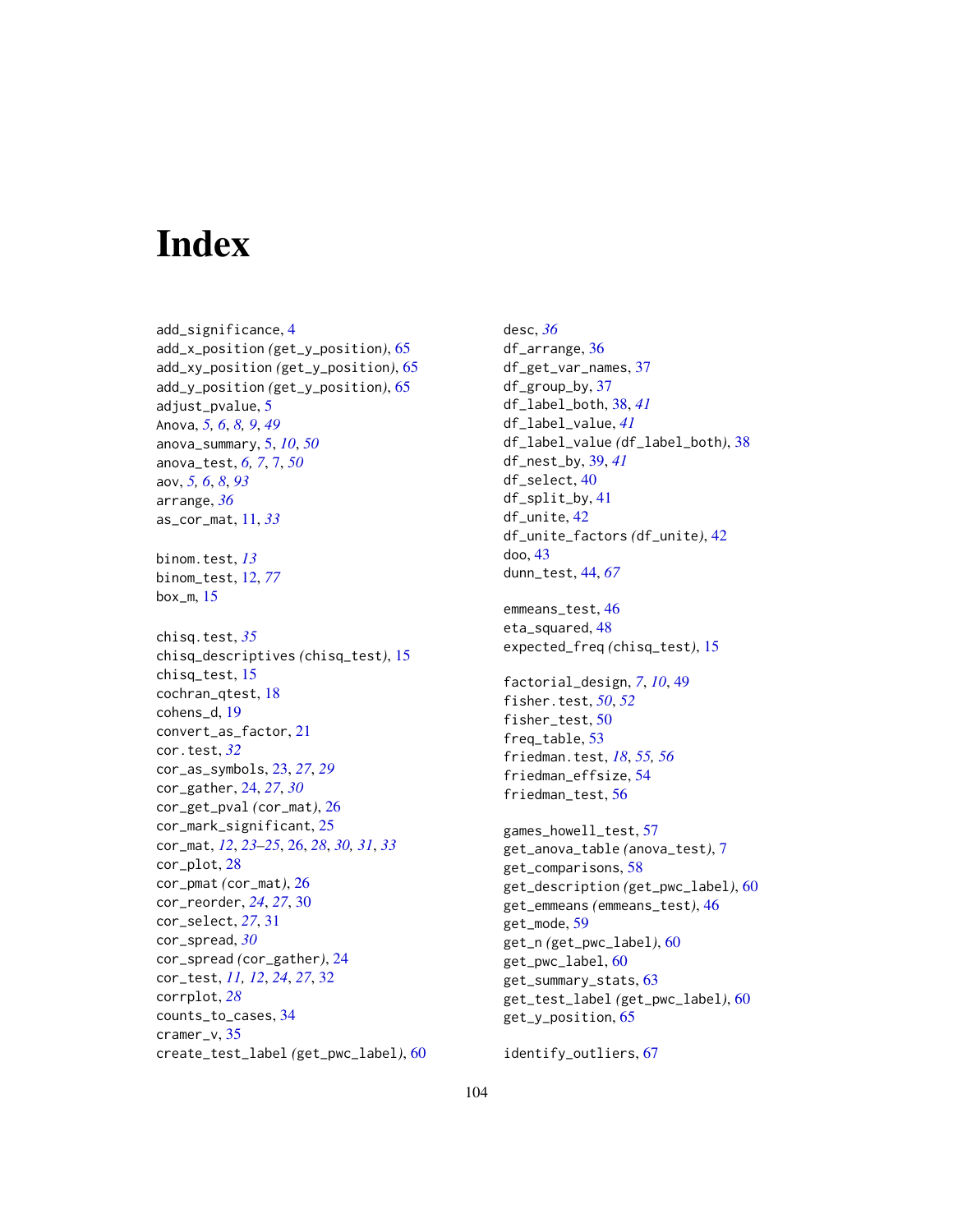# Index

add_significance, 4
add_x_position (get_y_position), 65
add_xy_position (get_y_position), 65
add_y_position (get_y_position), 65
adjust_pvalue, 5
Anova, *5, 6*, *8, 9*, *49*
anova_summary, 5, *10*, *50*
anova_test, *6, 7*, 7, *50*
aov, *5, 6*, *8*, *93*
arrange, *36*
as_cor_mat, 11, *33*

binom.test, *13*
binom_test, 12, *77*
box_m, 15

chisq.test, *35*
chisq_descriptives (chisq_test), 15
chisq_test, 15
cochran_qtest, 18
cohens_d, 19
convert_as_factor, 21
cor.test, *32*
cor_as_symbols, 23, *27*, *29*
cor_gather, 24, *27*, *30*
cor_get_pval (cor_mat), 26
cor_mark_significant, 25
cor_mat, *12*, *23–25*, 26, *28*, *30, 31*, *33*
cor_plot, 28
cor_pmat (cor_mat), 26
cor_reorder, *24*, *27*, 30
cor_select, *27*, 31
cor_spread, *30*
cor_spread (cor_gather), 24
cor_test, *11, 12*, *24*, *27*, 32
corrplot, *28*
counts_to_cases, 34
cramer_v, 35
create_test_label (get_pwc_label), 60

desc, *36*
df_arrange, 36
df_get_var_names, 37
df_group_by, 37
df_label_both, 38, *41*
df_label_value, *41*
df_label_value (df_label_both), 38
df_nest_by, 39, *41*
df_select, 40
df_split_by, 41
df_unite, 42
df_unite_factors (df_unite), 42
doo, 43
dunn_test, 44, *67*

emmeans_test, 46
eta_squared, 48
expected_freq (chisq_test), 15

factorial_design, *7*, *10*, 49
fisher.test, *50*, *52*
fisher_test, 50
freq_table, 53
friedman.test, *18*, *55, 56*
friedman_effsize, 54
friedman_test, 56

games_howell_test, 57
get_anova_table (anova_test), 7
get_comparisons, 58
get_description (get_pwc_label), 60
get_emmeans (emmeans_test), 46
get_mode, 59
get_n (get_pwc_label), 60
get_pwc_label, 60
get_summary_stats, 63
get_test_label (get_pwc_label), 60
get_y_position, 65

identify_outliers, 67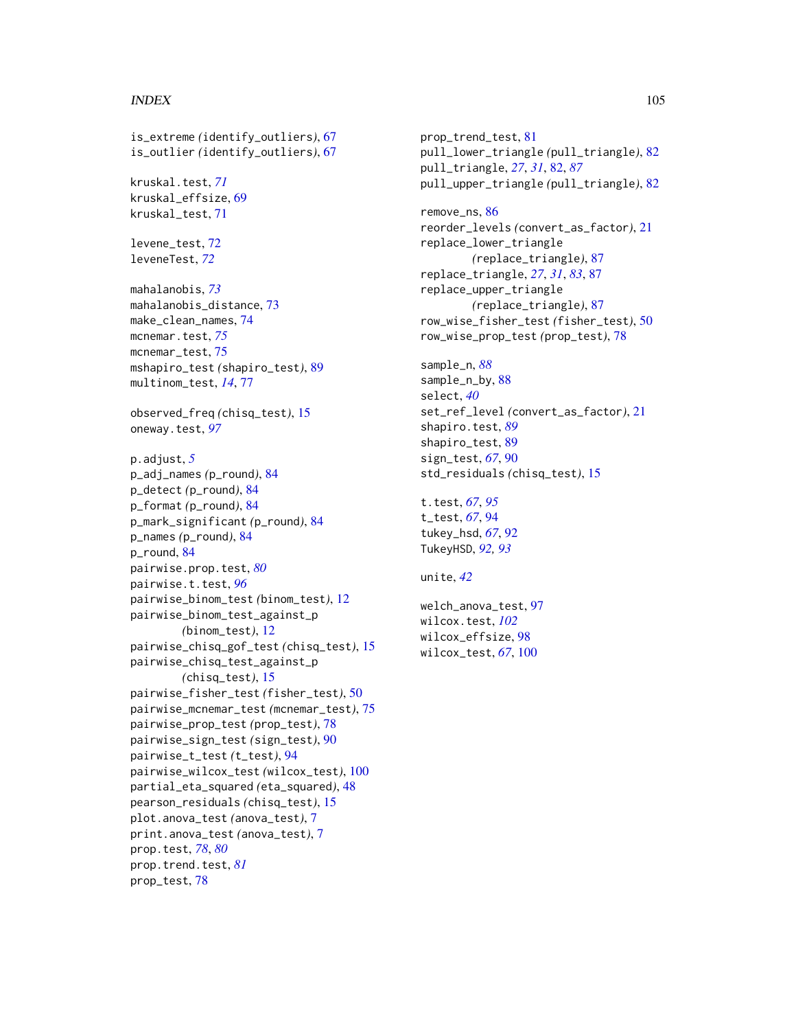is_extreme (identify_outliers), 67
is_outlier (identify_outliers), 67

kruskal.test, *71*
kruskal_effsize, 69
kruskal_test, 71

levene_test, 72
leveneTest, *72*

mahalanobis, *73*
mahalanobis_distance, 73
make_clean_names, 74
mcnemar.test, *75*
mcnemar_test, 75
mshapiro_test (shapiro_test), 89
multinom_test, *14*, 77

observed_freq (chisq_test), 15
oneway.test, *97*

p.adjust, *5*
p_adj_names (p_round), 84
p_detect (p_round), 84
p_format (p_round), 84
p_mark_significant (p_round), 84
p_names (p_round), 84
p_round, 84
pairwise.prop.test, *80*
pairwise.t.test, *96*
pairwise_binom_test (binom_test), 12
pairwise_binom_test_against_p (binom_test), 12
pairwise_chisq_gof_test (chisq_test), 15
pairwise_chisq_test_against_p (chisq_test), 15
pairwise_fisher_test (fisher_test), 50
pairwise_mcnemar_test (mcnemar_test), 75
pairwise_prop_test (prop_test), 78
pairwise_sign_test (sign_test), 90
pairwise_t_test (t_test), 94
pairwise_wilcox_test (wilcox_test), 100
partial_eta_squared (eta_squared), 48
pearson_residuals (chisq_test), 15
plot.anova_test (anova_test), 7
print.anova_test (anova_test), 7
prop.test, *78*, *80*
prop.trend.test, *81*
prop_test, 78
prop_trend_test, 81
pull_lower_triangle (pull_triangle), 82
pull_triangle, *27*, *31*, 82, *87*
pull_upper_triangle (pull_triangle), 82

remove_ns, 86
reorder_levels (convert_as_factor), 21
replace_lower_triangle (replace_triangle), 87
replace_triangle, *27*, *31*, *83*, 87
replace_upper_triangle (replace_triangle), 87
row_wise_fisher_test (fisher_test), 50
row_wise_prop_test (prop_test), 78

sample_n, *88*
sample_n_by, 88
select, *40*
set_ref_level (convert_as_factor), 21
shapiro.test, *89*
shapiro_test, 89
sign_test, *67*, 90
std_residuals (chisq_test), 15

t.test, *67*, *95*
t_test, *67*, 94
tukey_hsd, *67*, 92
TukeyHSD, *92, 93*

unite, *42*

welch_anova_test, 97
wilcox.test, *102*
wilcox_effsize, 98
wilcox_test, *67*, 100